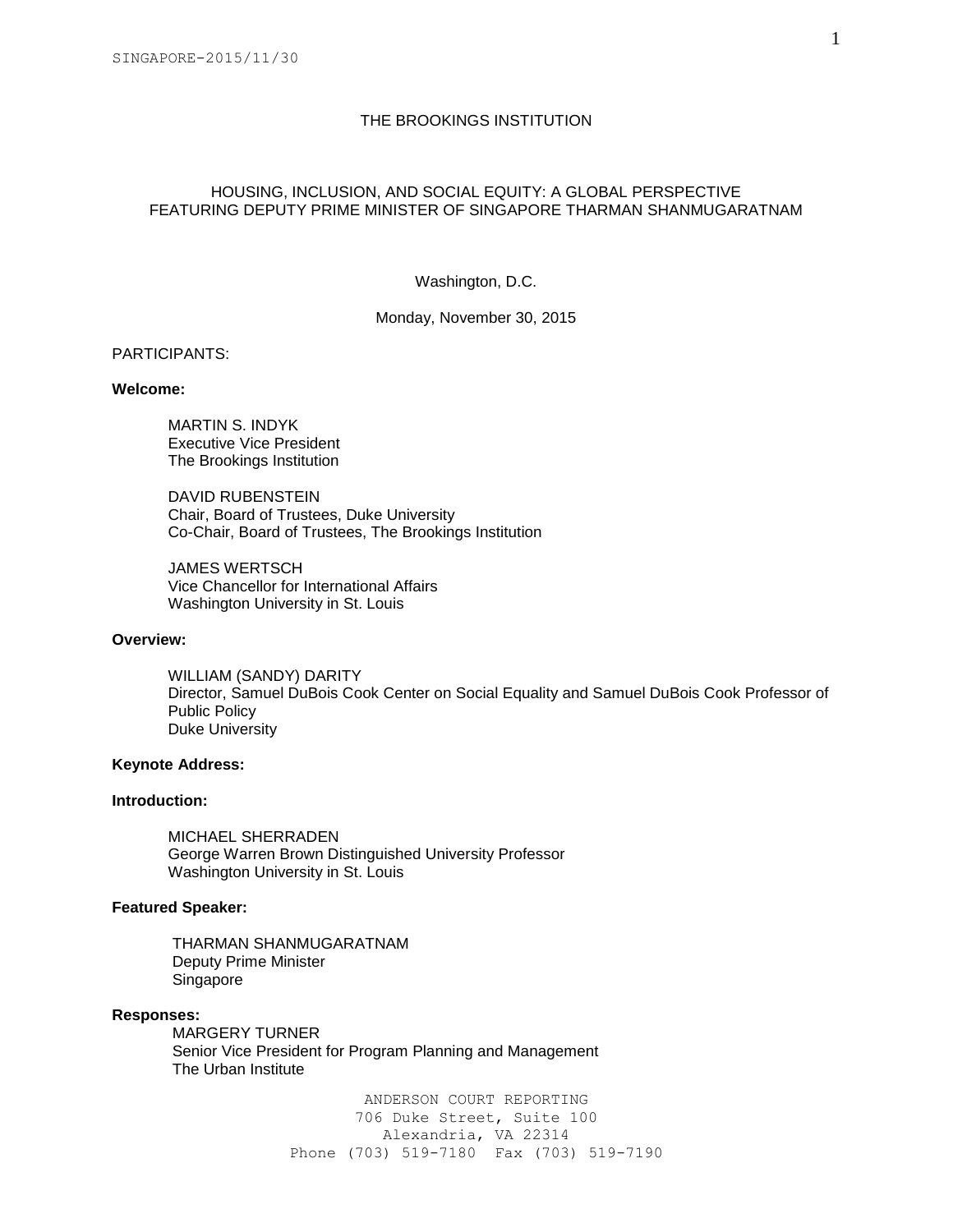THE BROOKINGS INSTITUTION

HOUSING, INCLUSION, AND SOCIAL EQUITY: A GLOBAL PERSPECTIVE
FEATURING DEPUTY PRIME MINISTER OF SINGAPORE THARMAN SHANMUGARATNAM

Washington, D.C.

Monday, November 30, 2015

PARTICIPANTS:

**Welcome:**

MARTIN S. INDYK
Executive Vice President
The Brookings Institution

DAVID RUBENSTEIN
Chair, Board of Trustees, Duke University
Co-Chair, Board of Trustees, The Brookings Institution

JAMES WERTSCH
Vice Chancellor for International Affairs
Washington University in St. Louis

**Overview:**

WILLIAM (SANDY) DARITY
Director, Samuel DuBois Cook Center on Social Equality and Samuel DuBois Cook Professor of Public Policy
Duke University

**Keynote Address:**

**Introduction:**

MICHAEL SHERRADEN
George Warren Brown Distinguished University Professor
Washington University in St. Louis

**Featured Speaker:**

THARMAN SHANMUGARATNAM
Deputy Prime Minister
Singapore

**Responses:**

MARGERY TURNER
Senior Vice President for Program Planning and Management
The Urban Institute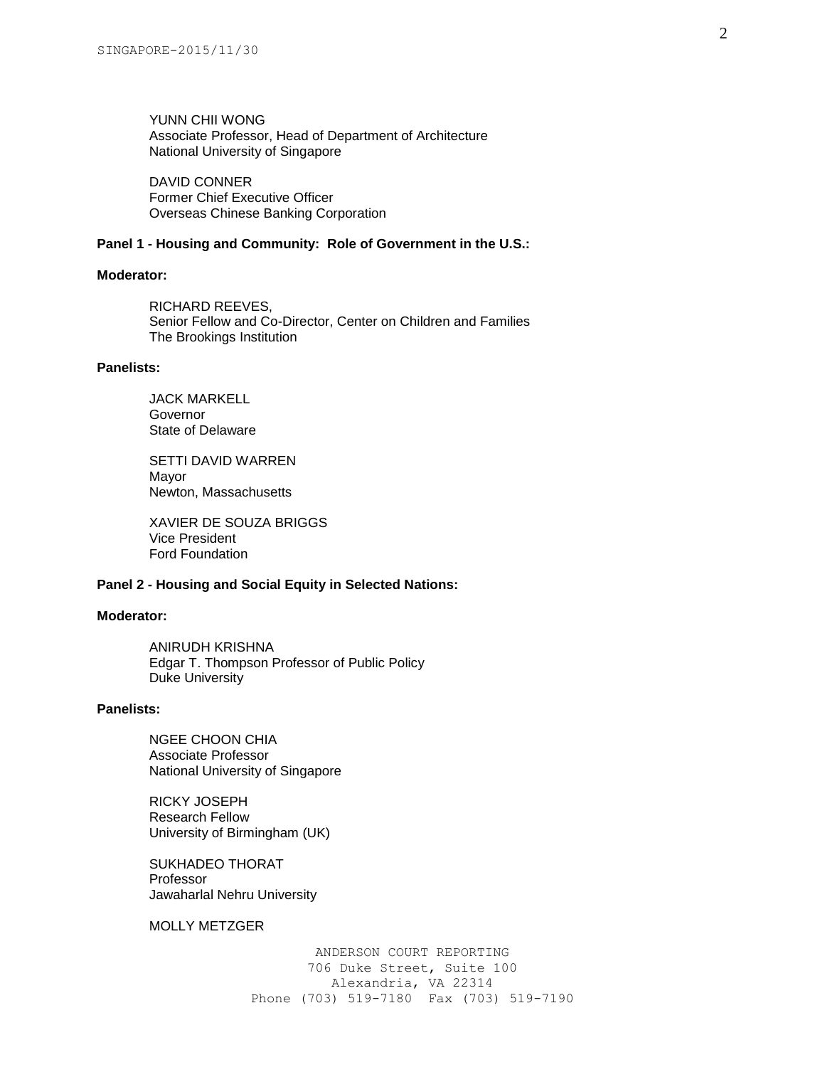YUNN CHII WONG
Associate Professor, Head of Department of Architecture
National University of Singapore

DAVID CONNER
Former Chief Executive Officer
Overseas Chinese Banking Corporation

**Panel 1 - Housing and Community: Role of Government in the U.S.:**

**Moderator:**

RICHARD REEVES,
Senior Fellow and Co-Director, Center on Children and Families
The Brookings Institution

**Panelists:**

JACK MARKELL
Governor
State of Delaware

SETTI DAVID WARREN
Mayor
Newton, Massachusetts

XAVIER DE SOUZA BRIGGS
Vice President
Ford Foundation

**Panel 2 - Housing and Social Equity in Selected Nations:**

**Moderator:**

ANIRUDH KRISHNA
Edgar T. Thompson Professor of Public Policy
Duke University

**Panelists:**

NGEE CHOON CHIA
Associate Professor
National University of Singapore

RICKY JOSEPH
Research Fellow
University of Birmingham (UK)

SUKHADEO THORAT
Professor
Jawaharlal Nehru University

MOLLY METZGER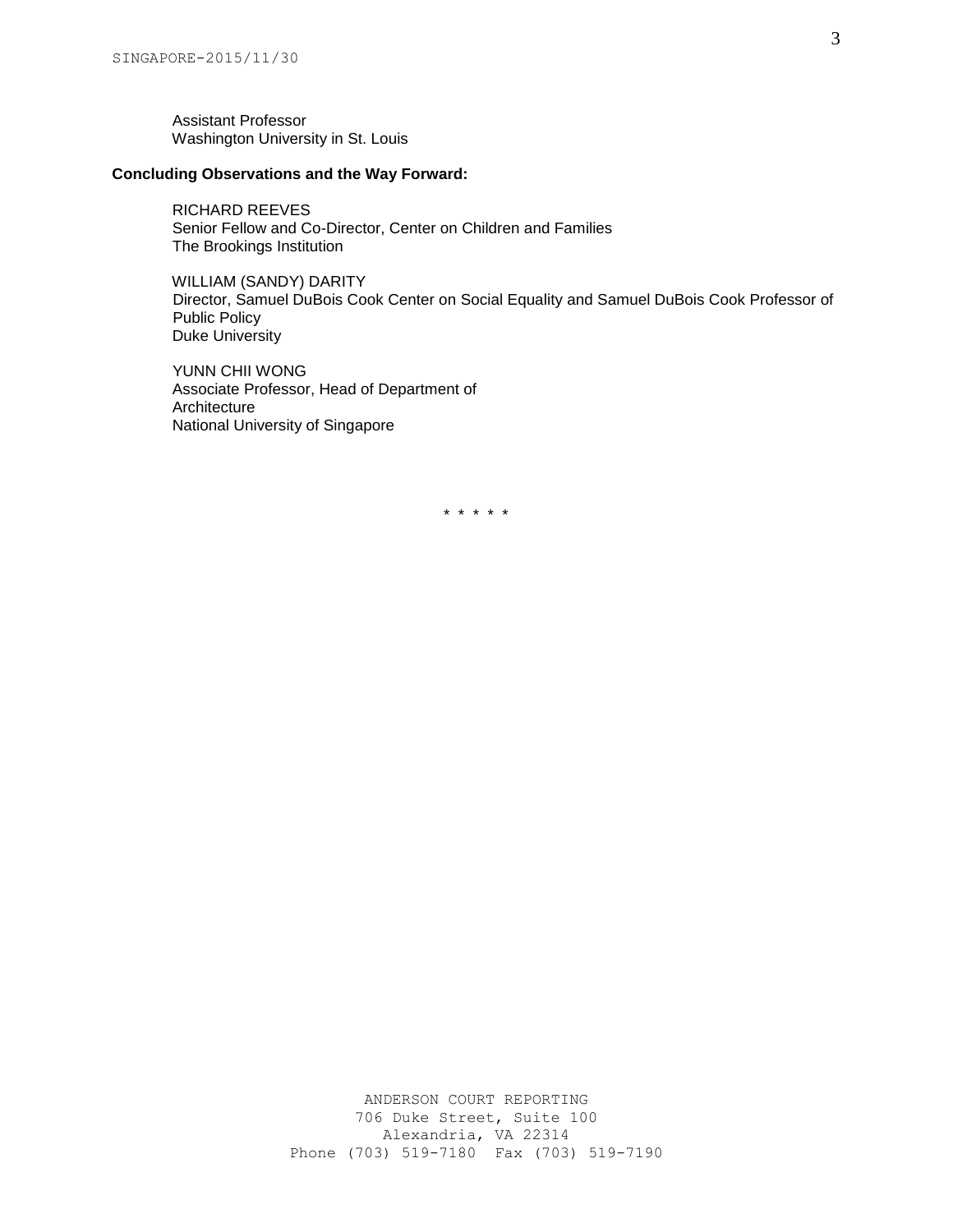Assistant Professor
Washington University in St. Louis

**Concluding Observations and the Way Forward:**

RICHARD REEVES
Senior Fellow and Co-Director, Center on Children and Families
The Brookings Institution

WILLIAM (SANDY) DARITY
Director, Samuel DuBois Cook Center on Social Equality and Samuel DuBois Cook Professor of Public Policy
Duke University

YUNN CHII WONG
Associate Professor, Head of Department of Architecture
National University of Singapore

\* \* \* \* \*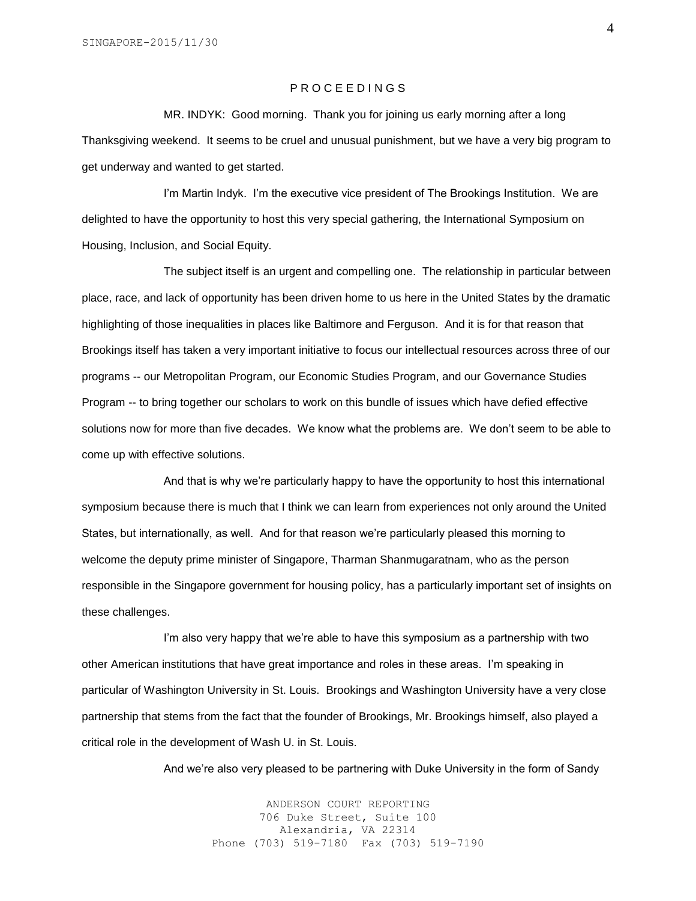P R O C E E D I N G S

MR. INDYK: Good morning. Thank you for joining us early morning after a long Thanksgiving weekend. It seems to be cruel and unusual punishment, but we have a very big program to get underway and wanted to get started.

I'm Martin Indyk. I'm the executive vice president of The Brookings Institution. We are delighted to have the opportunity to host this very special gathering, the International Symposium on Housing, Inclusion, and Social Equity.

The subject itself is an urgent and compelling one. The relationship in particular between place, race, and lack of opportunity has been driven home to us here in the United States by the dramatic highlighting of those inequalities in places like Baltimore and Ferguson. And it is for that reason that Brookings itself has taken a very important initiative to focus our intellectual resources across three of our programs -- our Metropolitan Program, our Economic Studies Program, and our Governance Studies Program -- to bring together our scholars to work on this bundle of issues which have defied effective solutions now for more than five decades. We know what the problems are. We don't seem to be able to come up with effective solutions.

And that is why we're particularly happy to have the opportunity to host this international symposium because there is much that I think we can learn from experiences not only around the United States, but internationally, as well. And for that reason we're particularly pleased this morning to welcome the deputy prime minister of Singapore, Tharman Shanmugaratnam, who as the person responsible in the Singapore government for housing policy, has a particularly important set of insights on these challenges.

I'm also very happy that we're able to have this symposium as a partnership with two other American institutions that have great importance and roles in these areas. I'm speaking in particular of Washington University in St. Louis. Brookings and Washington University have a very close partnership that stems from the fact that the founder of Brookings, Mr. Brookings himself, also played a critical role in the development of Wash U. in St. Louis.

And we're also very pleased to be partnering with Duke University in the form of Sandy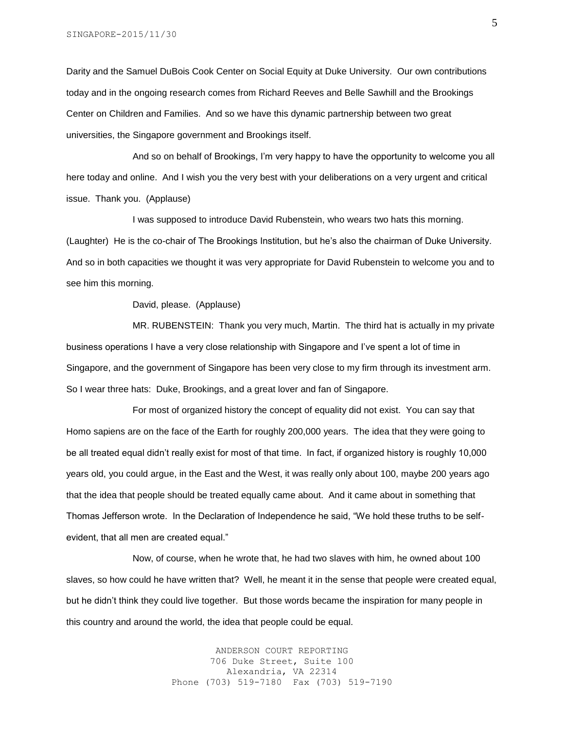Darity and the Samuel DuBois Cook Center on Social Equity at Duke University. Our own contributions today and in the ongoing research comes from Richard Reeves and Belle Sawhill and the Brookings Center on Children and Families. And so we have this dynamic partnership between two great universities, the Singapore government and Brookings itself.

And so on behalf of Brookings, I'm very happy to have the opportunity to welcome you all here today and online. And I wish you the very best with your deliberations on a very urgent and critical issue. Thank you. (Applause)

I was supposed to introduce David Rubenstein, who wears two hats this morning. (Laughter) He is the co-chair of The Brookings Institution, but he's also the chairman of Duke University. And so in both capacities we thought it was very appropriate for David Rubenstein to welcome you and to see him this morning.

David, please. (Applause)

MR. RUBENSTEIN: Thank you very much, Martin. The third hat is actually in my private business operations I have a very close relationship with Singapore and I've spent a lot of time in Singapore, and the government of Singapore has been very close to my firm through its investment arm. So I wear three hats: Duke, Brookings, and a great lover and fan of Singapore.

For most of organized history the concept of equality did not exist. You can say that Homo sapiens are on the face of the Earth for roughly 200,000 years. The idea that they were going to be all treated equal didn't really exist for most of that time. In fact, if organized history is roughly 10,000 years old, you could argue, in the East and the West, it was really only about 100, maybe 200 years ago that the idea that people should be treated equally came about. And it came about in something that Thomas Jefferson wrote. In the Declaration of Independence he said, "We hold these truths to be self-evident, that all men are created equal."

Now, of course, when he wrote that, he had two slaves with him, he owned about 100 slaves, so how could he have written that? Well, he meant it in the sense that people were created equal, but he didn't think they could live together. But those words became the inspiration for many people in this country and around the world, the idea that people could be equal.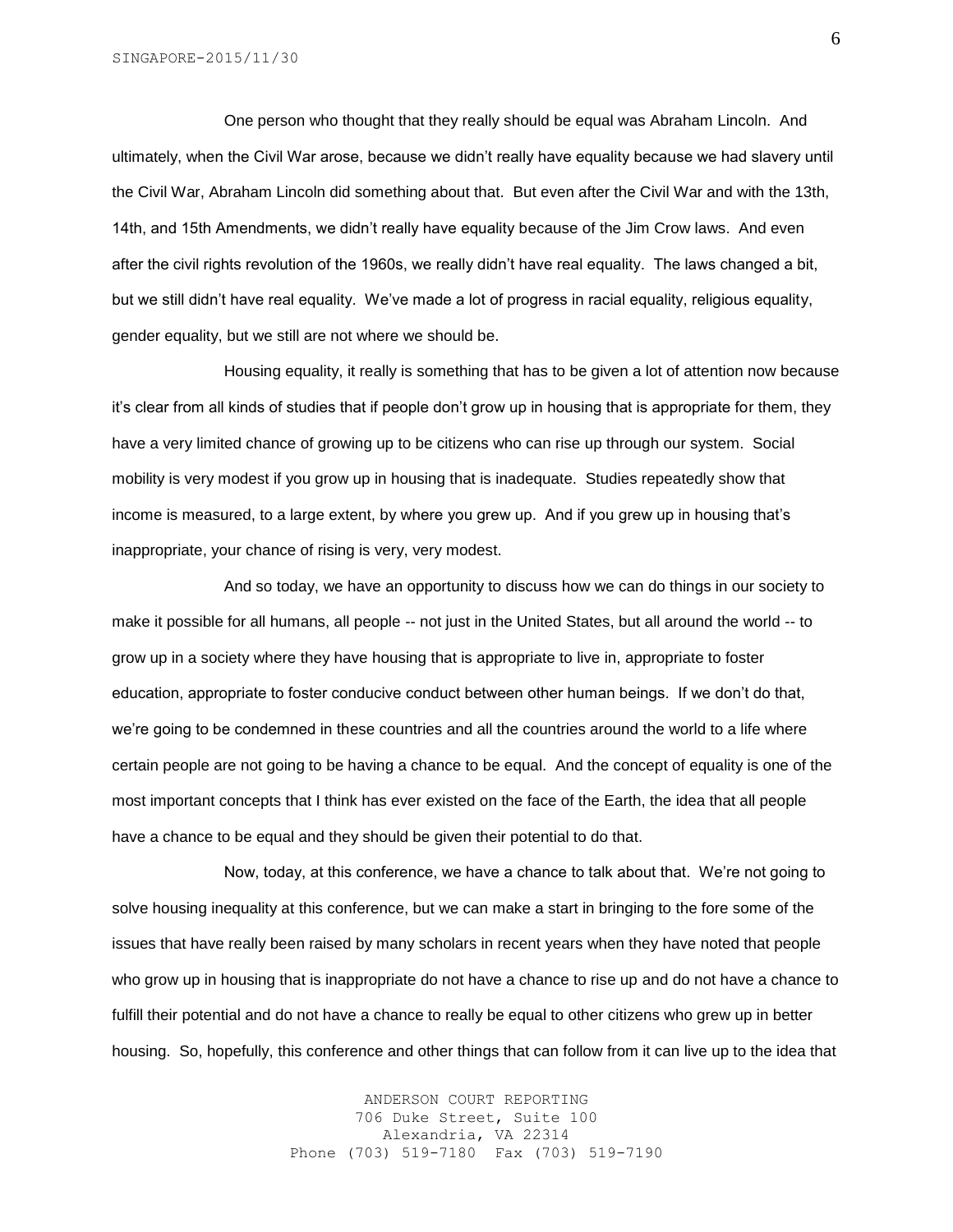One person who thought that they really should be equal was Abraham Lincoln. And ultimately, when the Civil War arose, because we didn't really have equality because we had slavery until the Civil War, Abraham Lincoln did something about that. But even after the Civil War and with the 13th, 14th, and 15th Amendments, we didn't really have equality because of the Jim Crow laws. And even after the civil rights revolution of the 1960s, we really didn't have real equality. The laws changed a bit, but we still didn't have real equality. We've made a lot of progress in racial equality, religious equality, gender equality, but we still are not where we should be.

Housing equality, it really is something that has to be given a lot of attention now because it's clear from all kinds of studies that if people don't grow up in housing that is appropriate for them, they have a very limited chance of growing up to be citizens who can rise up through our system. Social mobility is very modest if you grow up in housing that is inadequate. Studies repeatedly show that income is measured, to a large extent, by where you grew up. And if you grew up in housing that's inappropriate, your chance of rising is very, very modest.

And so today, we have an opportunity to discuss how we can do things in our society to make it possible for all humans, all people -- not just in the United States, but all around the world -- to grow up in a society where they have housing that is appropriate to live in, appropriate to foster education, appropriate to foster conducive conduct between other human beings. If we don't do that, we're going to be condemned in these countries and all the countries around the world to a life where certain people are not going to be having a chance to be equal. And the concept of equality is one of the most important concepts that I think has ever existed on the face of the Earth, the idea that all people have a chance to be equal and they should be given their potential to do that.

Now, today, at this conference, we have a chance to talk about that. We're not going to solve housing inequality at this conference, but we can make a start in bringing to the fore some of the issues that have really been raised by many scholars in recent years when they have noted that people who grow up in housing that is inappropriate do not have a chance to rise up and do not have a chance to fulfill their potential and do not have a chance to really be equal to other citizens who grew up in better housing. So, hopefully, this conference and other things that can follow from it can live up to the idea that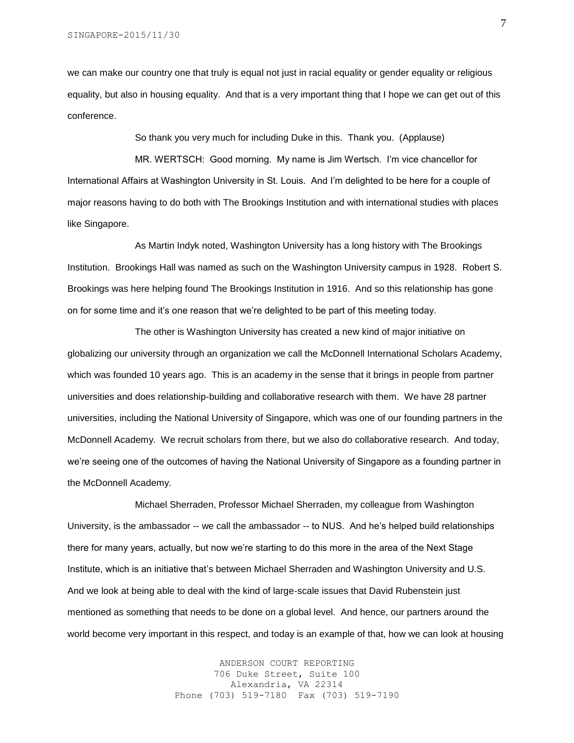we can make our country one that truly is equal not just in racial equality or gender equality or religious equality, but also in housing equality. And that is a very important thing that I hope we can get out of this conference.

So thank you very much for including Duke in this. Thank you. (Applause)

MR. WERTSCH: Good morning. My name is Jim Wertsch. I'm vice chancellor for International Affairs at Washington University in St. Louis. And I'm delighted to be here for a couple of major reasons having to do both with The Brookings Institution and with international studies with places like Singapore.

As Martin Indyk noted, Washington University has a long history with The Brookings Institution. Brookings Hall was named as such on the Washington University campus in 1928. Robert S. Brookings was here helping found The Brookings Institution in 1916. And so this relationship has gone on for some time and it's one reason that we're delighted to be part of this meeting today.

The other is Washington University has created a new kind of major initiative on globalizing our university through an organization we call the McDonnell International Scholars Academy, which was founded 10 years ago. This is an academy in the sense that it brings in people from partner universities and does relationship-building and collaborative research with them. We have 28 partner universities, including the National University of Singapore, which was one of our founding partners in the McDonnell Academy. We recruit scholars from there, but we also do collaborative research. And today, we're seeing one of the outcomes of having the National University of Singapore as a founding partner in the McDonnell Academy.

Michael Sherraden, Professor Michael Sherraden, my colleague from Washington University, is the ambassador -- we call the ambassador -- to NUS. And he's helped build relationships there for many years, actually, but now we're starting to do this more in the area of the Next Stage Institute, which is an initiative that's between Michael Sherraden and Washington University and U.S. And we look at being able to deal with the kind of large-scale issues that David Rubenstein just mentioned as something that needs to be done on a global level. And hence, our partners around the world become very important in this respect, and today is an example of that, how we can look at housing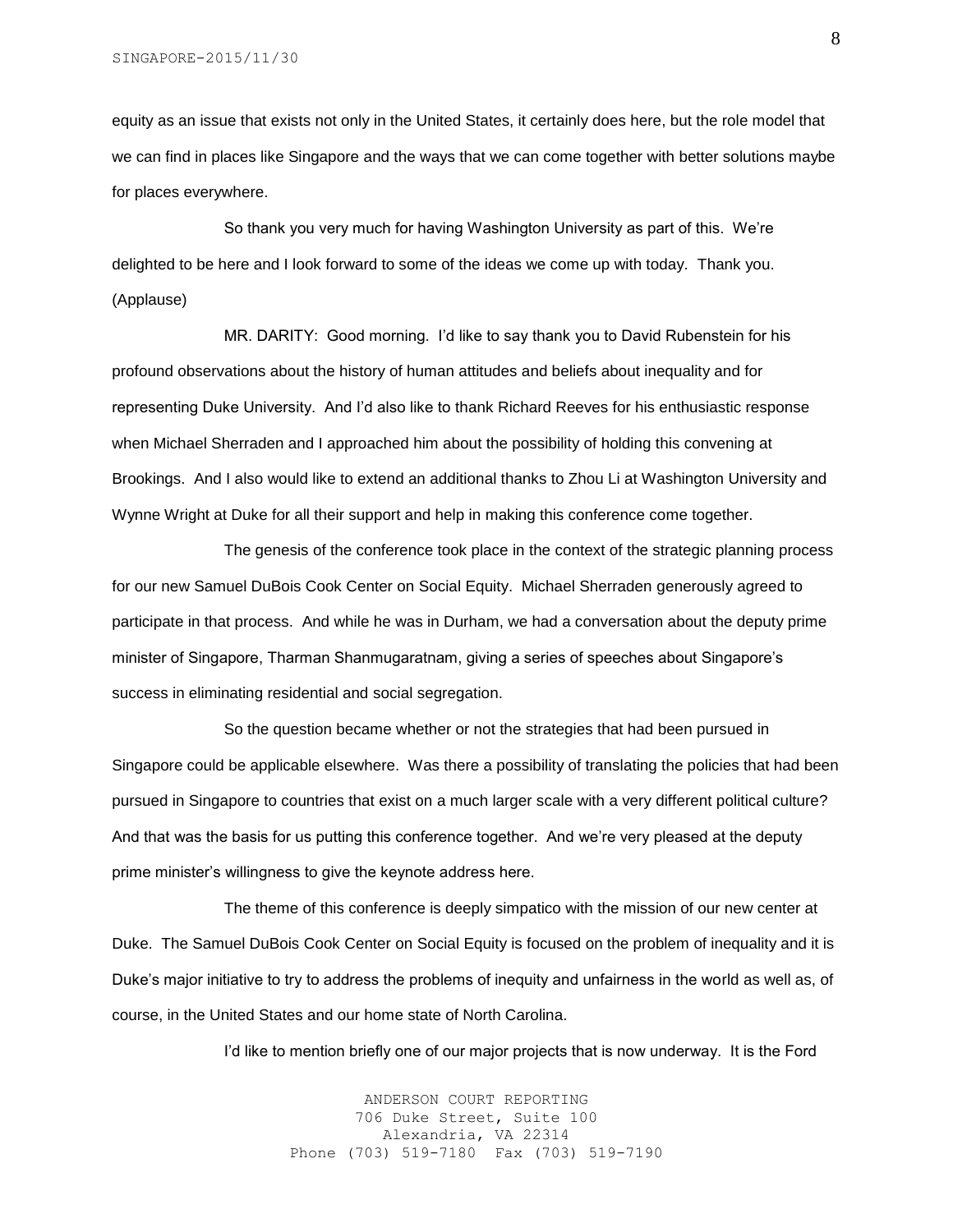equity as an issue that exists not only in the United States, it certainly does here, but the role model that we can find in places like Singapore and the ways that we can come together with better solutions maybe for places everywhere.

So thank you very much for having Washington University as part of this. We're delighted to be here and I look forward to some of the ideas we come up with today. Thank you. (Applause)

MR. DARITY: Good morning. I'd like to say thank you to David Rubenstein for his profound observations about the history of human attitudes and beliefs about inequality and for representing Duke University. And I'd also like to thank Richard Reeves for his enthusiastic response when Michael Sherraden and I approached him about the possibility of holding this convening at Brookings. And I also would like to extend an additional thanks to Zhou Li at Washington University and Wynne Wright at Duke for all their support and help in making this conference come together.

The genesis of the conference took place in the context of the strategic planning process for our new Samuel DuBois Cook Center on Social Equity. Michael Sherraden generously agreed to participate in that process. And while he was in Durham, we had a conversation about the deputy prime minister of Singapore, Tharman Shanmugaratnam, giving a series of speeches about Singapore's success in eliminating residential and social segregation.

So the question became whether or not the strategies that had been pursued in Singapore could be applicable elsewhere. Was there a possibility of translating the policies that had been pursued in Singapore to countries that exist on a much larger scale with a very different political culture? And that was the basis for us putting this conference together. And we're very pleased at the deputy prime minister's willingness to give the keynote address here.

The theme of this conference is deeply simpatico with the mission of our new center at Duke. The Samuel DuBois Cook Center on Social Equity is focused on the problem of inequality and it is Duke's major initiative to try to address the problems of inequity and unfairness in the world as well as, of course, in the United States and our home state of North Carolina.

I'd like to mention briefly one of our major projects that is now underway. It is the Ford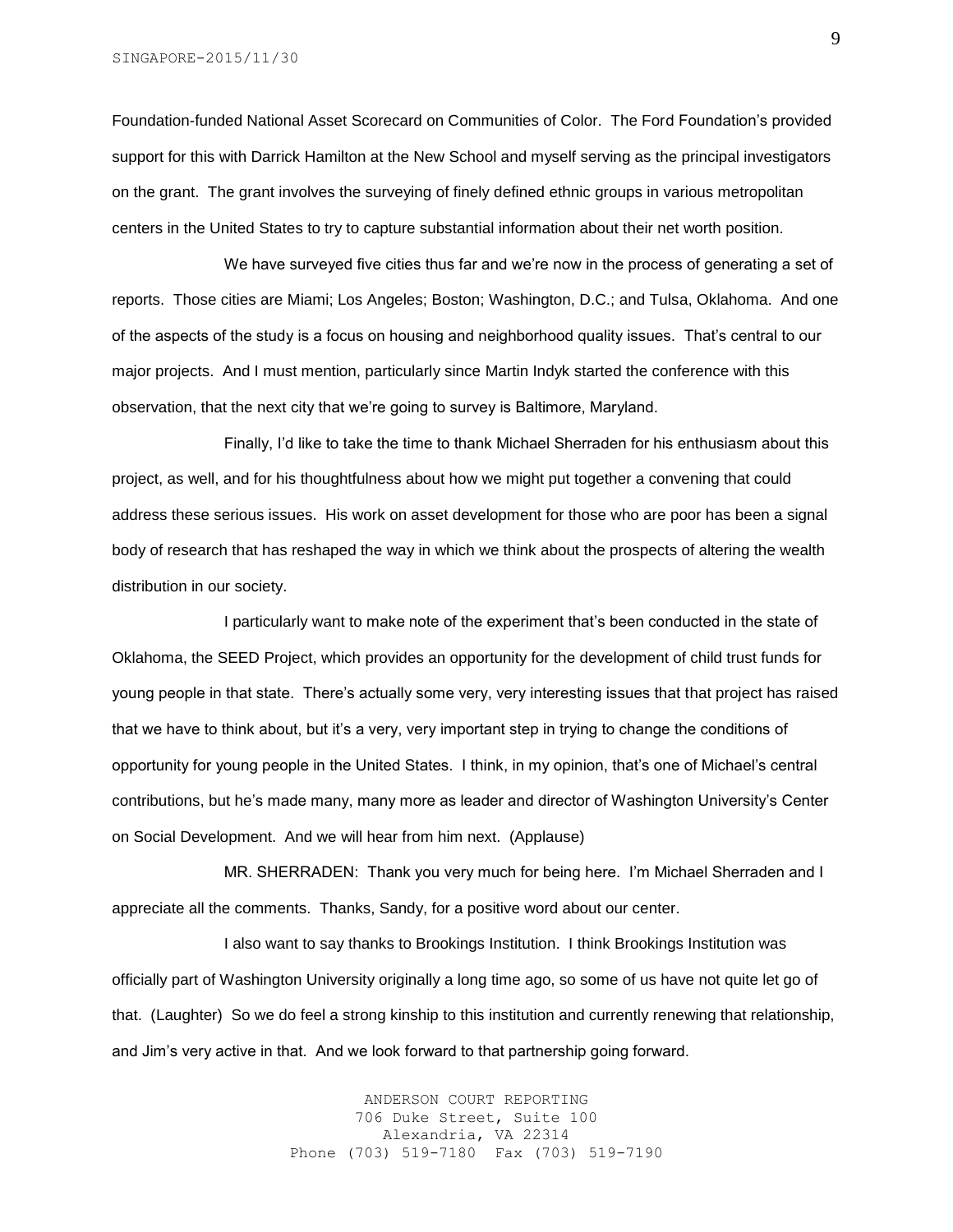Foundation-funded National Asset Scorecard on Communities of Color. The Ford Foundation's provided support for this with Darrick Hamilton at the New School and myself serving as the principal investigators on the grant. The grant involves the surveying of finely defined ethnic groups in various metropolitan centers in the United States to try to capture substantial information about their net worth position.

We have surveyed five cities thus far and we're now in the process of generating a set of reports. Those cities are Miami; Los Angeles; Boston; Washington, D.C.; and Tulsa, Oklahoma. And one of the aspects of the study is a focus on housing and neighborhood quality issues. That's central to our major projects. And I must mention, particularly since Martin Indyk started the conference with this observation, that the next city that we're going to survey is Baltimore, Maryland.

Finally, I'd like to take the time to thank Michael Sherraden for his enthusiasm about this project, as well, and for his thoughtfulness about how we might put together a convening that could address these serious issues. His work on asset development for those who are poor has been a signal body of research that has reshaped the way in which we think about the prospects of altering the wealth distribution in our society.

I particularly want to make note of the experiment that's been conducted in the state of Oklahoma, the SEED Project, which provides an opportunity for the development of child trust funds for young people in that state. There's actually some very, very interesting issues that that project has raised that we have to think about, but it's a very, very important step in trying to change the conditions of opportunity for young people in the United States. I think, in my opinion, that's one of Michael's central contributions, but he's made many, many more as leader and director of Washington University's Center on Social Development. And we will hear from him next. (Applause)

MR. SHERRADEN: Thank you very much for being here. I'm Michael Sherraden and I appreciate all the comments. Thanks, Sandy, for a positive word about our center.

I also want to say thanks to Brookings Institution. I think Brookings Institution was officially part of Washington University originally a long time ago, so some of us have not quite let go of that. (Laughter) So we do feel a strong kinship to this institution and currently renewing that relationship, and Jim's very active in that. And we look forward to that partnership going forward.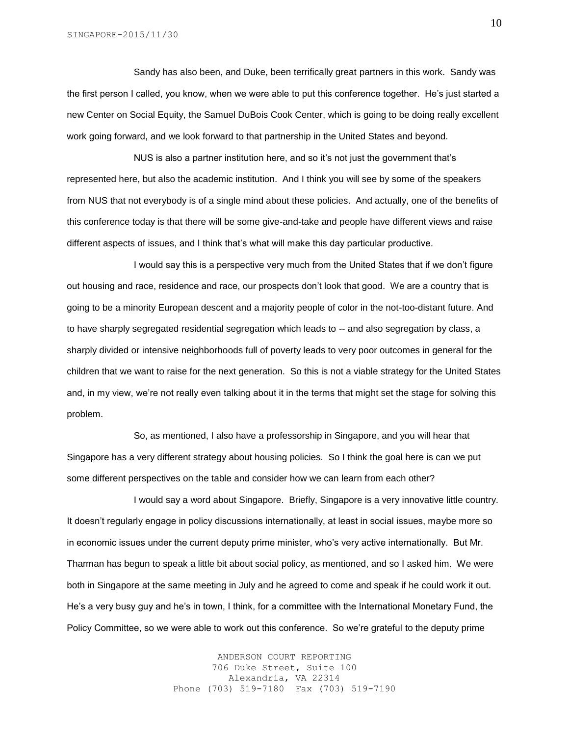Sandy has also been, and Duke, been terrifically great partners in this work. Sandy was the first person I called, you know, when we were able to put this conference together. He's just started a new Center on Social Equity, the Samuel DuBois Cook Center, which is going to be doing really excellent work going forward, and we look forward to that partnership in the United States and beyond.

NUS is also a partner institution here, and so it's not just the government that's represented here, but also the academic institution. And I think you will see by some of the speakers from NUS that not everybody is of a single mind about these policies. And actually, one of the benefits of this conference today is that there will be some give-and-take and people have different views and raise different aspects of issues, and I think that's what will make this day particular productive.

I would say this is a perspective very much from the United States that if we don't figure out housing and race, residence and race, our prospects don't look that good. We are a country that is going to be a minority European descent and a majority people of color in the not-too-distant future. And to have sharply segregated residential segregation which leads to -- and also segregation by class, a sharply divided or intensive neighborhoods full of poverty leads to very poor outcomes in general for the children that we want to raise for the next generation. So this is not a viable strategy for the United States and, in my view, we're not really even talking about it in the terms that might set the stage for solving this problem.

So, as mentioned, I also have a professorship in Singapore, and you will hear that Singapore has a very different strategy about housing policies. So I think the goal here is can we put some different perspectives on the table and consider how we can learn from each other?

I would say a word about Singapore. Briefly, Singapore is a very innovative little country. It doesn't regularly engage in policy discussions internationally, at least in social issues, maybe more so in economic issues under the current deputy prime minister, who's very active internationally. But Mr. Tharman has begun to speak a little bit about social policy, as mentioned, and so I asked him. We were both in Singapore at the same meeting in July and he agreed to come and speak if he could work it out. He's a very busy guy and he's in town, I think, for a committee with the International Monetary Fund, the Policy Committee, so we were able to work out this conference. So we're grateful to the deputy prime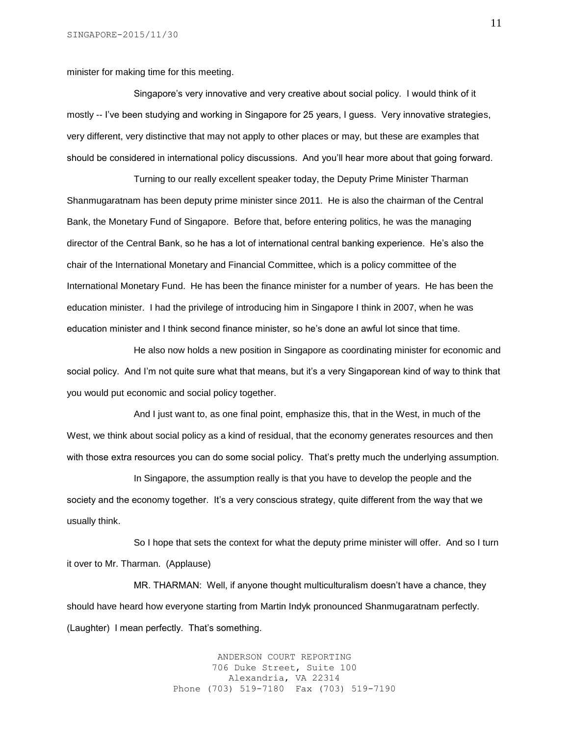minister for making time for this meeting.

Singapore's very innovative and very creative about social policy. I would think of it mostly -- I've been studying and working in Singapore for 25 years, I guess. Very innovative strategies, very different, very distinctive that may not apply to other places or may, but these are examples that should be considered in international policy discussions. And you'll hear more about that going forward.

Turning to our really excellent speaker today, the Deputy Prime Minister Tharman Shanmugaratnam has been deputy prime minister since 2011. He is also the chairman of the Central Bank, the Monetary Fund of Singapore. Before that, before entering politics, he was the managing director of the Central Bank, so he has a lot of international central banking experience. He's also the chair of the International Monetary and Financial Committee, which is a policy committee of the International Monetary Fund. He has been the finance minister for a number of years. He has been the education minister. I had the privilege of introducing him in Singapore I think in 2007, when he was education minister and I think second finance minister, so he's done an awful lot since that time.

He also now holds a new position in Singapore as coordinating minister for economic and social policy. And I'm not quite sure what that means, but it's a very Singaporean kind of way to think that you would put economic and social policy together.

And I just want to, as one final point, emphasize this, that in the West, in much of the West, we think about social policy as a kind of residual, that the economy generates resources and then with those extra resources you can do some social policy. That's pretty much the underlying assumption.

In Singapore, the assumption really is that you have to develop the people and the society and the economy together. It's a very conscious strategy, quite different from the way that we usually think.

So I hope that sets the context for what the deputy prime minister will offer. And so I turn it over to Mr. Tharman. (Applause)

MR. THARMAN: Well, if anyone thought multiculturalism doesn't have a chance, they should have heard how everyone starting from Martin Indyk pronounced Shanmugaratnam perfectly. (Laughter) I mean perfectly. That's something.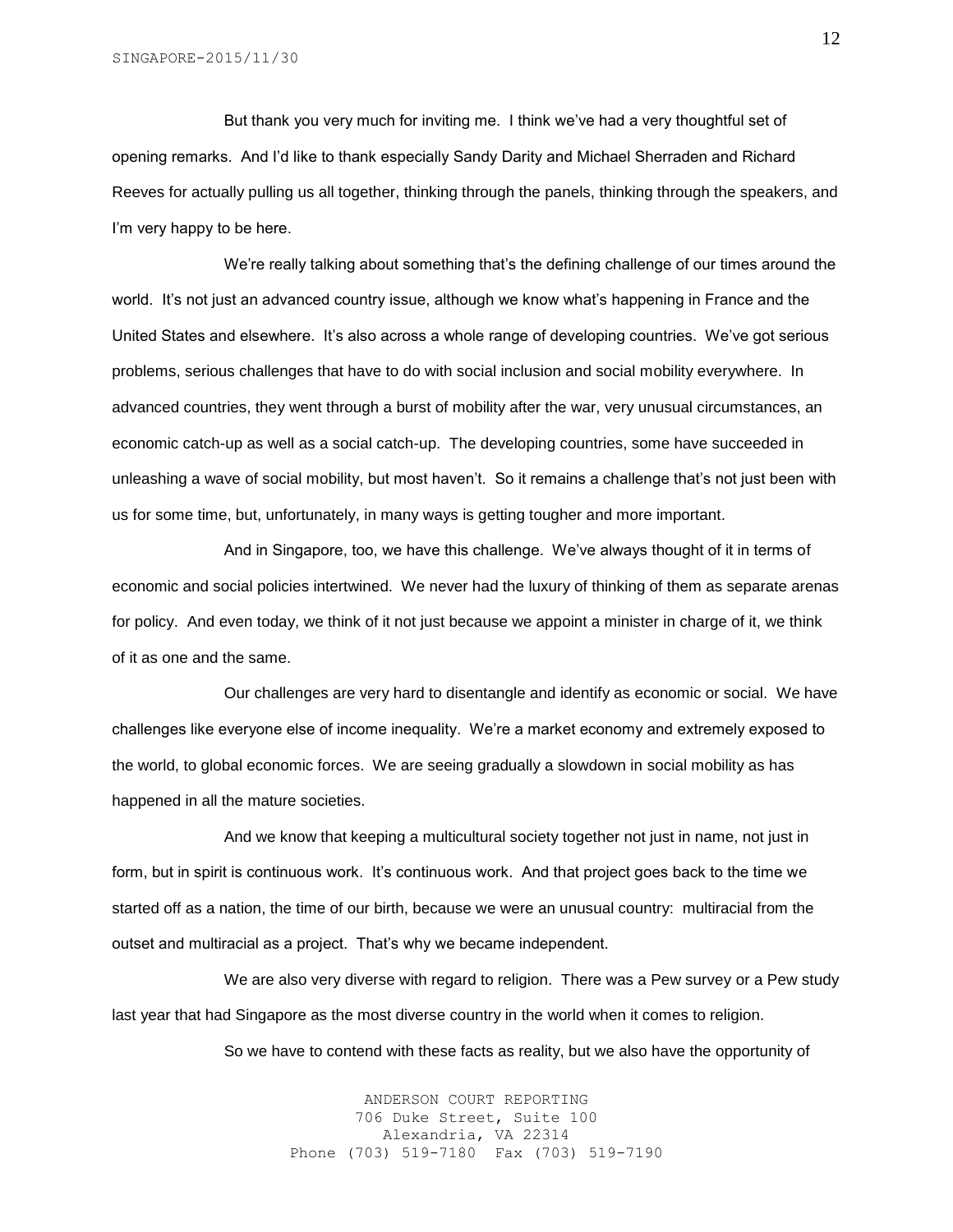But thank you very much for inviting me. I think we've had a very thoughtful set of opening remarks. And I'd like to thank especially Sandy Darity and Michael Sherraden and Richard Reeves for actually pulling us all together, thinking through the panels, thinking through the speakers, and I'm very happy to be here.

We're really talking about something that's the defining challenge of our times around the world. It's not just an advanced country issue, although we know what's happening in France and the United States and elsewhere. It's also across a whole range of developing countries. We've got serious problems, serious challenges that have to do with social inclusion and social mobility everywhere. In advanced countries, they went through a burst of mobility after the war, very unusual circumstances, an economic catch-up as well as a social catch-up. The developing countries, some have succeeded in unleashing a wave of social mobility, but most haven't. So it remains a challenge that's not just been with us for some time, but, unfortunately, in many ways is getting tougher and more important.

And in Singapore, too, we have this challenge. We've always thought of it in terms of economic and social policies intertwined. We never had the luxury of thinking of them as separate arenas for policy. And even today, we think of it not just because we appoint a minister in charge of it, we think of it as one and the same.

Our challenges are very hard to disentangle and identify as economic or social. We have challenges like everyone else of income inequality. We're a market economy and extremely exposed to the world, to global economic forces. We are seeing gradually a slowdown in social mobility as has happened in all the mature societies.

And we know that keeping a multicultural society together not just in name, not just in form, but in spirit is continuous work. It's continuous work. And that project goes back to the time we started off as a nation, the time of our birth, because we were an unusual country: multiracial from the outset and multiracial as a project. That's why we became independent.

We are also very diverse with regard to religion. There was a Pew survey or a Pew study last year that had Singapore as the most diverse country in the world when it comes to religion.

So we have to contend with these facts as reality, but we also have the opportunity of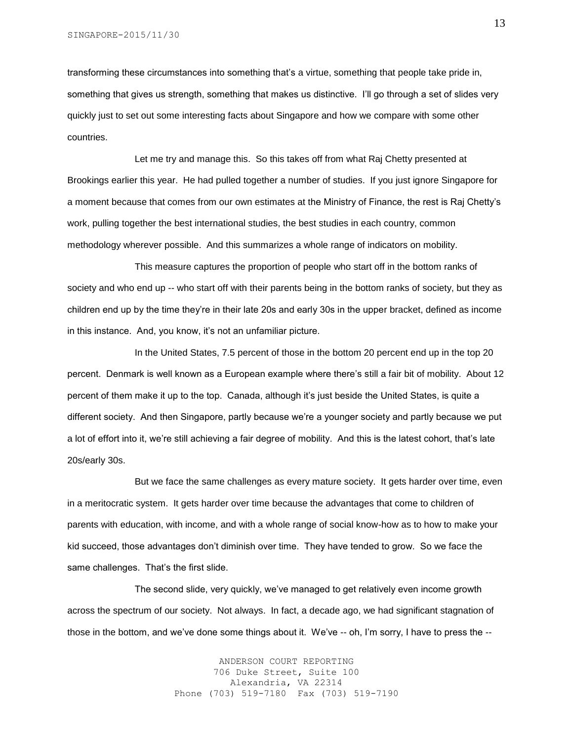transforming these circumstances into something that's a virtue, something that people take pride in, something that gives us strength, something that makes us distinctive. I'll go through a set of slides very quickly just to set out some interesting facts about Singapore and how we compare with some other countries.

Let me try and manage this. So this takes off from what Raj Chetty presented at Brookings earlier this year. He had pulled together a number of studies. If you just ignore Singapore for a moment because that comes from our own estimates at the Ministry of Finance, the rest is Raj Chetty's work, pulling together the best international studies, the best studies in each country, common methodology wherever possible. And this summarizes a whole range of indicators on mobility.

This measure captures the proportion of people who start off in the bottom ranks of society and who end up -- who start off with their parents being in the bottom ranks of society, but they as children end up by the time they're in their late 20s and early 30s in the upper bracket, defined as income in this instance. And, you know, it's not an unfamiliar picture.

In the United States, 7.5 percent of those in the bottom 20 percent end up in the top 20 percent. Denmark is well known as a European example where there's still a fair bit of mobility. About 12 percent of them make it up to the top. Canada, although it's just beside the United States, is quite a different society. And then Singapore, partly because we're a younger society and partly because we put a lot of effort into it, we're still achieving a fair degree of mobility. And this is the latest cohort, that's late 20s/early 30s.

But we face the same challenges as every mature society. It gets harder over time, even in a meritocratic system. It gets harder over time because the advantages that come to children of parents with education, with income, and with a whole range of social know-how as to how to make your kid succeed, those advantages don't diminish over time. They have tended to grow. So we face the same challenges. That's the first slide.

The second slide, very quickly, we've managed to get relatively even income growth across the spectrum of our society. Not always. In fact, a decade ago, we had significant stagnation of those in the bottom, and we've done some things about it. We've -- oh, I'm sorry, I have to press the --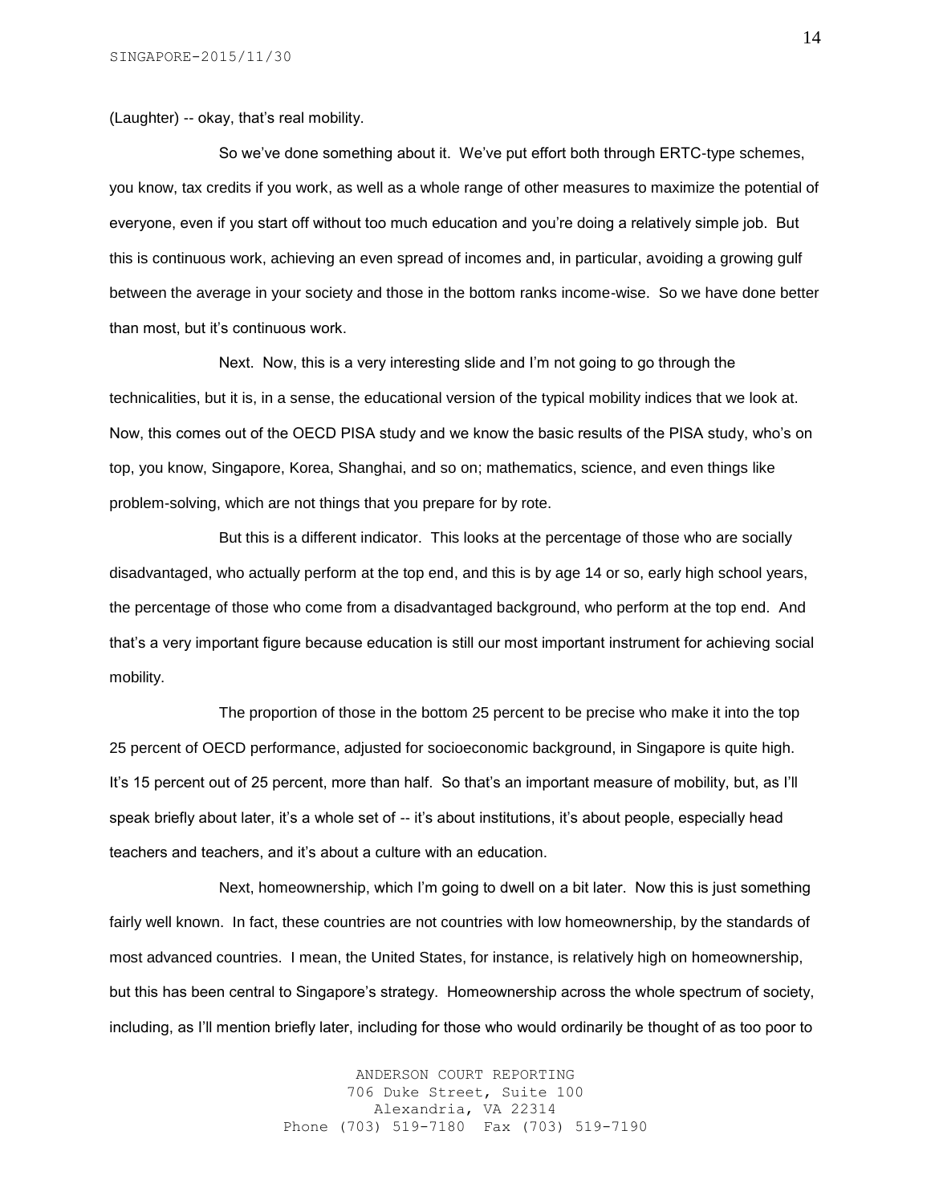(Laughter) -- okay, that's real mobility.

So we've done something about it. We've put effort both through ERTC-type schemes, you know, tax credits if you work, as well as a whole range of other measures to maximize the potential of everyone, even if you start off without too much education and you're doing a relatively simple job. But this is continuous work, achieving an even spread of incomes and, in particular, avoiding a growing gulf between the average in your society and those in the bottom ranks income-wise. So we have done better than most, but it's continuous work.

Next. Now, this is a very interesting slide and I'm not going to go through the technicalities, but it is, in a sense, the educational version of the typical mobility indices that we look at. Now, this comes out of the OECD PISA study and we know the basic results of the PISA study, who's on top, you know, Singapore, Korea, Shanghai, and so on; mathematics, science, and even things like problem-solving, which are not things that you prepare for by rote.

But this is a different indicator. This looks at the percentage of those who are socially disadvantaged, who actually perform at the top end, and this is by age 14 or so, early high school years, the percentage of those who come from a disadvantaged background, who perform at the top end. And that's a very important figure because education is still our most important instrument for achieving social mobility.

The proportion of those in the bottom 25 percent to be precise who make it into the top 25 percent of OECD performance, adjusted for socioeconomic background, in Singapore is quite high. It's 15 percent out of 25 percent, more than half. So that's an important measure of mobility, but, as I'll speak briefly about later, it's a whole set of -- it's about institutions, it's about people, especially head teachers and teachers, and it's about a culture with an education.

Next, homeownership, which I'm going to dwell on a bit later. Now this is just something fairly well known. In fact, these countries are not countries with low homeownership, by the standards of most advanced countries. I mean, the United States, for instance, is relatively high on homeownership, but this has been central to Singapore's strategy. Homeownership across the whole spectrum of society, including, as I'll mention briefly later, including for those who would ordinarily be thought of as too poor to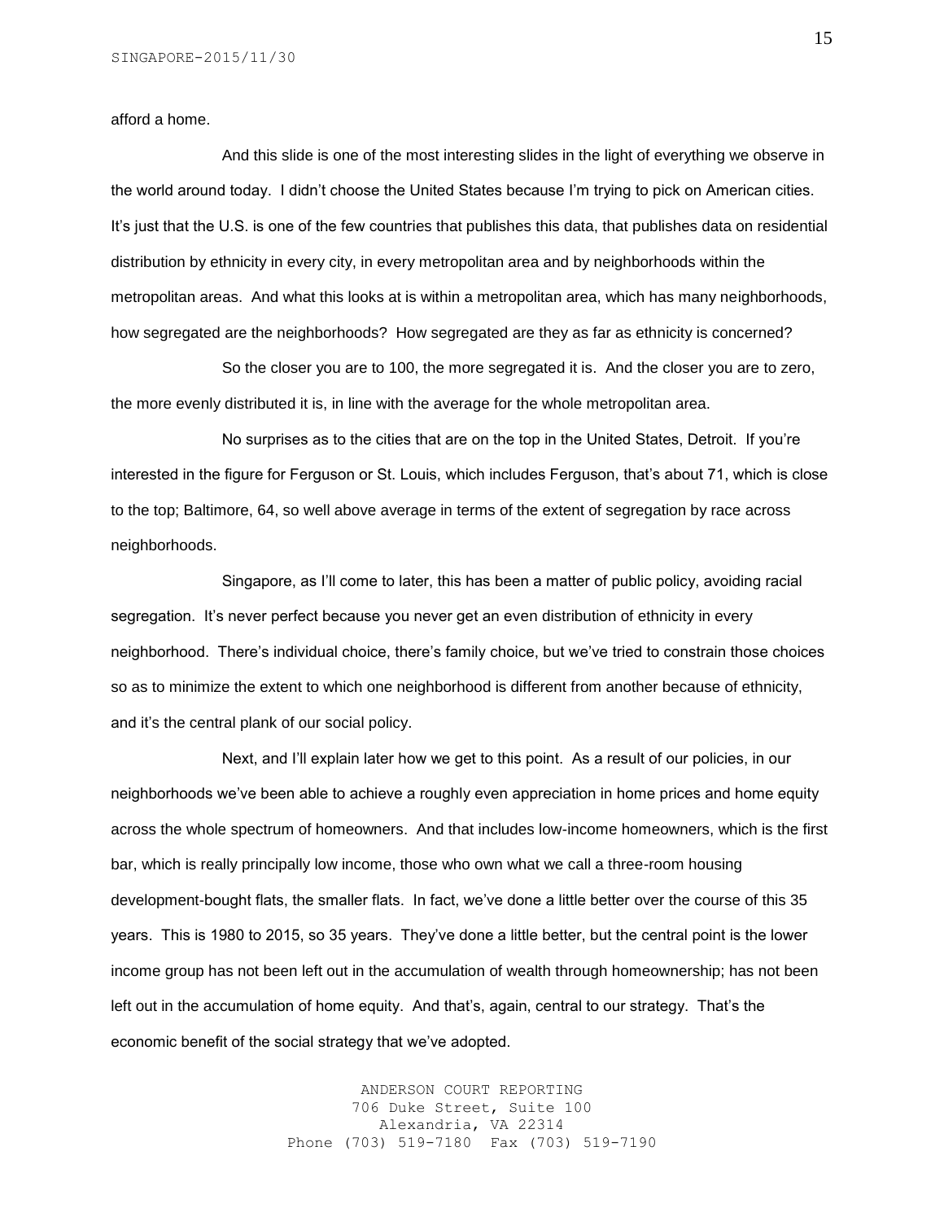afford a home.

And this slide is one of the most interesting slides in the light of everything we observe in the world around today. I didn't choose the United States because I'm trying to pick on American cities. It's just that the U.S. is one of the few countries that publishes this data, that publishes data on residential distribution by ethnicity in every city, in every metropolitan area and by neighborhoods within the metropolitan areas. And what this looks at is within a metropolitan area, which has many neighborhoods, how segregated are the neighborhoods? How segregated are they as far as ethnicity is concerned?

So the closer you are to 100, the more segregated it is. And the closer you are to zero, the more evenly distributed it is, in line with the average for the whole metropolitan area.

No surprises as to the cities that are on the top in the United States, Detroit. If you're interested in the figure for Ferguson or St. Louis, which includes Ferguson, that's about 71, which is close to the top; Baltimore, 64, so well above average in terms of the extent of segregation by race across neighborhoods.

Singapore, as I'll come to later, this has been a matter of public policy, avoiding racial segregation. It's never perfect because you never get an even distribution of ethnicity in every neighborhood. There's individual choice, there's family choice, but we've tried to constrain those choices so as to minimize the extent to which one neighborhood is different from another because of ethnicity, and it's the central plank of our social policy.

Next, and I'll explain later how we get to this point. As a result of our policies, in our neighborhoods we've been able to achieve a roughly even appreciation in home prices and home equity across the whole spectrum of homeowners. And that includes low-income homeowners, which is the first bar, which is really principally low income, those who own what we call a three-room housing development-bought flats, the smaller flats. In fact, we've done a little better over the course of this 35 years. This is 1980 to 2015, so 35 years. They've done a little better, but the central point is the lower income group has not been left out in the accumulation of wealth through homeownership; has not been left out in the accumulation of home equity. And that's, again, central to our strategy. That's the economic benefit of the social strategy that we've adopted.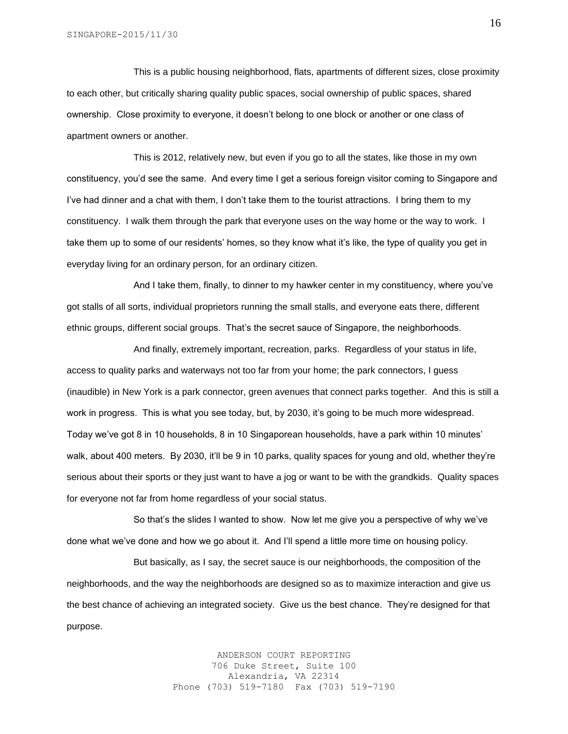This is a public housing neighborhood, flats, apartments of different sizes, close proximity to each other, but critically sharing quality public spaces, social ownership of public spaces, shared ownership. Close proximity to everyone, it doesn't belong to one block or another or one class of apartment owners or another.

This is 2012, relatively new, but even if you go to all the states, like those in my own constituency, you'd see the same. And every time I get a serious foreign visitor coming to Singapore and I've had dinner and a chat with them, I don't take them to the tourist attractions. I bring them to my constituency. I walk them through the park that everyone uses on the way home or the way to work. I take them up to some of our residents' homes, so they know what it's like, the type of quality you get in everyday living for an ordinary person, for an ordinary citizen.

And I take them, finally, to dinner to my hawker center in my constituency, where you've got stalls of all sorts, individual proprietors running the small stalls, and everyone eats there, different ethnic groups, different social groups. That's the secret sauce of Singapore, the neighborhoods.

And finally, extremely important, recreation, parks. Regardless of your status in life, access to quality parks and waterways not too far from your home; the park connectors, I guess (inaudible) in New York is a park connector, green avenues that connect parks together. And this is still a work in progress. This is what you see today, but, by 2030, it's going to be much more widespread. Today we've got 8 in 10 households, 8 in 10 Singaporean households, have a park within 10 minutes' walk, about 400 meters. By 2030, it'll be 9 in 10 parks, quality spaces for young and old, whether they're serious about their sports or they just want to have a jog or want to be with the grandkids. Quality spaces for everyone not far from home regardless of your social status.

So that's the slides I wanted to show. Now let me give you a perspective of why we've done what we've done and how we go about it. And I'll spend a little more time on housing policy.

But basically, as I say, the secret sauce is our neighborhoods, the composition of the neighborhoods, and the way the neighborhoods are designed so as to maximize interaction and give us the best chance of achieving an integrated society. Give us the best chance. They're designed for that purpose.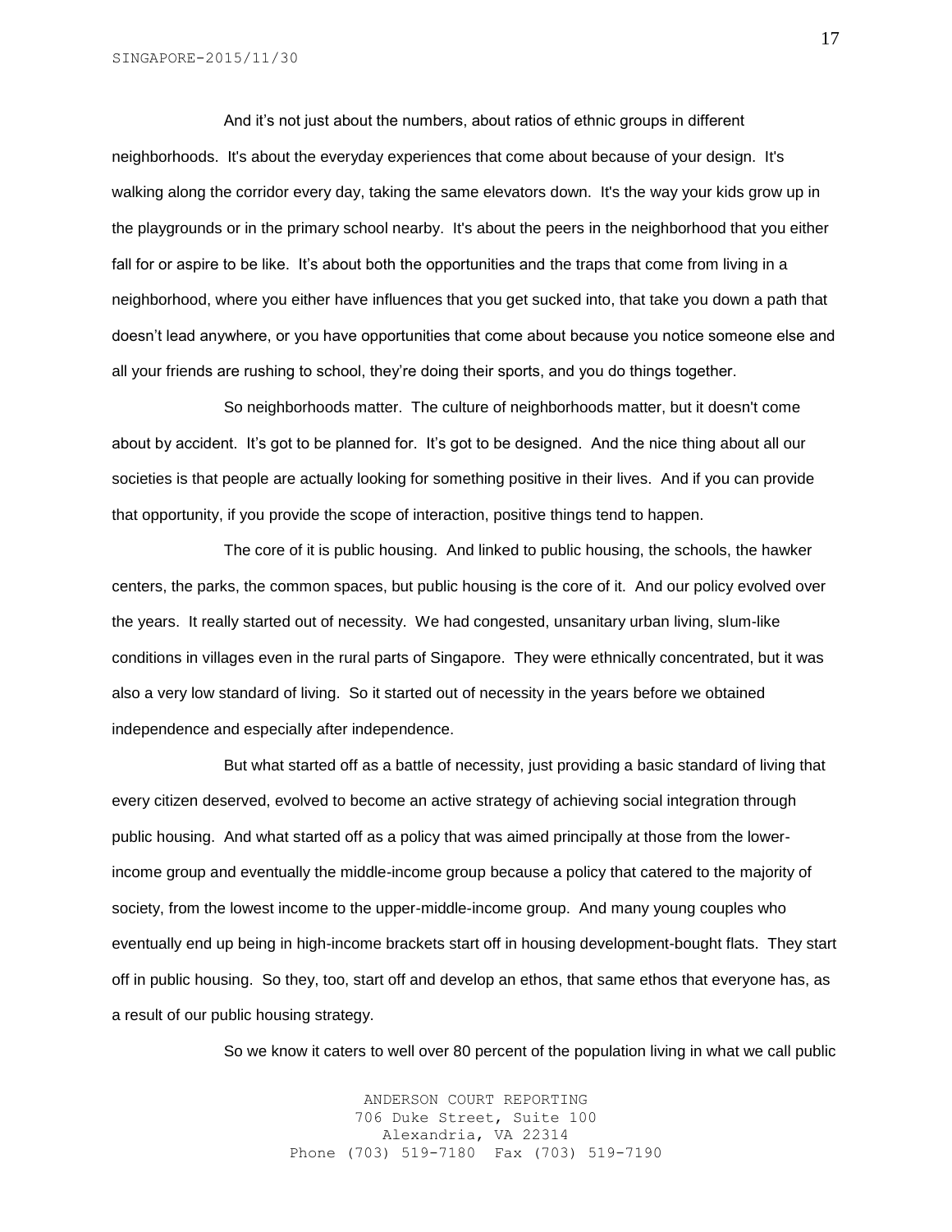And it's not just about the numbers, about ratios of ethnic groups in different neighborhoods. It's about the everyday experiences that come about because of your design. It's walking along the corridor every day, taking the same elevators down. It's the way your kids grow up in the playgrounds or in the primary school nearby. It's about the peers in the neighborhood that you either fall for or aspire to be like. It's about both the opportunities and the traps that come from living in a neighborhood, where you either have influences that you get sucked into, that take you down a path that doesn't lead anywhere, or you have opportunities that come about because you notice someone else and all your friends are rushing to school, they're doing their sports, and you do things together.

So neighborhoods matter. The culture of neighborhoods matter, but it doesn't come about by accident. It's got to be planned for. It's got to be designed. And the nice thing about all our societies is that people are actually looking for something positive in their lives. And if you can provide that opportunity, if you provide the scope of interaction, positive things tend to happen.

The core of it is public housing. And linked to public housing, the schools, the hawker centers, the parks, the common spaces, but public housing is the core of it. And our policy evolved over the years. It really started out of necessity. We had congested, unsanitary urban living, slum-like conditions in villages even in the rural parts of Singapore. They were ethnically concentrated, but it was also a very low standard of living. So it started out of necessity in the years before we obtained independence and especially after independence.

But what started off as a battle of necessity, just providing a basic standard of living that every citizen deserved, evolved to become an active strategy of achieving social integration through public housing. And what started off as a policy that was aimed principally at those from the lower-income group and eventually the middle-income group because a policy that catered to the majority of society, from the lowest income to the upper-middle-income group. And many young couples who eventually end up being in high-income brackets start off in housing development-bought flats. They start off in public housing. So they, too, start off and develop an ethos, that same ethos that everyone has, as a result of our public housing strategy.

So we know it caters to well over 80 percent of the population living in what we call public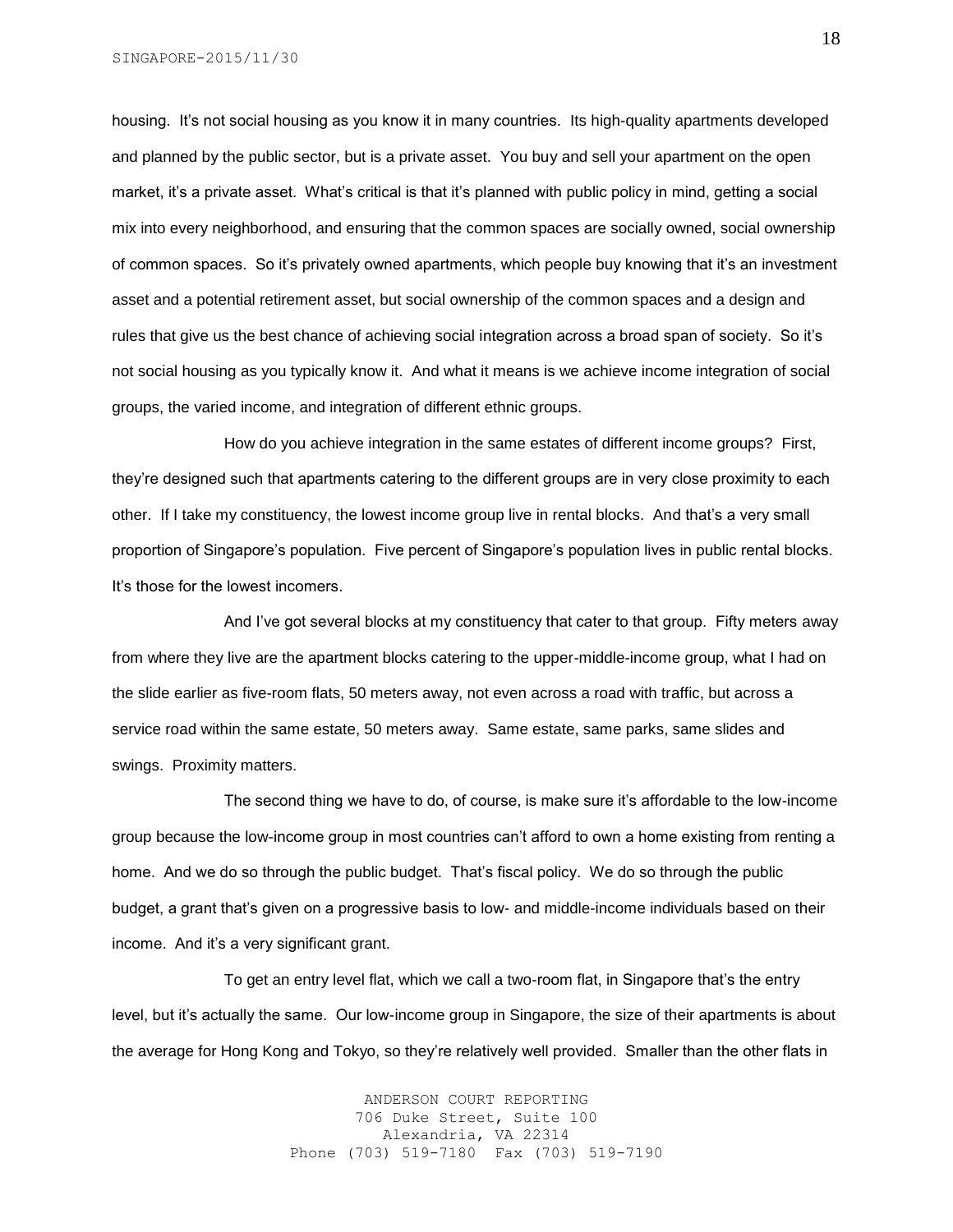housing. It's not social housing as you know it in many countries. Its high-quality apartments developed and planned by the public sector, but is a private asset. You buy and sell your apartment on the open market, it's a private asset. What's critical is that it's planned with public policy in mind, getting a social mix into every neighborhood, and ensuring that the common spaces are socially owned, social ownership of common spaces. So it's privately owned apartments, which people buy knowing that it's an investment asset and a potential retirement asset, but social ownership of the common spaces and a design and rules that give us the best chance of achieving social integration across a broad span of society. So it's not social housing as you typically know it. And what it means is we achieve income integration of social groups, the varied income, and integration of different ethnic groups.

How do you achieve integration in the same estates of different income groups? First, they're designed such that apartments catering to the different groups are in very close proximity to each other. If I take my constituency, the lowest income group live in rental blocks. And that's a very small proportion of Singapore's population. Five percent of Singapore's population lives in public rental blocks. It's those for the lowest incomers.

And I've got several blocks at my constituency that cater to that group. Fifty meters away from where they live are the apartment blocks catering to the upper-middle-income group, what I had on the slide earlier as five-room flats, 50 meters away, not even across a road with traffic, but across a service road within the same estate, 50 meters away. Same estate, same parks, same slides and swings. Proximity matters.

The second thing we have to do, of course, is make sure it's affordable to the low-income group because the low-income group in most countries can't afford to own a home existing from renting a home. And we do so through the public budget. That's fiscal policy. We do so through the public budget, a grant that's given on a progressive basis to low- and middle-income individuals based on their income. And it's a very significant grant.

To get an entry level flat, which we call a two-room flat, in Singapore that's the entry level, but it's actually the same. Our low-income group in Singapore, the size of their apartments is about the average for Hong Kong and Tokyo, so they're relatively well provided. Smaller than the other flats in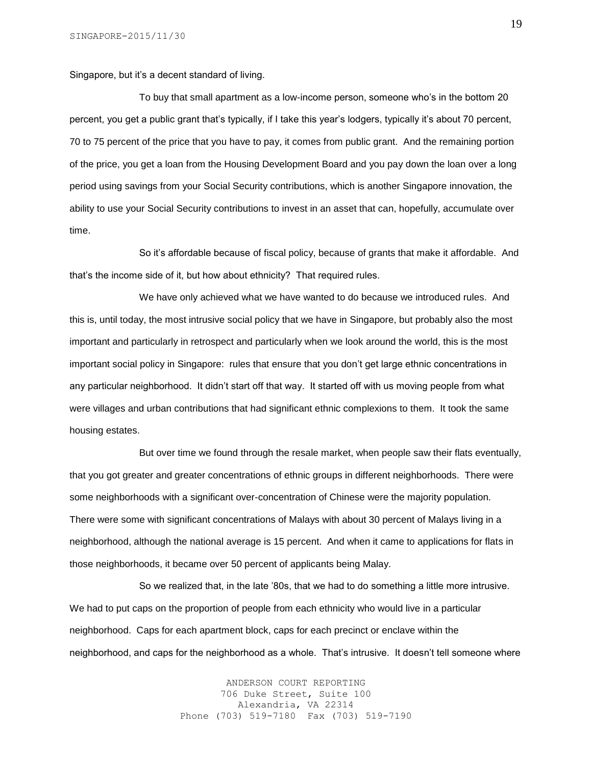Singapore, but it's a decent standard of living.

To buy that small apartment as a low-income person, someone who's in the bottom 20 percent, you get a public grant that's typically, if I take this year's lodgers, typically it's about 70 percent, 70 to 75 percent of the price that you have to pay, it comes from public grant. And the remaining portion of the price, you get a loan from the Housing Development Board and you pay down the loan over a long period using savings from your Social Security contributions, which is another Singapore innovation, the ability to use your Social Security contributions to invest in an asset that can, hopefully, accumulate over time.

So it's affordable because of fiscal policy, because of grants that make it affordable. And that's the income side of it, but how about ethnicity? That required rules.

We have only achieved what we have wanted to do because we introduced rules. And this is, until today, the most intrusive social policy that we have in Singapore, but probably also the most important and particularly in retrospect and particularly when we look around the world, this is the most important social policy in Singapore: rules that ensure that you don't get large ethnic concentrations in any particular neighborhood. It didn't start off that way. It started off with us moving people from what were villages and urban contributions that had significant ethnic complexions to them. It took the same housing estates.

But over time we found through the resale market, when people saw their flats eventually, that you got greater and greater concentrations of ethnic groups in different neighborhoods. There were some neighborhoods with a significant over-concentration of Chinese were the majority population. There were some with significant concentrations of Malays with about 30 percent of Malays living in a neighborhood, although the national average is 15 percent. And when it came to applications for flats in those neighborhoods, it became over 50 percent of applicants being Malay.

So we realized that, in the late '80s, that we had to do something a little more intrusive. We had to put caps on the proportion of people from each ethnicity who would live in a particular neighborhood. Caps for each apartment block, caps for each precinct or enclave within the neighborhood, and caps for the neighborhood as a whole. That's intrusive. It doesn't tell someone where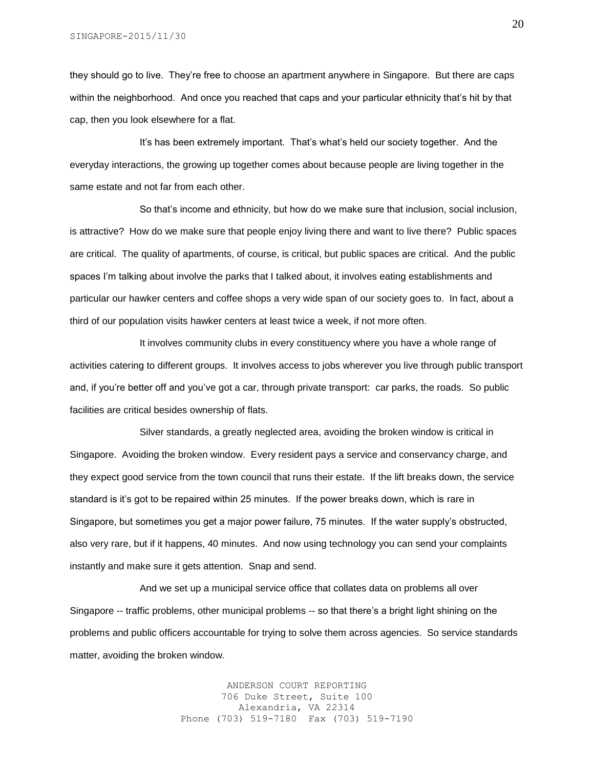they should go to live. They're free to choose an apartment anywhere in Singapore. But there are caps within the neighborhood. And once you reached that caps and your particular ethnicity that's hit by that cap, then you look elsewhere for a flat.

It's has been extremely important. That's what's held our society together. And the everyday interactions, the growing up together comes about because people are living together in the same estate and not far from each other.

So that's income and ethnicity, but how do we make sure that inclusion, social inclusion, is attractive? How do we make sure that people enjoy living there and want to live there? Public spaces are critical. The quality of apartments, of course, is critical, but public spaces are critical. And the public spaces I'm talking about involve the parks that I talked about, it involves eating establishments and particular our hawker centers and coffee shops a very wide span of our society goes to. In fact, about a third of our population visits hawker centers at least twice a week, if not more often.

It involves community clubs in every constituency where you have a whole range of activities catering to different groups. It involves access to jobs wherever you live through public transport and, if you're better off and you've got a car, through private transport: car parks, the roads. So public facilities are critical besides ownership of flats.

Silver standards, a greatly neglected area, avoiding the broken window is critical in Singapore. Avoiding the broken window. Every resident pays a service and conservancy charge, and they expect good service from the town council that runs their estate. If the lift breaks down, the service standard is it's got to be repaired within 25 minutes. If the power breaks down, which is rare in Singapore, but sometimes you get a major power failure, 75 minutes. If the water supply's obstructed, also very rare, but if it happens, 40 minutes. And now using technology you can send your complaints instantly and make sure it gets attention. Snap and send.

And we set up a municipal service office that collates data on problems all over Singapore -- traffic problems, other municipal problems -- so that there's a bright light shining on the problems and public officers accountable for trying to solve them across agencies. So service standards matter, avoiding the broken window.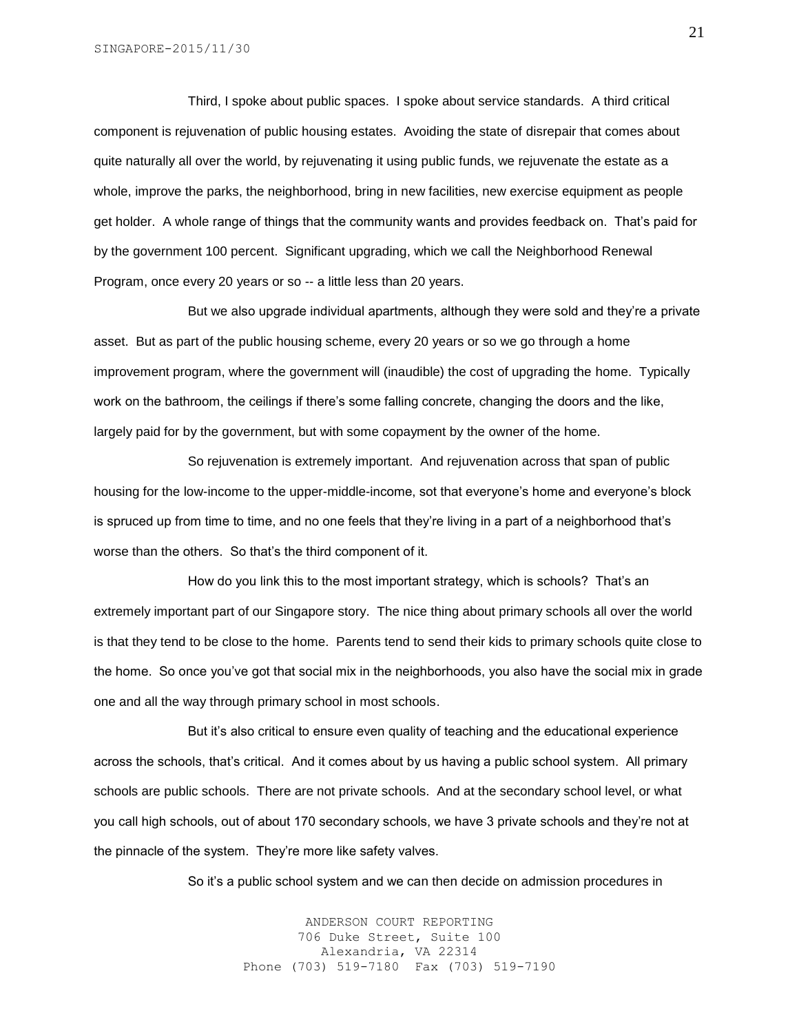Third, I spoke about public spaces. I spoke about service standards. A third critical component is rejuvenation of public housing estates. Avoiding the state of disrepair that comes about quite naturally all over the world, by rejuvenating it using public funds, we rejuvenate the estate as a whole, improve the parks, the neighborhood, bring in new facilities, new exercise equipment as people get holder. A whole range of things that the community wants and provides feedback on. That's paid for by the government 100 percent. Significant upgrading, which we call the Neighborhood Renewal Program, once every 20 years or so -- a little less than 20 years.

But we also upgrade individual apartments, although they were sold and they're a private asset. But as part of the public housing scheme, every 20 years or so we go through a home improvement program, where the government will (inaudible) the cost of upgrading the home. Typically work on the bathroom, the ceilings if there's some falling concrete, changing the doors and the like, largely paid for by the government, but with some copayment by the owner of the home.

So rejuvenation is extremely important. And rejuvenation across that span of public housing for the low-income to the upper-middle-income, sot that everyone's home and everyone's block is spruced up from time to time, and no one feels that they're living in a part of a neighborhood that's worse than the others. So that's the third component of it.

How do you link this to the most important strategy, which is schools? That's an extremely important part of our Singapore story. The nice thing about primary schools all over the world is that they tend to be close to the home. Parents tend to send their kids to primary schools quite close to the home. So once you've got that social mix in the neighborhoods, you also have the social mix in grade one and all the way through primary school in most schools.

But it's also critical to ensure even quality of teaching and the educational experience across the schools, that's critical. And it comes about by us having a public school system. All primary schools are public schools. There are not private schools. And at the secondary school level, or what you call high schools, out of about 170 secondary schools, we have 3 private schools and they're not at the pinnacle of the system. They're more like safety valves.

So it's a public school system and we can then decide on admission procedures in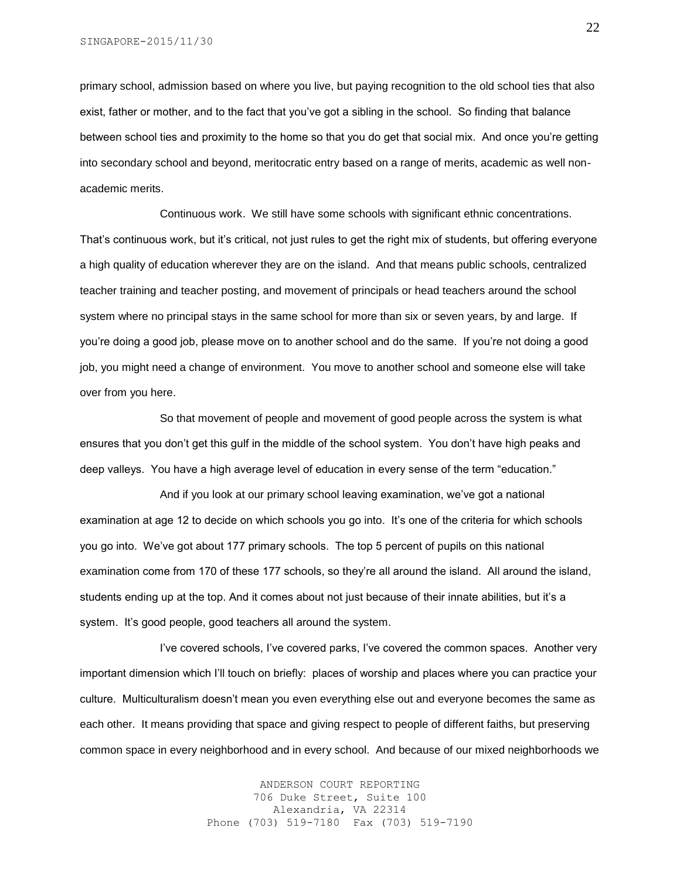primary school, admission based on where you live, but paying recognition to the old school ties that also exist, father or mother, and to the fact that you've got a sibling in the school. So finding that balance between school ties and proximity to the home so that you do get that social mix. And once you're getting into secondary school and beyond, meritocratic entry based on a range of merits, academic as well non-academic merits.

Continuous work. We still have some schools with significant ethnic concentrations. That's continuous work, but it's critical, not just rules to get the right mix of students, but offering everyone a high quality of education wherever they are on the island. And that means public schools, centralized teacher training and teacher posting, and movement of principals or head teachers around the school system where no principal stays in the same school for more than six or seven years, by and large. If you're doing a good job, please move on to another school and do the same. If you're not doing a good job, you might need a change of environment. You move to another school and someone else will take over from you here.

So that movement of people and movement of good people across the system is what ensures that you don't get this gulf in the middle of the school system. You don't have high peaks and deep valleys. You have a high average level of education in every sense of the term "education."

And if you look at our primary school leaving examination, we've got a national examination at age 12 to decide on which schools you go into. It's one of the criteria for which schools you go into. We've got about 177 primary schools. The top 5 percent of pupils on this national examination come from 170 of these 177 schools, so they're all around the island. All around the island, students ending up at the top. And it comes about not just because of their innate abilities, but it's a system. It's good people, good teachers all around the system.

I've covered schools, I've covered parks, I've covered the common spaces. Another very important dimension which I'll touch on briefly: places of worship and places where you can practice your culture. Multiculturalism doesn't mean you even everything else out and everyone becomes the same as each other. It means providing that space and giving respect to people of different faiths, but preserving common space in every neighborhood and in every school. And because of our mixed neighborhoods we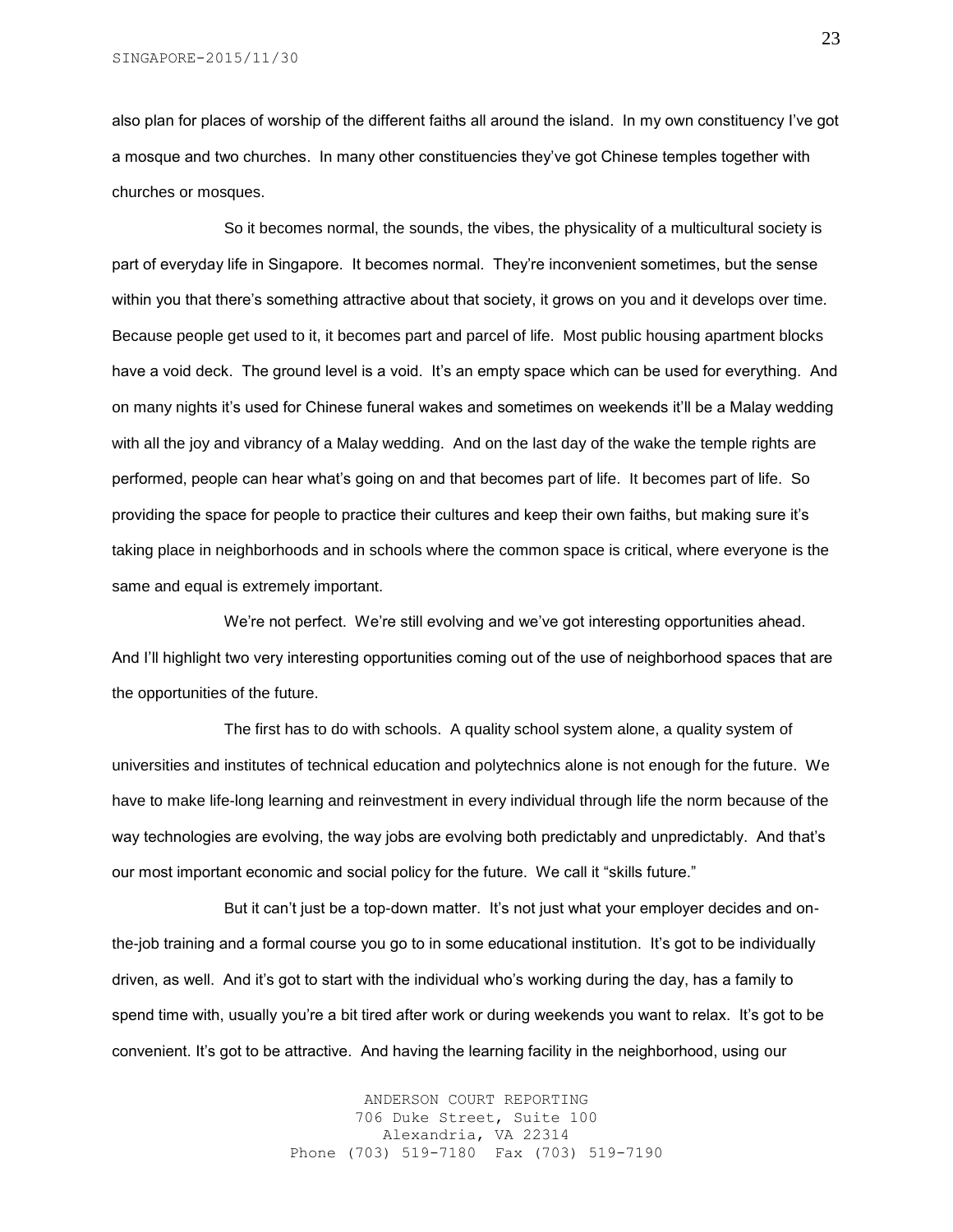also plan for places of worship of the different faiths all around the island. In my own constituency I've got a mosque and two churches. In many other constituencies they've got Chinese temples together with churches or mosques.

So it becomes normal, the sounds, the vibes, the physicality of a multicultural society is part of everyday life in Singapore. It becomes normal. They're inconvenient sometimes, but the sense within you that there's something attractive about that society, it grows on you and it develops over time. Because people get used to it, it becomes part and parcel of life. Most public housing apartment blocks have a void deck. The ground level is a void. It's an empty space which can be used for everything. And on many nights it's used for Chinese funeral wakes and sometimes on weekends it'll be a Malay wedding with all the joy and vibrancy of a Malay wedding. And on the last day of the wake the temple rights are performed, people can hear what's going on and that becomes part of life. It becomes part of life. So providing the space for people to practice their cultures and keep their own faiths, but making sure it's taking place in neighborhoods and in schools where the common space is critical, where everyone is the same and equal is extremely important.

We're not perfect. We're still evolving and we've got interesting opportunities ahead. And I'll highlight two very interesting opportunities coming out of the use of neighborhood spaces that are the opportunities of the future.

The first has to do with schools. A quality school system alone, a quality system of universities and institutes of technical education and polytechnics alone is not enough for the future. We have to make life-long learning and reinvestment in every individual through life the norm because of the way technologies are evolving, the way jobs are evolving both predictably and unpredictably. And that's our most important economic and social policy for the future. We call it "skills future."

But it can't just be a top-down matter. It's not just what your employer decides and on-the-job training and a formal course you go to in some educational institution. It's got to be individually driven, as well. And it's got to start with the individual who's working during the day, has a family to spend time with, usually you're a bit tired after work or during weekends you want to relax. It's got to be convenient. It's got to be attractive. And having the learning facility in the neighborhood, using our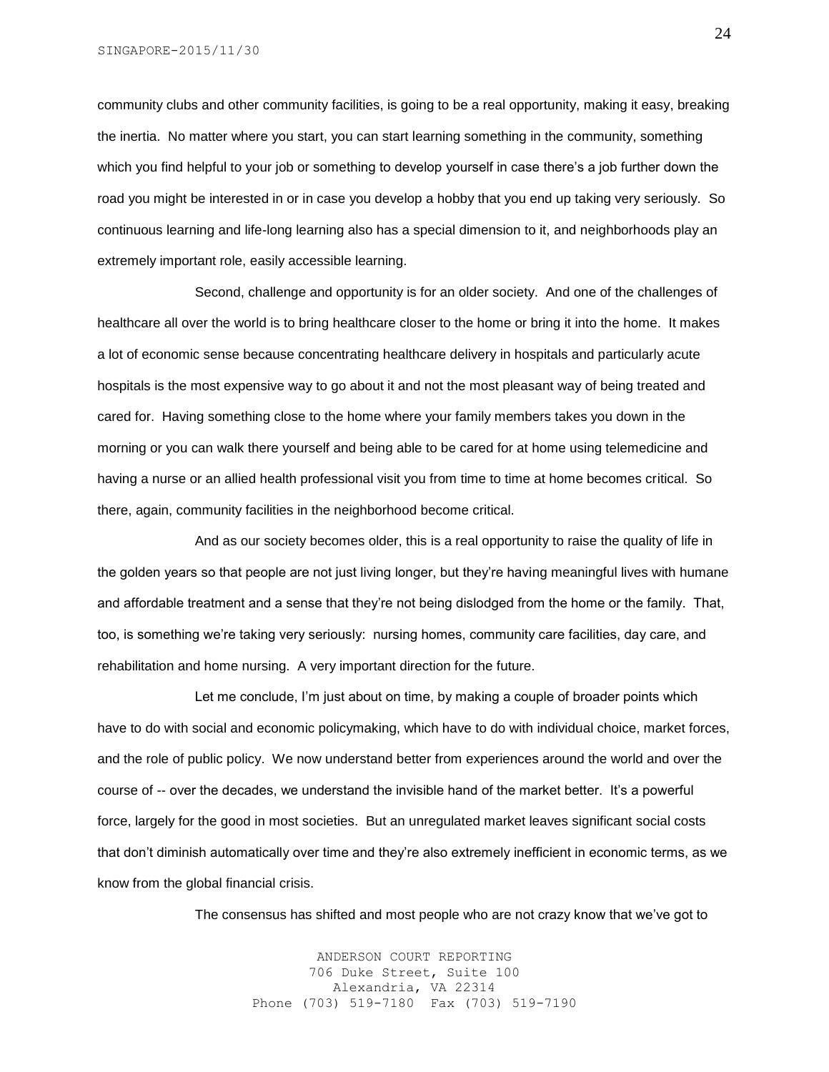community clubs and other community facilities, is going to be a real opportunity, making it easy, breaking the inertia. No matter where you start, you can start learning something in the community, something which you find helpful to your job or something to develop yourself in case there's a job further down the road you might be interested in or in case you develop a hobby that you end up taking very seriously. So continuous learning and life-long learning also has a special dimension to it, and neighborhoods play an extremely important role, easily accessible learning.

Second, challenge and opportunity is for an older society. And one of the challenges of healthcare all over the world is to bring healthcare closer to the home or bring it into the home. It makes a lot of economic sense because concentrating healthcare delivery in hospitals and particularly acute hospitals is the most expensive way to go about it and not the most pleasant way of being treated and cared for. Having something close to the home where your family members takes you down in the morning or you can walk there yourself and being able to be cared for at home using telemedicine and having a nurse or an allied health professional visit you from time to time at home becomes critical. So there, again, community facilities in the neighborhood become critical.

And as our society becomes older, this is a real opportunity to raise the quality of life in the golden years so that people are not just living longer, but they're having meaningful lives with humane and affordable treatment and a sense that they're not being dislodged from the home or the family. That, too, is something we're taking very seriously: nursing homes, community care facilities, day care, and rehabilitation and home nursing. A very important direction for the future.

Let me conclude, I'm just about on time, by making a couple of broader points which have to do with social and economic policymaking, which have to do with individual choice, market forces, and the role of public policy. We now understand better from experiences around the world and over the course of -- over the decades, we understand the invisible hand of the market better. It's a powerful force, largely for the good in most societies. But an unregulated market leaves significant social costs that don't diminish automatically over time and they're also extremely inefficient in economic terms, as we know from the global financial crisis.

The consensus has shifted and most people who are not crazy know that we've got to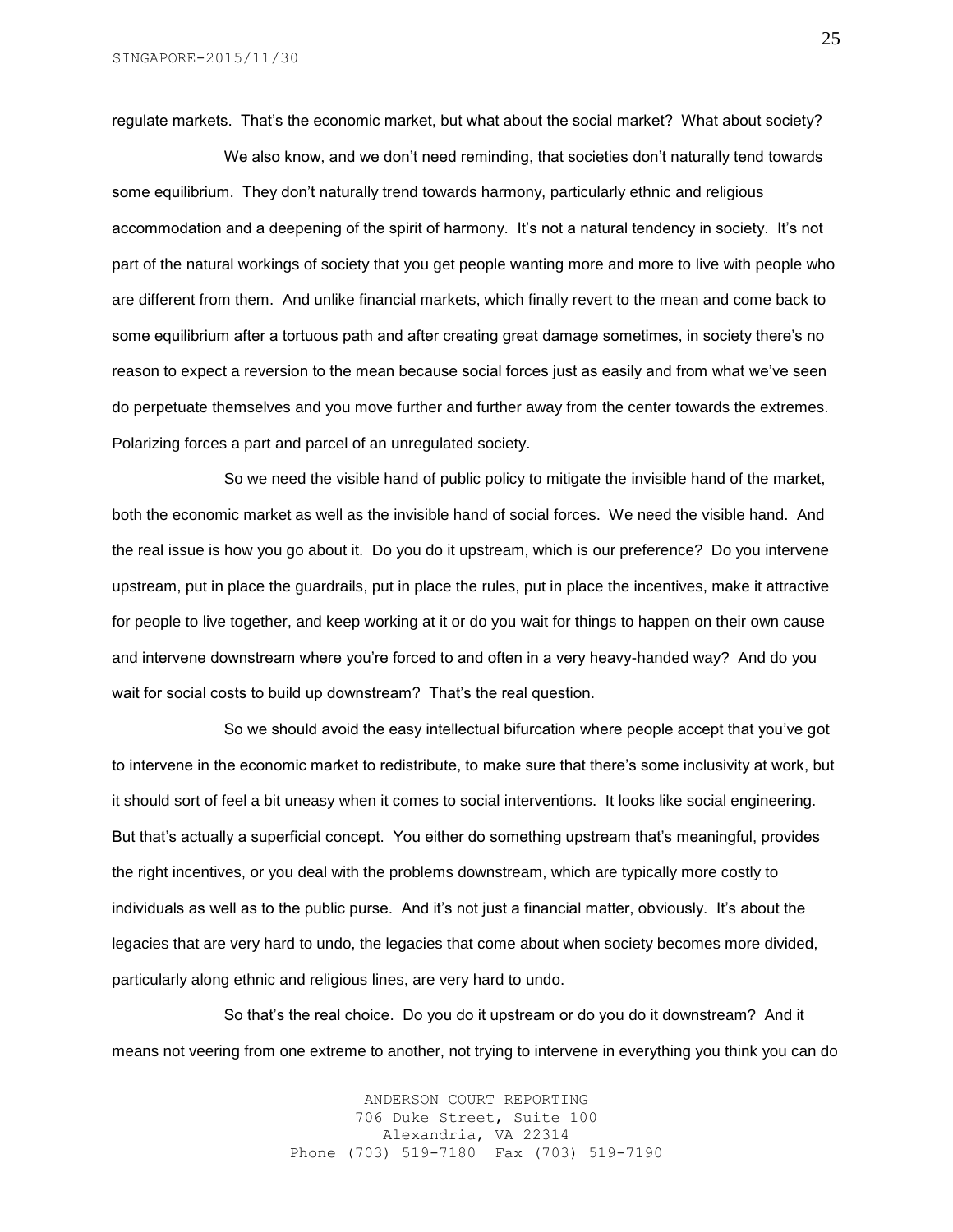regulate markets. That's the economic market, but what about the social market? What about society?

We also know, and we don't need reminding, that societies don't naturally tend towards some equilibrium. They don't naturally trend towards harmony, particularly ethnic and religious accommodation and a deepening of the spirit of harmony. It's not a natural tendency in society. It's not part of the natural workings of society that you get people wanting more and more to live with people who are different from them. And unlike financial markets, which finally revert to the mean and come back to some equilibrium after a tortuous path and after creating great damage sometimes, in society there's no reason to expect a reversion to the mean because social forces just as easily and from what we've seen do perpetuate themselves and you move further and further away from the center towards the extremes. Polarizing forces a part and parcel of an unregulated society.

So we need the visible hand of public policy to mitigate the invisible hand of the market, both the economic market as well as the invisible hand of social forces. We need the visible hand. And the real issue is how you go about it. Do you do it upstream, which is our preference? Do you intervene upstream, put in place the guardrails, put in place the rules, put in place the incentives, make it attractive for people to live together, and keep working at it or do you wait for things to happen on their own cause and intervene downstream where you're forced to and often in a very heavy-handed way? And do you wait for social costs to build up downstream? That's the real question.

So we should avoid the easy intellectual bifurcation where people accept that you've got to intervene in the economic market to redistribute, to make sure that there's some inclusivity at work, but it should sort of feel a bit uneasy when it comes to social interventions. It looks like social engineering. But that's actually a superficial concept. You either do something upstream that's meaningful, provides the right incentives, or you deal with the problems downstream, which are typically more costly to individuals as well as to the public purse. And it's not just a financial matter, obviously. It's about the legacies that are very hard to undo, the legacies that come about when society becomes more divided, particularly along ethnic and religious lines, are very hard to undo.

So that's the real choice. Do you do it upstream or do you do it downstream? And it means not veering from one extreme to another, not trying to intervene in everything you think you can do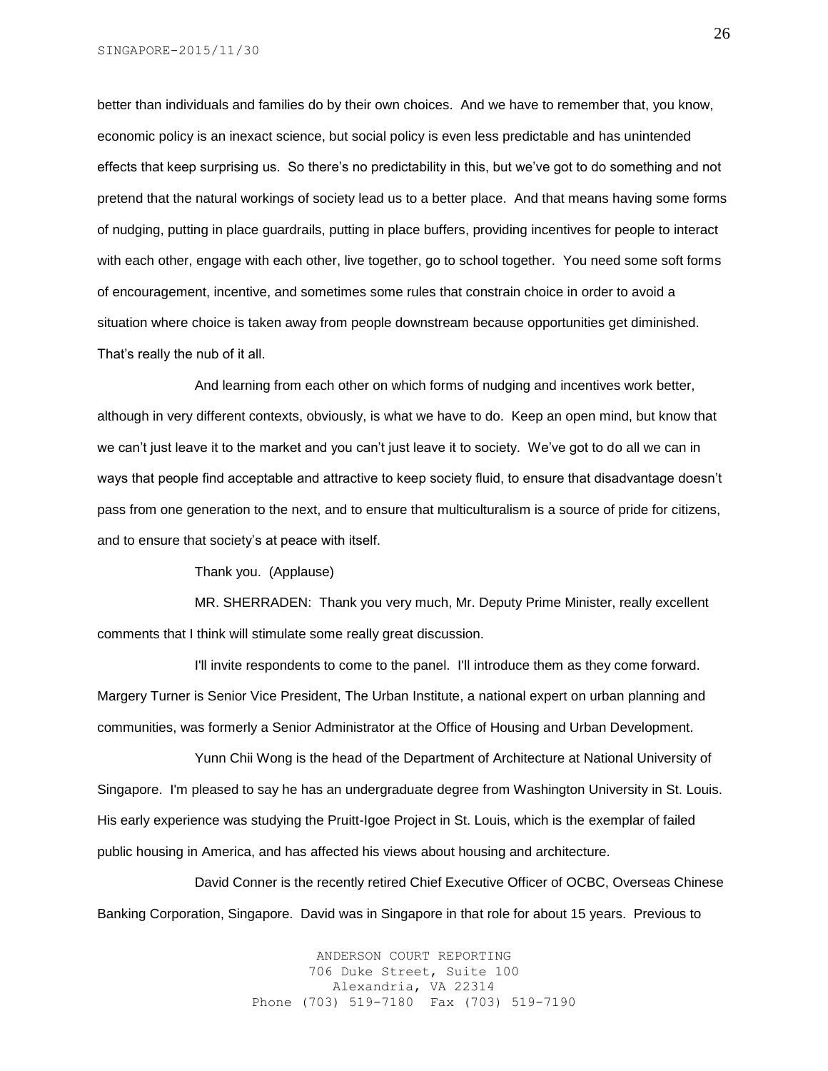better than individuals and families do by their own choices. And we have to remember that, you know, economic policy is an inexact science, but social policy is even less predictable and has unintended effects that keep surprising us. So there's no predictability in this, but we've got to do something and not pretend that the natural workings of society lead us to a better place. And that means having some forms of nudging, putting in place guardrails, putting in place buffers, providing incentives for people to interact with each other, engage with each other, live together, go to school together. You need some soft forms of encouragement, incentive, and sometimes some rules that constrain choice in order to avoid a situation where choice is taken away from people downstream because opportunities get diminished. That's really the nub of it all.

And learning from each other on which forms of nudging and incentives work better, although in very different contexts, obviously, is what we have to do. Keep an open mind, but know that we can't just leave it to the market and you can't just leave it to society. We've got to do all we can in ways that people find acceptable and attractive to keep society fluid, to ensure that disadvantage doesn't pass from one generation to the next, and to ensure that multiculturalism is a source of pride for citizens, and to ensure that society's at peace with itself.

Thank you. (Applause)

MR. SHERRADEN: Thank you very much, Mr. Deputy Prime Minister, really excellent comments that I think will stimulate some really great discussion.

I'll invite respondents to come to the panel. I'll introduce them as they come forward. Margery Turner is Senior Vice President, The Urban Institute, a national expert on urban planning and communities, was formerly a Senior Administrator at the Office of Housing and Urban Development.

Yunn Chii Wong is the head of the Department of Architecture at National University of Singapore. I'm pleased to say he has an undergraduate degree from Washington University in St. Louis. His early experience was studying the Pruitt-Igoe Project in St. Louis, which is the exemplar of failed public housing in America, and has affected his views about housing and architecture.

David Conner is the recently retired Chief Executive Officer of OCBC, Overseas Chinese Banking Corporation, Singapore. David was in Singapore in that role for about 15 years. Previous to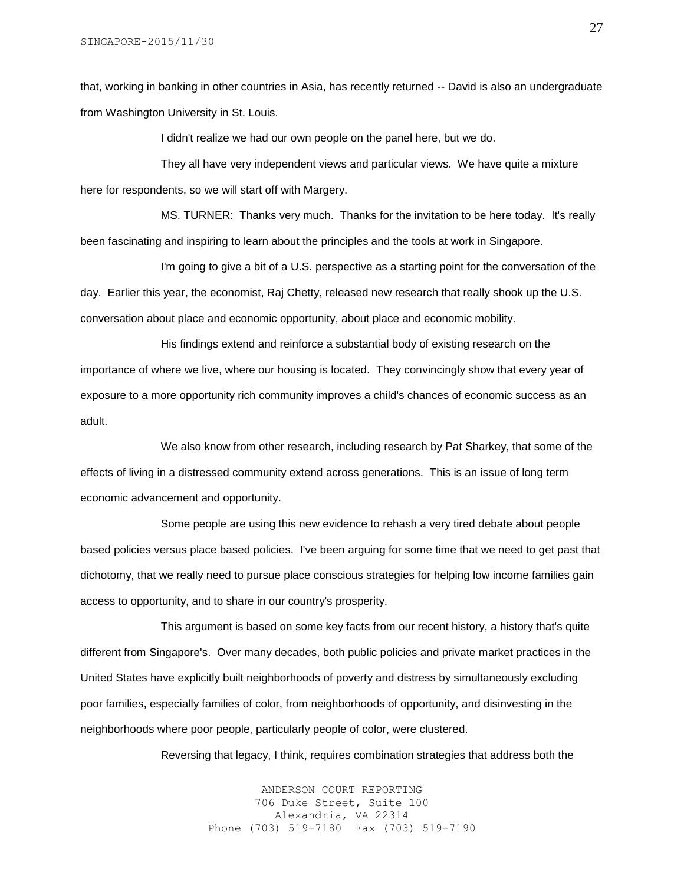that, working in banking in other countries in Asia, has recently returned -- David is also an undergraduate from Washington University in St. Louis.

I didn't realize we had our own people on the panel here, but we do.

They all have very independent views and particular views. We have quite a mixture here for respondents, so we will start off with Margery.

MS. TURNER: Thanks very much. Thanks for the invitation to be here today. It's really been fascinating and inspiring to learn about the principles and the tools at work in Singapore.

I'm going to give a bit of a U.S. perspective as a starting point for the conversation of the day. Earlier this year, the economist, Raj Chetty, released new research that really shook up the U.S. conversation about place and economic opportunity, about place and economic mobility.

His findings extend and reinforce a substantial body of existing research on the importance of where we live, where our housing is located. They convincingly show that every year of exposure to a more opportunity rich community improves a child's chances of economic success as an adult.

We also know from other research, including research by Pat Sharkey, that some of the effects of living in a distressed community extend across generations. This is an issue of long term economic advancement and opportunity.

Some people are using this new evidence to rehash a very tired debate about people based policies versus place based policies. I've been arguing for some time that we need to get past that dichotomy, that we really need to pursue place conscious strategies for helping low income families gain access to opportunity, and to share in our country's prosperity.

This argument is based on some key facts from our recent history, a history that's quite different from Singapore's. Over many decades, both public policies and private market practices in the United States have explicitly built neighborhoods of poverty and distress by simultaneously excluding poor families, especially families of color, from neighborhoods of opportunity, and disinvesting in the neighborhoods where poor people, particularly people of color, were clustered.

Reversing that legacy, I think, requires combination strategies that address both the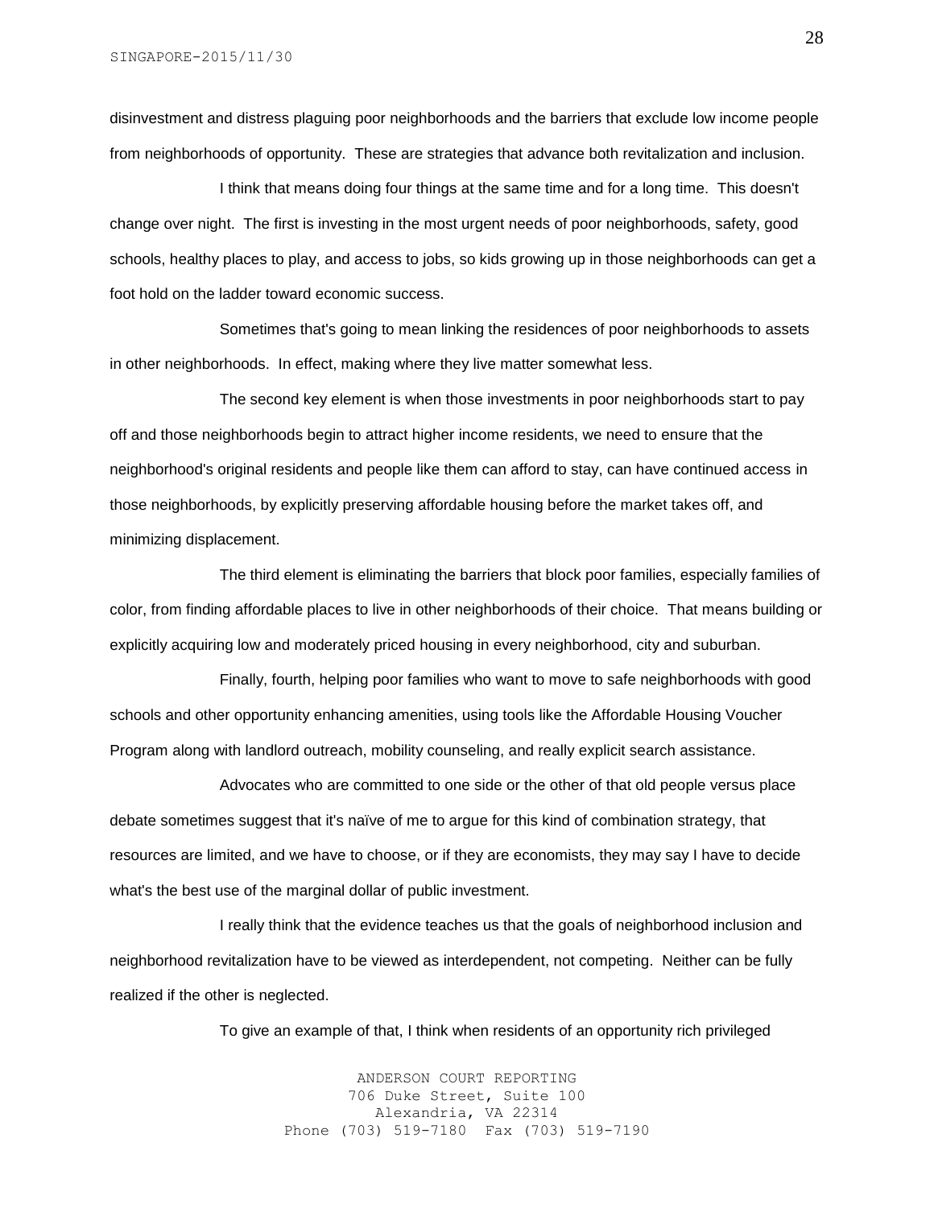disinvestment and distress plaguing poor neighborhoods and the barriers that exclude low income people from neighborhoods of opportunity. These are strategies that advance both revitalization and inclusion.

I think that means doing four things at the same time and for a long time. This doesn't change over night. The first is investing in the most urgent needs of poor neighborhoods, safety, good schools, healthy places to play, and access to jobs, so kids growing up in those neighborhoods can get a foot hold on the ladder toward economic success.

Sometimes that's going to mean linking the residences of poor neighborhoods to assets in other neighborhoods. In effect, making where they live matter somewhat less.

The second key element is when those investments in poor neighborhoods start to pay off and those neighborhoods begin to attract higher income residents, we need to ensure that the neighborhood's original residents and people like them can afford to stay, can have continued access in those neighborhoods, by explicitly preserving affordable housing before the market takes off, and minimizing displacement.

The third element is eliminating the barriers that block poor families, especially families of color, from finding affordable places to live in other neighborhoods of their choice. That means building or explicitly acquiring low and moderately priced housing in every neighborhood, city and suburban.

Finally, fourth, helping poor families who want to move to safe neighborhoods with good schools and other opportunity enhancing amenities, using tools like the Affordable Housing Voucher Program along with landlord outreach, mobility counseling, and really explicit search assistance.

Advocates who are committed to one side or the other of that old people versus place debate sometimes suggest that it's naïve of me to argue for this kind of combination strategy, that resources are limited, and we have to choose, or if they are economists, they may say I have to decide what's the best use of the marginal dollar of public investment.

I really think that the evidence teaches us that the goals of neighborhood inclusion and neighborhood revitalization have to be viewed as interdependent, not competing. Neither can be fully realized if the other is neglected.

To give an example of that, I think when residents of an opportunity rich privileged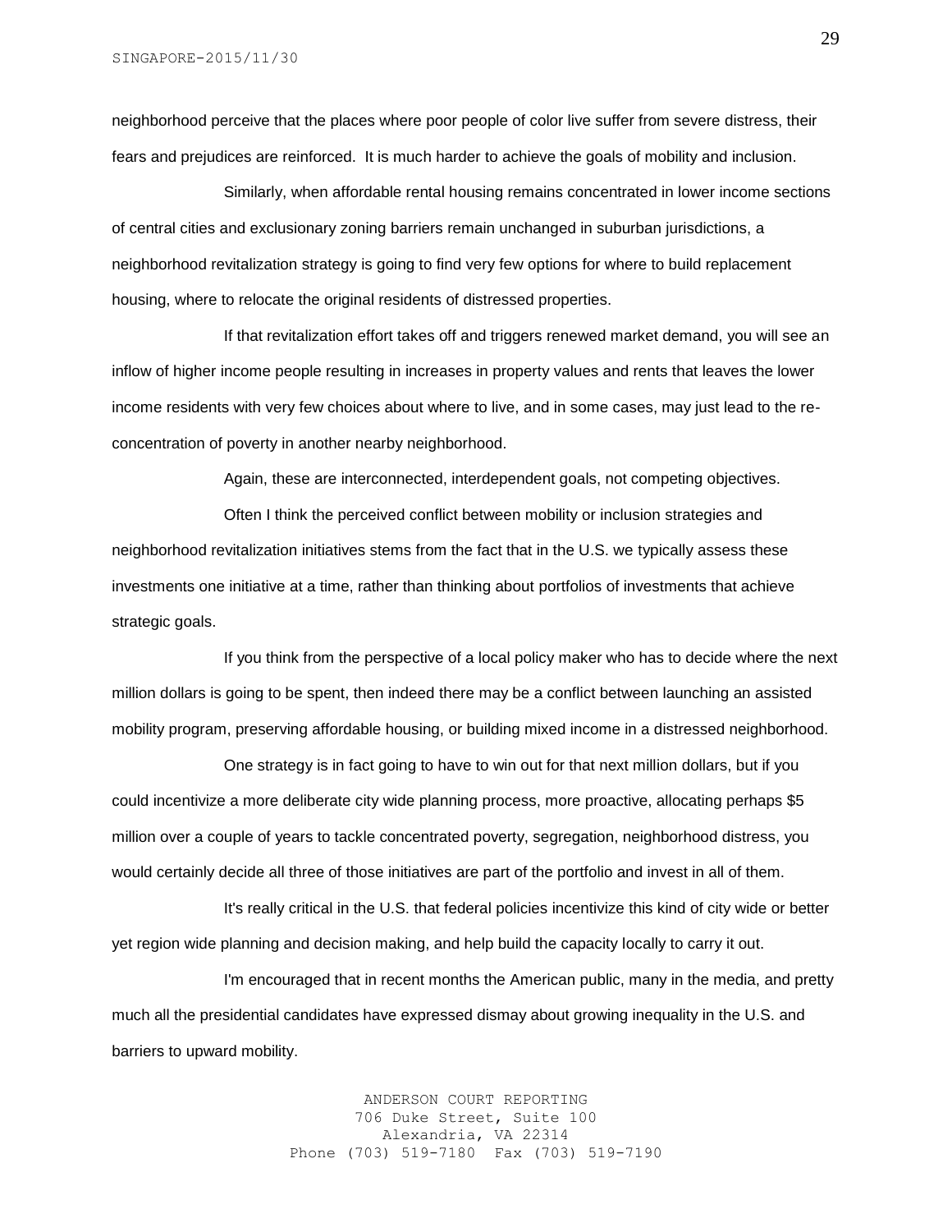neighborhood perceive that the places where poor people of color live suffer from severe distress, their fears and prejudices are reinforced. It is much harder to achieve the goals of mobility and inclusion.

Similarly, when affordable rental housing remains concentrated in lower income sections of central cities and exclusionary zoning barriers remain unchanged in suburban jurisdictions, a neighborhood revitalization strategy is going to find very few options for where to build replacement housing, where to relocate the original residents of distressed properties.

If that revitalization effort takes off and triggers renewed market demand, you will see an inflow of higher income people resulting in increases in property values and rents that leaves the lower income residents with very few choices about where to live, and in some cases, may just lead to the re-concentration of poverty in another nearby neighborhood.

Again, these are interconnected, interdependent goals, not competing objectives.

Often I think the perceived conflict between mobility or inclusion strategies and neighborhood revitalization initiatives stems from the fact that in the U.S. we typically assess these investments one initiative at a time, rather than thinking about portfolios of investments that achieve strategic goals.

If you think from the perspective of a local policy maker who has to decide where the next million dollars is going to be spent, then indeed there may be a conflict between launching an assisted mobility program, preserving affordable housing, or building mixed income in a distressed neighborhood.

One strategy is in fact going to have to win out for that next million dollars, but if you could incentivize a more deliberate city wide planning process, more proactive, allocating perhaps $5 million over a couple of years to tackle concentrated poverty, segregation, neighborhood distress, you would certainly decide all three of those initiatives are part of the portfolio and invest in all of them.

It's really critical in the U.S. that federal policies incentivize this kind of city wide or better yet region wide planning and decision making, and help build the capacity locally to carry it out.

I'm encouraged that in recent months the American public, many in the media, and pretty much all the presidential candidates have expressed dismay about growing inequality in the U.S. and barriers to upward mobility.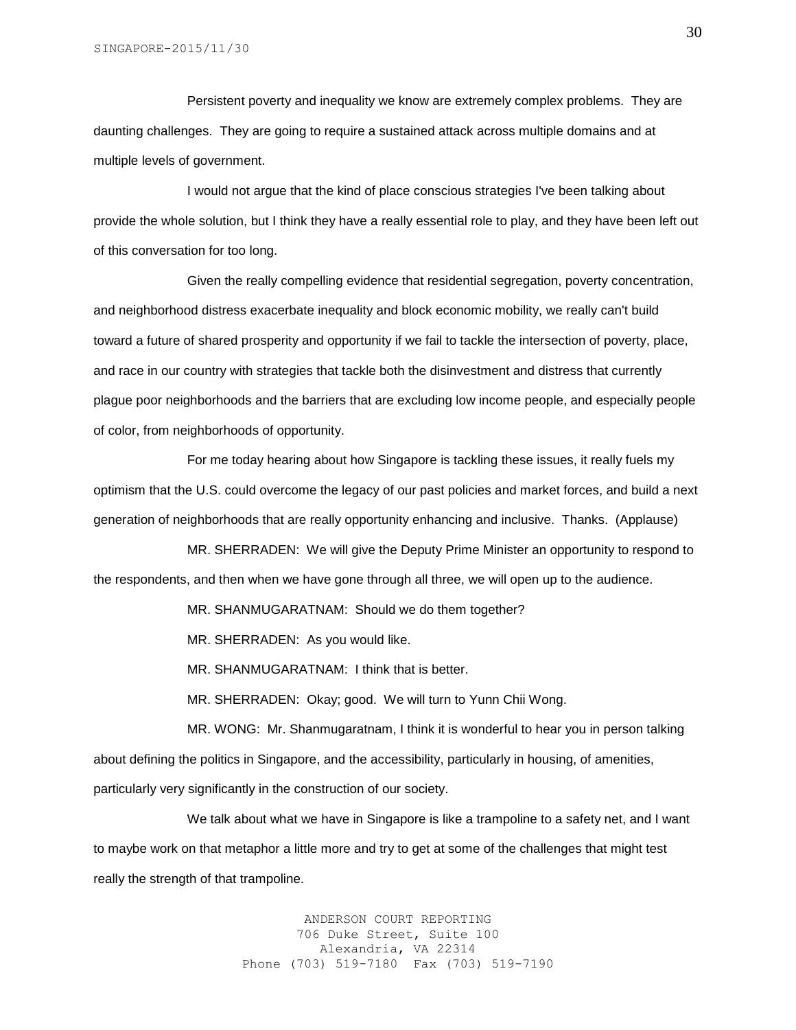Persistent poverty and inequality we know are extremely complex problems. They are daunting challenges. They are going to require a sustained attack across multiple domains and at multiple levels of government.

I would not argue that the kind of place conscious strategies I've been talking about provide the whole solution, but I think they have a really essential role to play, and they have been left out of this conversation for too long.

Given the really compelling evidence that residential segregation, poverty concentration, and neighborhood distress exacerbate inequality and block economic mobility, we really can't build toward a future of shared prosperity and opportunity if we fail to tackle the intersection of poverty, place, and race in our country with strategies that tackle both the disinvestment and distress that currently plague poor neighborhoods and the barriers that are excluding low income people, and especially people of color, from neighborhoods of opportunity.

For me today hearing about how Singapore is tackling these issues, it really fuels my optimism that the U.S. could overcome the legacy of our past policies and market forces, and build a next generation of neighborhoods that are really opportunity enhancing and inclusive. Thanks. (Applause)

MR. SHERRADEN: We will give the Deputy Prime Minister an opportunity to respond to the respondents, and then when we have gone through all three, we will open up to the audience.

MR. SHANMUGARATNAM: Should we do them together?

MR. SHERRADEN: As you would like.

MR. SHANMUGARATNAM: I think that is better.

MR. SHERRADEN: Okay; good. We will turn to Yunn Chii Wong.

MR. WONG: Mr. Shanmugaratnam, I think it is wonderful to hear you in person talking about defining the politics in Singapore, and the accessibility, particularly in housing, of amenities, particularly very significantly in the construction of our society.

We talk about what we have in Singapore is like a trampoline to a safety net, and I want to maybe work on that metaphor a little more and try to get at some of the challenges that might test really the strength of that trampoline.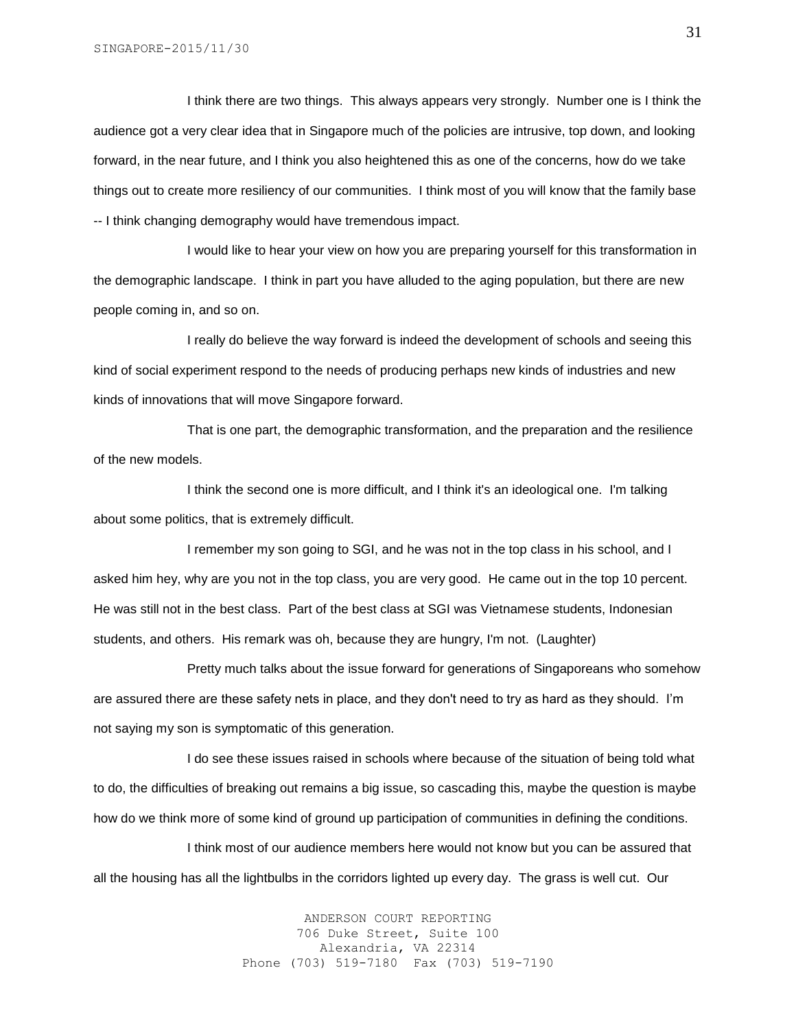I think there are two things. This always appears very strongly. Number one is I think the audience got a very clear idea that in Singapore much of the policies are intrusive, top down, and looking forward, in the near future, and I think you also heightened this as one of the concerns, how do we take things out to create more resiliency of our communities. I think most of you will know that the family base -- I think changing demography would have tremendous impact.

I would like to hear your view on how you are preparing yourself for this transformation in the demographic landscape. I think in part you have alluded to the aging population, but there are new people coming in, and so on.

I really do believe the way forward is indeed the development of schools and seeing this kind of social experiment respond to the needs of producing perhaps new kinds of industries and new kinds of innovations that will move Singapore forward.

That is one part, the demographic transformation, and the preparation and the resilience of the new models.

I think the second one is more difficult, and I think it's an ideological one. I'm talking about some politics, that is extremely difficult.

I remember my son going to SGI, and he was not in the top class in his school, and I asked him hey, why are you not in the top class, you are very good. He came out in the top 10 percent. He was still not in the best class. Part of the best class at SGI was Vietnamese students, Indonesian students, and others. His remark was oh, because they are hungry, I'm not. (Laughter)

Pretty much talks about the issue forward for generations of Singaporeans who somehow are assured there are these safety nets in place, and they don't need to try as hard as they should. I'm not saying my son is symptomatic of this generation.

I do see these issues raised in schools where because of the situation of being told what to do, the difficulties of breaking out remains a big issue, so cascading this, maybe the question is maybe how do we think more of some kind of ground up participation of communities in defining the conditions.

I think most of our audience members here would not know but you can be assured that all the housing has all the lightbulbs in the corridors lighted up every day. The grass is well cut. Our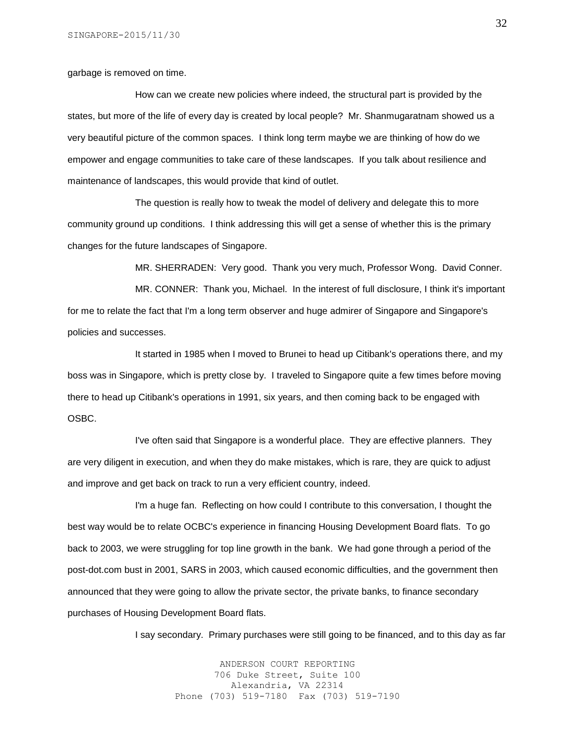garbage is removed on time.

How can we create new policies where indeed, the structural part is provided by the states, but more of the life of every day is created by local people? Mr. Shanmugaratnam showed us a very beautiful picture of the common spaces. I think long term maybe we are thinking of how do we empower and engage communities to take care of these landscapes. If you talk about resilience and maintenance of landscapes, this would provide that kind of outlet.

The question is really how to tweak the model of delivery and delegate this to more community ground up conditions. I think addressing this will get a sense of whether this is the primary changes for the future landscapes of Singapore.

MR. SHERRADEN: Very good. Thank you very much, Professor Wong. David Conner.

MR. CONNER: Thank you, Michael. In the interest of full disclosure, I think it's important for me to relate the fact that I'm a long term observer and huge admirer of Singapore and Singapore's policies and successes.

It started in 1985 when I moved to Brunei to head up Citibank's operations there, and my boss was in Singapore, which is pretty close by. I traveled to Singapore quite a few times before moving there to head up Citibank's operations in 1991, six years, and then coming back to be engaged with OSBC.

I've often said that Singapore is a wonderful place. They are effective planners. They are very diligent in execution, and when they do make mistakes, which is rare, they are quick to adjust and improve and get back on track to run a very efficient country, indeed.

I'm a huge fan. Reflecting on how could I contribute to this conversation, I thought the best way would be to relate OCBC's experience in financing Housing Development Board flats. To go back to 2003, we were struggling for top line growth in the bank. We had gone through a period of the post-dot.com bust in 2001, SARS in 2003, which caused economic difficulties, and the government then announced that they were going to allow the private sector, the private banks, to finance secondary purchases of Housing Development Board flats.

I say secondary. Primary purchases were still going to be financed, and to this day as far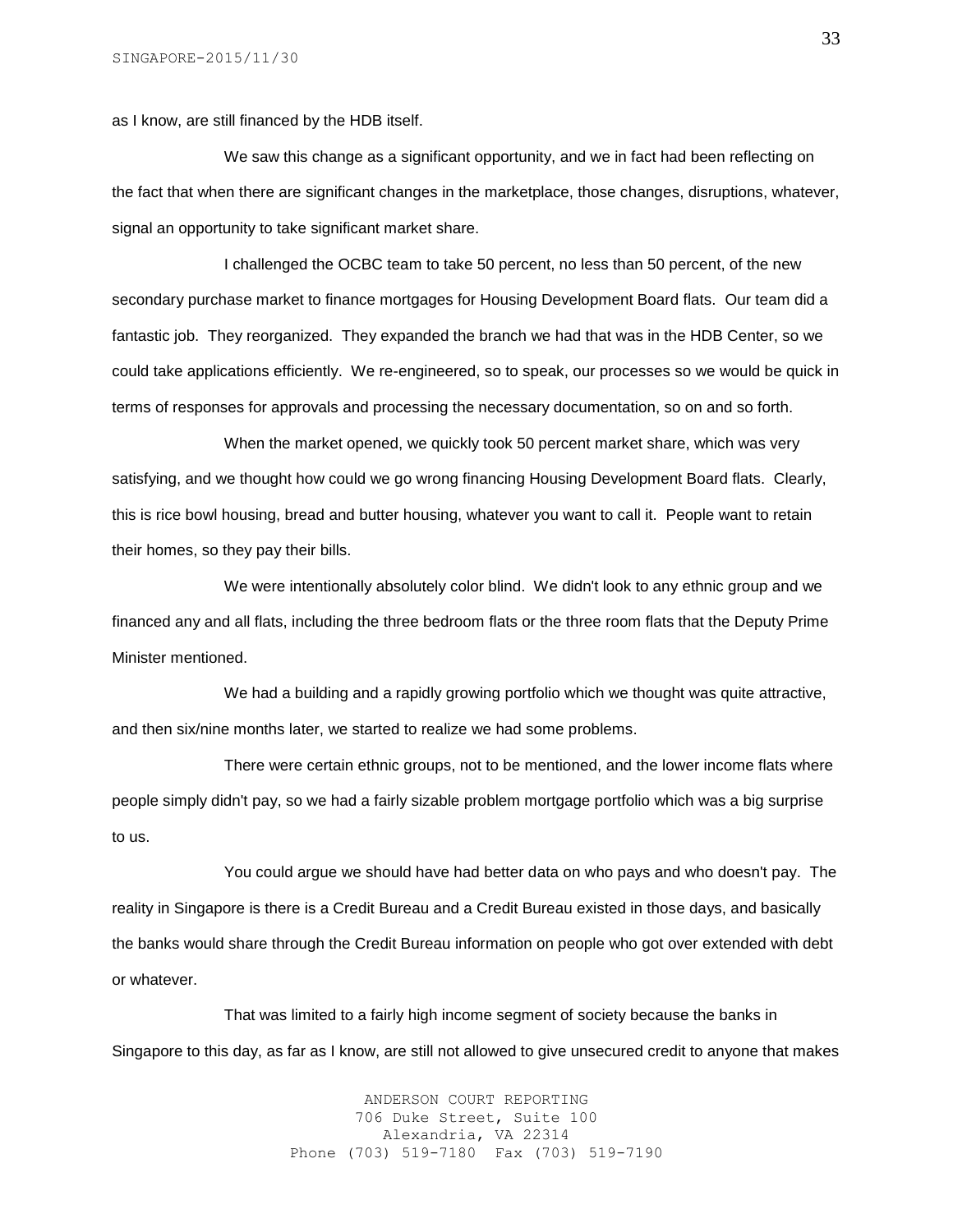as I know, are still financed by the HDB itself.

We saw this change as a significant opportunity, and we in fact had been reflecting on the fact that when there are significant changes in the marketplace, those changes, disruptions, whatever, signal an opportunity to take significant market share.

I challenged the OCBC team to take 50 percent, no less than 50 percent, of the new secondary purchase market to finance mortgages for Housing Development Board flats. Our team did a fantastic job. They reorganized. They expanded the branch we had that was in the HDB Center, so we could take applications efficiently. We re-engineered, so to speak, our processes so we would be quick in terms of responses for approvals and processing the necessary documentation, so on and so forth.

When the market opened, we quickly took 50 percent market share, which was very satisfying, and we thought how could we go wrong financing Housing Development Board flats. Clearly, this is rice bowl housing, bread and butter housing, whatever you want to call it. People want to retain their homes, so they pay their bills.

We were intentionally absolutely color blind. We didn't look to any ethnic group and we financed any and all flats, including the three bedroom flats or the three room flats that the Deputy Prime Minister mentioned.

We had a building and a rapidly growing portfolio which we thought was quite attractive, and then six/nine months later, we started to realize we had some problems.

There were certain ethnic groups, not to be mentioned, and the lower income flats where people simply didn't pay, so we had a fairly sizable problem mortgage portfolio which was a big surprise to us.

You could argue we should have had better data on who pays and who doesn't pay. The reality in Singapore is there is a Credit Bureau and a Credit Bureau existed in those days, and basically the banks would share through the Credit Bureau information on people who got over extended with debt or whatever.

That was limited to a fairly high income segment of society because the banks in Singapore to this day, as far as I know, are still not allowed to give unsecured credit to anyone that makes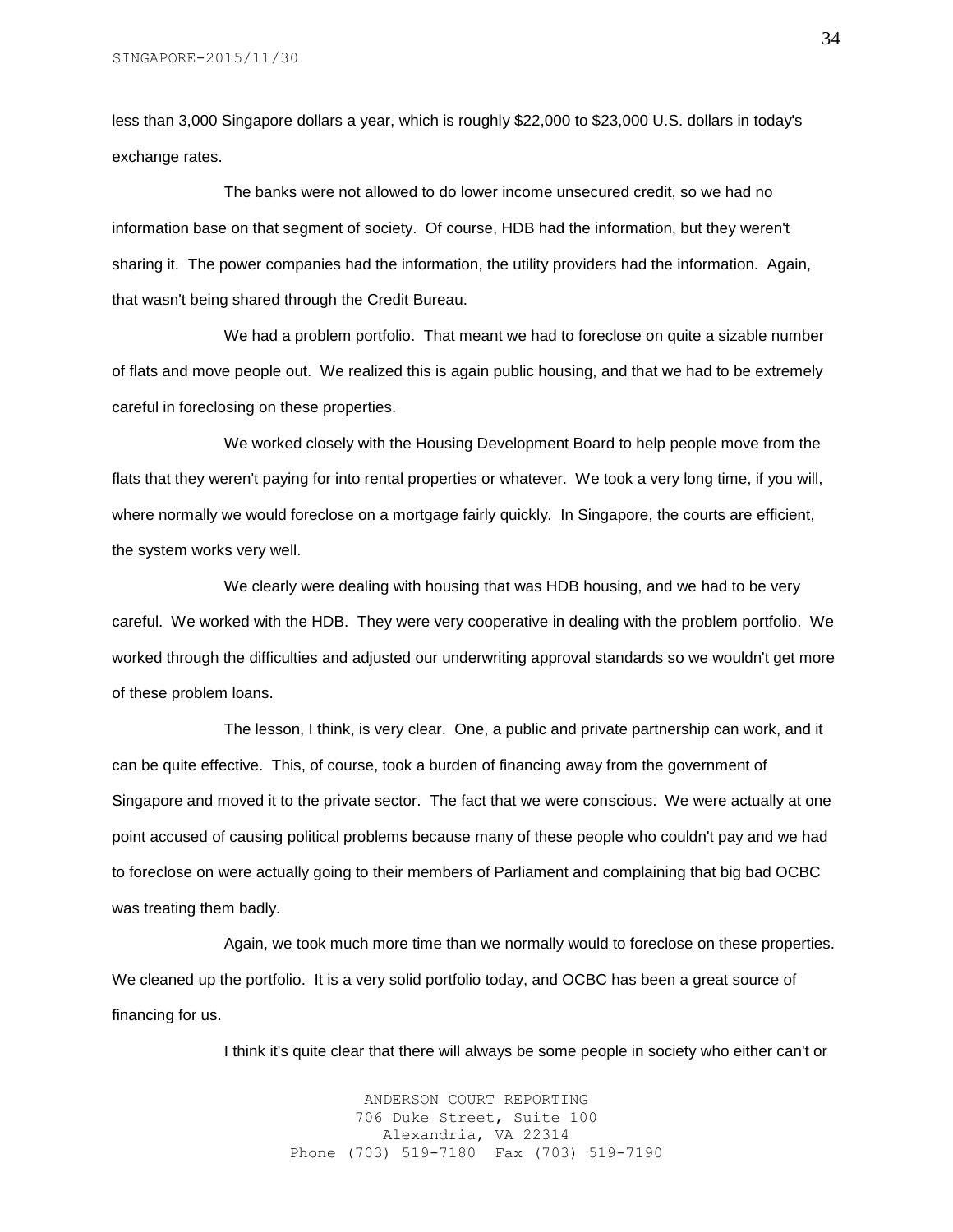less than 3,000 Singapore dollars a year, which is roughly $22,000 to $23,000 U.S. dollars in today's exchange rates.

The banks were not allowed to do lower income unsecured credit, so we had no information base on that segment of society. Of course, HDB had the information, but they weren't sharing it. The power companies had the information, the utility providers had the information. Again, that wasn't being shared through the Credit Bureau.

We had a problem portfolio. That meant we had to foreclose on quite a sizable number of flats and move people out. We realized this is again public housing, and that we had to be extremely careful in foreclosing on these properties.

We worked closely with the Housing Development Board to help people move from the flats that they weren't paying for into rental properties or whatever. We took a very long time, if you will, where normally we would foreclose on a mortgage fairly quickly. In Singapore, the courts are efficient, the system works very well.

We clearly were dealing with housing that was HDB housing, and we had to be very careful. We worked with the HDB. They were very cooperative in dealing with the problem portfolio. We worked through the difficulties and adjusted our underwriting approval standards so we wouldn't get more of these problem loans.

The lesson, I think, is very clear. One, a public and private partnership can work, and it can be quite effective. This, of course, took a burden of financing away from the government of Singapore and moved it to the private sector. The fact that we were conscious. We were actually at one point accused of causing political problems because many of these people who couldn't pay and we had to foreclose on were actually going to their members of Parliament and complaining that big bad OCBC was treating them badly.

Again, we took much more time than we normally would to foreclose on these properties. We cleaned up the portfolio. It is a very solid portfolio today, and OCBC has been a great source of financing for us.

I think it's quite clear that there will always be some people in society who either can't or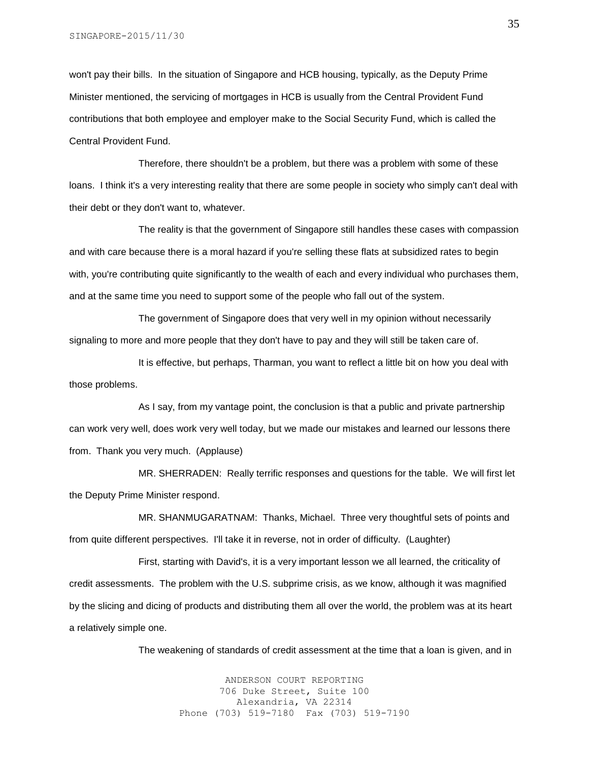won't pay their bills. In the situation of Singapore and HCB housing, typically, as the Deputy Prime Minister mentioned, the servicing of mortgages in HCB is usually from the Central Provident Fund contributions that both employee and employer make to the Social Security Fund, which is called the Central Provident Fund.

Therefore, there shouldn't be a problem, but there was a problem with some of these loans. I think it's a very interesting reality that there are some people in society who simply can't deal with their debt or they don't want to, whatever.

The reality is that the government of Singapore still handles these cases with compassion and with care because there is a moral hazard if you're selling these flats at subsidized rates to begin with, you're contributing quite significantly to the wealth of each and every individual who purchases them, and at the same time you need to support some of the people who fall out of the system.

The government of Singapore does that very well in my opinion without necessarily signaling to more and more people that they don't have to pay and they will still be taken care of.

It is effective, but perhaps, Tharman, you want to reflect a little bit on how you deal with those problems.

As I say, from my vantage point, the conclusion is that a public and private partnership can work very well, does work very well today, but we made our mistakes and learned our lessons there from. Thank you very much. (Applause)

MR. SHERRADEN: Really terrific responses and questions for the table. We will first let the Deputy Prime Minister respond.

MR. SHANMUGARATNAM: Thanks, Michael. Three very thoughtful sets of points and from quite different perspectives. I'll take it in reverse, not in order of difficulty. (Laughter)

First, starting with David's, it is a very important lesson we all learned, the criticality of credit assessments. The problem with the U.S. subprime crisis, as we know, although it was magnified by the slicing and dicing of products and distributing them all over the world, the problem was at its heart a relatively simple one.

The weakening of standards of credit assessment at the time that a loan is given, and in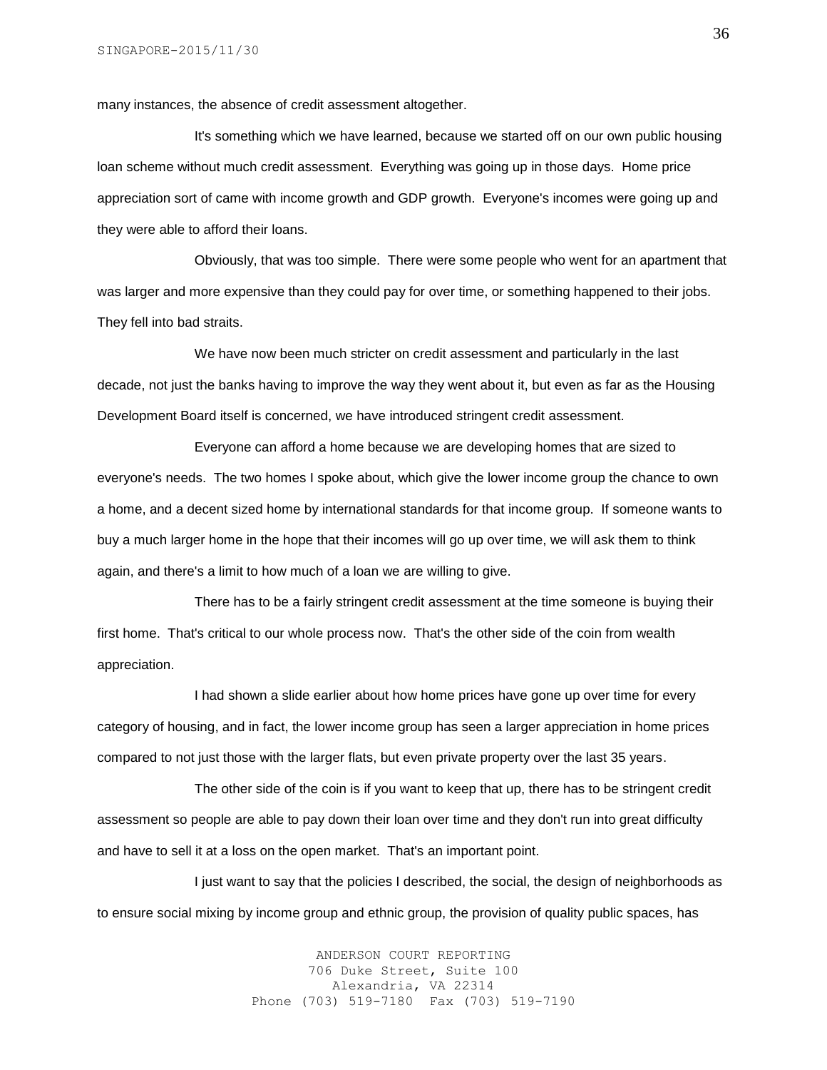many instances, the absence of credit assessment altogether.

It's something which we have learned, because we started off on our own public housing loan scheme without much credit assessment. Everything was going up in those days. Home price appreciation sort of came with income growth and GDP growth. Everyone's incomes were going up and they were able to afford their loans.

Obviously, that was too simple. There were some people who went for an apartment that was larger and more expensive than they could pay for over time, or something happened to their jobs. They fell into bad straits.

We have now been much stricter on credit assessment and particularly in the last decade, not just the banks having to improve the way they went about it, but even as far as the Housing Development Board itself is concerned, we have introduced stringent credit assessment.

Everyone can afford a home because we are developing homes that are sized to everyone's needs. The two homes I spoke about, which give the lower income group the chance to own a home, and a decent sized home by international standards for that income group. If someone wants to buy a much larger home in the hope that their incomes will go up over time, we will ask them to think again, and there's a limit to how much of a loan we are willing to give.

There has to be a fairly stringent credit assessment at the time someone is buying their first home. That's critical to our whole process now. That's the other side of the coin from wealth appreciation.

I had shown a slide earlier about how home prices have gone up over time for every category of housing, and in fact, the lower income group has seen a larger appreciation in home prices compared to not just those with the larger flats, but even private property over the last 35 years.

The other side of the coin is if you want to keep that up, there has to be stringent credit assessment so people are able to pay down their loan over time and they don't run into great difficulty and have to sell it at a loss on the open market. That's an important point.

I just want to say that the policies I described, the social, the design of neighborhoods as to ensure social mixing by income group and ethnic group, the provision of quality public spaces, has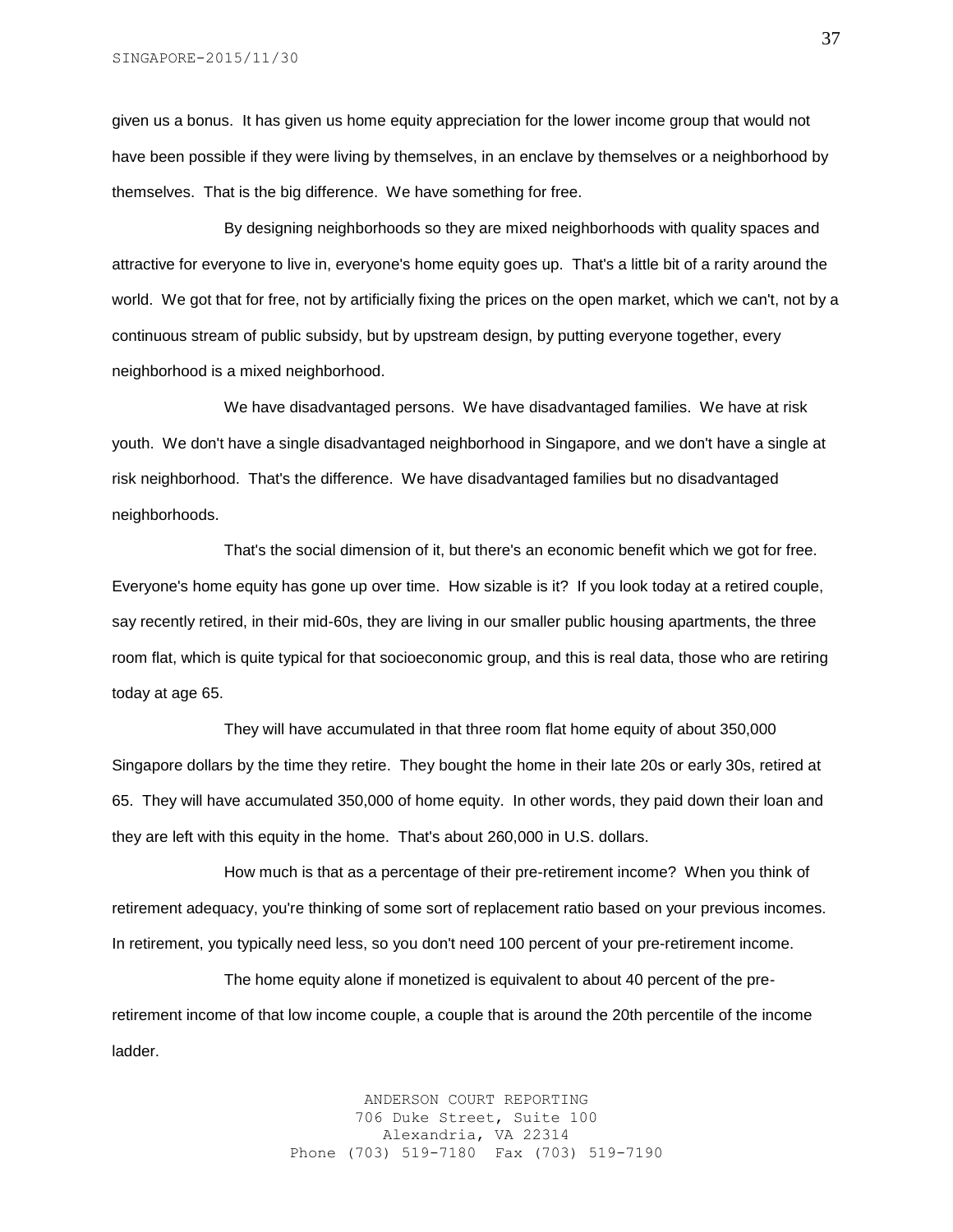given us a bonus. It has given us home equity appreciation for the lower income group that would not have been possible if they were living by themselves, in an enclave by themselves or a neighborhood by themselves. That is the big difference. We have something for free.

By designing neighborhoods so they are mixed neighborhoods with quality spaces and attractive for everyone to live in, everyone's home equity goes up. That's a little bit of a rarity around the world. We got that for free, not by artificially fixing the prices on the open market, which we can't, not by a continuous stream of public subsidy, but by upstream design, by putting everyone together, every neighborhood is a mixed neighborhood.

We have disadvantaged persons. We have disadvantaged families. We have at risk youth. We don't have a single disadvantaged neighborhood in Singapore, and we don't have a single at risk neighborhood. That's the difference. We have disadvantaged families but no disadvantaged neighborhoods.

That's the social dimension of it, but there's an economic benefit which we got for free. Everyone's home equity has gone up over time. How sizable is it? If you look today at a retired couple, say recently retired, in their mid-60s, they are living in our smaller public housing apartments, the three room flat, which is quite typical for that socioeconomic group, and this is real data, those who are retiring today at age 65.

They will have accumulated in that three room flat home equity of about 350,000 Singapore dollars by the time they retire. They bought the home in their late 20s or early 30s, retired at 65. They will have accumulated 350,000 of home equity. In other words, they paid down their loan and they are left with this equity in the home. That's about 260,000 in U.S. dollars.

How much is that as a percentage of their pre-retirement income? When you think of retirement adequacy, you're thinking of some sort of replacement ratio based on your previous incomes. In retirement, you typically need less, so you don't need 100 percent of your pre-retirement income.

The home equity alone if monetized is equivalent to about 40 percent of the pre-retirement income of that low income couple, a couple that is around the 20th percentile of the income ladder.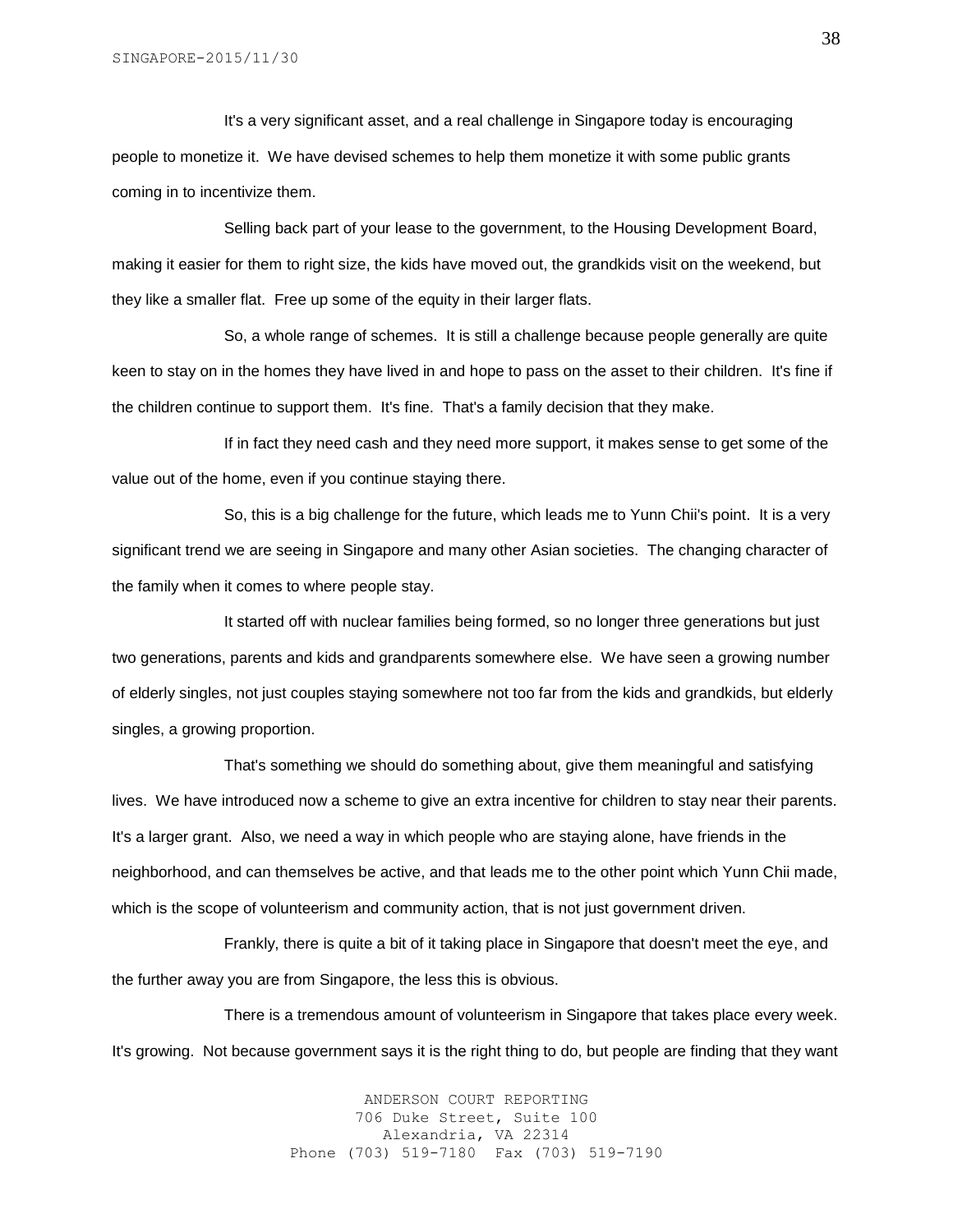It's a very significant asset, and a real challenge in Singapore today is encouraging people to monetize it. We have devised schemes to help them monetize it with some public grants coming in to incentivize them.

Selling back part of your lease to the government, to the Housing Development Board, making it easier for them to right size, the kids have moved out, the grandkids visit on the weekend, but they like a smaller flat. Free up some of the equity in their larger flats.

So, a whole range of schemes. It is still a challenge because people generally are quite keen to stay on in the homes they have lived in and hope to pass on the asset to their children. It's fine if the children continue to support them. It's fine. That's a family decision that they make.

If in fact they need cash and they need more support, it makes sense to get some of the value out of the home, even if you continue staying there.

So, this is a big challenge for the future, which leads me to Yunn Chii's point. It is a very significant trend we are seeing in Singapore and many other Asian societies. The changing character of the family when it comes to where people stay.

It started off with nuclear families being formed, so no longer three generations but just two generations, parents and kids and grandparents somewhere else. We have seen a growing number of elderly singles, not just couples staying somewhere not too far from the kids and grandkids, but elderly singles, a growing proportion.

That's something we should do something about, give them meaningful and satisfying lives. We have introduced now a scheme to give an extra incentive for children to stay near their parents. It's a larger grant. Also, we need a way in which people who are staying alone, have friends in the neighborhood, and can themselves be active, and that leads me to the other point which Yunn Chii made, which is the scope of volunteerism and community action, that is not just government driven.

Frankly, there is quite a bit of it taking place in Singapore that doesn't meet the eye, and the further away you are from Singapore, the less this is obvious.

There is a tremendous amount of volunteerism in Singapore that takes place every week. It's growing. Not because government says it is the right thing to do, but people are finding that they want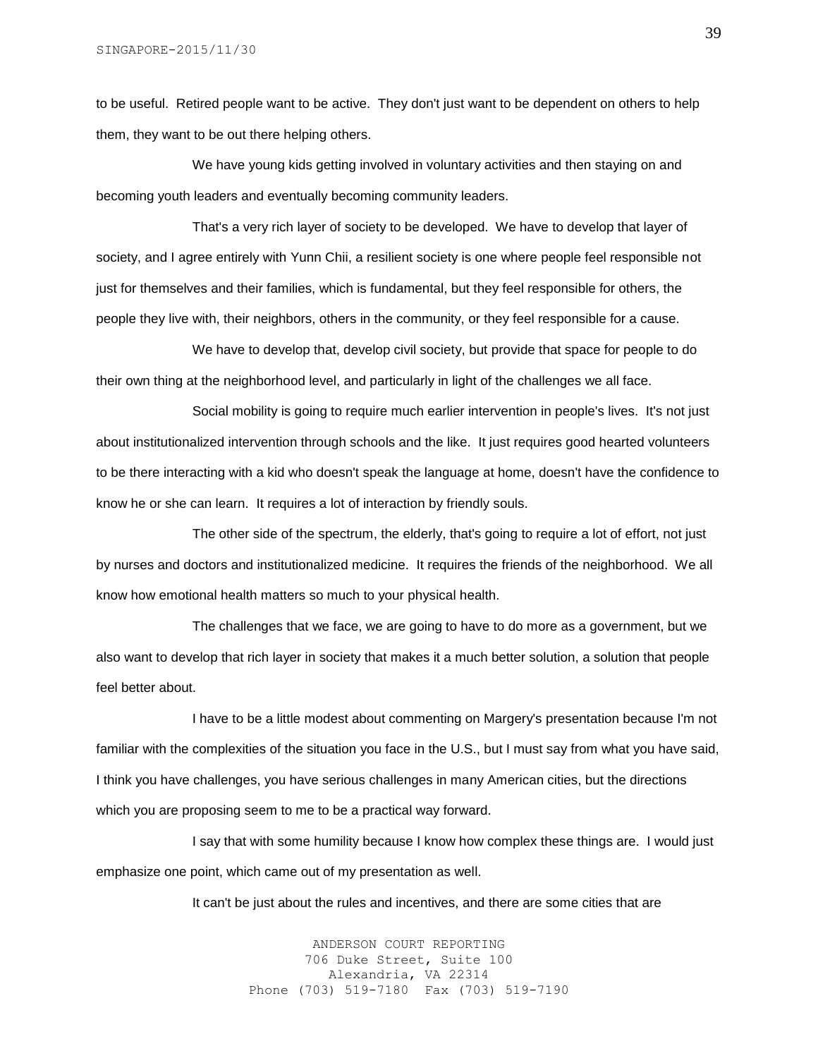to be useful. Retired people want to be active. They don't just want to be dependent on others to help them, they want to be out there helping others.

We have young kids getting involved in voluntary activities and then staying on and becoming youth leaders and eventually becoming community leaders.

That's a very rich layer of society to be developed. We have to develop that layer of society, and I agree entirely with Yunn Chii, a resilient society is one where people feel responsible not just for themselves and their families, which is fundamental, but they feel responsible for others, the people they live with, their neighbors, others in the community, or they feel responsible for a cause.

We have to develop that, develop civil society, but provide that space for people to do their own thing at the neighborhood level, and particularly in light of the challenges we all face.

Social mobility is going to require much earlier intervention in people's lives. It's not just about institutionalized intervention through schools and the like. It just requires good hearted volunteers to be there interacting with a kid who doesn't speak the language at home, doesn't have the confidence to know he or she can learn. It requires a lot of interaction by friendly souls.

The other side of the spectrum, the elderly, that's going to require a lot of effort, not just by nurses and doctors and institutionalized medicine. It requires the friends of the neighborhood. We all know how emotional health matters so much to your physical health.

The challenges that we face, we are going to have to do more as a government, but we also want to develop that rich layer in society that makes it a much better solution, a solution that people feel better about.

I have to be a little modest about commenting on Margery's presentation because I'm not familiar with the complexities of the situation you face in the U.S., but I must say from what you have said, I think you have challenges, you have serious challenges in many American cities, but the directions which you are proposing seem to me to be a practical way forward.

I say that with some humility because I know how complex these things are. I would just emphasize one point, which came out of my presentation as well.

It can't be just about the rules and incentives, and there are some cities that are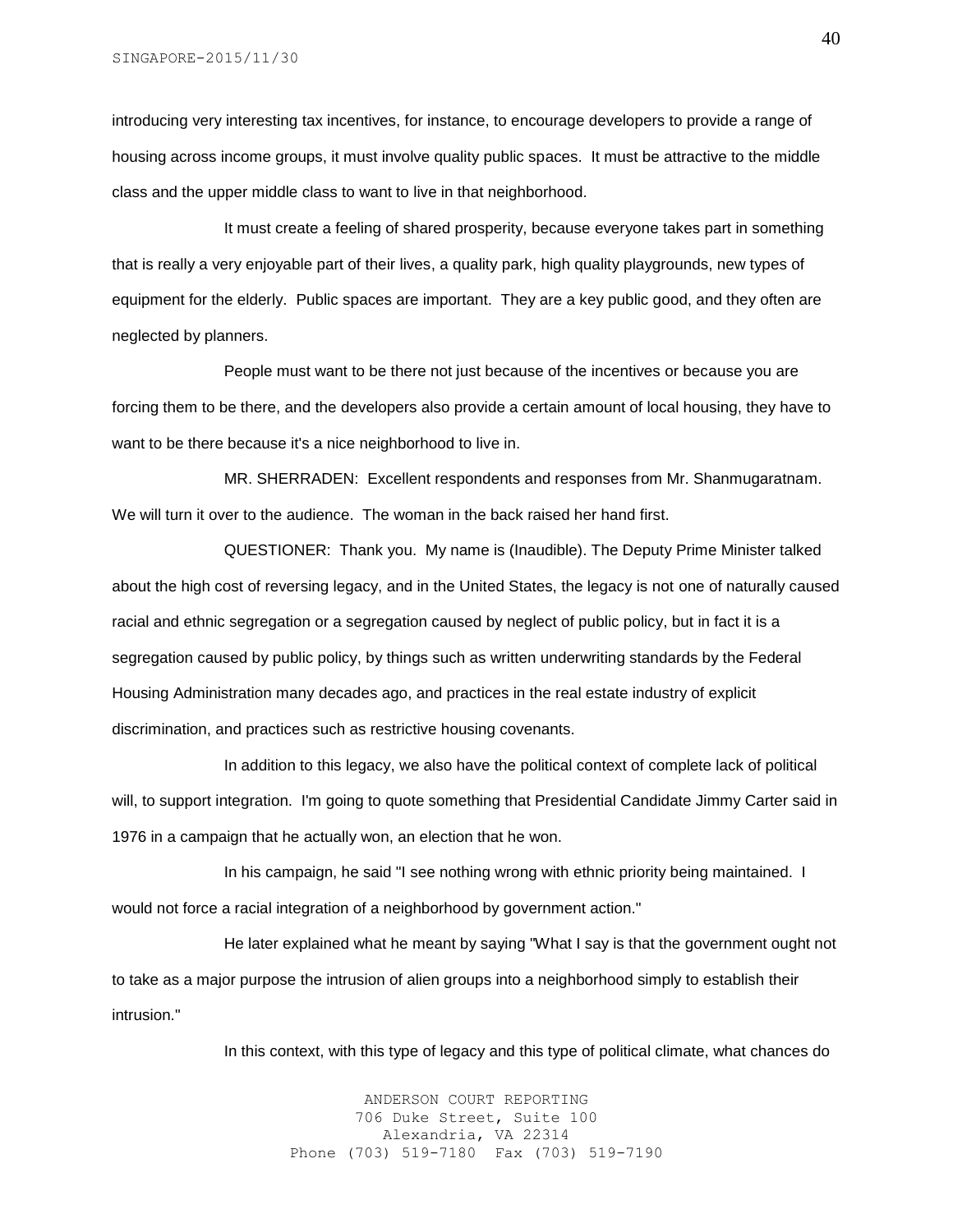introducing very interesting tax incentives, for instance, to encourage developers to provide a range of housing across income groups, it must involve quality public spaces. It must be attractive to the middle class and the upper middle class to want to live in that neighborhood.

It must create a feeling of shared prosperity, because everyone takes part in something that is really a very enjoyable part of their lives, a quality park, high quality playgrounds, new types of equipment for the elderly. Public spaces are important. They are a key public good, and they often are neglected by planners.

People must want to be there not just because of the incentives or because you are forcing them to be there, and the developers also provide a certain amount of local housing, they have to want to be there because it's a nice neighborhood to live in.

MR. SHERRADEN: Excellent respondents and responses from Mr. Shanmugaratnam. We will turn it over to the audience. The woman in the back raised her hand first.

QUESTIONER: Thank you. My name is (Inaudible). The Deputy Prime Minister talked about the high cost of reversing legacy, and in the United States, the legacy is not one of naturally caused racial and ethnic segregation or a segregation caused by neglect of public policy, but in fact it is a segregation caused by public policy, by things such as written underwriting standards by the Federal Housing Administration many decades ago, and practices in the real estate industry of explicit discrimination, and practices such as restrictive housing covenants.

In addition to this legacy, we also have the political context of complete lack of political will, to support integration. I'm going to quote something that Presidential Candidate Jimmy Carter said in 1976 in a campaign that he actually won, an election that he won.

In his campaign, he said "I see nothing wrong with ethnic priority being maintained. I would not force a racial integration of a neighborhood by government action."

He later explained what he meant by saying "What I say is that the government ought not to take as a major purpose the intrusion of alien groups into a neighborhood simply to establish their intrusion."

In this context, with this type of legacy and this type of political climate, what chances do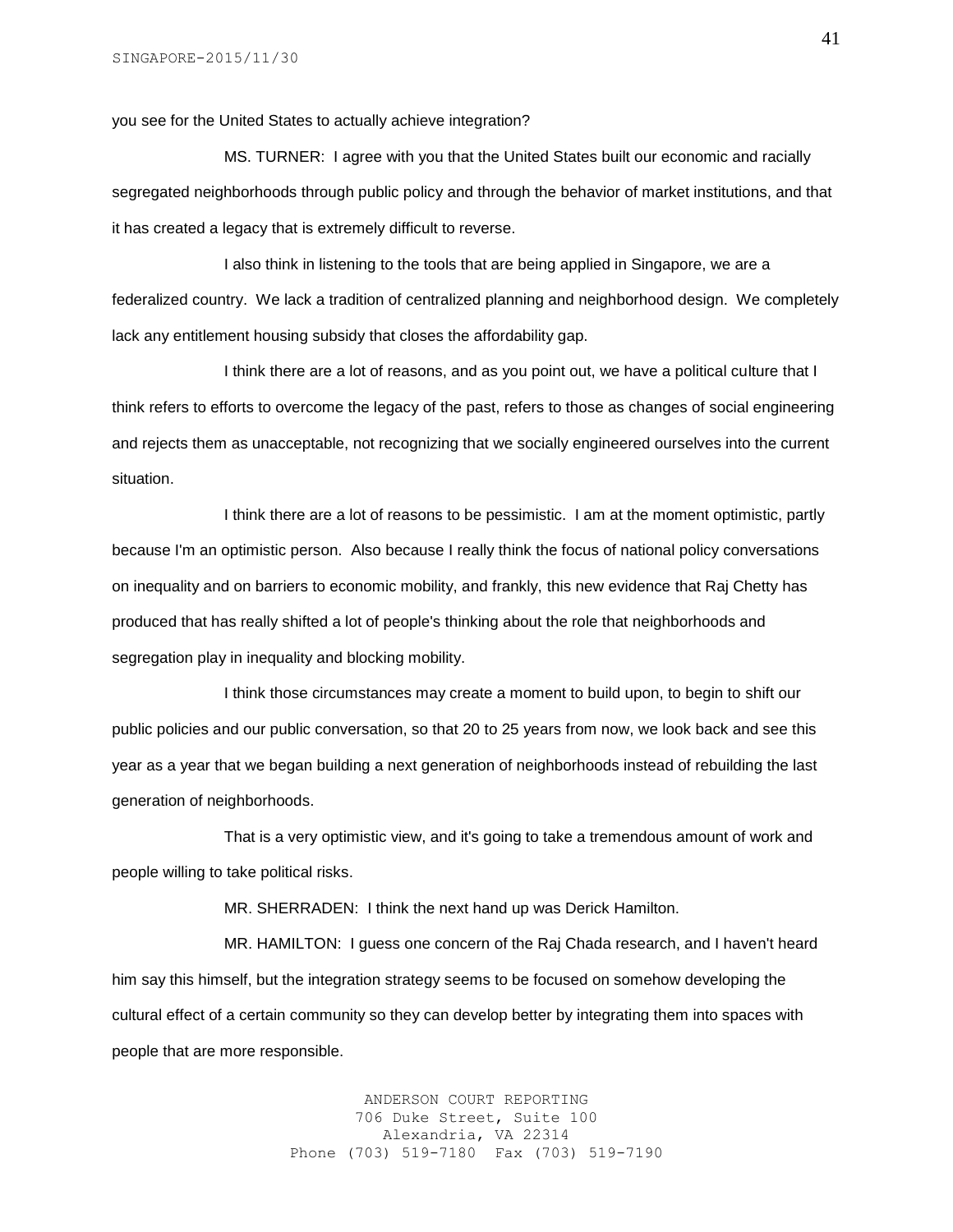you see for the United States to actually achieve integration?

MS. TURNER: I agree with you that the United States built our economic and racially segregated neighborhoods through public policy and through the behavior of market institutions, and that it has created a legacy that is extremely difficult to reverse.

I also think in listening to the tools that are being applied in Singapore, we are a federalized country. We lack a tradition of centralized planning and neighborhood design. We completely lack any entitlement housing subsidy that closes the affordability gap.

I think there are a lot of reasons, and as you point out, we have a political culture that I think refers to efforts to overcome the legacy of the past, refers to those as changes of social engineering and rejects them as unacceptable, not recognizing that we socially engineered ourselves into the current situation.

I think there are a lot of reasons to be pessimistic. I am at the moment optimistic, partly because I'm an optimistic person. Also because I really think the focus of national policy conversations on inequality and on barriers to economic mobility, and frankly, this new evidence that Raj Chetty has produced that has really shifted a lot of people's thinking about the role that neighborhoods and segregation play in inequality and blocking mobility.

I think those circumstances may create a moment to build upon, to begin to shift our public policies and our public conversation, so that 20 to 25 years from now, we look back and see this year as a year that we began building a next generation of neighborhoods instead of rebuilding the last generation of neighborhoods.

That is a very optimistic view, and it's going to take a tremendous amount of work and people willing to take political risks.

MR. SHERRADEN: I think the next hand up was Derick Hamilton.

MR. HAMILTON: I guess one concern of the Raj Chada research, and I haven't heard him say this himself, but the integration strategy seems to be focused on somehow developing the cultural effect of a certain community so they can develop better by integrating them into spaces with people that are more responsible.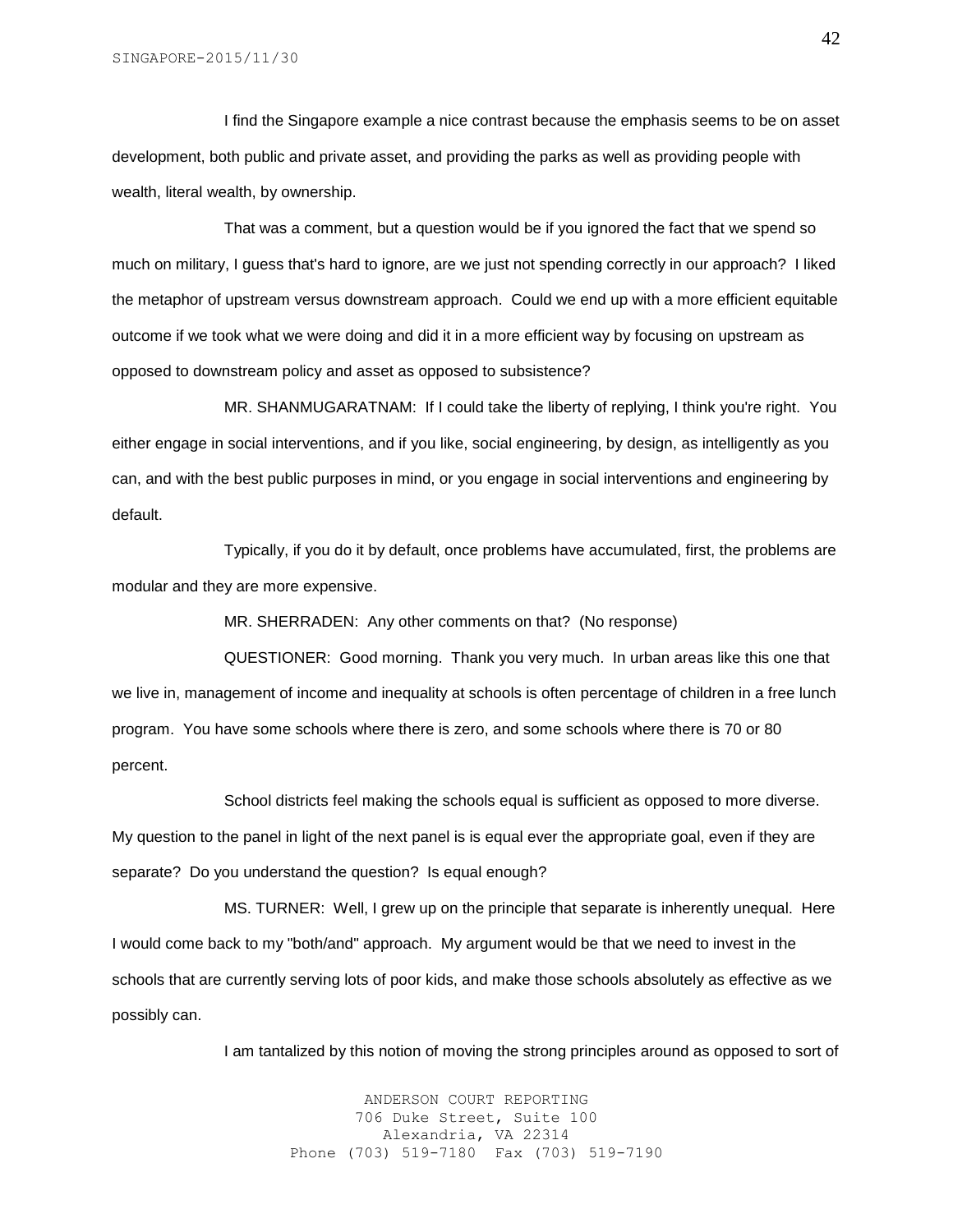I find the Singapore example a nice contrast because the emphasis seems to be on asset development, both public and private asset, and providing the parks as well as providing people with wealth, literal wealth, by ownership.

That was a comment, but a question would be if you ignored the fact that we spend so much on military, I guess that's hard to ignore, are we just not spending correctly in our approach? I liked the metaphor of upstream versus downstream approach. Could we end up with a more efficient equitable outcome if we took what we were doing and did it in a more efficient way by focusing on upstream as opposed to downstream policy and asset as opposed to subsistence?

MR. SHANMUGARATNAM: If I could take the liberty of replying, I think you're right. You either engage in social interventions, and if you like, social engineering, by design, as intelligently as you can, and with the best public purposes in mind, or you engage in social interventions and engineering by default.

Typically, if you do it by default, once problems have accumulated, first, the problems are modular and they are more expensive.

MR. SHERRADEN: Any other comments on that? (No response)

QUESTIONER: Good morning. Thank you very much. In urban areas like this one that we live in, management of income and inequality at schools is often percentage of children in a free lunch program. You have some schools where there is zero, and some schools where there is 70 or 80 percent.

School districts feel making the schools equal is sufficient as opposed to more diverse. My question to the panel in light of the next panel is is equal ever the appropriate goal, even if they are separate? Do you understand the question? Is equal enough?

MS. TURNER: Well, I grew up on the principle that separate is inherently unequal. Here I would come back to my "both/and" approach. My argument would be that we need to invest in the schools that are currently serving lots of poor kids, and make those schools absolutely as effective as we possibly can.

I am tantalized by this notion of moving the strong principles around as opposed to sort of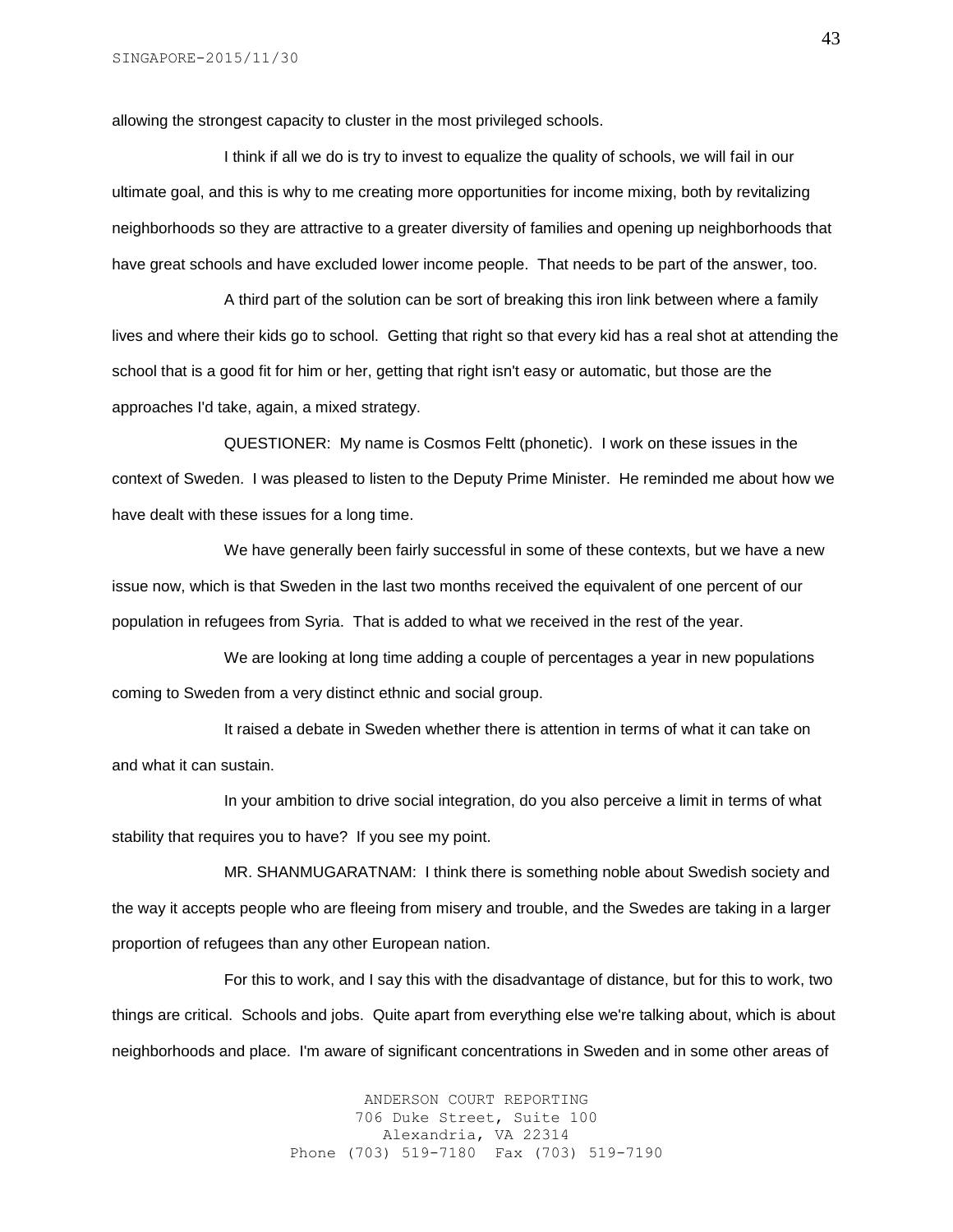allowing the strongest capacity to cluster in the most privileged schools.

I think if all we do is try to invest to equalize the quality of schools, we will fail in our ultimate goal, and this is why to me creating more opportunities for income mixing, both by revitalizing neighborhoods so they are attractive to a greater diversity of families and opening up neighborhoods that have great schools and have excluded lower income people. That needs to be part of the answer, too.

A third part of the solution can be sort of breaking this iron link between where a family lives and where their kids go to school. Getting that right so that every kid has a real shot at attending the school that is a good fit for him or her, getting that right isn't easy or automatic, but those are the approaches I'd take, again, a mixed strategy.

QUESTIONER: My name is Cosmos Feltt (phonetic). I work on these issues in the context of Sweden. I was pleased to listen to the Deputy Prime Minister. He reminded me about how we have dealt with these issues for a long time.

We have generally been fairly successful in some of these contexts, but we have a new issue now, which is that Sweden in the last two months received the equivalent of one percent of our population in refugees from Syria. That is added to what we received in the rest of the year.

We are looking at long time adding a couple of percentages a year in new populations coming to Sweden from a very distinct ethnic and social group.

It raised a debate in Sweden whether there is attention in terms of what it can take on and what it can sustain.

In your ambition to drive social integration, do you also perceive a limit in terms of what stability that requires you to have? If you see my point.

MR. SHANMUGARATNAM: I think there is something noble about Swedish society and the way it accepts people who are fleeing from misery and trouble, and the Swedes are taking in a larger proportion of refugees than any other European nation.

For this to work, and I say this with the disadvantage of distance, but for this to work, two things are critical. Schools and jobs. Quite apart from everything else we're talking about, which is about neighborhoods and place. I'm aware of significant concentrations in Sweden and in some other areas of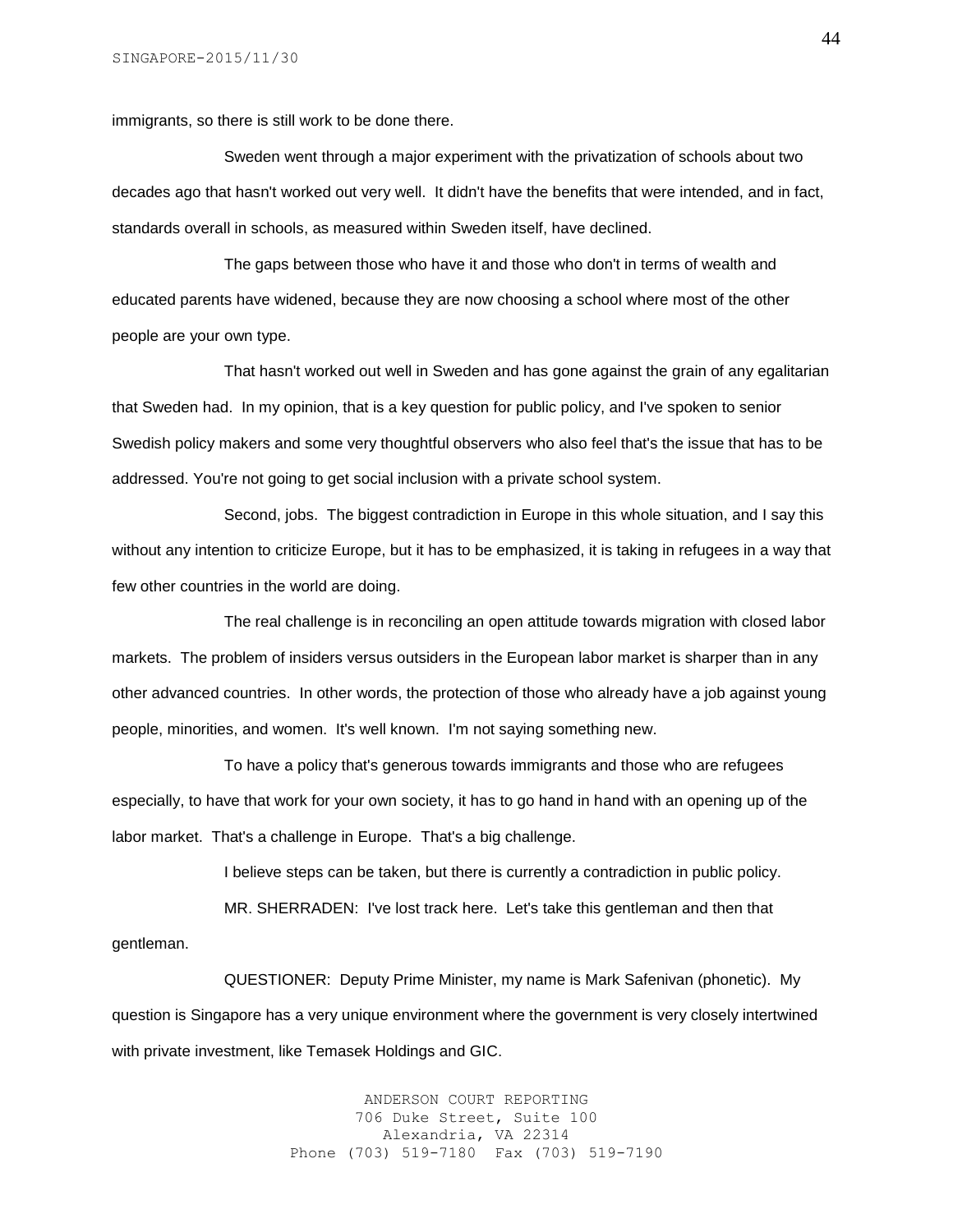immigrants, so there is still work to be done there.

Sweden went through a major experiment with the privatization of schools about two decades ago that hasn't worked out very well. It didn't have the benefits that were intended, and in fact, standards overall in schools, as measured within Sweden itself, have declined.

The gaps between those who have it and those who don't in terms of wealth and educated parents have widened, because they are now choosing a school where most of the other people are your own type.

That hasn't worked out well in Sweden and has gone against the grain of any egalitarian that Sweden had. In my opinion, that is a key question for public policy, and I've spoken to senior Swedish policy makers and some very thoughtful observers who also feel that's the issue that has to be addressed. You're not going to get social inclusion with a private school system.

Second, jobs. The biggest contradiction in Europe in this whole situation, and I say this without any intention to criticize Europe, but it has to be emphasized, it is taking in refugees in a way that few other countries in the world are doing.

The real challenge is in reconciling an open attitude towards migration with closed labor markets. The problem of insiders versus outsiders in the European labor market is sharper than in any other advanced countries. In other words, the protection of those who already have a job against young people, minorities, and women. It's well known. I'm not saying something new.

To have a policy that's generous towards immigrants and those who are refugees especially, to have that work for your own society, it has to go hand in hand with an opening up of the labor market. That's a challenge in Europe. That's a big challenge.

I believe steps can be taken, but there is currently a contradiction in public policy.

MR. SHERRADEN: I've lost track here. Let's take this gentleman and then that gentleman.

QUESTIONER: Deputy Prime Minister, my name is Mark Safenivan (phonetic). My question is Singapore has a very unique environment where the government is very closely intertwined with private investment, like Temasek Holdings and GIC.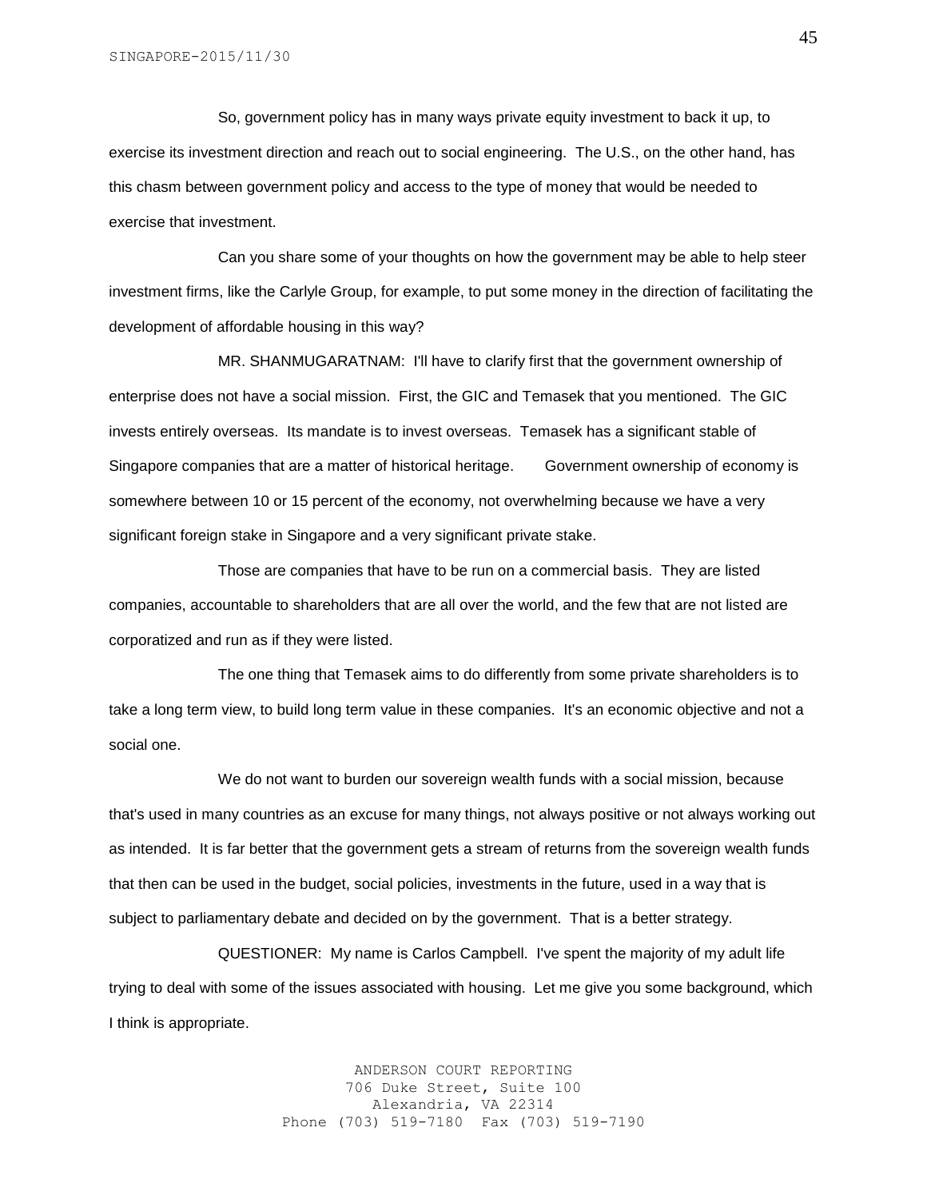So, government policy has in many ways private equity investment to back it up, to exercise its investment direction and reach out to social engineering. The U.S., on the other hand, has this chasm between government policy and access to the type of money that would be needed to exercise that investment.

Can you share some of your thoughts on how the government may be able to help steer investment firms, like the Carlyle Group, for example, to put some money in the direction of facilitating the development of affordable housing in this way?

MR. SHANMUGARATNAM: I'll have to clarify first that the government ownership of enterprise does not have a social mission. First, the GIC and Temasek that you mentioned. The GIC invests entirely overseas. Its mandate is to invest overseas. Temasek has a significant stable of Singapore companies that are a matter of historical heritage. Government ownership of economy is somewhere between 10 or 15 percent of the economy, not overwhelming because we have a very significant foreign stake in Singapore and a very significant private stake.

Those are companies that have to be run on a commercial basis. They are listed companies, accountable to shareholders that are all over the world, and the few that are not listed are corporatized and run as if they were listed.

The one thing that Temasek aims to do differently from some private shareholders is to take a long term view, to build long term value in these companies. It's an economic objective and not a social one.

We do not want to burden our sovereign wealth funds with a social mission, because that's used in many countries as an excuse for many things, not always positive or not always working out as intended. It is far better that the government gets a stream of returns from the sovereign wealth funds that then can be used in the budget, social policies, investments in the future, used in a way that is subject to parliamentary debate and decided on by the government. That is a better strategy.

QUESTIONER: My name is Carlos Campbell. I've spent the majority of my adult life trying to deal with some of the issues associated with housing. Let me give you some background, which I think is appropriate.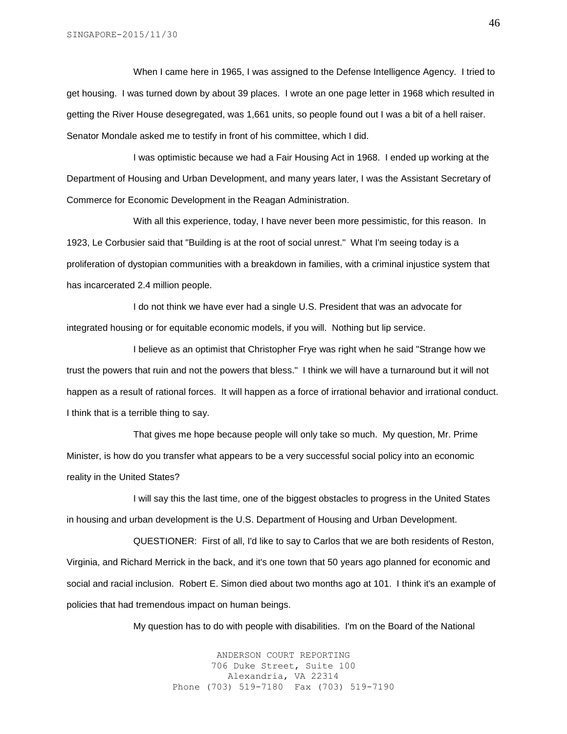When I came here in 1965, I was assigned to the Defense Intelligence Agency. I tried to get housing. I was turned down by about 39 places. I wrote an one page letter in 1968 which resulted in getting the River House desegregated, was 1,661 units, so people found out I was a bit of a hell raiser. Senator Mondale asked me to testify in front of his committee, which I did.

I was optimistic because we had a Fair Housing Act in 1968. I ended up working at the Department of Housing and Urban Development, and many years later, I was the Assistant Secretary of Commerce for Economic Development in the Reagan Administration.

With all this experience, today, I have never been more pessimistic, for this reason. In 1923, Le Corbusier said that "Building is at the root of social unrest." What I'm seeing today is a proliferation of dystopian communities with a breakdown in families, with a criminal injustice system that has incarcerated 2.4 million people.

I do not think we have ever had a single U.S. President that was an advocate for integrated housing or for equitable economic models, if you will. Nothing but lip service.

I believe as an optimist that Christopher Frye was right when he said "Strange how we trust the powers that ruin and not the powers that bless." I think we will have a turnaround but it will not happen as a result of rational forces. It will happen as a force of irrational behavior and irrational conduct. I think that is a terrible thing to say.

That gives me hope because people will only take so much. My question, Mr. Prime Minister, is how do you transfer what appears to be a very successful social policy into an economic reality in the United States?

I will say this the last time, one of the biggest obstacles to progress in the United States in housing and urban development is the U.S. Department of Housing and Urban Development.

QUESTIONER: First of all, I'd like to say to Carlos that we are both residents of Reston, Virginia, and Richard Merrick in the back, and it's one town that 50 years ago planned for economic and social and racial inclusion. Robert E. Simon died about two months ago at 101. I think it's an example of policies that had tremendous impact on human beings.

My question has to do with people with disabilities. I'm on the Board of the National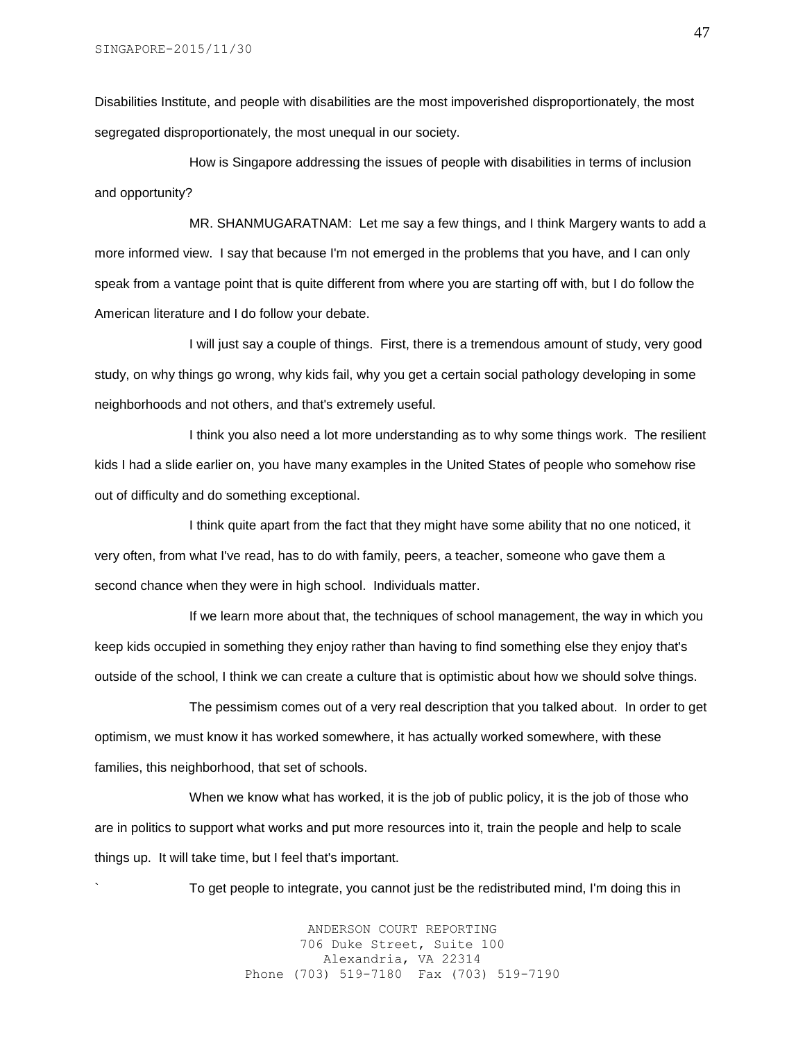Disabilities Institute, and people with disabilities are the most impoverished disproportionately, the most segregated disproportionately, the most unequal in our society.

How is Singapore addressing the issues of people with disabilities in terms of inclusion and opportunity?

MR. SHANMUGARATNAM: Let me say a few things, and I think Margery wants to add a more informed view. I say that because I'm not emerged in the problems that you have, and I can only speak from a vantage point that is quite different from where you are starting off with, but I do follow the American literature and I do follow your debate.

I will just say a couple of things. First, there is a tremendous amount of study, very good study, on why things go wrong, why kids fail, why you get a certain social pathology developing in some neighborhoods and not others, and that's extremely useful.

I think you also need a lot more understanding as to why some things work. The resilient kids I had a slide earlier on, you have many examples in the United States of people who somehow rise out of difficulty and do something exceptional.

I think quite apart from the fact that they might have some ability that no one noticed, it very often, from what I've read, has to do with family, peers, a teacher, someone who gave them a second chance when they were in high school. Individuals matter.

If we learn more about that, the techniques of school management, the way in which you keep kids occupied in something they enjoy rather than having to find something else they enjoy that's outside of the school, I think we can create a culture that is optimistic about how we should solve things.

The pessimism comes out of a very real description that you talked about. In order to get optimism, we must know it has worked somewhere, it has actually worked somewhere, with these families, this neighborhood, that set of schools.

When we know what has worked, it is the job of public policy, it is the job of those who are in politics to support what works and put more resources into it, train the people and help to scale things up. It will take time, but I feel that's important.

` To get people to integrate, you cannot just be the redistributed mind, I'm doing this in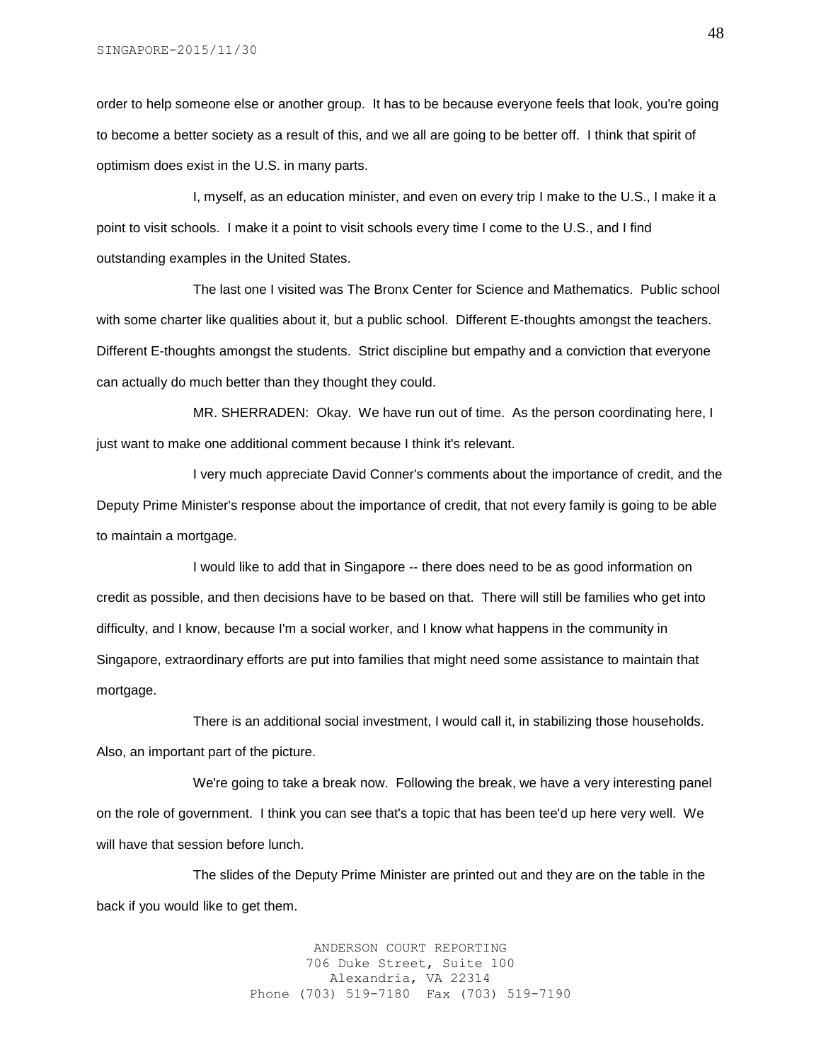order to help someone else or another group. It has to be because everyone feels that look, you're going to become a better society as a result of this, and we all are going to be better off. I think that spirit of optimism does exist in the U.S. in many parts.

I, myself, as an education minister, and even on every trip I make to the U.S., I make it a point to visit schools. I make it a point to visit schools every time I come to the U.S., and I find outstanding examples in the United States.

The last one I visited was The Bronx Center for Science and Mathematics. Public school with some charter like qualities about it, but a public school. Different E-thoughts amongst the teachers. Different E-thoughts amongst the students. Strict discipline but empathy and a conviction that everyone can actually do much better than they thought they could.

MR. SHERRADEN: Okay. We have run out of time. As the person coordinating here, I just want to make one additional comment because I think it's relevant.

I very much appreciate David Conner's comments about the importance of credit, and the Deputy Prime Minister's response about the importance of credit, that not every family is going to be able to maintain a mortgage.

I would like to add that in Singapore -- there does need to be as good information on credit as possible, and then decisions have to be based on that. There will still be families who get into difficulty, and I know, because I'm a social worker, and I know what happens in the community in Singapore, extraordinary efforts are put into families that might need some assistance to maintain that mortgage.

There is an additional social investment, I would call it, in stabilizing those households. Also, an important part of the picture.

We're going to take a break now. Following the break, we have a very interesting panel on the role of government. I think you can see that's a topic that has been tee'd up here very well. We will have that session before lunch.

The slides of the Deputy Prime Minister are printed out and they are on the table in the back if you would like to get them.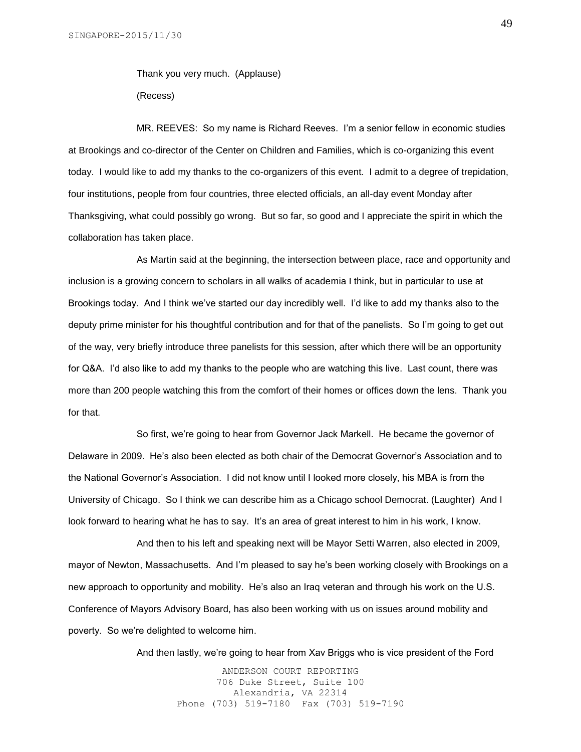Thank you very much. (Applause)

(Recess)

MR. REEVES: So my name is Richard Reeves. I'm a senior fellow in economic studies at Brookings and co-director of the Center on Children and Families, which is co-organizing this event today. I would like to add my thanks to the co-organizers of this event. I admit to a degree of trepidation, four institutions, people from four countries, three elected officials, an all-day event Monday after Thanksgiving, what could possibly go wrong. But so far, so good and I appreciate the spirit in which the collaboration has taken place.

As Martin said at the beginning, the intersection between place, race and opportunity and inclusion is a growing concern to scholars in all walks of academia I think, but in particular to use at Brookings today. And I think we've started our day incredibly well. I'd like to add my thanks also to the deputy prime minister for his thoughtful contribution and for that of the panelists. So I'm going to get out of the way, very briefly introduce three panelists for this session, after which there will be an opportunity for Q&A. I'd also like to add my thanks to the people who are watching this live. Last count, there was more than 200 people watching this from the comfort of their homes or offices down the lens. Thank you for that.

So first, we're going to hear from Governor Jack Markell. He became the governor of Delaware in 2009. He's also been elected as both chair of the Democrat Governor's Association and to the National Governor's Association. I did not know until I looked more closely, his MBA is from the University of Chicago. So I think we can describe him as a Chicago school Democrat. (Laughter) And I look forward to hearing what he has to say. It's an area of great interest to him in his work, I know.

And then to his left and speaking next will be Mayor Setti Warren, also elected in 2009, mayor of Newton, Massachusetts. And I'm pleased to say he's been working closely with Brookings on a new approach to opportunity and mobility. He's also an Iraq veteran and through his work on the U.S. Conference of Mayors Advisory Board, has also been working with us on issues around mobility and poverty. So we're delighted to welcome him.

And then lastly, we're going to hear from Xav Briggs who is vice president of the Ford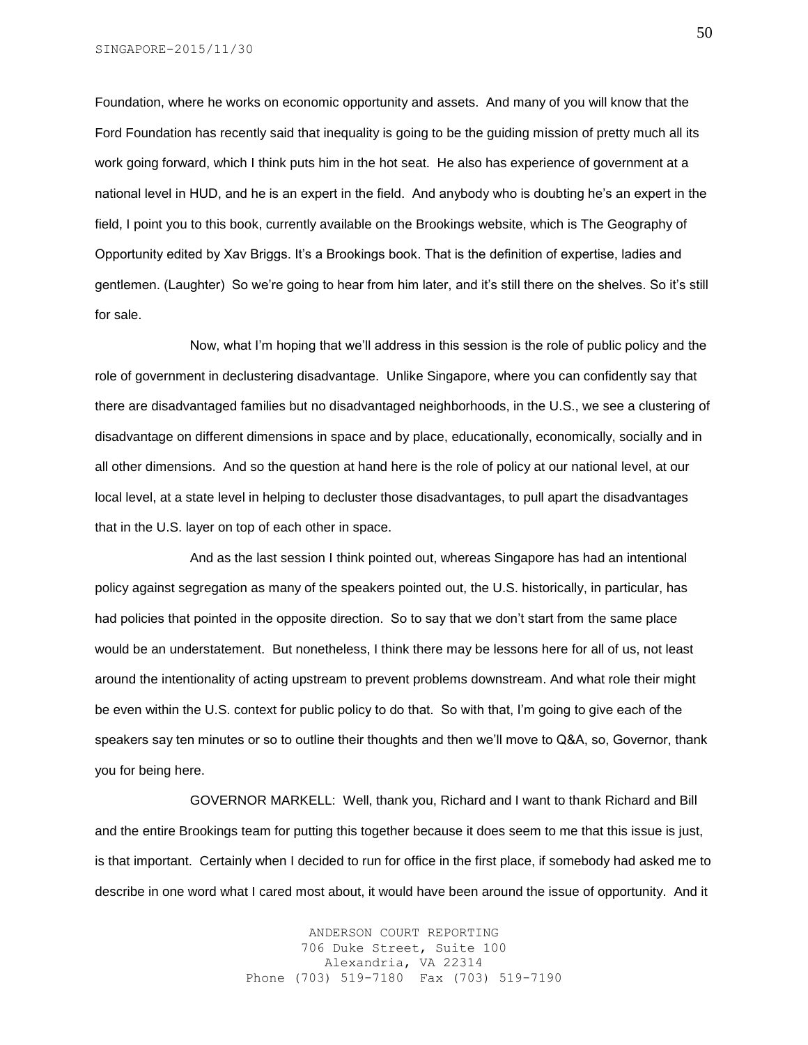Foundation, where he works on economic opportunity and assets. And many of you will know that the Ford Foundation has recently said that inequality is going to be the guiding mission of pretty much all its work going forward, which I think puts him in the hot seat. He also has experience of government at a national level in HUD, and he is an expert in the field. And anybody who is doubting he's an expert in the field, I point you to this book, currently available on the Brookings website, which is The Geography of Opportunity edited by Xav Briggs. It's a Brookings book. That is the definition of expertise, ladies and gentlemen. (Laughter) So we're going to hear from him later, and it's still there on the shelves. So it's still for sale.

Now, what I'm hoping that we'll address in this session is the role of public policy and the role of government in declustering disadvantage. Unlike Singapore, where you can confidently say that there are disadvantaged families but no disadvantaged neighborhoods, in the U.S., we see a clustering of disadvantage on different dimensions in space and by place, educationally, economically, socially and in all other dimensions. And so the question at hand here is the role of policy at our national level, at our local level, at a state level in helping to decluster those disadvantages, to pull apart the disadvantages that in the U.S. layer on top of each other in space.

And as the last session I think pointed out, whereas Singapore has had an intentional policy against segregation as many of the speakers pointed out, the U.S. historically, in particular, has had policies that pointed in the opposite direction. So to say that we don't start from the same place would be an understatement. But nonetheless, I think there may be lessons here for all of us, not least around the intentionality of acting upstream to prevent problems downstream. And what role their might be even within the U.S. context for public policy to do that. So with that, I'm going to give each of the speakers say ten minutes or so to outline their thoughts and then we'll move to Q&A, so, Governor, thank you for being here.

GOVERNOR MARKELL: Well, thank you, Richard and I want to thank Richard and Bill and the entire Brookings team for putting this together because it does seem to me that this issue is just, is that important. Certainly when I decided to run for office in the first place, if somebody had asked me to describe in one word what I cared most about, it would have been around the issue of opportunity. And it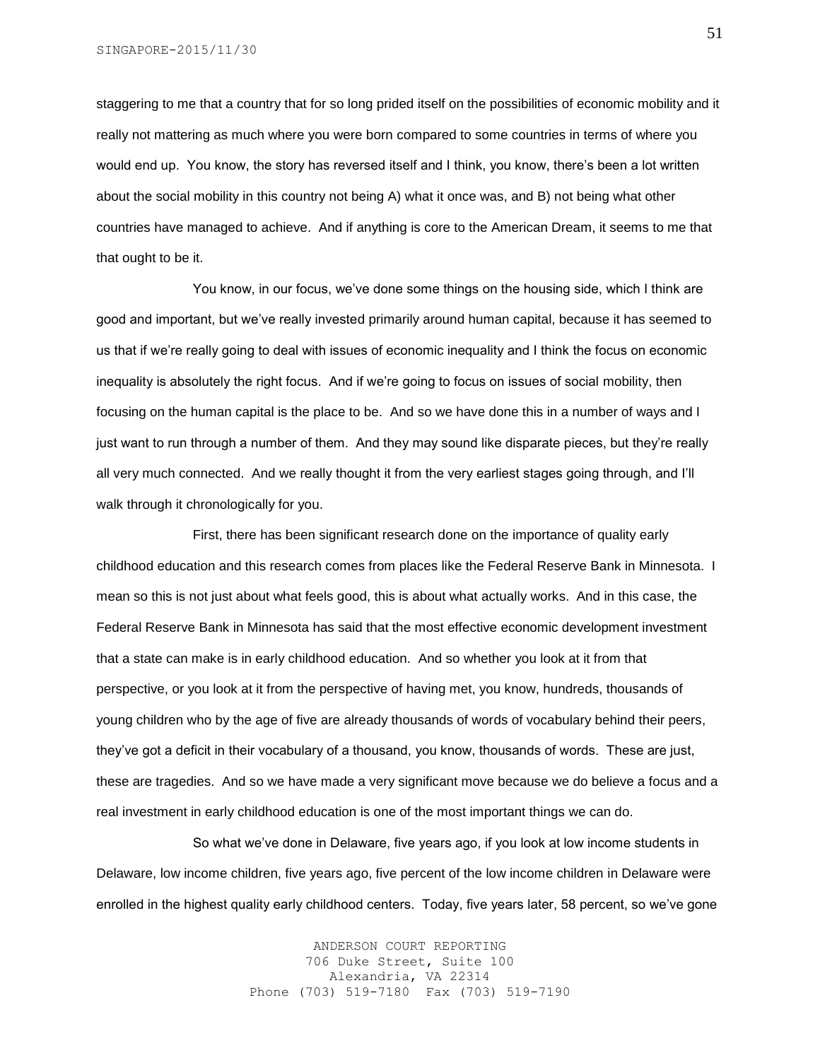staggering to me that a country that for so long prided itself on the possibilities of economic mobility and it really not mattering as much where you were born compared to some countries in terms of where you would end up. You know, the story has reversed itself and I think, you know, there's been a lot written about the social mobility in this country not being A) what it once was, and B) not being what other countries have managed to achieve. And if anything is core to the American Dream, it seems to me that that ought to be it.

You know, in our focus, we've done some things on the housing side, which I think are good and important, but we've really invested primarily around human capital, because it has seemed to us that if we're really going to deal with issues of economic inequality and I think the focus on economic inequality is absolutely the right focus. And if we're going to focus on issues of social mobility, then focusing on the human capital is the place to be. And so we have done this in a number of ways and I just want to run through a number of them. And they may sound like disparate pieces, but they're really all very much connected. And we really thought it from the very earliest stages going through, and I'll walk through it chronologically for you.

First, there has been significant research done on the importance of quality early childhood education and this research comes from places like the Federal Reserve Bank in Minnesota. I mean so this is not just about what feels good, this is about what actually works. And in this case, the Federal Reserve Bank in Minnesota has said that the most effective economic development investment that a state can make is in early childhood education. And so whether you look at it from that perspective, or you look at it from the perspective of having met, you know, hundreds, thousands of young children who by the age of five are already thousands of words of vocabulary behind their peers, they've got a deficit in their vocabulary of a thousand, you know, thousands of words. These are just, these are tragedies. And so we have made a very significant move because we do believe a focus and a real investment in early childhood education is one of the most important things we can do.

So what we've done in Delaware, five years ago, if you look at low income students in Delaware, low income children, five years ago, five percent of the low income children in Delaware were enrolled in the highest quality early childhood centers. Today, five years later, 58 percent, so we've gone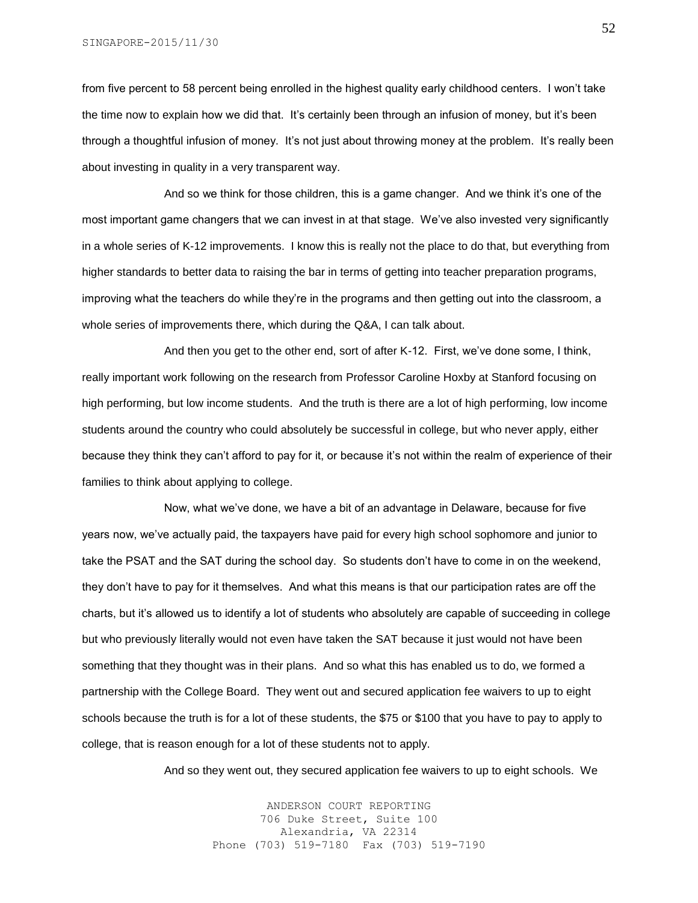from five percent to 58 percent being enrolled in the highest quality early childhood centers. I won't take the time now to explain how we did that. It's certainly been through an infusion of money, but it's been through a thoughtful infusion of money. It's not just about throwing money at the problem. It's really been about investing in quality in a very transparent way.

And so we think for those children, this is a game changer. And we think it's one of the most important game changers that we can invest in at that stage. We've also invested very significantly in a whole series of K-12 improvements. I know this is really not the place to do that, but everything from higher standards to better data to raising the bar in terms of getting into teacher preparation programs, improving what the teachers do while they're in the programs and then getting out into the classroom, a whole series of improvements there, which during the Q&A, I can talk about.

And then you get to the other end, sort of after K-12. First, we've done some, I think, really important work following on the research from Professor Caroline Hoxby at Stanford focusing on high performing, but low income students. And the truth is there are a lot of high performing, low income students around the country who could absolutely be successful in college, but who never apply, either because they think they can't afford to pay for it, or because it's not within the realm of experience of their families to think about applying to college.

Now, what we've done, we have a bit of an advantage in Delaware, because for five years now, we've actually paid, the taxpayers have paid for every high school sophomore and junior to take the PSAT and the SAT during the school day. So students don't have to come in on the weekend, they don't have to pay for it themselves. And what this means is that our participation rates are off the charts, but it's allowed us to identify a lot of students who absolutely are capable of succeeding in college but who previously literally would not even have taken the SAT because it just would not have been something that they thought was in their plans. And so what this has enabled us to do, we formed a partnership with the College Board. They went out and secured application fee waivers to up to eight schools because the truth is for a lot of these students, the $75 or $100 that you have to pay to apply to college, that is reason enough for a lot of these students not to apply.

And so they went out, they secured application fee waivers to up to eight schools. We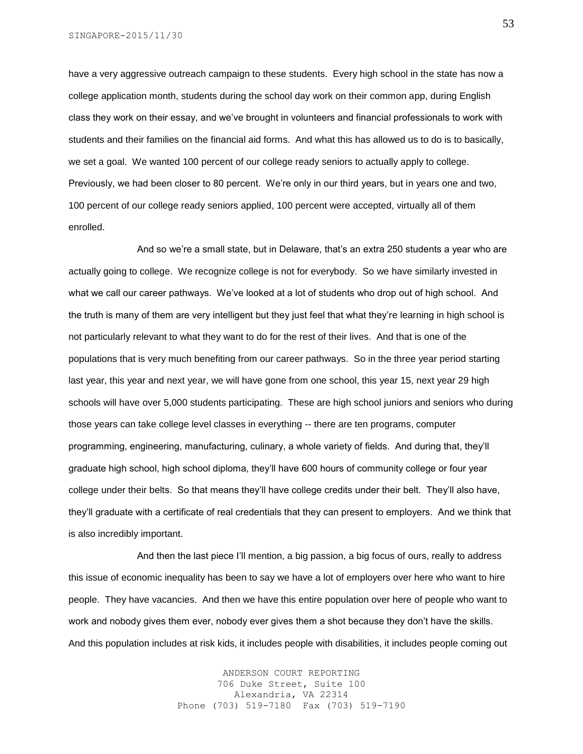have a very aggressive outreach campaign to these students. Every high school in the state has now a college application month, students during the school day work on their common app, during English class they work on their essay, and we've brought in volunteers and financial professionals to work with students and their families on the financial aid forms. And what this has allowed us to do is to basically, we set a goal. We wanted 100 percent of our college ready seniors to actually apply to college. Previously, we had been closer to 80 percent. We're only in our third years, but in years one and two, 100 percent of our college ready seniors applied, 100 percent were accepted, virtually all of them enrolled.

And so we're a small state, but in Delaware, that's an extra 250 students a year who are actually going to college. We recognize college is not for everybody. So we have similarly invested in what we call our career pathways. We've looked at a lot of students who drop out of high school. And the truth is many of them are very intelligent but they just feel that what they're learning in high school is not particularly relevant to what they want to do for the rest of their lives. And that is one of the populations that is very much benefiting from our career pathways. So in the three year period starting last year, this year and next year, we will have gone from one school, this year 15, next year 29 high schools will have over 5,000 students participating. These are high school juniors and seniors who during those years can take college level classes in everything -- there are ten programs, computer programming, engineering, manufacturing, culinary, a whole variety of fields. And during that, they'll graduate high school, high school diploma, they'll have 600 hours of community college or four year college under their belts. So that means they'll have college credits under their belt. They'll also have, they'll graduate with a certificate of real credentials that they can present to employers. And we think that is also incredibly important.

And then the last piece I'll mention, a big passion, a big focus of ours, really to address this issue of economic inequality has been to say we have a lot of employers over here who want to hire people. They have vacancies. And then we have this entire population over here of people who want to work and nobody gives them ever, nobody ever gives them a shot because they don't have the skills. And this population includes at risk kids, it includes people with disabilities, it includes people coming out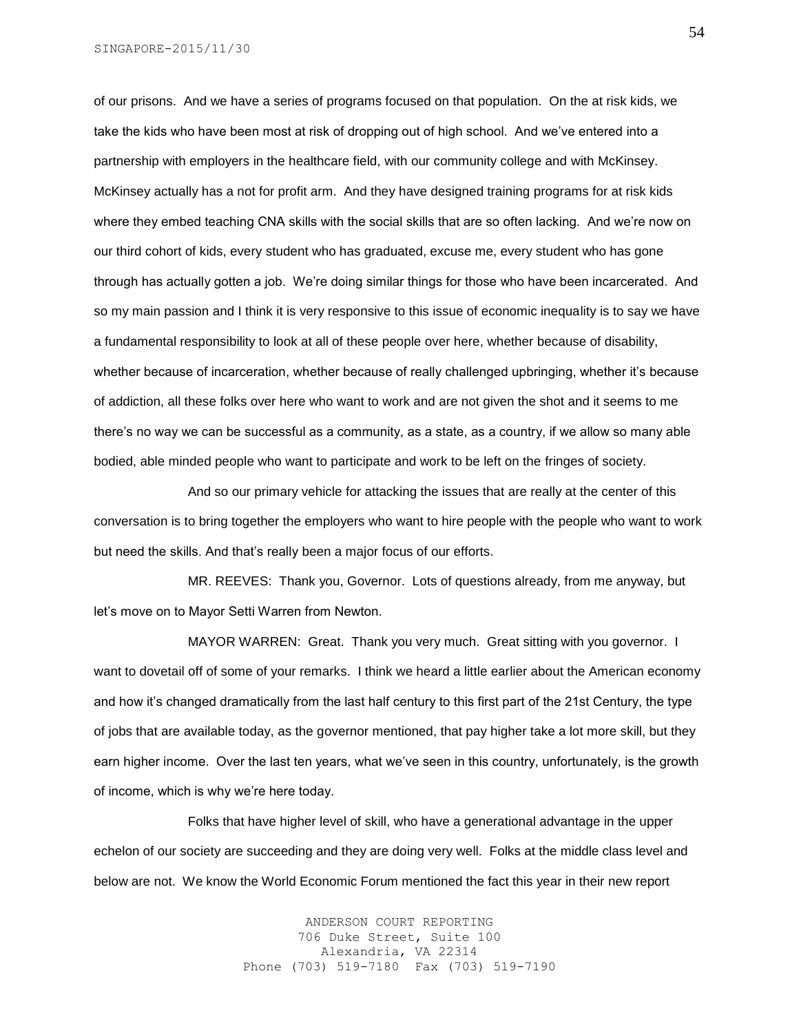of our prisons. And we have a series of programs focused on that population. On the at risk kids, we take the kids who have been most at risk of dropping out of high school. And we've entered into a partnership with employers in the healthcare field, with our community college and with McKinsey. McKinsey actually has a not for profit arm. And they have designed training programs for at risk kids where they embed teaching CNA skills with the social skills that are so often lacking. And we're now on our third cohort of kids, every student who has graduated, excuse me, every student who has gone through has actually gotten a job. We're doing similar things for those who have been incarcerated. And so my main passion and I think it is very responsive to this issue of economic inequality is to say we have a fundamental responsibility to look at all of these people over here, whether because of disability, whether because of incarceration, whether because of really challenged upbringing, whether it's because of addiction, all these folks over here who want to work and are not given the shot and it seems to me there's no way we can be successful as a community, as a state, as a country, if we allow so many able bodied, able minded people who want to participate and work to be left on the fringes of society.

And so our primary vehicle for attacking the issues that are really at the center of this conversation is to bring together the employers who want to hire people with the people who want to work but need the skills. And that's really been a major focus of our efforts.

MR. REEVES: Thank you, Governor. Lots of questions already, from me anyway, but let's move on to Mayor Setti Warren from Newton.

MAYOR WARREN: Great. Thank you very much. Great sitting with you governor. I want to dovetail off of some of your remarks. I think we heard a little earlier about the American economy and how it's changed dramatically from the last half century to this first part of the 21st Century, the type of jobs that are available today, as the governor mentioned, that pay higher take a lot more skill, but they earn higher income. Over the last ten years, what we've seen in this country, unfortunately, is the growth of income, which is why we're here today.

Folks that have higher level of skill, who have a generational advantage in the upper echelon of our society are succeeding and they are doing very well. Folks at the middle class level and below are not. We know the World Economic Forum mentioned the fact this year in their new report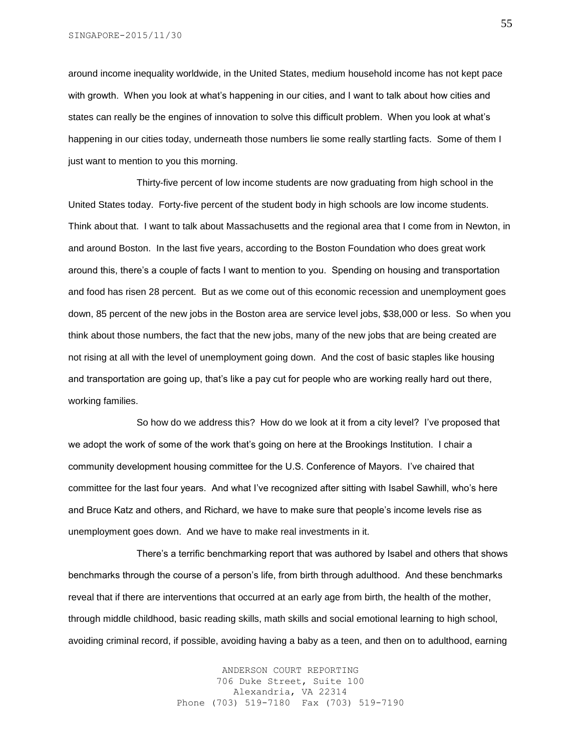around income inequality worldwide, in the United States, medium household income has not kept pace with growth. When you look at what's happening in our cities, and I want to talk about how cities and states can really be the engines of innovation to solve this difficult problem. When you look at what's happening in our cities today, underneath those numbers lie some really startling facts. Some of them I just want to mention to you this morning.

Thirty-five percent of low income students are now graduating from high school in the United States today. Forty-five percent of the student body in high schools are low income students. Think about that. I want to talk about Massachusetts and the regional area that I come from in Newton, in and around Boston. In the last five years, according to the Boston Foundation who does great work around this, there's a couple of facts I want to mention to you. Spending on housing and transportation and food has risen 28 percent. But as we come out of this economic recession and unemployment goes down, 85 percent of the new jobs in the Boston area are service level jobs, $38,000 or less. So when you think about those numbers, the fact that the new jobs, many of the new jobs that are being created are not rising at all with the level of unemployment going down. And the cost of basic staples like housing and transportation are going up, that's like a pay cut for people who are working really hard out there, working families.

So how do we address this? How do we look at it from a city level? I've proposed that we adopt the work of some of the work that's going on here at the Brookings Institution. I chair a community development housing committee for the U.S. Conference of Mayors. I've chaired that committee for the last four years. And what I've recognized after sitting with Isabel Sawhill, who's here and Bruce Katz and others, and Richard, we have to make sure that people's income levels rise as unemployment goes down. And we have to make real investments in it.

There's a terrific benchmarking report that was authored by Isabel and others that shows benchmarks through the course of a person's life, from birth through adulthood. And these benchmarks reveal that if there are interventions that occurred at an early age from birth, the health of the mother, through middle childhood, basic reading skills, math skills and social emotional learning to high school, avoiding criminal record, if possible, avoiding having a baby as a teen, and then on to adulthood, earning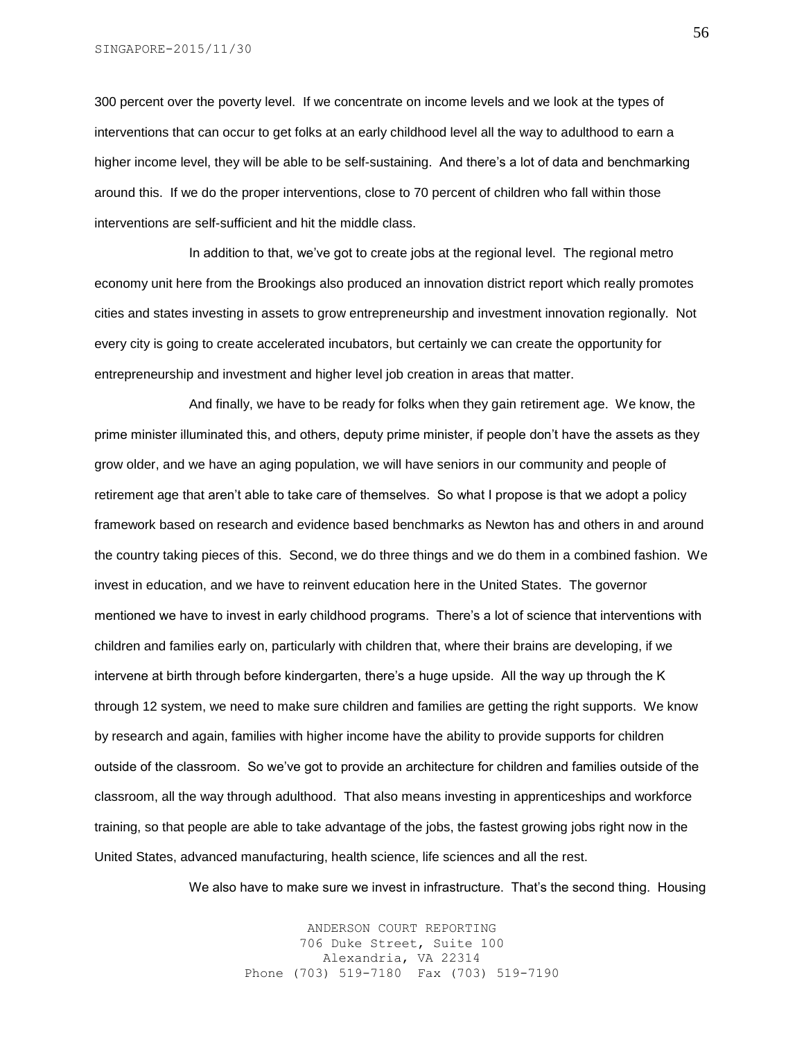300 percent over the poverty level. If we concentrate on income levels and we look at the types of interventions that can occur to get folks at an early childhood level all the way to adulthood to earn a higher income level, they will be able to be self-sustaining. And there's a lot of data and benchmarking around this. If we do the proper interventions, close to 70 percent of children who fall within those interventions are self-sufficient and hit the middle class.

In addition to that, we've got to create jobs at the regional level. The regional metro economy unit here from the Brookings also produced an innovation district report which really promotes cities and states investing in assets to grow entrepreneurship and investment innovation regionally. Not every city is going to create accelerated incubators, but certainly we can create the opportunity for entrepreneurship and investment and higher level job creation in areas that matter.

And finally, we have to be ready for folks when they gain retirement age. We know, the prime minister illuminated this, and others, deputy prime minister, if people don't have the assets as they grow older, and we have an aging population, we will have seniors in our community and people of retirement age that aren't able to take care of themselves. So what I propose is that we adopt a policy framework based on research and evidence based benchmarks as Newton has and others in and around the country taking pieces of this. Second, we do three things and we do them in a combined fashion. We invest in education, and we have to reinvent education here in the United States. The governor mentioned we have to invest in early childhood programs. There's a lot of science that interventions with children and families early on, particularly with children that, where their brains are developing, if we intervene at birth through before kindergarten, there's a huge upside. All the way up through the K through 12 system, we need to make sure children and families are getting the right supports. We know by research and again, families with higher income have the ability to provide supports for children outside of the classroom. So we've got to provide an architecture for children and families outside of the classroom, all the way through adulthood. That also means investing in apprenticeships and workforce training, so that people are able to take advantage of the jobs, the fastest growing jobs right now in the United States, advanced manufacturing, health science, life sciences and all the rest.

We also have to make sure we invest in infrastructure. That's the second thing. Housing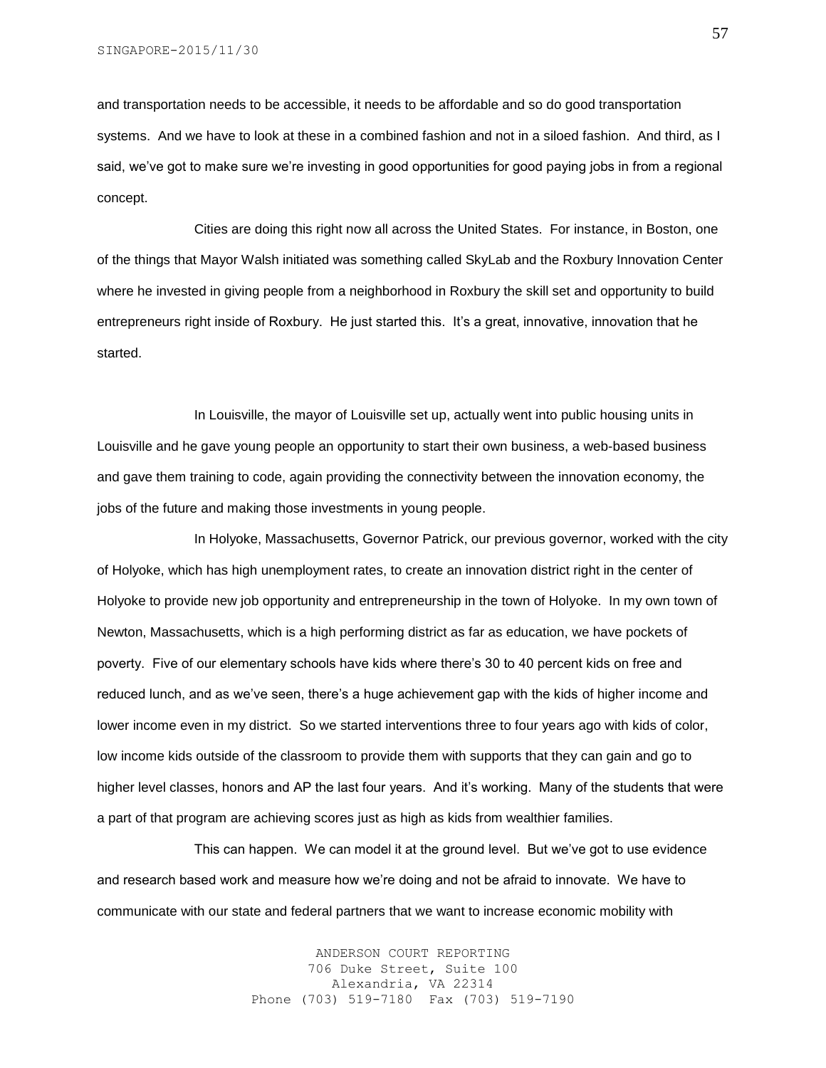and transportation needs to be accessible, it needs to be affordable and so do good transportation systems. And we have to look at these in a combined fashion and not in a siloed fashion. And third, as I said, we've got to make sure we're investing in good opportunities for good paying jobs in from a regional concept.

Cities are doing this right now all across the United States. For instance, in Boston, one of the things that Mayor Walsh initiated was something called SkyLab and the Roxbury Innovation Center where he invested in giving people from a neighborhood in Roxbury the skill set and opportunity to build entrepreneurs right inside of Roxbury. He just started this. It's a great, innovative, innovation that he started.

In Louisville, the mayor of Louisville set up, actually went into public housing units in Louisville and he gave young people an opportunity to start their own business, a web-based business and gave them training to code, again providing the connectivity between the innovation economy, the jobs of the future and making those investments in young people.

In Holyoke, Massachusetts, Governor Patrick, our previous governor, worked with the city of Holyoke, which has high unemployment rates, to create an innovation district right in the center of Holyoke to provide new job opportunity and entrepreneurship in the town of Holyoke. In my own town of Newton, Massachusetts, which is a high performing district as far as education, we have pockets of poverty. Five of our elementary schools have kids where there's 30 to 40 percent kids on free and reduced lunch, and as we've seen, there's a huge achievement gap with the kids of higher income and lower income even in my district. So we started interventions three to four years ago with kids of color, low income kids outside of the classroom to provide them with supports that they can gain and go to higher level classes, honors and AP the last four years. And it's working. Many of the students that were a part of that program are achieving scores just as high as kids from wealthier families.

This can happen. We can model it at the ground level. But we've got to use evidence and research based work and measure how we're doing and not be afraid to innovate. We have to communicate with our state and federal partners that we want to increase economic mobility with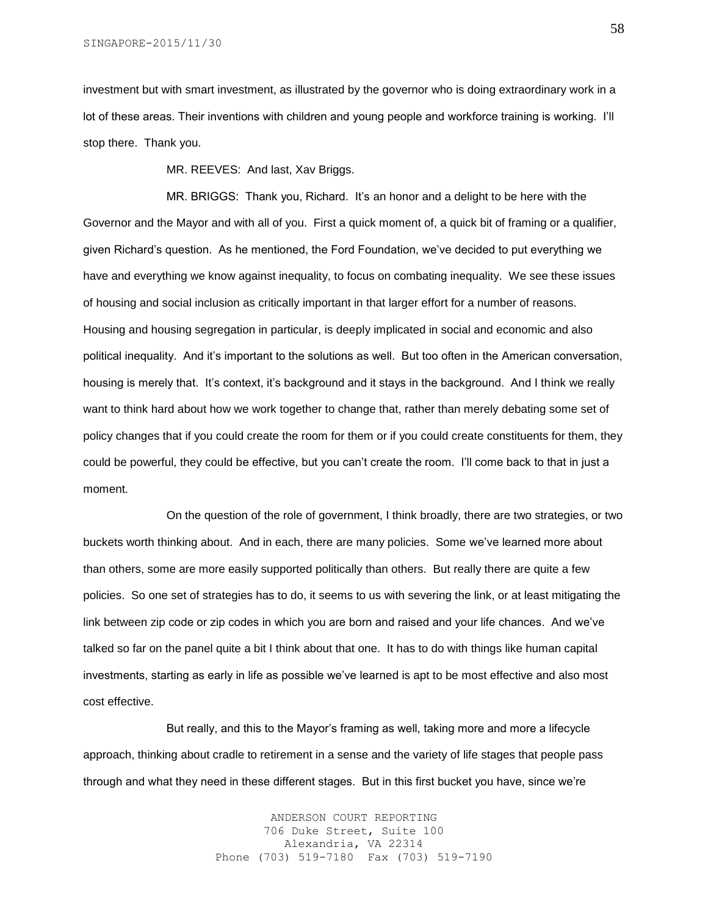investment but with smart investment, as illustrated by the governor who is doing extraordinary work in a lot of these areas. Their inventions with children and young people and workforce training is working. I'll stop there. Thank you.

MR. REEVES: And last, Xav Briggs.

MR. BRIGGS: Thank you, Richard. It's an honor and a delight to be here with the Governor and the Mayor and with all of you. First a quick moment of, a quick bit of framing or a qualifier, given Richard's question. As he mentioned, the Ford Foundation, we've decided to put everything we have and everything we know against inequality, to focus on combating inequality. We see these issues of housing and social inclusion as critically important in that larger effort for a number of reasons. Housing and housing segregation in particular, is deeply implicated in social and economic and also political inequality. And it's important to the solutions as well. But too often in the American conversation, housing is merely that. It's context, it's background and it stays in the background. And I think we really want to think hard about how we work together to change that, rather than merely debating some set of policy changes that if you could create the room for them or if you could create constituents for them, they could be powerful, they could be effective, but you can't create the room. I'll come back to that in just a moment.

On the question of the role of government, I think broadly, there are two strategies, or two buckets worth thinking about. And in each, there are many policies. Some we've learned more about than others, some are more easily supported politically than others. But really there are quite a few policies. So one set of strategies has to do, it seems to us with severing the link, or at least mitigating the link between zip code or zip codes in which you are born and raised and your life chances. And we've talked so far on the panel quite a bit I think about that one. It has to do with things like human capital investments, starting as early in life as possible we've learned is apt to be most effective and also most cost effective.

But really, and this to the Mayor's framing as well, taking more and more a lifecycle approach, thinking about cradle to retirement in a sense and the variety of life stages that people pass through and what they need in these different stages. But in this first bucket you have, since we're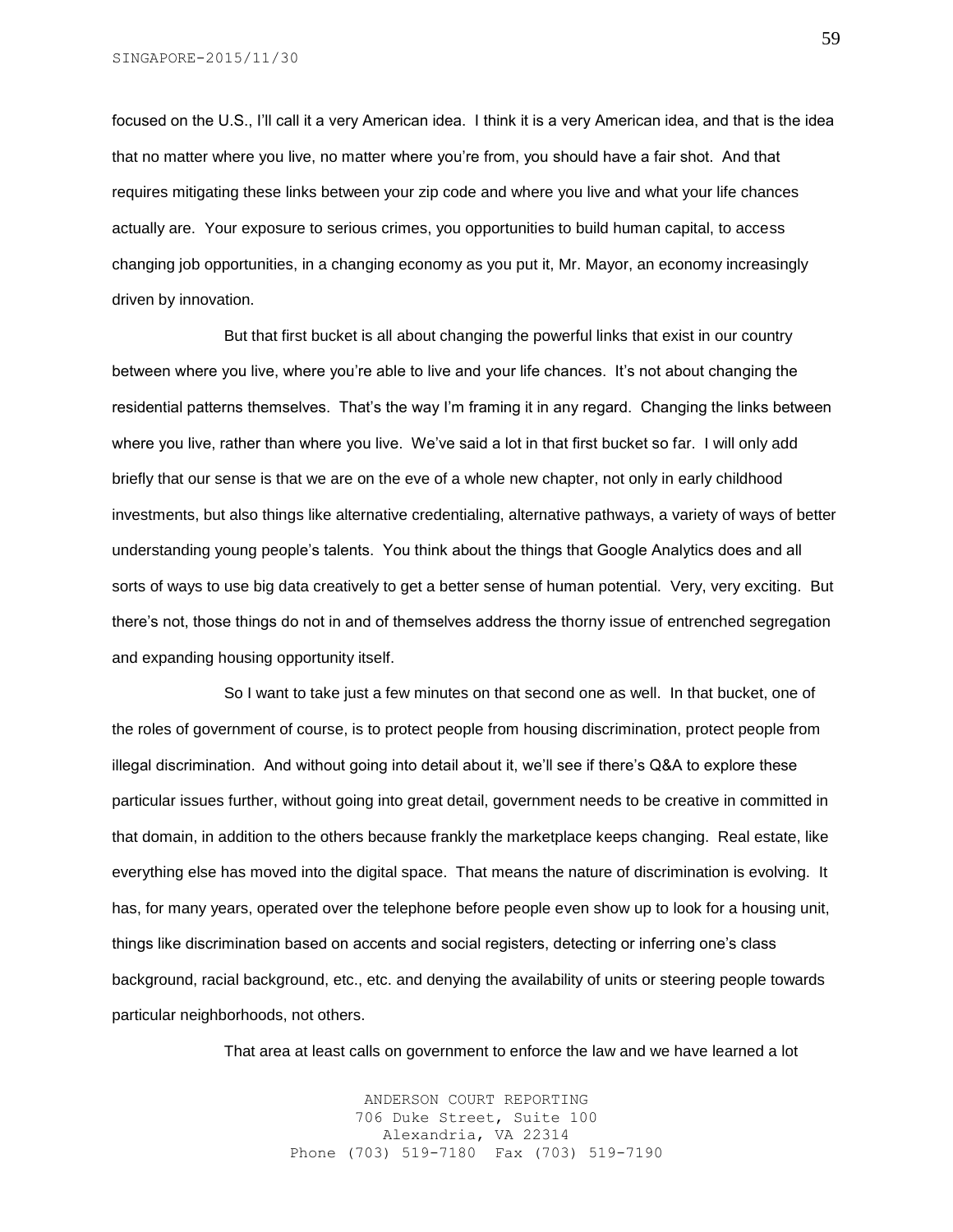focused on the U.S., I'll call it a very American idea. I think it is a very American idea, and that is the idea that no matter where you live, no matter where you're from, you should have a fair shot. And that requires mitigating these links between your zip code and where you live and what your life chances actually are. Your exposure to serious crimes, you opportunities to build human capital, to access changing job opportunities, in a changing economy as you put it, Mr. Mayor, an economy increasingly driven by innovation.

But that first bucket is all about changing the powerful links that exist in our country between where you live, where you're able to live and your life chances. It's not about changing the residential patterns themselves. That's the way I'm framing it in any regard. Changing the links between where you live, rather than where you live. We've said a lot in that first bucket so far. I will only add briefly that our sense is that we are on the eve of a whole new chapter, not only in early childhood investments, but also things like alternative credentialing, alternative pathways, a variety of ways of better understanding young people's talents. You think about the things that Google Analytics does and all sorts of ways to use big data creatively to get a better sense of human potential. Very, very exciting. But there's not, those things do not in and of themselves address the thorny issue of entrenched segregation and expanding housing opportunity itself.

So I want to take just a few minutes on that second one as well. In that bucket, one of the roles of government of course, is to protect people from housing discrimination, protect people from illegal discrimination. And without going into detail about it, we'll see if there's Q&A to explore these particular issues further, without going into great detail, government needs to be creative in committed in that domain, in addition to the others because frankly the marketplace keeps changing. Real estate, like everything else has moved into the digital space. That means the nature of discrimination is evolving. It has, for many years, operated over the telephone before people even show up to look for a housing unit, things like discrimination based on accents and social registers, detecting or inferring one's class background, racial background, etc., etc. and denying the availability of units or steering people towards particular neighborhoods, not others.

That area at least calls on government to enforce the law and we have learned a lot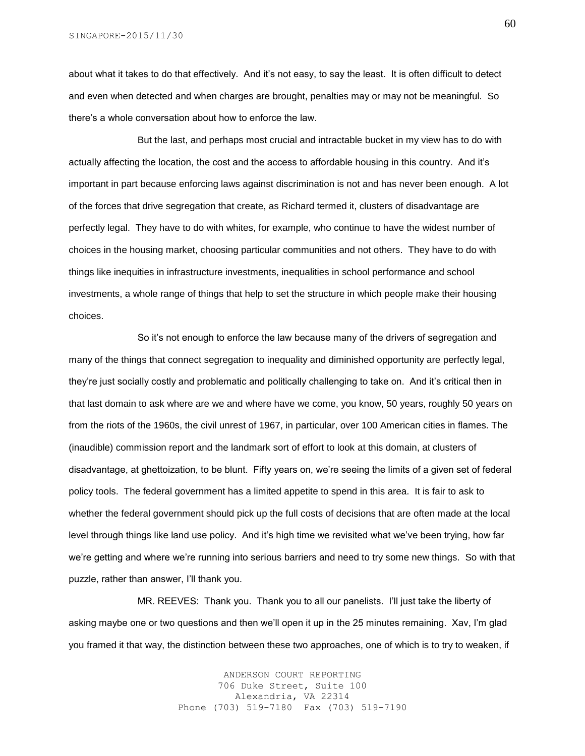about what it takes to do that effectively. And it's not easy, to say the least. It is often difficult to detect and even when detected and when charges are brought, penalties may or may not be meaningful. So there's a whole conversation about how to enforce the law.

But the last, and perhaps most crucial and intractable bucket in my view has to do with actually affecting the location, the cost and the access to affordable housing in this country. And it's important in part because enforcing laws against discrimination is not and has never been enough. A lot of the forces that drive segregation that create, as Richard termed it, clusters of disadvantage are perfectly legal. They have to do with whites, for example, who continue to have the widest number of choices in the housing market, choosing particular communities and not others. They have to do with things like inequities in infrastructure investments, inequalities in school performance and school investments, a whole range of things that help to set the structure in which people make their housing choices.

So it's not enough to enforce the law because many of the drivers of segregation and many of the things that connect segregation to inequality and diminished opportunity are perfectly legal, they're just socially costly and problematic and politically challenging to take on. And it's critical then in that last domain to ask where are we and where have we come, you know, 50 years, roughly 50 years on from the riots of the 1960s, the civil unrest of 1967, in particular, over 100 American cities in flames. The (inaudible) commission report and the landmark sort of effort to look at this domain, at clusters of disadvantage, at ghettoization, to be blunt. Fifty years on, we're seeing the limits of a given set of federal policy tools. The federal government has a limited appetite to spend in this area. It is fair to ask to whether the federal government should pick up the full costs of decisions that are often made at the local level through things like land use policy. And it's high time we revisited what we've been trying, how far we're getting and where we're running into serious barriers and need to try some new things. So with that puzzle, rather than answer, I'll thank you.

MR. REEVES: Thank you. Thank you to all our panelists. I'll just take the liberty of asking maybe one or two questions and then we'll open it up in the 25 minutes remaining. Xav, I'm glad you framed it that way, the distinction between these two approaches, one of which is to try to weaken, if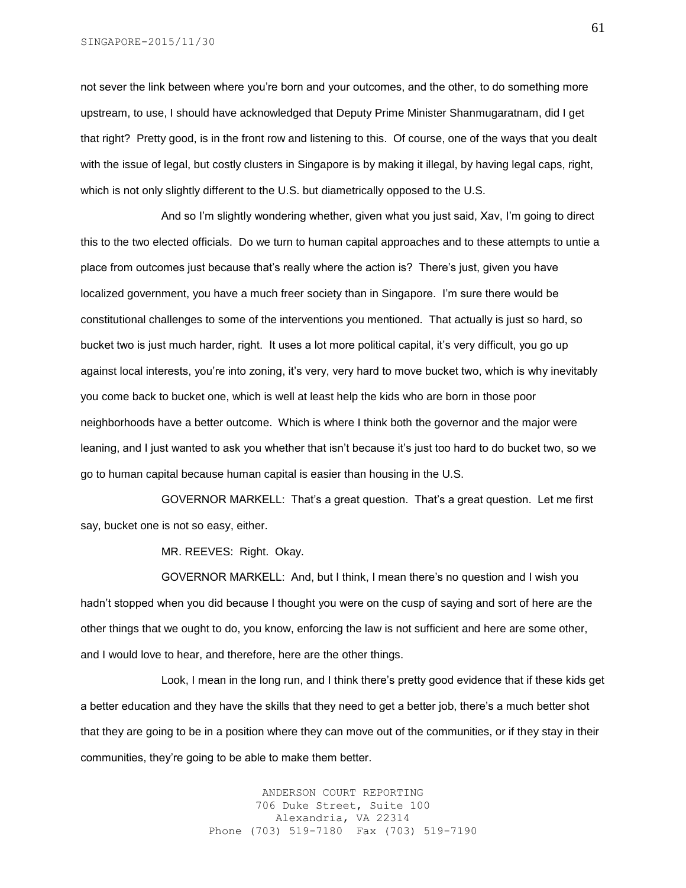not sever the link between where you're born and your outcomes, and the other, to do something more upstream, to use, I should have acknowledged that Deputy Prime Minister Shanmugaratnam, did I get that right? Pretty good, is in the front row and listening to this. Of course, one of the ways that you dealt with the issue of legal, but costly clusters in Singapore is by making it illegal, by having legal caps, right, which is not only slightly different to the U.S. but diametrically opposed to the U.S.

And so I'm slightly wondering whether, given what you just said, Xav, I'm going to direct this to the two elected officials. Do we turn to human capital approaches and to these attempts to untie a place from outcomes just because that's really where the action is? There's just, given you have localized government, you have a much freer society than in Singapore. I'm sure there would be constitutional challenges to some of the interventions you mentioned. That actually is just so hard, so bucket two is just much harder, right. It uses a lot more political capital, it's very difficult, you go up against local interests, you're into zoning, it's very, very hard to move bucket two, which is why inevitably you come back to bucket one, which is well at least help the kids who are born in those poor neighborhoods have a better outcome. Which is where I think both the governor and the major were leaning, and I just wanted to ask you whether that isn't because it's just too hard to do bucket two, so we go to human capital because human capital is easier than housing in the U.S.

GOVERNOR MARKELL: That's a great question. That's a great question. Let me first say, bucket one is not so easy, either.

MR. REEVES: Right. Okay.

GOVERNOR MARKELL: And, but I think, I mean there's no question and I wish you hadn't stopped when you did because I thought you were on the cusp of saying and sort of here are the other things that we ought to do, you know, enforcing the law is not sufficient and here are some other, and I would love to hear, and therefore, here are the other things.

Look, I mean in the long run, and I think there's pretty good evidence that if these kids get a better education and they have the skills that they need to get a better job, there's a much better shot that they are going to be in a position where they can move out of the communities, or if they stay in their communities, they're going to be able to make them better.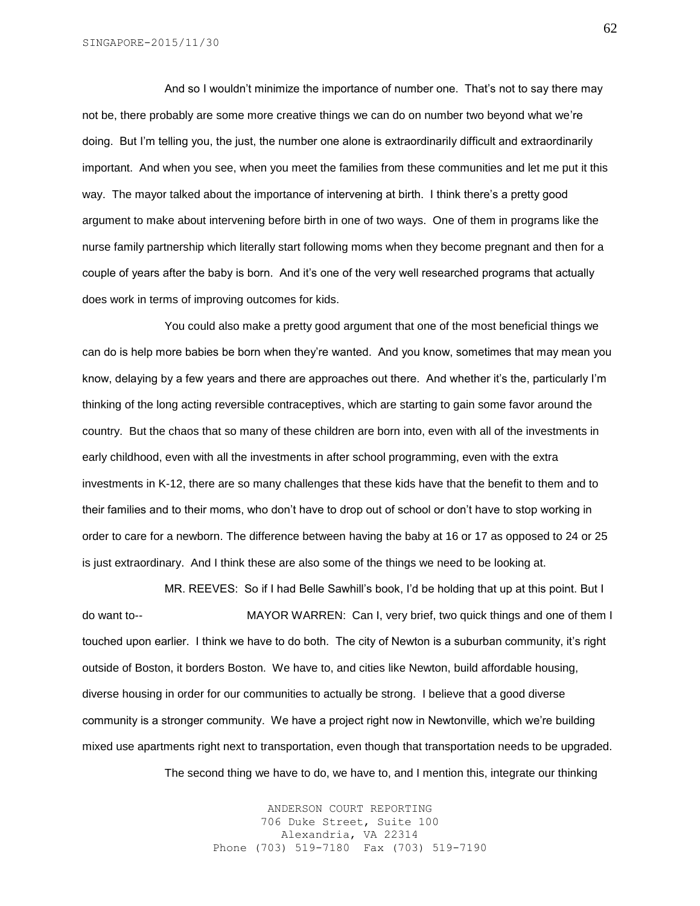And so I wouldn't minimize the importance of number one. That's not to say there may not be, there probably are some more creative things we can do on number two beyond what we're doing. But I'm telling you, the just, the number one alone is extraordinarily difficult and extraordinarily important. And when you see, when you meet the families from these communities and let me put it this way. The mayor talked about the importance of intervening at birth. I think there's a pretty good argument to make about intervening before birth in one of two ways. One of them in programs like the nurse family partnership which literally start following moms when they become pregnant and then for a couple of years after the baby is born. And it's one of the very well researched programs that actually does work in terms of improving outcomes for kids.

You could also make a pretty good argument that one of the most beneficial things we can do is help more babies be born when they're wanted. And you know, sometimes that may mean you know, delaying by a few years and there are approaches out there. And whether it's the, particularly I'm thinking of the long acting reversible contraceptives, which are starting to gain some favor around the country. But the chaos that so many of these children are born into, even with all of the investments in early childhood, even with all the investments in after school programming, even with the extra investments in K-12, there are so many challenges that these kids have that the benefit to them and to their families and to their moms, who don't have to drop out of school or don't have to stop working in order to care for a newborn. The difference between having the baby at 16 or 17 as opposed to 24 or 25 is just extraordinary. And I think these are also some of the things we need to be looking at.

MR. REEVES: So if I had Belle Sawhill's book, I'd be holding that up at this point. But I do want to--

MAYOR WARREN: Can I, very brief, two quick things and one of them I touched upon earlier. I think we have to do both. The city of Newton is a suburban community, it's right outside of Boston, it borders Boston. We have to, and cities like Newton, build affordable housing, diverse housing in order for our communities to actually be strong. I believe that a good diverse community is a stronger community. We have a project right now in Newtonville, which we're building mixed use apartments right next to transportation, even though that transportation needs to be upgraded.

The second thing we have to do, we have to, and I mention this, integrate our thinking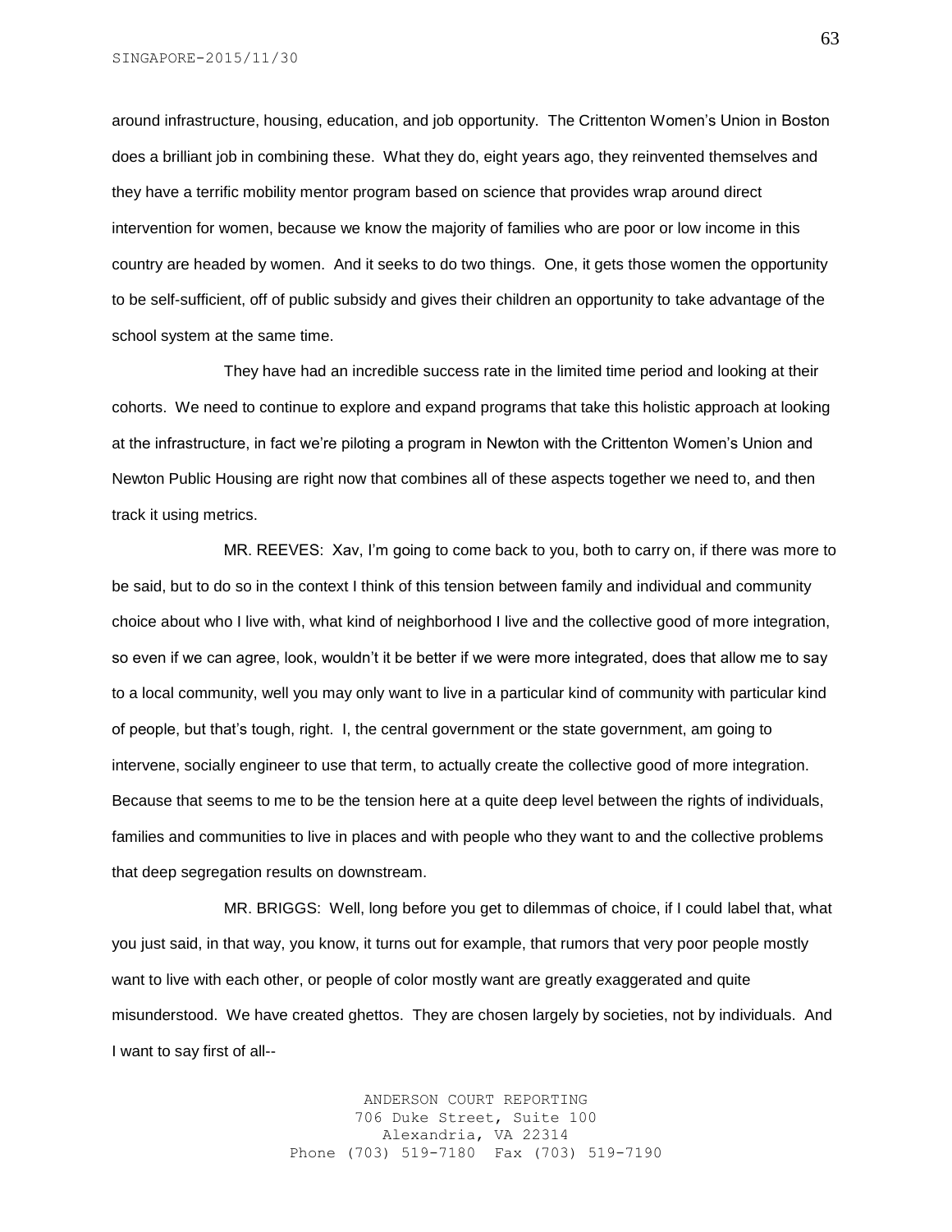around infrastructure, housing, education, and job opportunity. The Crittenton Women's Union in Boston does a brilliant job in combining these. What they do, eight years ago, they reinvented themselves and they have a terrific mobility mentor program based on science that provides wrap around direct intervention for women, because we know the majority of families who are poor or low income in this country are headed by women. And it seeks to do two things. One, it gets those women the opportunity to be self-sufficient, off of public subsidy and gives their children an opportunity to take advantage of the school system at the same time.

They have had an incredible success rate in the limited time period and looking at their cohorts. We need to continue to explore and expand programs that take this holistic approach at looking at the infrastructure, in fact we're piloting a program in Newton with the Crittenton Women's Union and Newton Public Housing are right now that combines all of these aspects together we need to, and then track it using metrics.

MR. REEVES: Xav, I'm going to come back to you, both to carry on, if there was more to be said, but to do so in the context I think of this tension between family and individual and community choice about who I live with, what kind of neighborhood I live and the collective good of more integration, so even if we can agree, look, wouldn't it be better if we were more integrated, does that allow me to say to a local community, well you may only want to live in a particular kind of community with particular kind of people, but that's tough, right. I, the central government or the state government, am going to intervene, socially engineer to use that term, to actually create the collective good of more integration. Because that seems to me to be the tension here at a quite deep level between the rights of individuals, families and communities to live in places and with people who they want to and the collective problems that deep segregation results on downstream.

MR. BRIGGS: Well, long before you get to dilemmas of choice, if I could label that, what you just said, in that way, you know, it turns out for example, that rumors that very poor people mostly want to live with each other, or people of color mostly want are greatly exaggerated and quite misunderstood. We have created ghettos. They are chosen largely by societies, not by individuals. And I want to say first of all--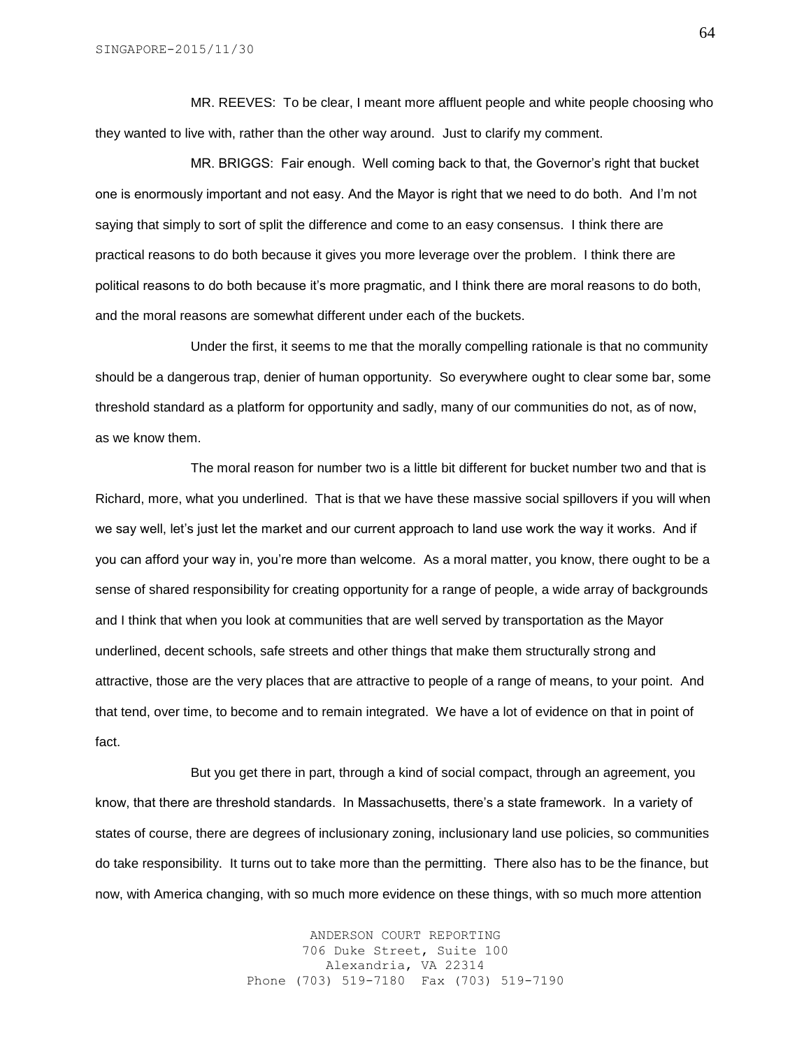MR. REEVES: To be clear, I meant more affluent people and white people choosing who they wanted to live with, rather than the other way around. Just to clarify my comment.

MR. BRIGGS: Fair enough. Well coming back to that, the Governor's right that bucket one is enormously important and not easy. And the Mayor is right that we need to do both. And I'm not saying that simply to sort of split the difference and come to an easy consensus. I think there are practical reasons to do both because it gives you more leverage over the problem. I think there are political reasons to do both because it's more pragmatic, and I think there are moral reasons to do both, and the moral reasons are somewhat different under each of the buckets.

Under the first, it seems to me that the morally compelling rationale is that no community should be a dangerous trap, denier of human opportunity. So everywhere ought to clear some bar, some threshold standard as a platform for opportunity and sadly, many of our communities do not, as of now, as we know them.

The moral reason for number two is a little bit different for bucket number two and that is Richard, more, what you underlined. That is that we have these massive social spillovers if you will when we say well, let's just let the market and our current approach to land use work the way it works. And if you can afford your way in, you're more than welcome. As a moral matter, you know, there ought to be a sense of shared responsibility for creating opportunity for a range of people, a wide array of backgrounds and I think that when you look at communities that are well served by transportation as the Mayor underlined, decent schools, safe streets and other things that make them structurally strong and attractive, those are the very places that are attractive to people of a range of means, to your point. And that tend, over time, to become and to remain integrated. We have a lot of evidence on that in point of fact.

But you get there in part, through a kind of social compact, through an agreement, you know, that there are threshold standards. In Massachusetts, there's a state framework. In a variety of states of course, there are degrees of inclusionary zoning, inclusionary land use policies, so communities do take responsibility. It turns out to take more than the permitting. There also has to be the finance, but now, with America changing, with so much more evidence on these things, with so much more attention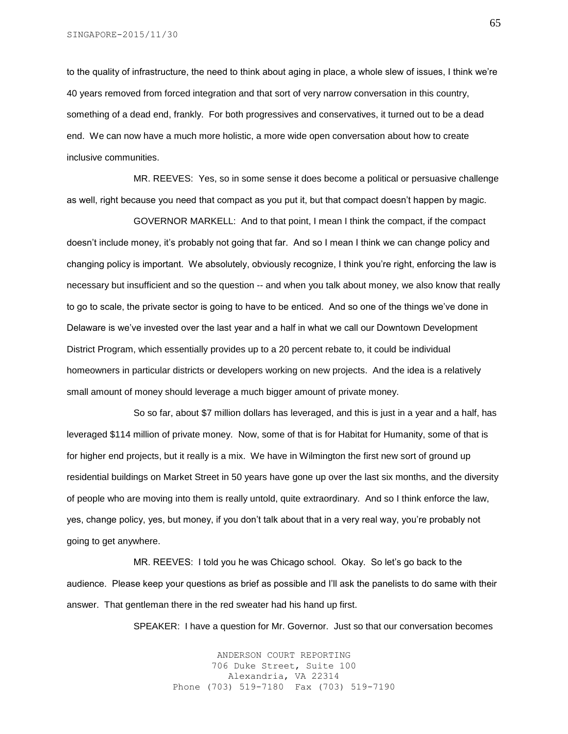to the quality of infrastructure, the need to think about aging in place, a whole slew of issues, I think we're 40 years removed from forced integration and that sort of very narrow conversation in this country, something of a dead end, frankly. For both progressives and conservatives, it turned out to be a dead end. We can now have a much more holistic, a more wide open conversation about how to create inclusive communities.

MR. REEVES: Yes, so in some sense it does become a political or persuasive challenge as well, right because you need that compact as you put it, but that compact doesn't happen by magic.

GOVERNOR MARKELL: And to that point, I mean I think the compact, if the compact doesn't include money, it's probably not going that far. And so I mean I think we can change policy and changing policy is important. We absolutely, obviously recognize, I think you're right, enforcing the law is necessary but insufficient and so the question -- and when you talk about money, we also know that really to go to scale, the private sector is going to have to be enticed. And so one of the things we've done in Delaware is we've invested over the last year and a half in what we call our Downtown Development District Program, which essentially provides up to a 20 percent rebate to, it could be individual homeowners in particular districts or developers working on new projects. And the idea is a relatively small amount of money should leverage a much bigger amount of private money.

So so far, about $7 million dollars has leveraged, and this is just in a year and a half, has leveraged $114 million of private money. Now, some of that is for Habitat for Humanity, some of that is for higher end projects, but it really is a mix. We have in Wilmington the first new sort of ground up residential buildings on Market Street in 50 years have gone up over the last six months, and the diversity of people who are moving into them is really untold, quite extraordinary. And so I think enforce the law, yes, change policy, yes, but money, if you don't talk about that in a very real way, you're probably not going to get anywhere.

MR. REEVES: I told you he was Chicago school. Okay. So let's go back to the audience. Please keep your questions as brief as possible and I'll ask the panelists to do same with their answer. That gentleman there in the red sweater had his hand up first.

SPEAKER: I have a question for Mr. Governor. Just so that our conversation becomes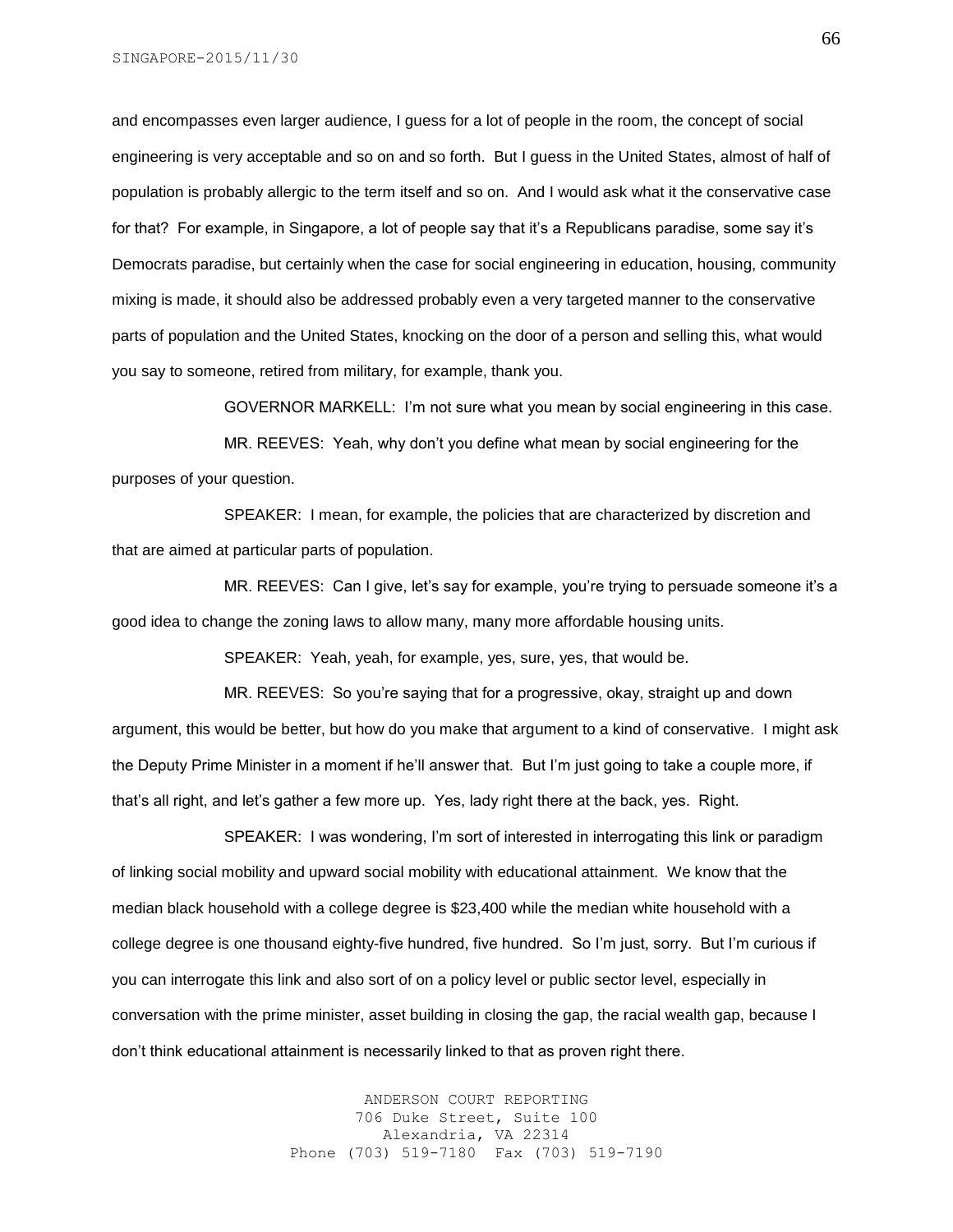and encompasses even larger audience, I guess for a lot of people in the room, the concept of social engineering is very acceptable and so on and so forth. But I guess in the United States, almost of half of population is probably allergic to the term itself and so on. And I would ask what it the conservative case for that? For example, in Singapore, a lot of people say that it's a Republicans paradise, some say it's Democrats paradise, but certainly when the case for social engineering in education, housing, community mixing is made, it should also be addressed probably even a very targeted manner to the conservative parts of population and the United States, knocking on the door of a person and selling this, what would you say to someone, retired from military, for example, thank you.

GOVERNOR MARKELL: I'm not sure what you mean by social engineering in this case.

MR. REEVES: Yeah, why don't you define what mean by social engineering for the purposes of your question.

SPEAKER: I mean, for example, the policies that are characterized by discretion and that are aimed at particular parts of population.

MR. REEVES: Can I give, let's say for example, you're trying to persuade someone it's a good idea to change the zoning laws to allow many, many more affordable housing units.

SPEAKER: Yeah, yeah, for example, yes, sure, yes, that would be.

MR. REEVES: So you're saying that for a progressive, okay, straight up and down argument, this would be better, but how do you make that argument to a kind of conservative. I might ask the Deputy Prime Minister in a moment if he'll answer that. But I'm just going to take a couple more, if that's all right, and let's gather a few more up. Yes, lady right there at the back, yes. Right.

SPEAKER: I was wondering, I'm sort of interested in interrogating this link or paradigm of linking social mobility and upward social mobility with educational attainment. We know that the median black household with a college degree is $23,400 while the median white household with a college degree is one thousand eighty-five hundred, five hundred. So I'm just, sorry. But I'm curious if you can interrogate this link and also sort of on a policy level or public sector level, especially in conversation with the prime minister, asset building in closing the gap, the racial wealth gap, because I don't think educational attainment is necessarily linked to that as proven right there.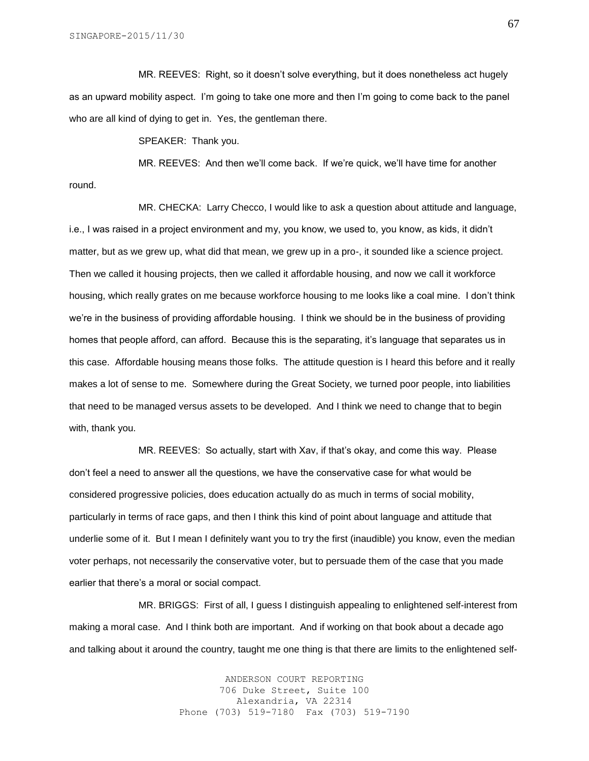MR. REEVES: Right, so it doesn't solve everything, but it does nonetheless act hugely as an upward mobility aspect. I'm going to take one more and then I'm going to come back to the panel who are all kind of dying to get in. Yes, the gentleman there.

SPEAKER: Thank you.

MR. REEVES: And then we'll come back. If we're quick, we'll have time for another round.

MR. CHECKA: Larry Checco, I would like to ask a question about attitude and language, i.e., I was raised in a project environment and my, you know, we used to, you know, as kids, it didn't matter, but as we grew up, what did that mean, we grew up in a pro-, it sounded like a science project. Then we called it housing projects, then we called it affordable housing, and now we call it workforce housing, which really grates on me because workforce housing to me looks like a coal mine. I don't think we're in the business of providing affordable housing. I think we should be in the business of providing homes that people afford, can afford. Because this is the separating, it's language that separates us in this case. Affordable housing means those folks. The attitude question is I heard this before and it really makes a lot of sense to me. Somewhere during the Great Society, we turned poor people, into liabilities that need to be managed versus assets to be developed. And I think we need to change that to begin with, thank you.

MR. REEVES: So actually, start with Xav, if that's okay, and come this way. Please don't feel a need to answer all the questions, we have the conservative case for what would be considered progressive policies, does education actually do as much in terms of social mobility, particularly in terms of race gaps, and then I think this kind of point about language and attitude that underlie some of it. But I mean I definitely want you to try the first (inaudible) you know, even the median voter perhaps, not necessarily the conservative voter, but to persuade them of the case that you made earlier that there's a moral or social compact.

MR. BRIGGS: First of all, I guess I distinguish appealing to enlightened self-interest from making a moral case. And I think both are important. And if working on that book about a decade ago and talking about it around the country, taught me one thing is that there are limits to the enlightened self-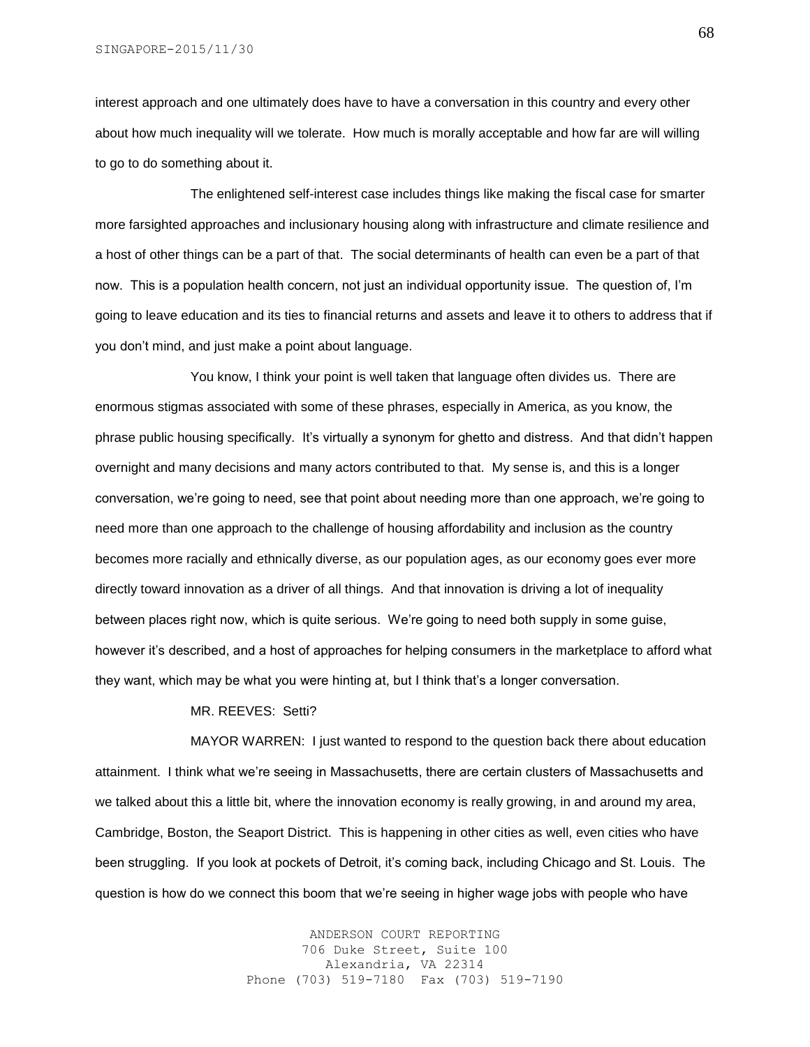interest approach and one ultimately does have to have a conversation in this country and every other about how much inequality will we tolerate. How much is morally acceptable and how far are will willing to go to do something about it.

The enlightened self-interest case includes things like making the fiscal case for smarter more farsighted approaches and inclusionary housing along with infrastructure and climate resilience and a host of other things can be a part of that. The social determinants of health can even be a part of that now. This is a population health concern, not just an individual opportunity issue. The question of, I'm going to leave education and its ties to financial returns and assets and leave it to others to address that if you don't mind, and just make a point about language.

You know, I think your point is well taken that language often divides us. There are enormous stigmas associated with some of these phrases, especially in America, as you know, the phrase public housing specifically. It's virtually a synonym for ghetto and distress. And that didn't happen overnight and many decisions and many actors contributed to that. My sense is, and this is a longer conversation, we're going to need, see that point about needing more than one approach, we're going to need more than one approach to the challenge of housing affordability and inclusion as the country becomes more racially and ethnically diverse, as our population ages, as our economy goes ever more directly toward innovation as a driver of all things. And that innovation is driving a lot of inequality between places right now, which is quite serious. We're going to need both supply in some guise, however it's described, and a host of approaches for helping consumers in the marketplace to afford what they want, which may be what you were hinting at, but I think that's a longer conversation.

MR. REEVES: Setti?

MAYOR WARREN: I just wanted to respond to the question back there about education attainment. I think what we're seeing in Massachusetts, there are certain clusters of Massachusetts and we talked about this a little bit, where the innovation economy is really growing, in and around my area, Cambridge, Boston, the Seaport District. This is happening in other cities as well, even cities who have been struggling. If you look at pockets of Detroit, it's coming back, including Chicago and St. Louis. The question is how do we connect this boom that we're seeing in higher wage jobs with people who have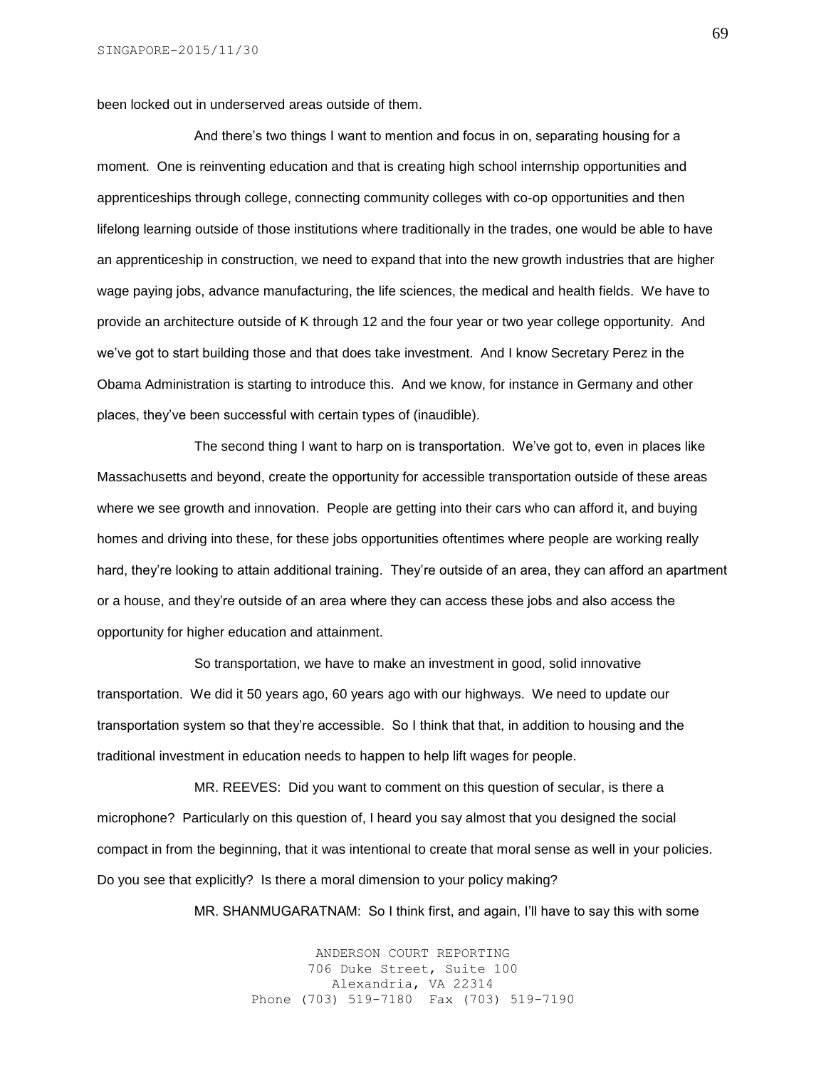been locked out in underserved areas outside of them.

And there's two things I want to mention and focus in on, separating housing for a moment. One is reinventing education and that is creating high school internship opportunities and apprenticeships through college, connecting community colleges with co-op opportunities and then lifelong learning outside of those institutions where traditionally in the trades, one would be able to have an apprenticeship in construction, we need to expand that into the new growth industries that are higher wage paying jobs, advance manufacturing, the life sciences, the medical and health fields. We have to provide an architecture outside of K through 12 and the four year or two year college opportunity. And we've got to start building those and that does take investment. And I know Secretary Perez in the Obama Administration is starting to introduce this. And we know, for instance in Germany and other places, they've been successful with certain types of (inaudible).

The second thing I want to harp on is transportation. We've got to, even in places like Massachusetts and beyond, create the opportunity for accessible transportation outside of these areas where we see growth and innovation. People are getting into their cars who can afford it, and buying homes and driving into these, for these jobs opportunities oftentimes where people are working really hard, they're looking to attain additional training. They're outside of an area, they can afford an apartment or a house, and they're outside of an area where they can access these jobs and also access the opportunity for higher education and attainment.

So transportation, we have to make an investment in good, solid innovative transportation. We did it 50 years ago, 60 years ago with our highways. We need to update our transportation system so that they're accessible. So I think that that, in addition to housing and the traditional investment in education needs to happen to help lift wages for people.

MR. REEVES: Did you want to comment on this question of secular, is there a microphone? Particularly on this question of, I heard you say almost that you designed the social compact in from the beginning, that it was intentional to create that moral sense as well in your policies. Do you see that explicitly? Is there a moral dimension to your policy making?

MR. SHANMUGARATNAM: So I think first, and again, I'll have to say this with some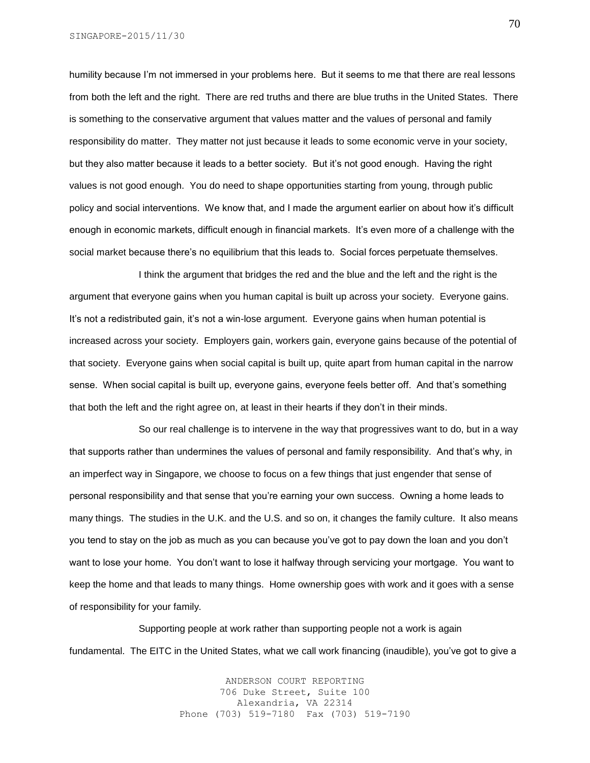humility because I'm not immersed in your problems here. But it seems to me that there are real lessons from both the left and the right. There are red truths and there are blue truths in the United States. There is something to the conservative argument that values matter and the values of personal and family responsibility do matter. They matter not just because it leads to some economic verve in your society, but they also matter because it leads to a better society. But it's not good enough. Having the right values is not good enough. You do need to shape opportunities starting from young, through public policy and social interventions. We know that, and I made the argument earlier on about how it's difficult enough in economic markets, difficult enough in financial markets. It's even more of a challenge with the social market because there's no equilibrium that this leads to. Social forces perpetuate themselves.

I think the argument that bridges the red and the blue and the left and the right is the argument that everyone gains when you human capital is built up across your society. Everyone gains. It's not a redistributed gain, it's not a win-lose argument. Everyone gains when human potential is increased across your society. Employers gain, workers gain, everyone gains because of the potential of that society. Everyone gains when social capital is built up, quite apart from human capital in the narrow sense. When social capital is built up, everyone gains, everyone feels better off. And that's something that both the left and the right agree on, at least in their hearts if they don't in their minds.

So our real challenge is to intervene in the way that progressives want to do, but in a way that supports rather than undermines the values of personal and family responsibility. And that's why, in an imperfect way in Singapore, we choose to focus on a few things that just engender that sense of personal responsibility and that sense that you're earning your own success. Owning a home leads to many things. The studies in the U.K. and the U.S. and so on, it changes the family culture. It also means you tend to stay on the job as much as you can because you've got to pay down the loan and you don't want to lose your home. You don't want to lose it halfway through servicing your mortgage. You want to keep the home and that leads to many things. Home ownership goes with work and it goes with a sense of responsibility for your family.

Supporting people at work rather than supporting people not a work is again fundamental. The EITC in the United States, what we call work financing (inaudible), you've got to give a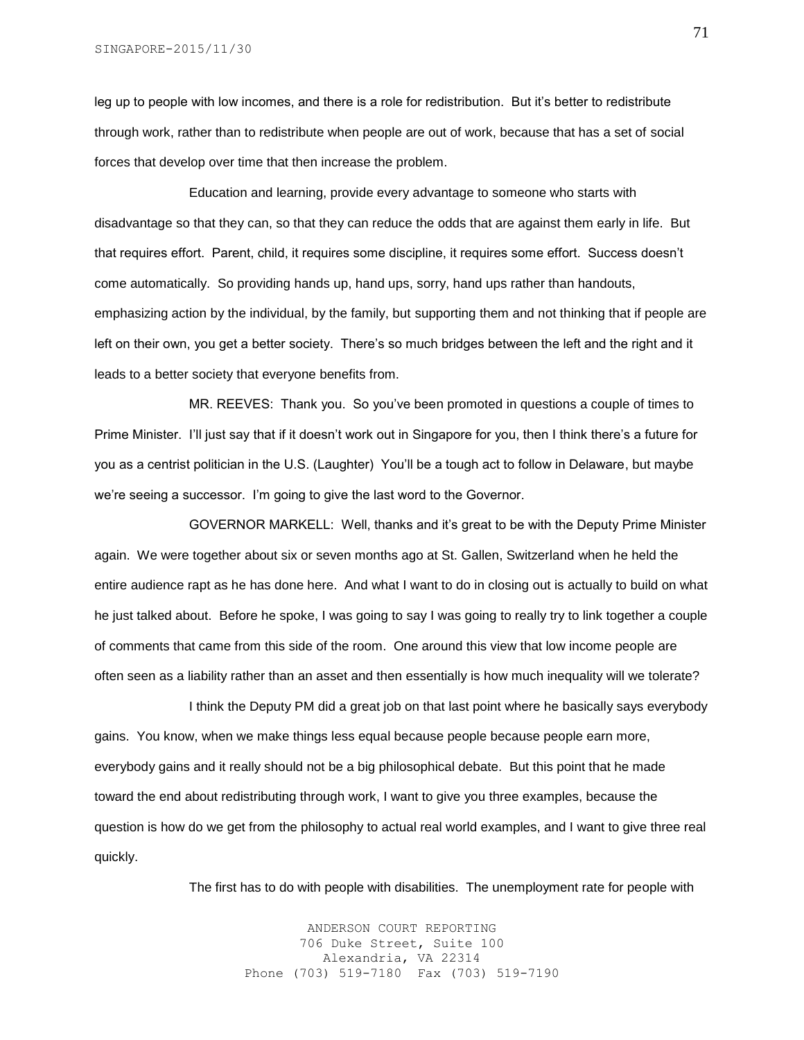leg up to people with low incomes, and there is a role for redistribution. But it's better to redistribute through work, rather than to redistribute when people are out of work, because that has a set of social forces that develop over time that then increase the problem.

Education and learning, provide every advantage to someone who starts with disadvantage so that they can, so that they can reduce the odds that are against them early in life. But that requires effort. Parent, child, it requires some discipline, it requires some effort. Success doesn't come automatically. So providing hands up, hand ups, sorry, hand ups rather than handouts, emphasizing action by the individual, by the family, but supporting them and not thinking that if people are left on their own, you get a better society. There's so much bridges between the left and the right and it leads to a better society that everyone benefits from.

MR. REEVES: Thank you. So you've been promoted in questions a couple of times to Prime Minister. I'll just say that if it doesn't work out in Singapore for you, then I think there's a future for you as a centrist politician in the U.S. (Laughter) You'll be a tough act to follow in Delaware, but maybe we're seeing a successor. I'm going to give the last word to the Governor.

GOVERNOR MARKELL: Well, thanks and it's great to be with the Deputy Prime Minister again. We were together about six or seven months ago at St. Gallen, Switzerland when he held the entire audience rapt as he has done here. And what I want to do in closing out is actually to build on what he just talked about. Before he spoke, I was going to say I was going to really try to link together a couple of comments that came from this side of the room. One around this view that low income people are often seen as a liability rather than an asset and then essentially is how much inequality will we tolerate?

I think the Deputy PM did a great job on that last point where he basically says everybody gains. You know, when we make things less equal because people because people earn more, everybody gains and it really should not be a big philosophical debate. But this point that he made toward the end about redistributing through work, I want to give you three examples, because the question is how do we get from the philosophy to actual real world examples, and I want to give three real quickly.

The first has to do with people with disabilities. The unemployment rate for people with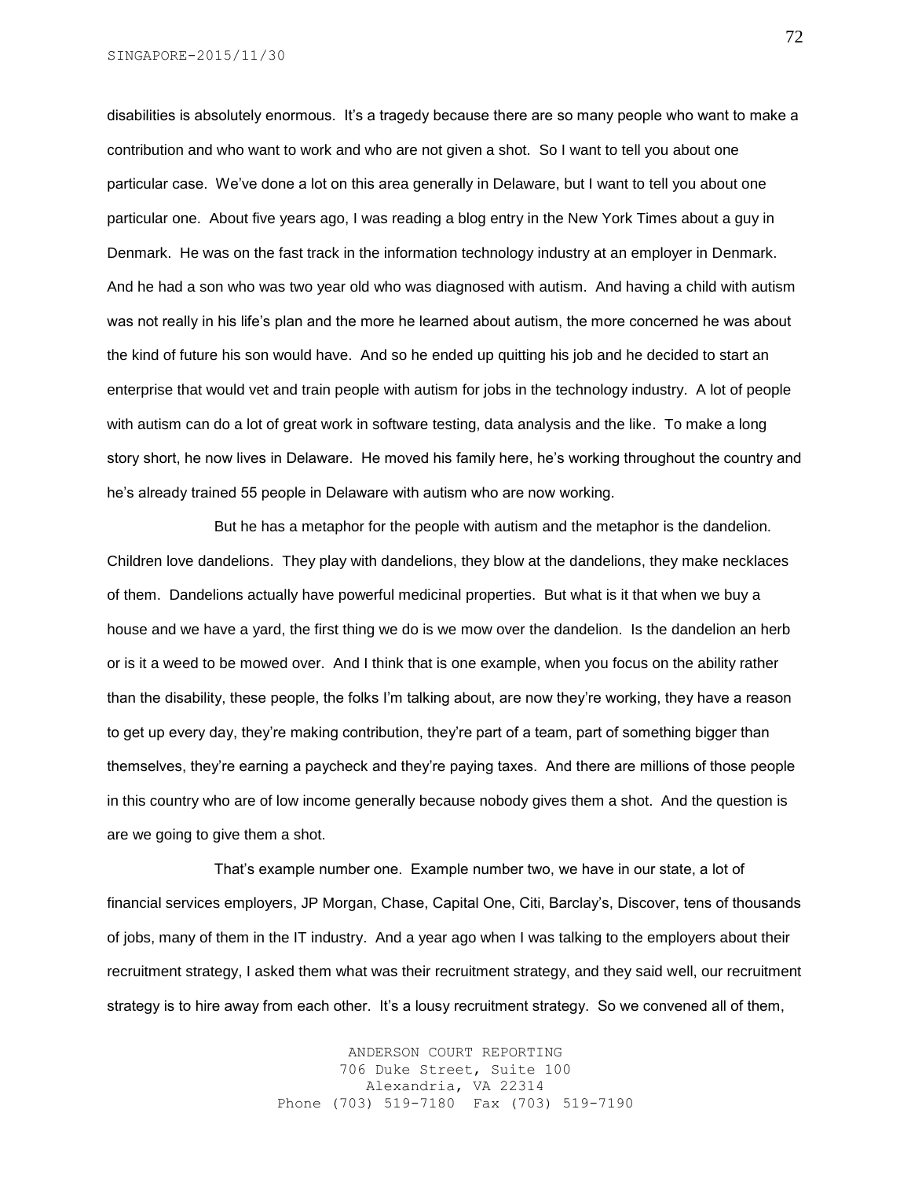disabilities is absolutely enormous. It's a tragedy because there are so many people who want to make a contribution and who want to work and who are not given a shot. So I want to tell you about one particular case. We've done a lot on this area generally in Delaware, but I want to tell you about one particular one. About five years ago, I was reading a blog entry in the New York Times about a guy in Denmark. He was on the fast track in the information technology industry at an employer in Denmark. And he had a son who was two year old who was diagnosed with autism. And having a child with autism was not really in his life's plan and the more he learned about autism, the more concerned he was about the kind of future his son would have. And so he ended up quitting his job and he decided to start an enterprise that would vet and train people with autism for jobs in the technology industry. A lot of people with autism can do a lot of great work in software testing, data analysis and the like. To make a long story short, he now lives in Delaware. He moved his family here, he's working throughout the country and he's already trained 55 people in Delaware with autism who are now working.

But he has a metaphor for the people with autism and the metaphor is the dandelion. Children love dandelions. They play with dandelions, they blow at the dandelions, they make necklaces of them. Dandelions actually have powerful medicinal properties. But what is it that when we buy a house and we have a yard, the first thing we do is we mow over the dandelion. Is the dandelion an herb or is it a weed to be mowed over. And I think that is one example, when you focus on the ability rather than the disability, these people, the folks I'm talking about, are now they're working, they have a reason to get up every day, they're making contribution, they're part of a team, part of something bigger than themselves, they're earning a paycheck and they're paying taxes. And there are millions of those people in this country who are of low income generally because nobody gives them a shot. And the question is are we going to give them a shot.

That's example number one. Example number two, we have in our state, a lot of financial services employers, JP Morgan, Chase, Capital One, Citi, Barclay's, Discover, tens of thousands of jobs, many of them in the IT industry. And a year ago when I was talking to the employers about their recruitment strategy, I asked them what was their recruitment strategy, and they said well, our recruitment strategy is to hire away from each other. It's a lousy recruitment strategy. So we convened all of them,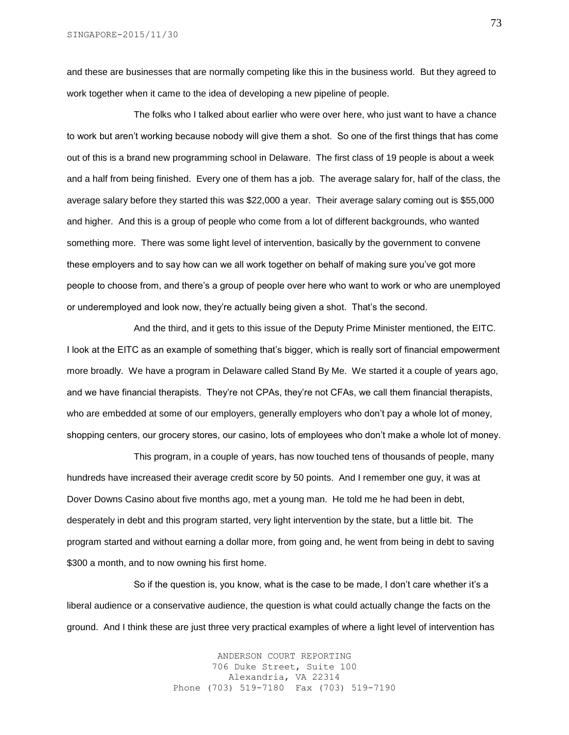and these are businesses that are normally competing like this in the business world. But they agreed to work together when it came to the idea of developing a new pipeline of people.

The folks who I talked about earlier who were over here, who just want to have a chance to work but aren't working because nobody will give them a shot. So one of the first things that has come out of this is a brand new programming school in Delaware. The first class of 19 people is about a week and a half from being finished. Every one of them has a job. The average salary for, half of the class, the average salary before they started this was $22,000 a year. Their average salary coming out is $55,000 and higher. And this is a group of people who come from a lot of different backgrounds, who wanted something more. There was some light level of intervention, basically by the government to convene these employers and to say how can we all work together on behalf of making sure you've got more people to choose from, and there's a group of people over here who want to work or who are unemployed or underemployed and look now, they're actually being given a shot. That's the second.

And the third, and it gets to this issue of the Deputy Prime Minister mentioned, the EITC. I look at the EITC as an example of something that's bigger, which is really sort of financial empowerment more broadly. We have a program in Delaware called Stand By Me. We started it a couple of years ago, and we have financial therapists. They're not CPAs, they're not CFAs, we call them financial therapists, who are embedded at some of our employers, generally employers who don't pay a whole lot of money, shopping centers, our grocery stores, our casino, lots of employees who don't make a whole lot of money.

This program, in a couple of years, has now touched tens of thousands of people, many hundreds have increased their average credit score by 50 points. And I remember one guy, it was at Dover Downs Casino about five months ago, met a young man. He told me he had been in debt, desperately in debt and this program started, very light intervention by the state, but a little bit. The program started and without earning a dollar more, from going and, he went from being in debt to saving $300 a month, and to now owning his first home.

So if the question is, you know, what is the case to be made, I don't care whether it's a liberal audience or a conservative audience, the question is what could actually change the facts on the ground. And I think these are just three very practical examples of where a light level of intervention has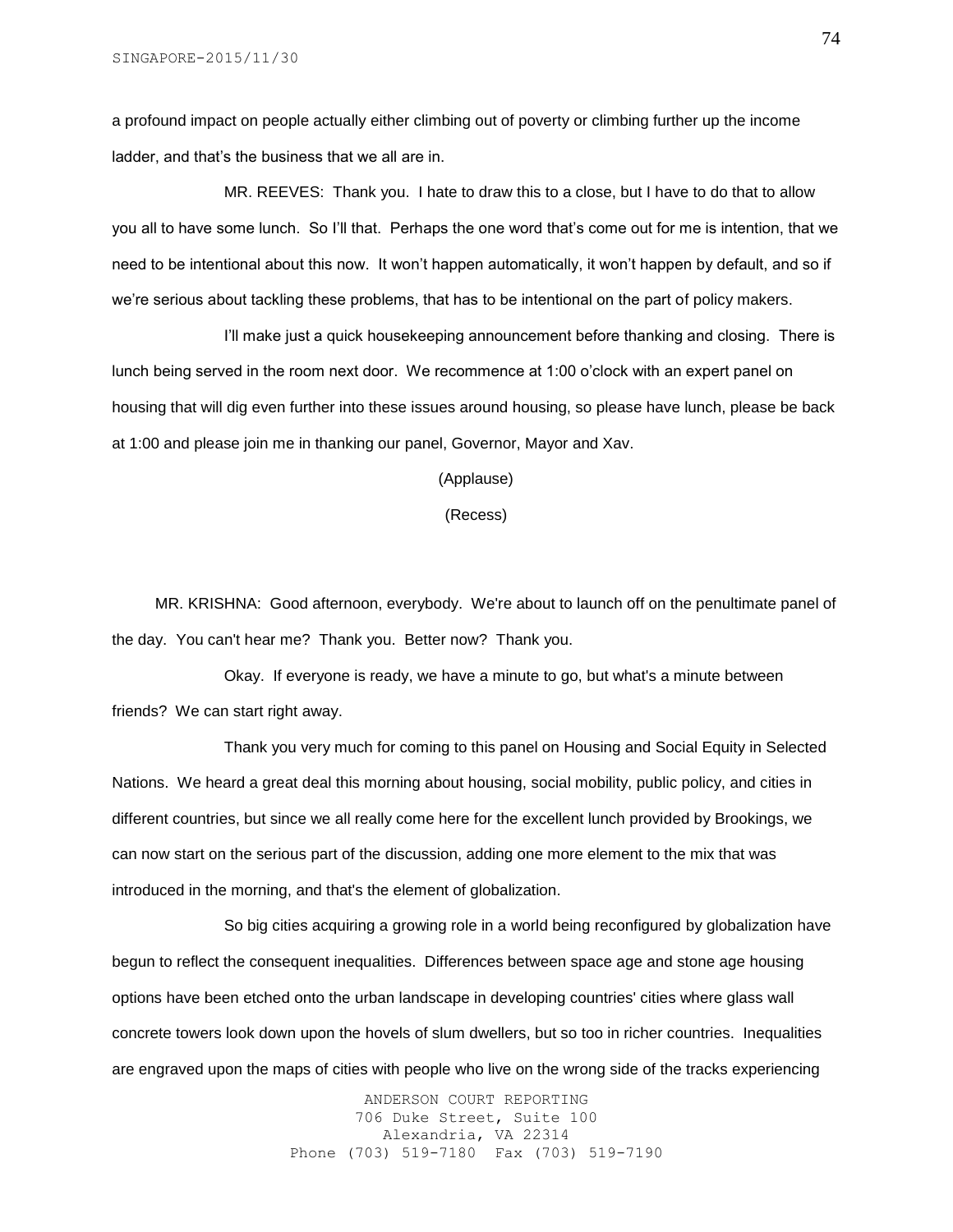a profound impact on people actually either climbing out of poverty or climbing further up the income ladder, and that's the business that we all are in.

MR. REEVES: Thank you. I hate to draw this to a close, but I have to do that to allow you all to have some lunch. So I'll that. Perhaps the one word that's come out for me is intention, that we need to be intentional about this now. It won't happen automatically, it won't happen by default, and so if we're serious about tackling these problems, that has to be intentional on the part of policy makers.

I'll make just a quick housekeeping announcement before thanking and closing. There is lunch being served in the room next door. We recommence at 1:00 o'clock with an expert panel on housing that will dig even further into these issues around housing, so please have lunch, please be back at 1:00 and please join me in thanking our panel, Governor, Mayor and Xav.

(Applause)

(Recess)

MR. KRISHNA: Good afternoon, everybody. We're about to launch off on the penultimate panel of the day. You can't hear me? Thank you. Better now? Thank you.

Okay. If everyone is ready, we have a minute to go, but what's a minute between friends? We can start right away.

Thank you very much for coming to this panel on Housing and Social Equity in Selected Nations. We heard a great deal this morning about housing, social mobility, public policy, and cities in different countries, but since we all really come here for the excellent lunch provided by Brookings, we can now start on the serious part of the discussion, adding one more element to the mix that was introduced in the morning, and that's the element of globalization.

So big cities acquiring a growing role in a world being reconfigured by globalization have begun to reflect the consequent inequalities. Differences between space age and stone age housing options have been etched onto the urban landscape in developing countries' cities where glass wall concrete towers look down upon the hovels of slum dwellers, but so too in richer countries. Inequalities are engraved upon the maps of cities with people who live on the wrong side of the tracks experiencing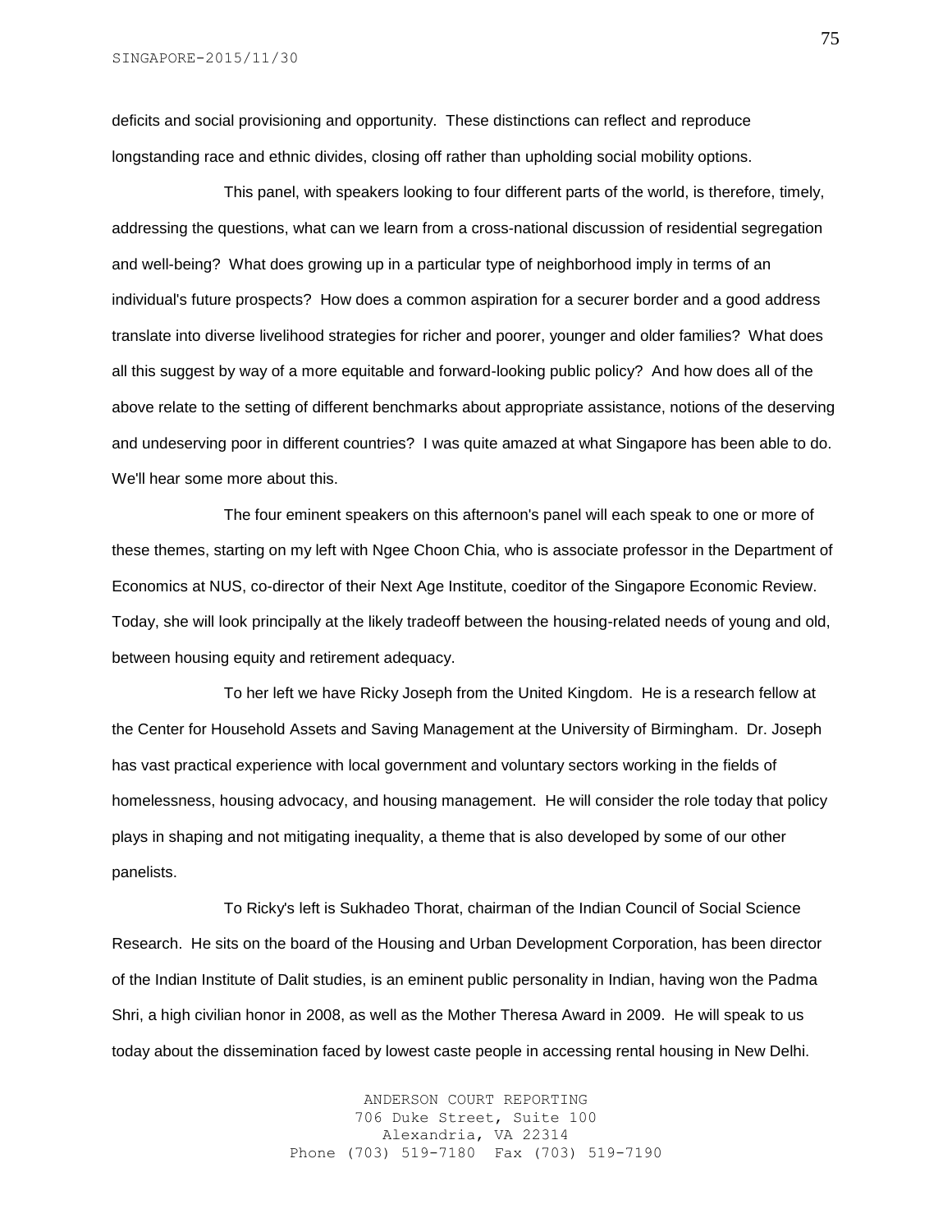deficits and social provisioning and opportunity. These distinctions can reflect and reproduce longstanding race and ethnic divides, closing off rather than upholding social mobility options.

This panel, with speakers looking to four different parts of the world, is therefore, timely, addressing the questions, what can we learn from a cross-national discussion of residential segregation and well-being? What does growing up in a particular type of neighborhood imply in terms of an individual's future prospects? How does a common aspiration for a securer border and a good address translate into diverse livelihood strategies for richer and poorer, younger and older families? What does all this suggest by way of a more equitable and forward-looking public policy? And how does all of the above relate to the setting of different benchmarks about appropriate assistance, notions of the deserving and undeserving poor in different countries? I was quite amazed at what Singapore has been able to do. We'll hear some more about this.

The four eminent speakers on this afternoon's panel will each speak to one or more of these themes, starting on my left with Ngee Choon Chia, who is associate professor in the Department of Economics at NUS, co-director of their Next Age Institute, coeditor of the Singapore Economic Review. Today, she will look principally at the likely tradeoff between the housing-related needs of young and old, between housing equity and retirement adequacy.

To her left we have Ricky Joseph from the United Kingdom. He is a research fellow at the Center for Household Assets and Saving Management at the University of Birmingham. Dr. Joseph has vast practical experience with local government and voluntary sectors working in the fields of homelessness, housing advocacy, and housing management. He will consider the role today that policy plays in shaping and not mitigating inequality, a theme that is also developed by some of our other panelists.

To Ricky's left is Sukhadeo Thorat, chairman of the Indian Council of Social Science Research. He sits on the board of the Housing and Urban Development Corporation, has been director of the Indian Institute of Dalit studies, is an eminent public personality in Indian, having won the Padma Shri, a high civilian honor in 2008, as well as the Mother Theresa Award in 2009. He will speak to us today about the dissemination faced by lowest caste people in accessing rental housing in New Delhi.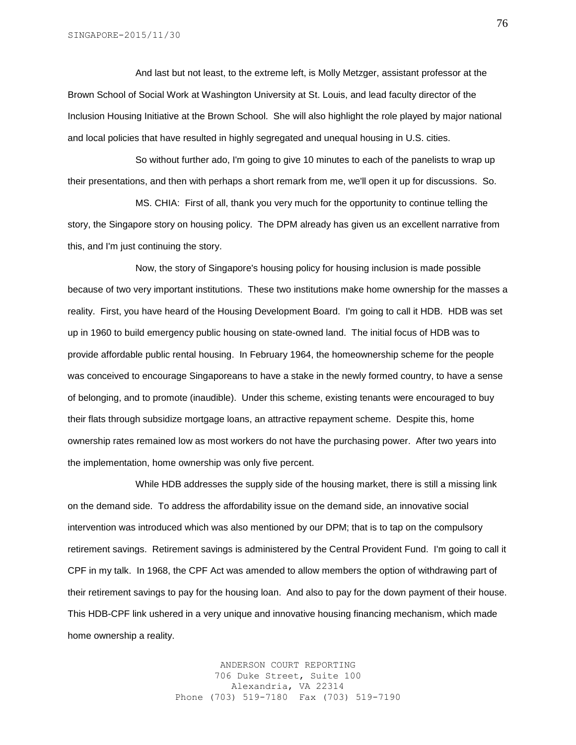And last but not least, to the extreme left, is Molly Metzger, assistant professor at the Brown School of Social Work at Washington University at St. Louis, and lead faculty director of the Inclusion Housing Initiative at the Brown School. She will also highlight the role played by major national and local policies that have resulted in highly segregated and unequal housing in U.S. cities.

So without further ado, I'm going to give 10 minutes to each of the panelists to wrap up their presentations, and then with perhaps a short remark from me, we'll open it up for discussions. So.

MS. CHIA: First of all, thank you very much for the opportunity to continue telling the story, the Singapore story on housing policy. The DPM already has given us an excellent narrative from this, and I'm just continuing the story.

Now, the story of Singapore's housing policy for housing inclusion is made possible because of two very important institutions. These two institutions make home ownership for the masses a reality. First, you have heard of the Housing Development Board. I'm going to call it HDB. HDB was set up in 1960 to build emergency public housing on state-owned land. The initial focus of HDB was to provide affordable public rental housing. In February 1964, the homeownership scheme for the people was conceived to encourage Singaporeans to have a stake in the newly formed country, to have a sense of belonging, and to promote (inaudible). Under this scheme, existing tenants were encouraged to buy their flats through subsidize mortgage loans, an attractive repayment scheme. Despite this, home ownership rates remained low as most workers do not have the purchasing power. After two years into the implementation, home ownership was only five percent.

While HDB addresses the supply side of the housing market, there is still a missing link on the demand side. To address the affordability issue on the demand side, an innovative social intervention was introduced which was also mentioned by our DPM; that is to tap on the compulsory retirement savings. Retirement savings is administered by the Central Provident Fund. I'm going to call it CPF in my talk. In 1968, the CPF Act was amended to allow members the option of withdrawing part of their retirement savings to pay for the housing loan. And also to pay for the down payment of their house. This HDB-CPF link ushered in a very unique and innovative housing financing mechanism, which made home ownership a reality.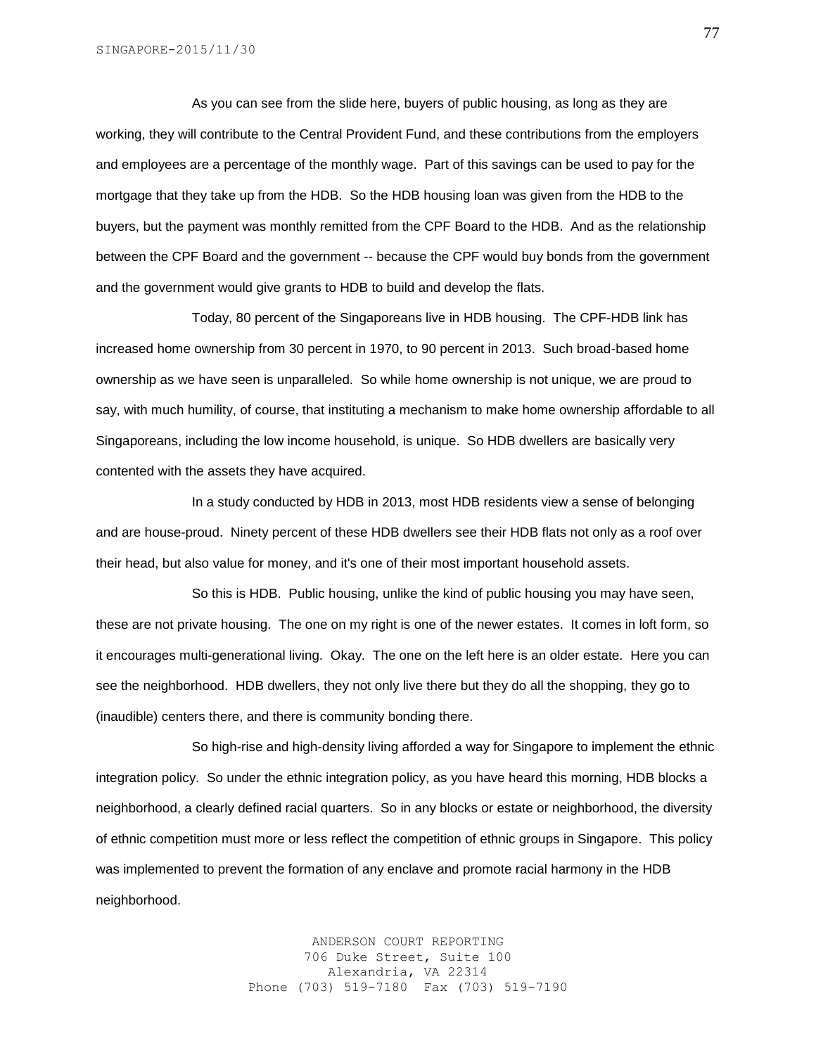As you can see from the slide here, buyers of public housing, as long as they are working, they will contribute to the Central Provident Fund, and these contributions from the employers and employees are a percentage of the monthly wage. Part of this savings can be used to pay for the mortgage that they take up from the HDB. So the HDB housing loan was given from the HDB to the buyers, but the payment was monthly remitted from the CPF Board to the HDB. And as the relationship between the CPF Board and the government -- because the CPF would buy bonds from the government and the government would give grants to HDB to build and develop the flats.

Today, 80 percent of the Singaporeans live in HDB housing. The CPF-HDB link has increased home ownership from 30 percent in 1970, to 90 percent in 2013. Such broad-based home ownership as we have seen is unparalleled. So while home ownership is not unique, we are proud to say, with much humility, of course, that instituting a mechanism to make home ownership affordable to all Singaporeans, including the low income household, is unique. So HDB dwellers are basically very contented with the assets they have acquired.

In a study conducted by HDB in 2013, most HDB residents view a sense of belonging and are house-proud. Ninety percent of these HDB dwellers see their HDB flats not only as a roof over their head, but also value for money, and it's one of their most important household assets.

So this is HDB. Public housing, unlike the kind of public housing you may have seen, these are not private housing. The one on my right is one of the newer estates. It comes in loft form, so it encourages multi-generational living. Okay. The one on the left here is an older estate. Here you can see the neighborhood. HDB dwellers, they not only live there but they do all the shopping, they go to (inaudible) centers there, and there is community bonding there.

So high-rise and high-density living afforded a way for Singapore to implement the ethnic integration policy. So under the ethnic integration policy, as you have heard this morning, HDB blocks a neighborhood, a clearly defined racial quarters. So in any blocks or estate or neighborhood, the diversity of ethnic competition must more or less reflect the competition of ethnic groups in Singapore. This policy was implemented to prevent the formation of any enclave and promote racial harmony in the HDB neighborhood.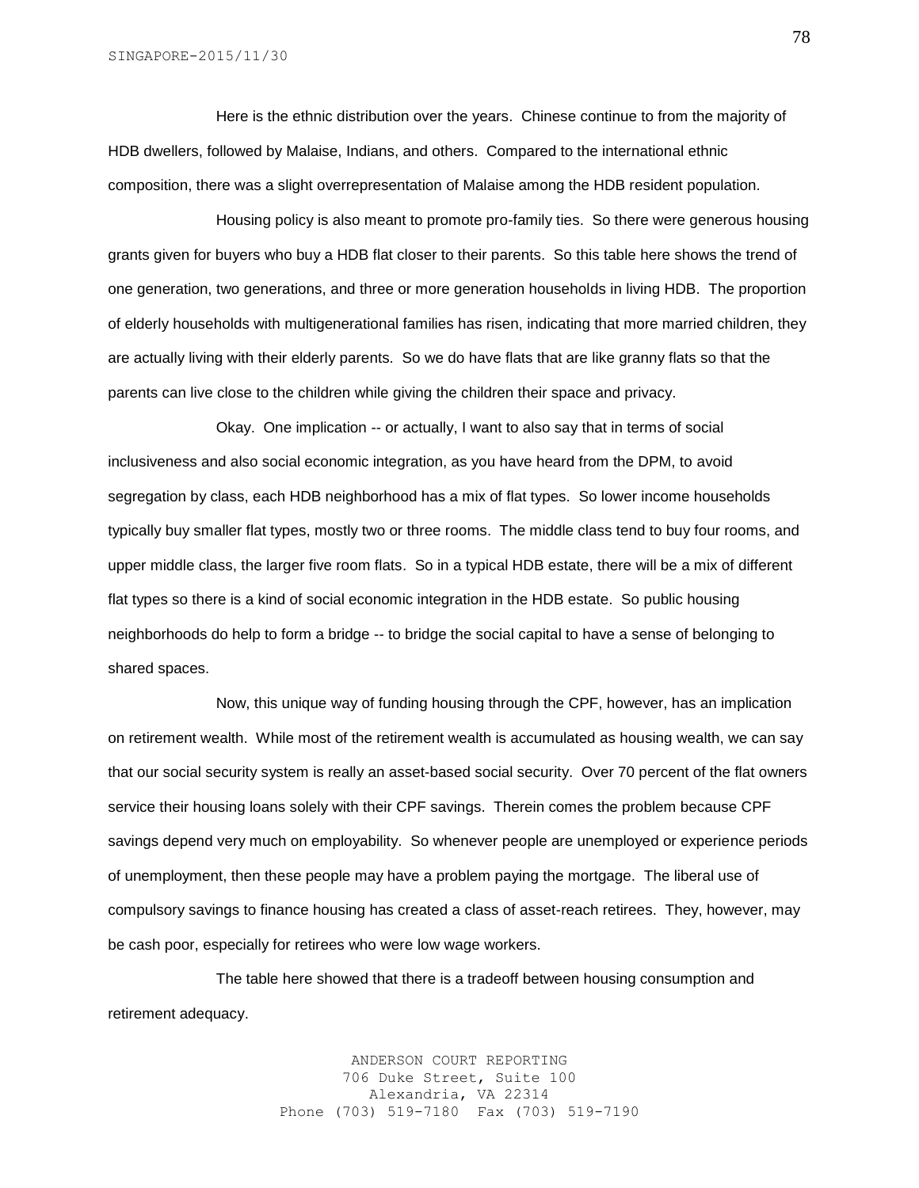Here is the ethnic distribution over the years. Chinese continue to from the majority of HDB dwellers, followed by Malaise, Indians, and others. Compared to the international ethnic composition, there was a slight overrepresentation of Malaise among the HDB resident population.

Housing policy is also meant to promote pro-family ties. So there were generous housing grants given for buyers who buy a HDB flat closer to their parents. So this table here shows the trend of one generation, two generations, and three or more generation households in living HDB. The proportion of elderly households with multigenerational families has risen, indicating that more married children, they are actually living with their elderly parents. So we do have flats that are like granny flats so that the parents can live close to the children while giving the children their space and privacy.

Okay. One implication -- or actually, I want to also say that in terms of social inclusiveness and also social economic integration, as you have heard from the DPM, to avoid segregation by class, each HDB neighborhood has a mix of flat types. So lower income households typically buy smaller flat types, mostly two or three rooms. The middle class tend to buy four rooms, and upper middle class, the larger five room flats. So in a typical HDB estate, there will be a mix of different flat types so there is a kind of social economic integration in the HDB estate. So public housing neighborhoods do help to form a bridge -- to bridge the social capital to have a sense of belonging to shared spaces.

Now, this unique way of funding housing through the CPF, however, has an implication on retirement wealth. While most of the retirement wealth is accumulated as housing wealth, we can say that our social security system is really an asset-based social security. Over 70 percent of the flat owners service their housing loans solely with their CPF savings. Therein comes the problem because CPF savings depend very much on employability. So whenever people are unemployed or experience periods of unemployment, then these people may have a problem paying the mortgage. The liberal use of compulsory savings to finance housing has created a class of asset-reach retirees. They, however, may be cash poor, especially for retirees who were low wage workers.

The table here showed that there is a tradeoff between housing consumption and retirement adequacy.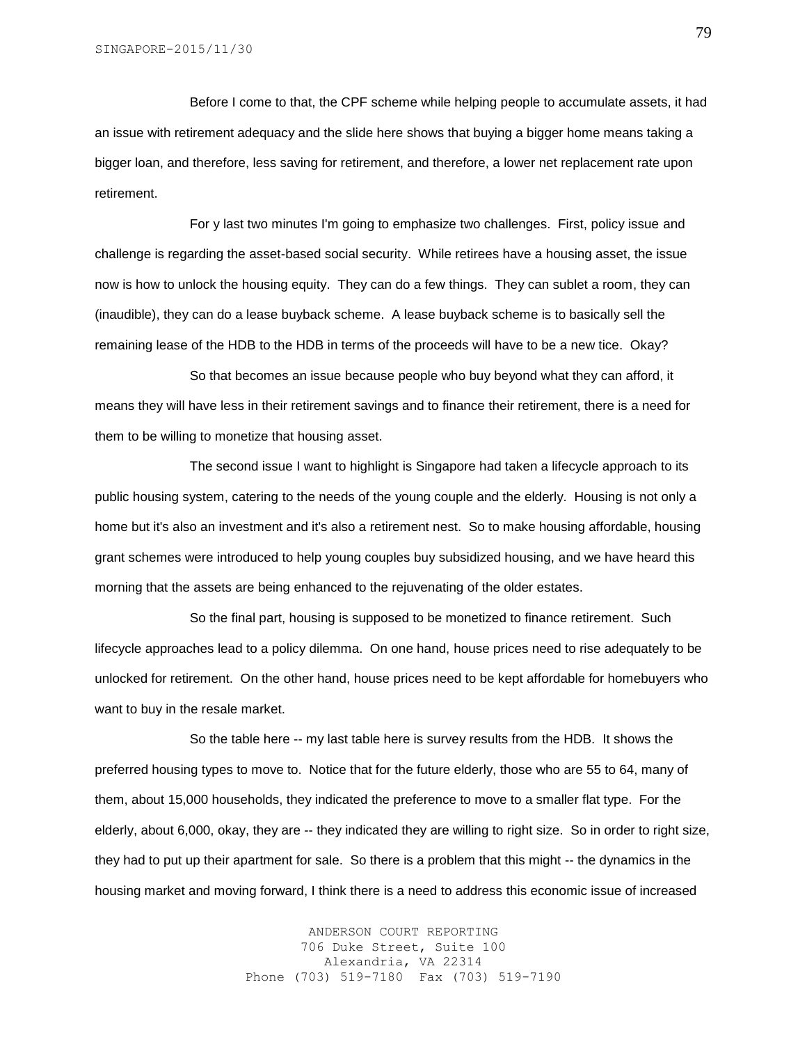Before I come to that, the CPF scheme while helping people to accumulate assets, it had an issue with retirement adequacy and the slide here shows that buying a bigger home means taking a bigger loan, and therefore, less saving for retirement, and therefore, a lower net replacement rate upon retirement.

For y last two minutes I'm going to emphasize two challenges. First, policy issue and challenge is regarding the asset-based social security. While retirees have a housing asset, the issue now is how to unlock the housing equity. They can do a few things. They can sublet a room, they can (inaudible), they can do a lease buyback scheme. A lease buyback scheme is to basically sell the remaining lease of the HDB to the HDB in terms of the proceeds will have to be a new tice. Okay?

So that becomes an issue because people who buy beyond what they can afford, it means they will have less in their retirement savings and to finance their retirement, there is a need for them to be willing to monetize that housing asset.

The second issue I want to highlight is Singapore had taken a lifecycle approach to its public housing system, catering to the needs of the young couple and the elderly. Housing is not only a home but it's also an investment and it's also a retirement nest. So to make housing affordable, housing grant schemes were introduced to help young couples buy subsidized housing, and we have heard this morning that the assets are being enhanced to the rejuvenating of the older estates.

So the final part, housing is supposed to be monetized to finance retirement. Such lifecycle approaches lead to a policy dilemma. On one hand, house prices need to rise adequately to be unlocked for retirement. On the other hand, house prices need to be kept affordable for homebuyers who want to buy in the resale market.

So the table here -- my last table here is survey results from the HDB. It shows the preferred housing types to move to. Notice that for the future elderly, those who are 55 to 64, many of them, about 15,000 households, they indicated the preference to move to a smaller flat type. For the elderly, about 6,000, okay, they are -- they indicated they are willing to right size. So in order to right size, they had to put up their apartment for sale. So there is a problem that this might -- the dynamics in the housing market and moving forward, I think there is a need to address this economic issue of increased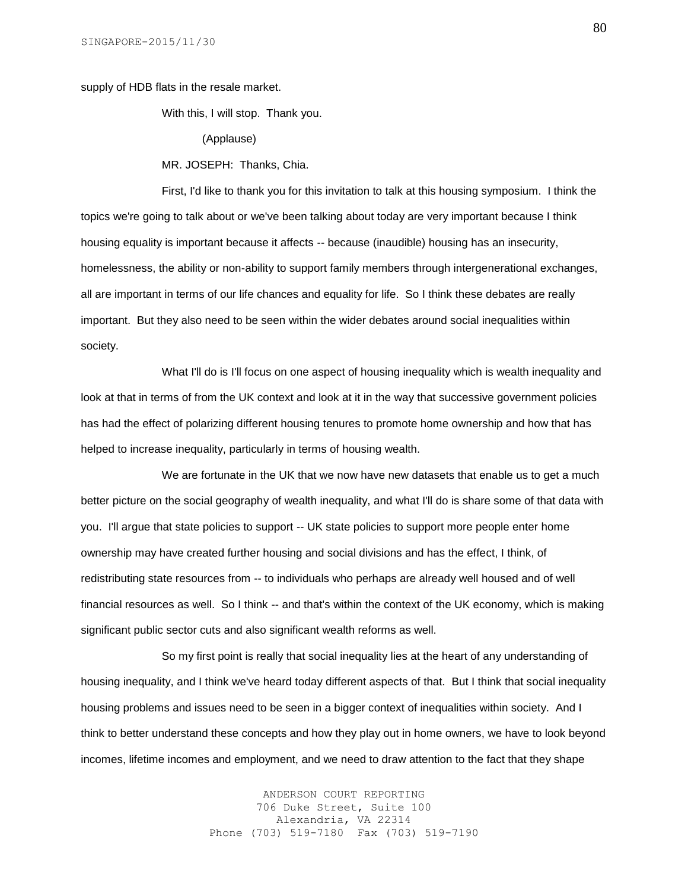supply of HDB flats in the resale market.

With this, I will stop. Thank you.

(Applause)

MR. JOSEPH: Thanks, Chia.

First, I'd like to thank you for this invitation to talk at this housing symposium. I think the topics we're going to talk about or we've been talking about today are very important because I think housing equality is important because it affects -- because (inaudible) housing has an insecurity, homelessness, the ability or non-ability to support family members through intergenerational exchanges, all are important in terms of our life chances and equality for life. So I think these debates are really important. But they also need to be seen within the wider debates around social inequalities within society.

What I'll do is I'll focus on one aspect of housing inequality which is wealth inequality and look at that in terms of from the UK context and look at it in the way that successive government policies has had the effect of polarizing different housing tenures to promote home ownership and how that has helped to increase inequality, particularly in terms of housing wealth.

We are fortunate in the UK that we now have new datasets that enable us to get a much better picture on the social geography of wealth inequality, and what I'll do is share some of that data with you. I'll argue that state policies to support -- UK state policies to support more people enter home ownership may have created further housing and social divisions and has the effect, I think, of redistributing state resources from -- to individuals who perhaps are already well housed and of well financial resources as well. So I think -- and that's within the context of the UK economy, which is making significant public sector cuts and also significant wealth reforms as well.

So my first point is really that social inequality lies at the heart of any understanding of housing inequality, and I think we've heard today different aspects of that. But I think that social inequality housing problems and issues need to be seen in a bigger context of inequalities within society. And I think to better understand these concepts and how they play out in home owners, we have to look beyond incomes, lifetime incomes and employment, and we need to draw attention to the fact that they shape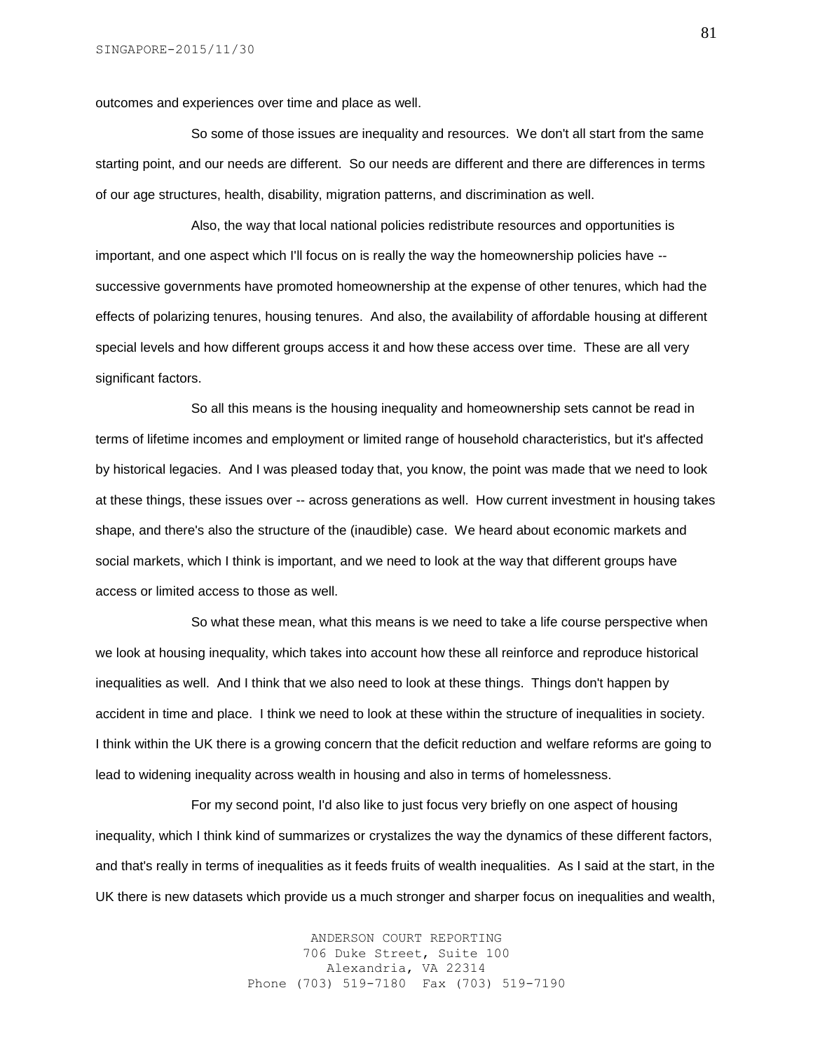outcomes and experiences over time and place as well.

So some of those issues are inequality and resources. We don't all start from the same starting point, and our needs are different. So our needs are different and there are differences in terms of our age structures, health, disability, migration patterns, and discrimination as well.

Also, the way that local national policies redistribute resources and opportunities is important, and one aspect which I'll focus on is really the way the homeownership policies have -- successive governments have promoted homeownership at the expense of other tenures, which had the effects of polarizing tenures, housing tenures. And also, the availability of affordable housing at different special levels and how different groups access it and how these access over time. These are all very significant factors.

So all this means is the housing inequality and homeownership sets cannot be read in terms of lifetime incomes and employment or limited range of household characteristics, but it's affected by historical legacies. And I was pleased today that, you know, the point was made that we need to look at these things, these issues over -- across generations as well. How current investment in housing takes shape, and there's also the structure of the (inaudible) case. We heard about economic markets and social markets, which I think is important, and we need to look at the way that different groups have access or limited access to those as well.

So what these mean, what this means is we need to take a life course perspective when we look at housing inequality, which takes into account how these all reinforce and reproduce historical inequalities as well. And I think that we also need to look at these things. Things don't happen by accident in time and place. I think we need to look at these within the structure of inequalities in society. I think within the UK there is a growing concern that the deficit reduction and welfare reforms are going to lead to widening inequality across wealth in housing and also in terms of homelessness.

For my second point, I'd also like to just focus very briefly on one aspect of housing inequality, which I think kind of summarizes or crystalizes the way the dynamics of these different factors, and that's really in terms of inequalities as it feeds fruits of wealth inequalities. As I said at the start, in the UK there is new datasets which provide us a much stronger and sharper focus on inequalities and wealth,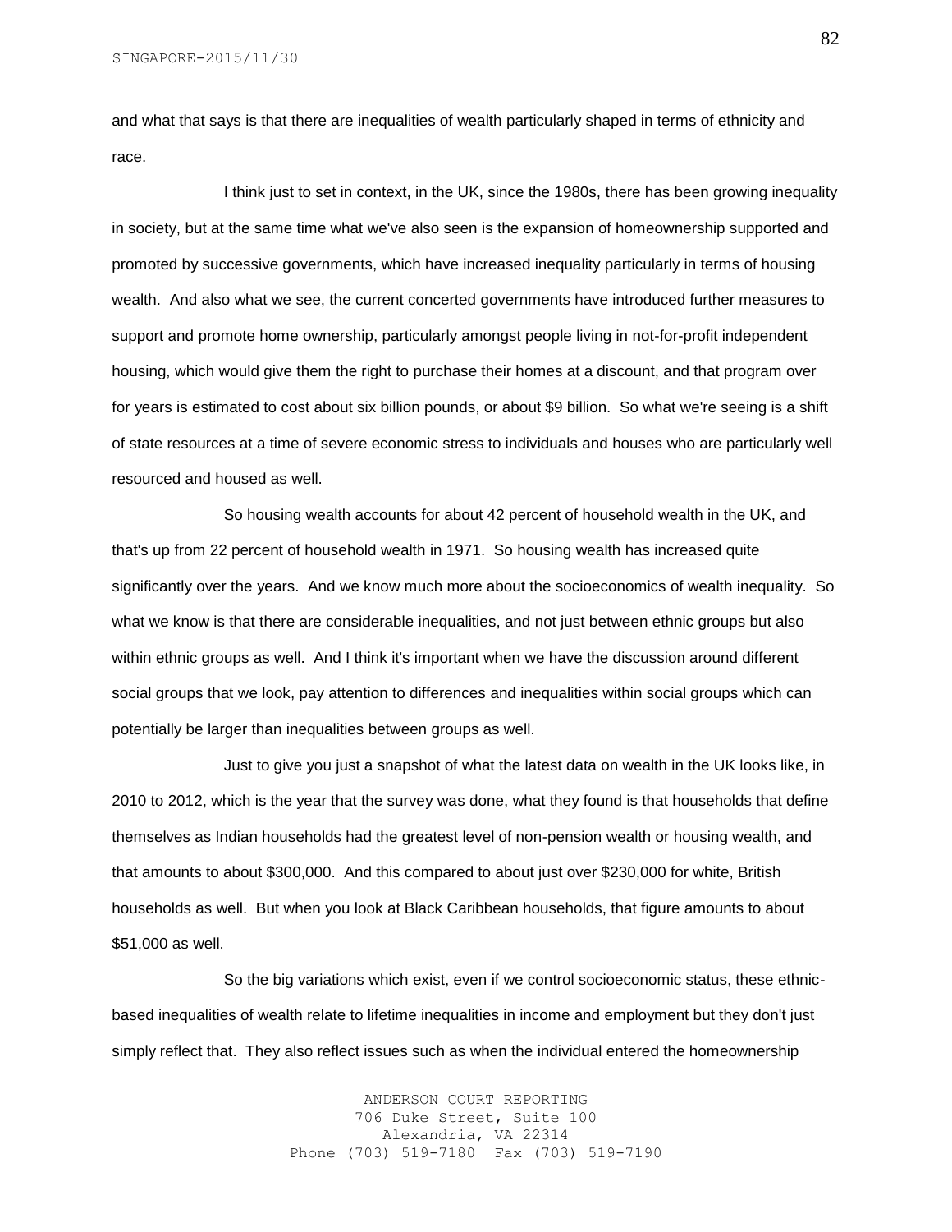and what that says is that there are inequalities of wealth particularly shaped in terms of ethnicity and race.

I think just to set in context, in the UK, since the 1980s, there has been growing inequality in society, but at the same time what we've also seen is the expansion of homeownership supported and promoted by successive governments, which have increased inequality particularly in terms of housing wealth. And also what we see, the current concerted governments have introduced further measures to support and promote home ownership, particularly amongst people living in not-for-profit independent housing, which would give them the right to purchase their homes at a discount, and that program over for years is estimated to cost about six billion pounds, or about $9 billion. So what we're seeing is a shift of state resources at a time of severe economic stress to individuals and houses who are particularly well resourced and housed as well.

So housing wealth accounts for about 42 percent of household wealth in the UK, and that's up from 22 percent of household wealth in 1971. So housing wealth has increased quite significantly over the years. And we know much more about the socioeconomics of wealth inequality. So what we know is that there are considerable inequalities, and not just between ethnic groups but also within ethnic groups as well. And I think it's important when we have the discussion around different social groups that we look, pay attention to differences and inequalities within social groups which can potentially be larger than inequalities between groups as well.

Just to give you just a snapshot of what the latest data on wealth in the UK looks like, in 2010 to 2012, which is the year that the survey was done, what they found is that households that define themselves as Indian households had the greatest level of non-pension wealth or housing wealth, and that amounts to about $300,000. And this compared to about just over $230,000 for white, British households as well. But when you look at Black Caribbean households, that figure amounts to about $51,000 as well.

So the big variations which exist, even if we control socioeconomic status, these ethnic-based inequalities of wealth relate to lifetime inequalities in income and employment but they don't just simply reflect that. They also reflect issues such as when the individual entered the homeownership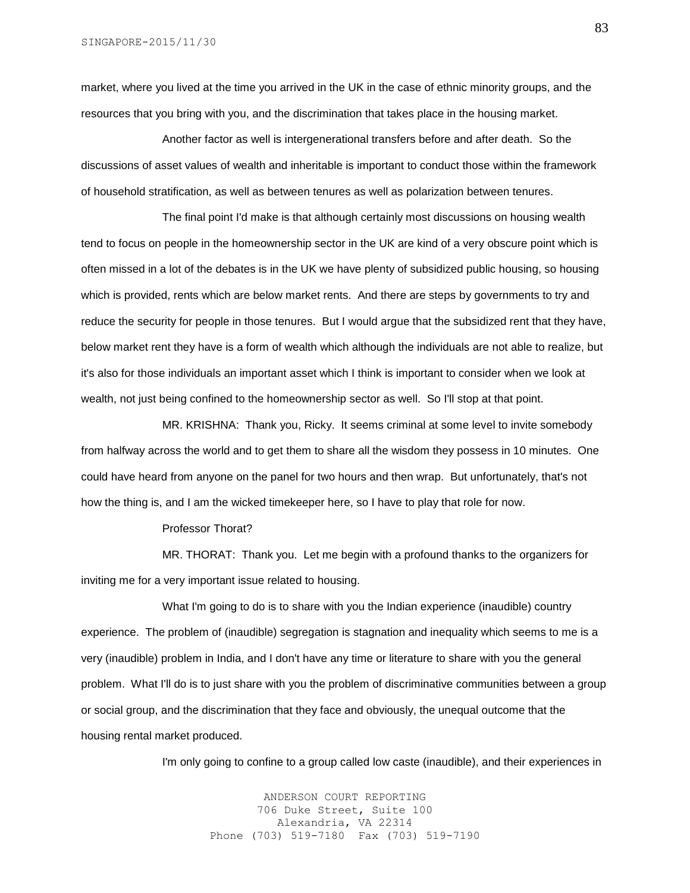market, where you lived at the time you arrived in the UK in the case of ethnic minority groups, and the resources that you bring with you, and the discrimination that takes place in the housing market.

Another factor as well is intergenerational transfers before and after death. So the discussions of asset values of wealth and inheritable is important to conduct those within the framework of household stratification, as well as between tenures as well as polarization between tenures.

The final point I'd make is that although certainly most discussions on housing wealth tend to focus on people in the homeownership sector in the UK are kind of a very obscure point which is often missed in a lot of the debates is in the UK we have plenty of subsidized public housing, so housing which is provided, rents which are below market rents. And there are steps by governments to try and reduce the security for people in those tenures. But I would argue that the subsidized rent that they have, below market rent they have is a form of wealth which although the individuals are not able to realize, but it's also for those individuals an important asset which I think is important to consider when we look at wealth, not just being confined to the homeownership sector as well. So I'll stop at that point.

MR. KRISHNA: Thank you, Ricky. It seems criminal at some level to invite somebody from halfway across the world and to get them to share all the wisdom they possess in 10 minutes. One could have heard from anyone on the panel for two hours and then wrap. But unfortunately, that's not how the thing is, and I am the wicked timekeeper here, so I have to play that role for now.

Professor Thorat?

MR. THORAT: Thank you. Let me begin with a profound thanks to the organizers for inviting me for a very important issue related to housing.

What I'm going to do is to share with you the Indian experience (inaudible) country experience. The problem of (inaudible) segregation is stagnation and inequality which seems to me is a very (inaudible) problem in India, and I don't have any time or literature to share with you the general problem. What I'll do is to just share with you the problem of discriminative communities between a group or social group, and the discrimination that they face and obviously, the unequal outcome that the housing rental market produced.

I'm only going to confine to a group called low caste (inaudible), and their experiences in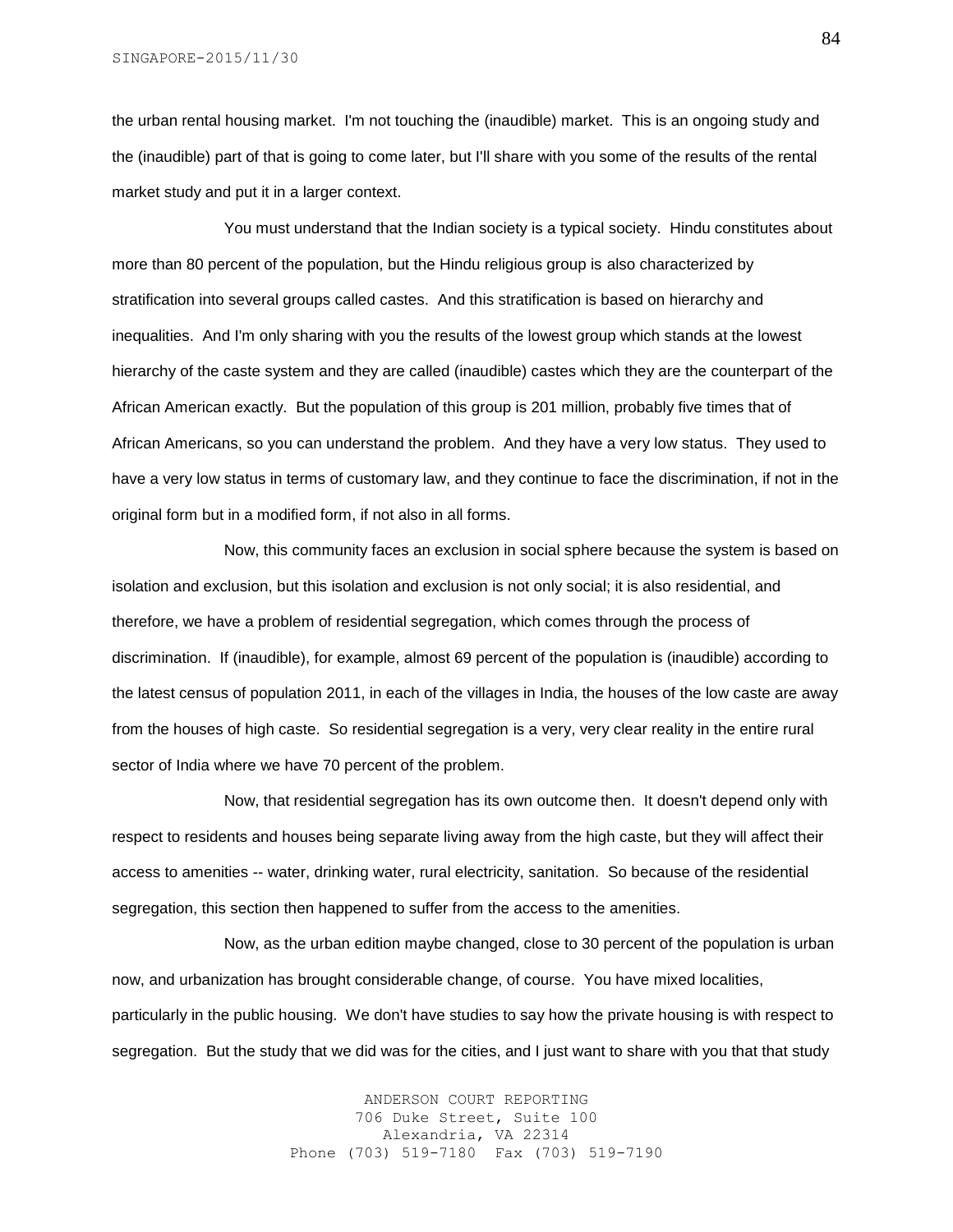the urban rental housing market. I'm not touching the (inaudible) market. This is an ongoing study and the (inaudible) part of that is going to come later, but I'll share with you some of the results of the rental market study and put it in a larger context.

You must understand that the Indian society is a typical society. Hindu constitutes about more than 80 percent of the population, but the Hindu religious group is also characterized by stratification into several groups called castes. And this stratification is based on hierarchy and inequalities. And I'm only sharing with you the results of the lowest group which stands at the lowest hierarchy of the caste system and they are called (inaudible) castes which they are the counterpart of the African American exactly. But the population of this group is 201 million, probably five times that of African Americans, so you can understand the problem. And they have a very low status. They used to have a very low status in terms of customary law, and they continue to face the discrimination, if not in the original form but in a modified form, if not also in all forms.

Now, this community faces an exclusion in social sphere because the system is based on isolation and exclusion, but this isolation and exclusion is not only social; it is also residential, and therefore, we have a problem of residential segregation, which comes through the process of discrimination. If (inaudible), for example, almost 69 percent of the population is (inaudible) according to the latest census of population 2011, in each of the villages in India, the houses of the low caste are away from the houses of high caste. So residential segregation is a very, very clear reality in the entire rural sector of India where we have 70 percent of the problem.

Now, that residential segregation has its own outcome then. It doesn't depend only with respect to residents and houses being separate living away from the high caste, but they will affect their access to amenities -- water, drinking water, rural electricity, sanitation. So because of the residential segregation, this section then happened to suffer from the access to the amenities.

Now, as the urban edition maybe changed, close to 30 percent of the population is urban now, and urbanization has brought considerable change, of course. You have mixed localities, particularly in the public housing. We don't have studies to say how the private housing is with respect to segregation. But the study that we did was for the cities, and I just want to share with you that that study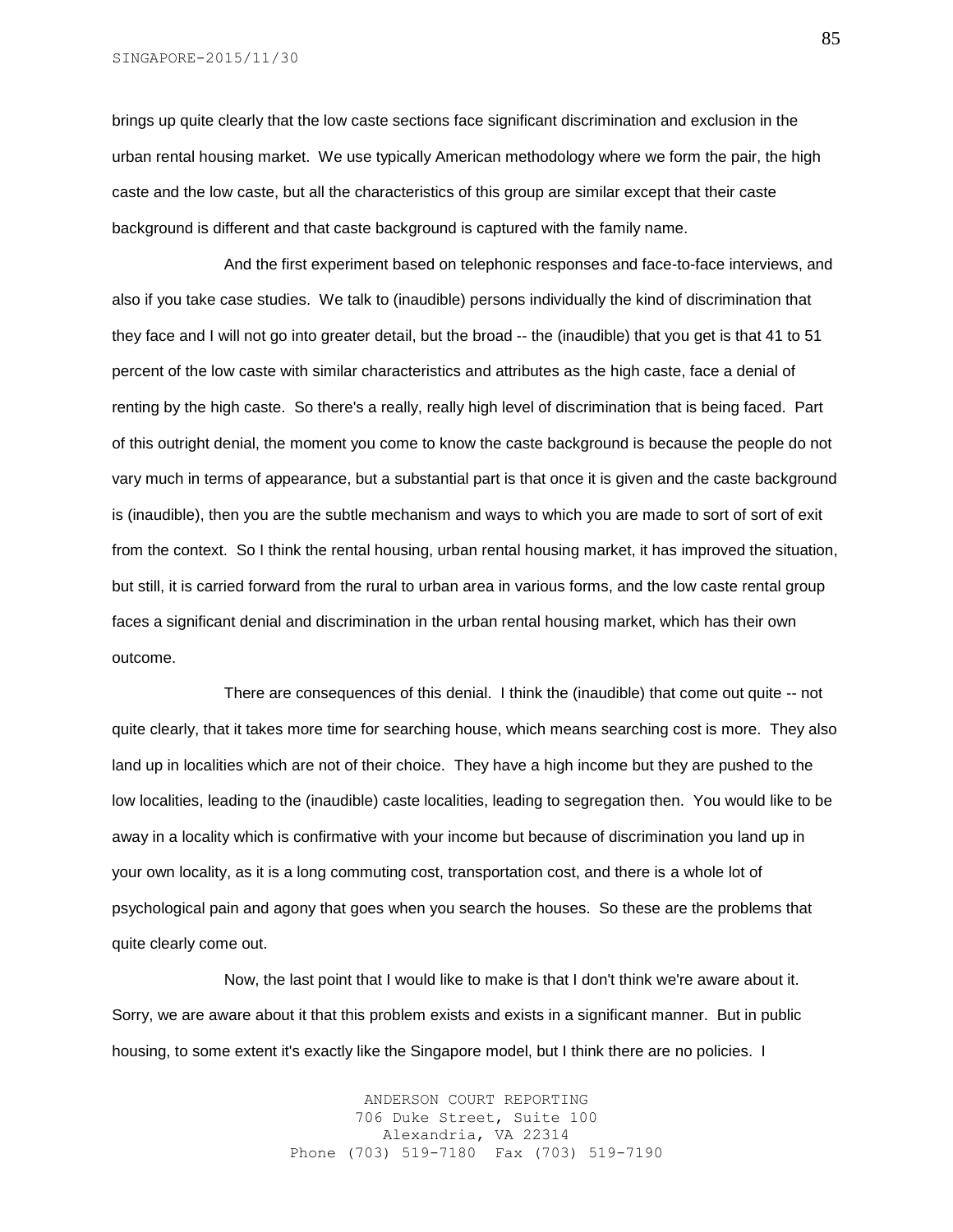brings up quite clearly that the low caste sections face significant discrimination and exclusion in the urban rental housing market. We use typically American methodology where we form the pair, the high caste and the low caste, but all the characteristics of this group are similar except that their caste background is different and that caste background is captured with the family name.

And the first experiment based on telephonic responses and face-to-face interviews, and also if you take case studies. We talk to (inaudible) persons individually the kind of discrimination that they face and I will not go into greater detail, but the broad -- the (inaudible) that you get is that 41 to 51 percent of the low caste with similar characteristics and attributes as the high caste, face a denial of renting by the high caste. So there's a really, really high level of discrimination that is being faced. Part of this outright denial, the moment you come to know the caste background is because the people do not vary much in terms of appearance, but a substantial part is that once it is given and the caste background is (inaudible), then you are the subtle mechanism and ways to which you are made to sort of sort of exit from the context. So I think the rental housing, urban rental housing market, it has improved the situation, but still, it is carried forward from the rural to urban area in various forms, and the low caste rental group faces a significant denial and discrimination in the urban rental housing market, which has their own outcome.

There are consequences of this denial. I think the (inaudible) that come out quite -- not quite clearly, that it takes more time for searching house, which means searching cost is more. They also land up in localities which are not of their choice. They have a high income but they are pushed to the low localities, leading to the (inaudible) caste localities, leading to segregation then. You would like to be away in a locality which is confirmative with your income but because of discrimination you land up in your own locality, as it is a long commuting cost, transportation cost, and there is a whole lot of psychological pain and agony that goes when you search the houses. So these are the problems that quite clearly come out.

Now, the last point that I would like to make is that I don't think we're aware about it. Sorry, we are aware about it that this problem exists and exists in a significant manner. But in public housing, to some extent it's exactly like the Singapore model, but I think there are no policies. I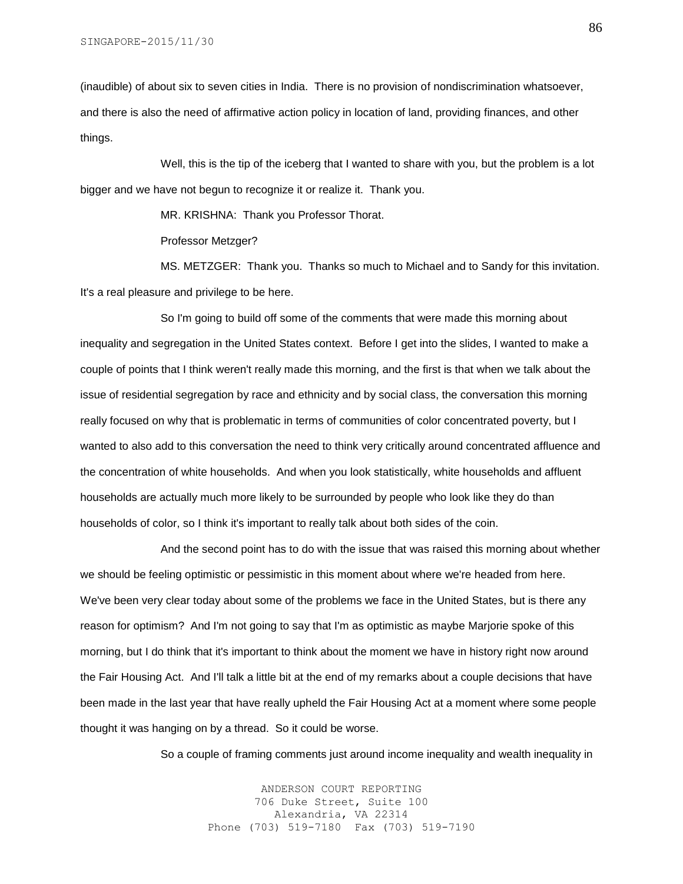(inaudible) of about six to seven cities in India. There is no provision of nondiscrimination whatsoever, and there is also the need of affirmative action policy in location of land, providing finances, and other things.

Well, this is the tip of the iceberg that I wanted to share with you, but the problem is a lot bigger and we have not begun to recognize it or realize it. Thank you.

MR. KRISHNA: Thank you Professor Thorat.

Professor Metzger?

MS. METZGER: Thank you. Thanks so much to Michael and to Sandy for this invitation. It's a real pleasure and privilege to be here.

So I'm going to build off some of the comments that were made this morning about inequality and segregation in the United States context. Before I get into the slides, I wanted to make a couple of points that I think weren't really made this morning, and the first is that when we talk about the issue of residential segregation by race and ethnicity and by social class, the conversation this morning really focused on why that is problematic in terms of communities of color concentrated poverty, but I wanted to also add to this conversation the need to think very critically around concentrated affluence and the concentration of white households. And when you look statistically, white households and affluent households are actually much more likely to be surrounded by people who look like they do than households of color, so I think it's important to really talk about both sides of the coin.

And the second point has to do with the issue that was raised this morning about whether we should be feeling optimistic or pessimistic in this moment about where we're headed from here. We've been very clear today about some of the problems we face in the United States, but is there any reason for optimism? And I'm not going to say that I'm as optimistic as maybe Marjorie spoke of this morning, but I do think that it's important to think about the moment we have in history right now around the Fair Housing Act. And I'll talk a little bit at the end of my remarks about a couple decisions that have been made in the last year that have really upheld the Fair Housing Act at a moment where some people thought it was hanging on by a thread. So it could be worse.

So a couple of framing comments just around income inequality and wealth inequality in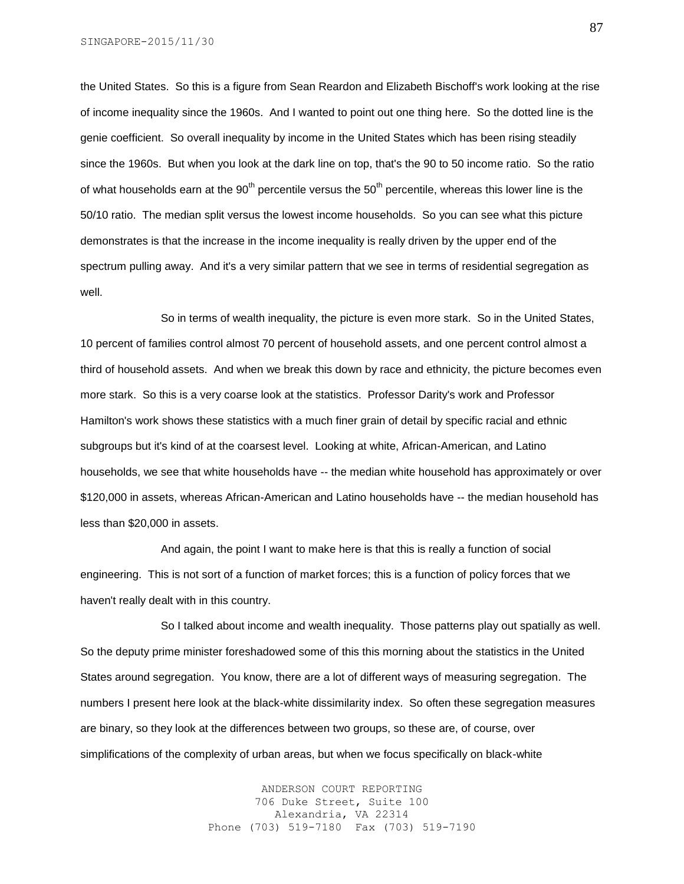the United States. So this is a figure from Sean Reardon and Elizabeth Bischoff's work looking at the rise of income inequality since the 1960s. And I wanted to point out one thing here. So the dotted line is the genie coefficient. So overall inequality by income in the United States which has been rising steadily since the 1960s. But when you look at the dark line on top, that's the 90 to 50 income ratio. So the ratio of what households earn at the 90th percentile versus the 50th percentile, whereas this lower line is the 50/10 ratio. The median split versus the lowest income households. So you can see what this picture demonstrates is that the increase in the income inequality is really driven by the upper end of the spectrum pulling away. And it's a very similar pattern that we see in terms of residential segregation as well.

So in terms of wealth inequality, the picture is even more stark. So in the United States, 10 percent of families control almost 70 percent of household assets, and one percent control almost a third of household assets. And when we break this down by race and ethnicity, the picture becomes even more stark. So this is a very coarse look at the statistics. Professor Darity's work and Professor Hamilton's work shows these statistics with a much finer grain of detail by specific racial and ethnic subgroups but it's kind of at the coarsest level. Looking at white, African-American, and Latino households, we see that white households have -- the median white household has approximately or over $120,000 in assets, whereas African-American and Latino households have -- the median household has less than $20,000 in assets.

And again, the point I want to make here is that this is really a function of social engineering. This is not sort of a function of market forces; this is a function of policy forces that we haven't really dealt with in this country.

So I talked about income and wealth inequality. Those patterns play out spatially as well. So the deputy prime minister foreshadowed some of this this morning about the statistics in the United States around segregation. You know, there are a lot of different ways of measuring segregation. The numbers I present here look at the black-white dissimilarity index. So often these segregation measures are binary, so they look at the differences between two groups, so these are, of course, over simplifications of the complexity of urban areas, but when we focus specifically on black-white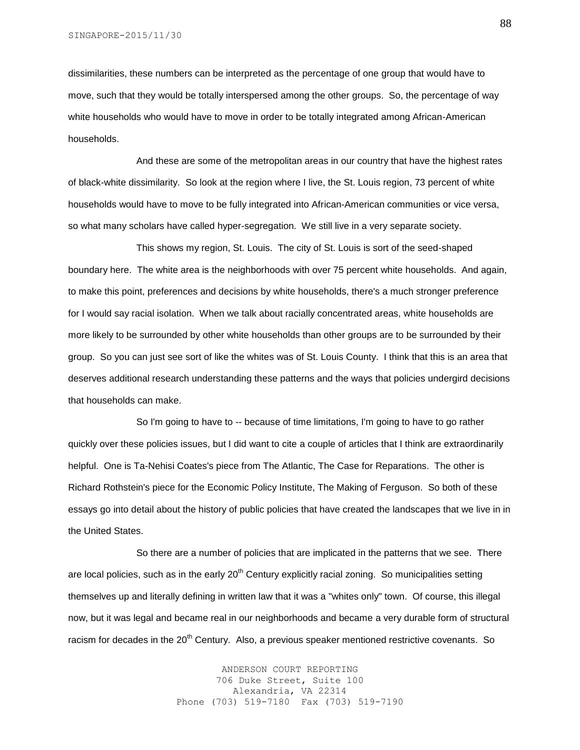dissimilarities, these numbers can be interpreted as the percentage of one group that would have to move, such that they would be totally interspersed among the other groups. So, the percentage of way white households who would have to move in order to be totally integrated among African-American households.

And these are some of the metropolitan areas in our country that have the highest rates of black-white dissimilarity. So look at the region where I live, the St. Louis region, 73 percent of white households would have to move to be fully integrated into African-American communities or vice versa, so what many scholars have called hyper-segregation. We still live in a very separate society.

This shows my region, St. Louis. The city of St. Louis is sort of the seed-shaped boundary here. The white area is the neighborhoods with over 75 percent white households. And again, to make this point, preferences and decisions by white households, there's a much stronger preference for I would say racial isolation. When we talk about racially concentrated areas, white households are more likely to be surrounded by other white households than other groups are to be surrounded by their group. So you can just see sort of like the whites was of St. Louis County. I think that this is an area that deserves additional research understanding these patterns and the ways that policies undergird decisions that households can make.

So I'm going to have to -- because of time limitations, I'm going to have to go rather quickly over these policies issues, but I did want to cite a couple of articles that I think are extraordinarily helpful. One is Ta-Nehisi Coates's piece from The Atlantic, The Case for Reparations. The other is Richard Rothstein's piece for the Economic Policy Institute, The Making of Ferguson. So both of these essays go into detail about the history of public policies that have created the landscapes that we live in in the United States.

So there are a number of policies that are implicated in the patterns that we see. There are local policies, such as in the early 20th Century explicitly racial zoning. So municipalities setting themselves up and literally defining in written law that it was a "whites only" town. Of course, this illegal now, but it was legal and became real in our neighborhoods and became a very durable form of structural racism for decades in the 20th Century. Also, a previous speaker mentioned restrictive covenants. So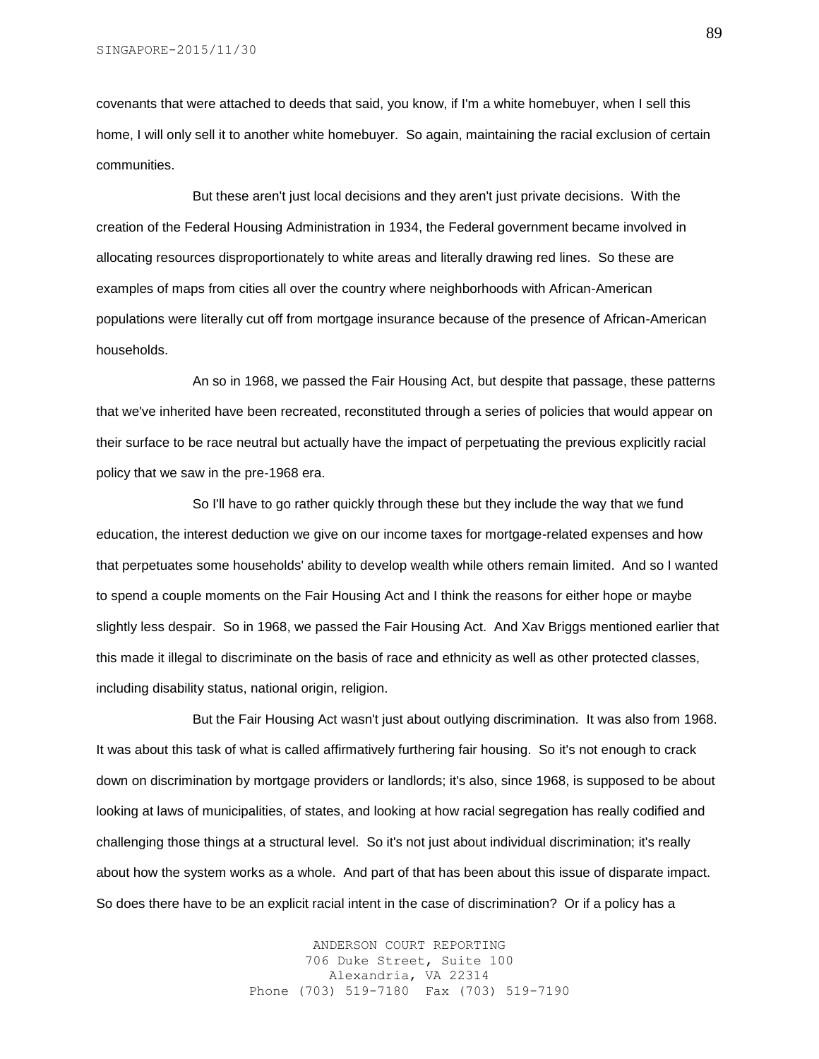covenants that were attached to deeds that said, you know, if I'm a white homebuyer, when I sell this home, I will only sell it to another white homebuyer. So again, maintaining the racial exclusion of certain communities.

But these aren't just local decisions and they aren't just private decisions. With the creation of the Federal Housing Administration in 1934, the Federal government became involved in allocating resources disproportionately to white areas and literally drawing red lines. So these are examples of maps from cities all over the country where neighborhoods with African-American populations were literally cut off from mortgage insurance because of the presence of African-American households.

An so in 1968, we passed the Fair Housing Act, but despite that passage, these patterns that we've inherited have been recreated, reconstituted through a series of policies that would appear on their surface to be race neutral but actually have the impact of perpetuating the previous explicitly racial policy that we saw in the pre-1968 era.

So I'll have to go rather quickly through these but they include the way that we fund education, the interest deduction we give on our income taxes for mortgage-related expenses and how that perpetuates some households' ability to develop wealth while others remain limited. And so I wanted to spend a couple moments on the Fair Housing Act and I think the reasons for either hope or maybe slightly less despair. So in 1968, we passed the Fair Housing Act. And Xav Briggs mentioned earlier that this made it illegal to discriminate on the basis of race and ethnicity as well as other protected classes, including disability status, national origin, religion.

But the Fair Housing Act wasn't just about outlying discrimination. It was also from 1968. It was about this task of what is called affirmatively furthering fair housing. So it's not enough to crack down on discrimination by mortgage providers or landlords; it's also, since 1968, is supposed to be about looking at laws of municipalities, of states, and looking at how racial segregation has really codified and challenging those things at a structural level. So it's not just about individual discrimination; it's really about how the system works as a whole. And part of that has been about this issue of disparate impact. So does there have to be an explicit racial intent in the case of discrimination? Or if a policy has a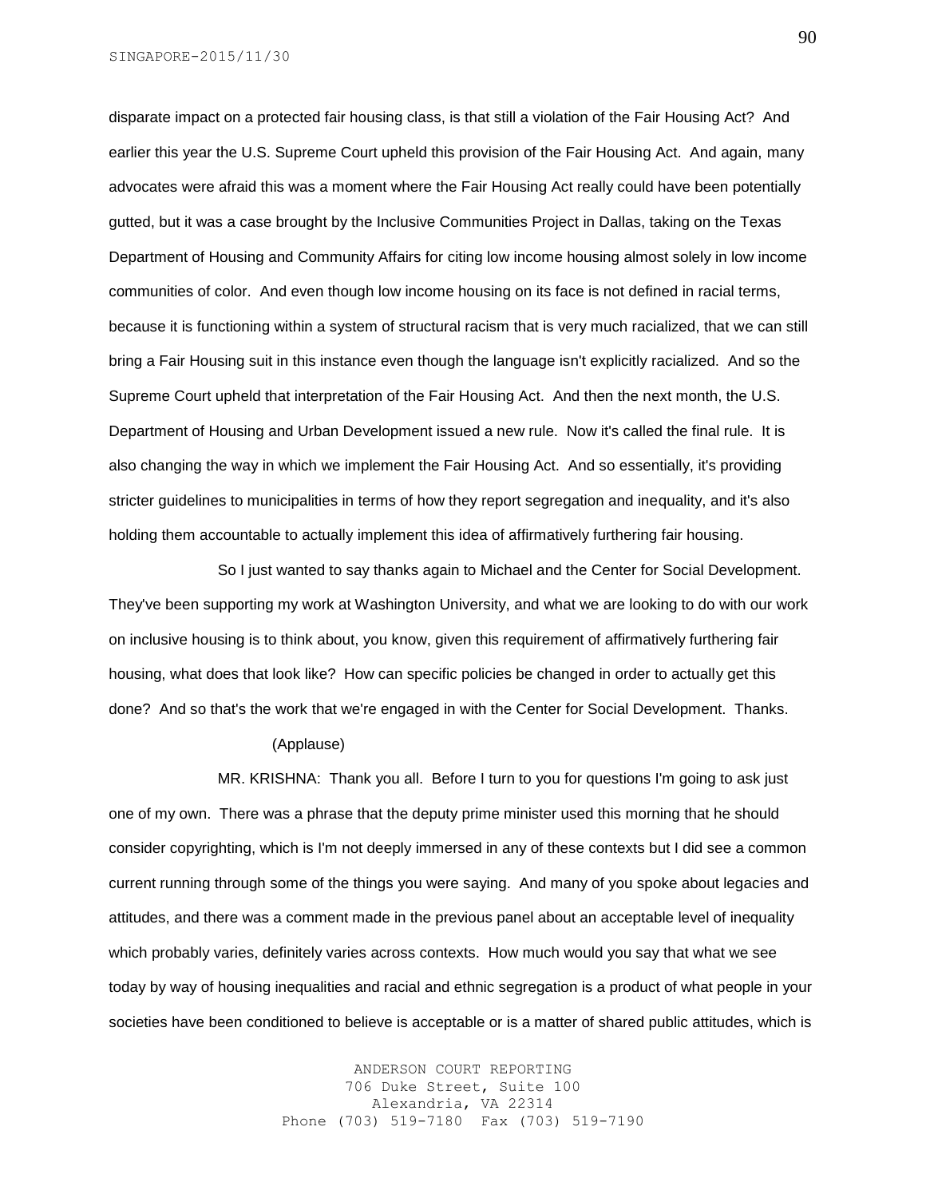disparate impact on a protected fair housing class, is that still a violation of the Fair Housing Act? And earlier this year the U.S. Supreme Court upheld this provision of the Fair Housing Act. And again, many advocates were afraid this was a moment where the Fair Housing Act really could have been potentially gutted, but it was a case brought by the Inclusive Communities Project in Dallas, taking on the Texas Department of Housing and Community Affairs for citing low income housing almost solely in low income communities of color. And even though low income housing on its face is not defined in racial terms, because it is functioning within a system of structural racism that is very much racialized, that we can still bring a Fair Housing suit in this instance even though the language isn't explicitly racialized. And so the Supreme Court upheld that interpretation of the Fair Housing Act. And then the next month, the U.S. Department of Housing and Urban Development issued a new rule. Now it's called the final rule. It is also changing the way in which we implement the Fair Housing Act. And so essentially, it's providing stricter guidelines to municipalities in terms of how they report segregation and inequality, and it's also holding them accountable to actually implement this idea of affirmatively furthering fair housing.

So I just wanted to say thanks again to Michael and the Center for Social Development. They've been supporting my work at Washington University, and what we are looking to do with our work on inclusive housing is to think about, you know, given this requirement of affirmatively furthering fair housing, what does that look like? How can specific policies be changed in order to actually get this done? And so that's the work that we're engaged in with the Center for Social Development. Thanks.

(Applause)

MR. KRISHNA: Thank you all. Before I turn to you for questions I'm going to ask just one of my own. There was a phrase that the deputy prime minister used this morning that he should consider copyrighting, which is I'm not deeply immersed in any of these contexts but I did see a common current running through some of the things you were saying. And many of you spoke about legacies and attitudes, and there was a comment made in the previous panel about an acceptable level of inequality which probably varies, definitely varies across contexts. How much would you say that what we see today by way of housing inequalities and racial and ethnic segregation is a product of what people in your societies have been conditioned to believe is acceptable or is a matter of shared public attitudes, which is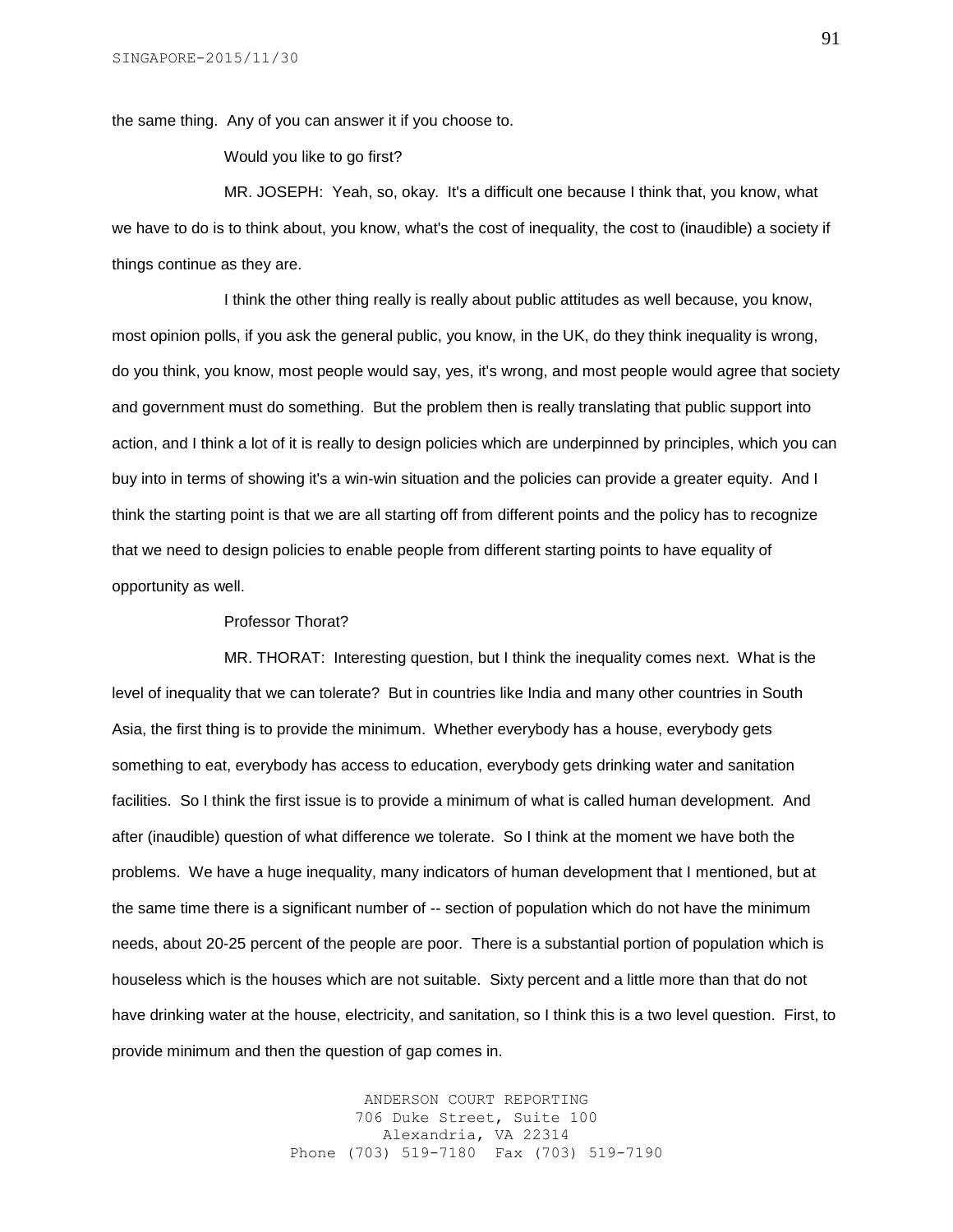the same thing. Any of you can answer it if you choose to.

Would you like to go first?

MR. JOSEPH: Yeah, so, okay. It's a difficult one because I think that, you know, what we have to do is to think about, you know, what's the cost of inequality, the cost to (inaudible) a society if things continue as they are.

I think the other thing really is really about public attitudes as well because, you know, most opinion polls, if you ask the general public, you know, in the UK, do they think inequality is wrong, do you think, you know, most people would say, yes, it's wrong, and most people would agree that society and government must do something. But the problem then is really translating that public support into action, and I think a lot of it is really to design policies which are underpinned by principles, which you can buy into in terms of showing it's a win-win situation and the policies can provide a greater equity. And I think the starting point is that we are all starting off from different points and the policy has to recognize that we need to design policies to enable people from different starting points to have equality of opportunity as well.

Professor Thorat?

MR. THORAT: Interesting question, but I think the inequality comes next. What is the level of inequality that we can tolerate? But in countries like India and many other countries in South Asia, the first thing is to provide the minimum. Whether everybody has a house, everybody gets something to eat, everybody has access to education, everybody gets drinking water and sanitation facilities. So I think the first issue is to provide a minimum of what is called human development. And after (inaudible) question of what difference we tolerate. So I think at the moment we have both the problems. We have a huge inequality, many indicators of human development that I mentioned, but at the same time there is a significant number of -- section of population which do not have the minimum needs, about 20-25 percent of the people are poor. There is a substantial portion of population which is houseless which is the houses which are not suitable. Sixty percent and a little more than that do not have drinking water at the house, electricity, and sanitation, so I think this is a two level question. First, to provide minimum and then the question of gap comes in.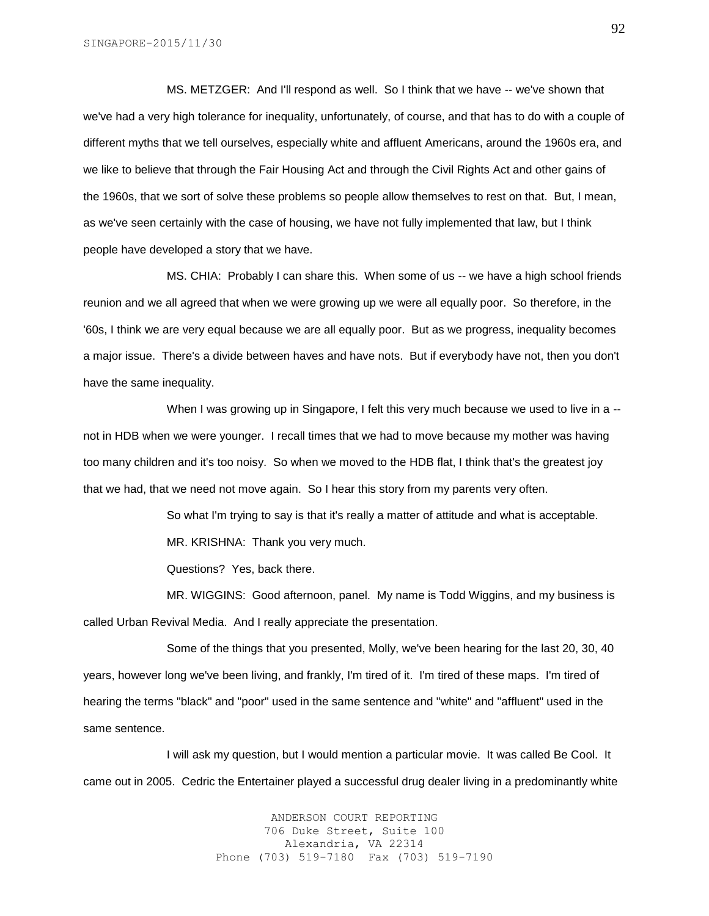MS. METZGER: And I'll respond as well. So I think that we have -- we've shown that we've had a very high tolerance for inequality, unfortunately, of course, and that has to do with a couple of different myths that we tell ourselves, especially white and affluent Americans, around the 1960s era, and we like to believe that through the Fair Housing Act and through the Civil Rights Act and other gains of the 1960s, that we sort of solve these problems so people allow themselves to rest on that. But, I mean, as we've seen certainly with the case of housing, we have not fully implemented that law, but I think people have developed a story that we have.

MS. CHIA: Probably I can share this. When some of us -- we have a high school friends reunion and we all agreed that when we were growing up we were all equally poor. So therefore, in the '60s, I think we are very equal because we are all equally poor. But as we progress, inequality becomes a major issue. There's a divide between haves and have nots. But if everybody have not, then you don't have the same inequality.

When I was growing up in Singapore, I felt this very much because we used to live in a -- not in HDB when we were younger. I recall times that we had to move because my mother was having too many children and it's too noisy. So when we moved to the HDB flat, I think that's the greatest joy that we had, that we need not move again. So I hear this story from my parents very often.

So what I'm trying to say is that it's really a matter of attitude and what is acceptable.

MR. KRISHNA: Thank you very much.

Questions? Yes, back there.

MR. WIGGINS: Good afternoon, panel. My name is Todd Wiggins, and my business is called Urban Revival Media. And I really appreciate the presentation.

Some of the things that you presented, Molly, we've been hearing for the last 20, 30, 40 years, however long we've been living, and frankly, I'm tired of it. I'm tired of these maps. I'm tired of hearing the terms "black" and "poor" used in the same sentence and "white" and "affluent" used in the same sentence.

I will ask my question, but I would mention a particular movie. It was called Be Cool. It came out in 2005. Cedric the Entertainer played a successful drug dealer living in a predominantly white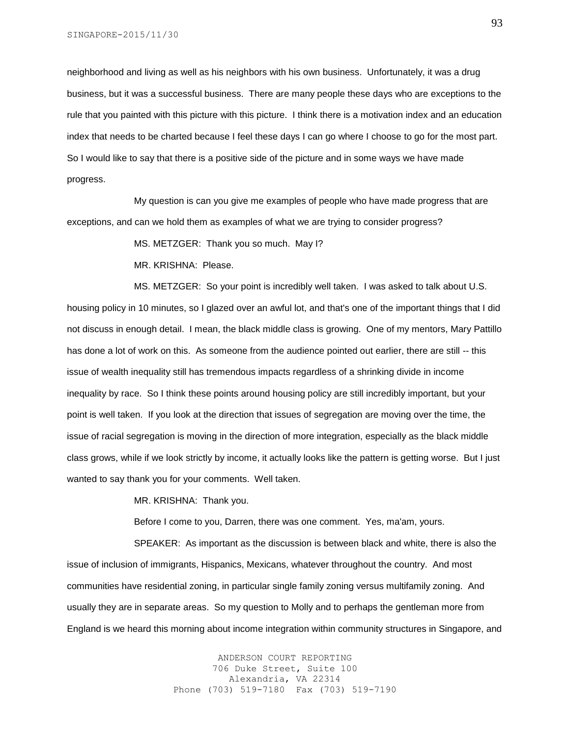neighborhood and living as well as his neighbors with his own business. Unfortunately, it was a drug business, but it was a successful business. There are many people these days who are exceptions to the rule that you painted with this picture with this picture. I think there is a motivation index and an education index that needs to be charted because I feel these days I can go where I choose to go for the most part. So I would like to say that there is a positive side of the picture and in some ways we have made progress.

My question is can you give me examples of people who have made progress that are exceptions, and can we hold them as examples of what we are trying to consider progress?

MS. METZGER: Thank you so much. May I?

MR. KRISHNA: Please.

MS. METZGER: So your point is incredibly well taken. I was asked to talk about U.S. housing policy in 10 minutes, so I glazed over an awful lot, and that's one of the important things that I did not discuss in enough detail. I mean, the black middle class is growing. One of my mentors, Mary Pattillo has done a lot of work on this. As someone from the audience pointed out earlier, there are still -- this issue of wealth inequality still has tremendous impacts regardless of a shrinking divide in income inequality by race. So I think these points around housing policy are still incredibly important, but your point is well taken. If you look at the direction that issues of segregation are moving over the time, the issue of racial segregation is moving in the direction of more integration, especially as the black middle class grows, while if we look strictly by income, it actually looks like the pattern is getting worse. But I just wanted to say thank you for your comments. Well taken.

MR. KRISHNA: Thank you.

Before I come to you, Darren, there was one comment. Yes, ma'am, yours.

SPEAKER: As important as the discussion is between black and white, there is also the issue of inclusion of immigrants, Hispanics, Mexicans, whatever throughout the country. And most communities have residential zoning, in particular single family zoning versus multifamily zoning. And usually they are in separate areas. So my question to Molly and to perhaps the gentleman more from England is we heard this morning about income integration within community structures in Singapore, and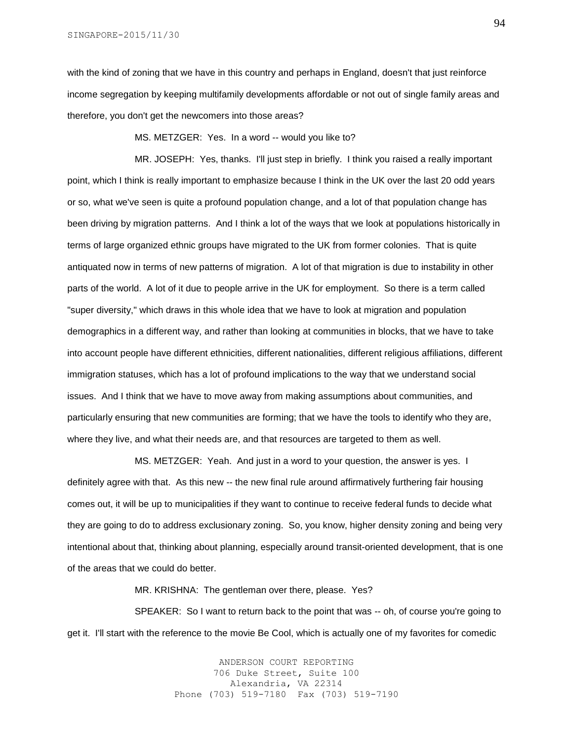with the kind of zoning that we have in this country and perhaps in England, doesn't that just reinforce income segregation by keeping multifamily developments affordable or not out of single family areas and therefore, you don't get the newcomers into those areas?

MS. METZGER: Yes. In a word -- would you like to?

MR. JOSEPH: Yes, thanks. I'll just step in briefly. I think you raised a really important point, which I think is really important to emphasize because I think in the UK over the last 20 odd years or so, what we've seen is quite a profound population change, and a lot of that population change has been driving by migration patterns. And I think a lot of the ways that we look at populations historically in terms of large organized ethnic groups have migrated to the UK from former colonies. That is quite antiquated now in terms of new patterns of migration. A lot of that migration is due to instability in other parts of the world. A lot of it due to people arrive in the UK for employment. So there is a term called "super diversity," which draws in this whole idea that we have to look at migration and population demographics in a different way, and rather than looking at communities in blocks, that we have to take into account people have different ethnicities, different nationalities, different religious affiliations, different immigration statuses, which has a lot of profound implications to the way that we understand social issues. And I think that we have to move away from making assumptions about communities, and particularly ensuring that new communities are forming; that we have the tools to identify who they are, where they live, and what their needs are, and that resources are targeted to them as well.

MS. METZGER: Yeah. And just in a word to your question, the answer is yes. I definitely agree with that. As this new -- the new final rule around affirmatively furthering fair housing comes out, it will be up to municipalities if they want to continue to receive federal funds to decide what they are going to do to address exclusionary zoning. So, you know, higher density zoning and being very intentional about that, thinking about planning, especially around transit-oriented development, that is one of the areas that we could do better.

MR. KRISHNA: The gentleman over there, please. Yes?

SPEAKER: So I want to return back to the point that was -- oh, of course you're going to get it. I'll start with the reference to the movie Be Cool, which is actually one of my favorites for comedic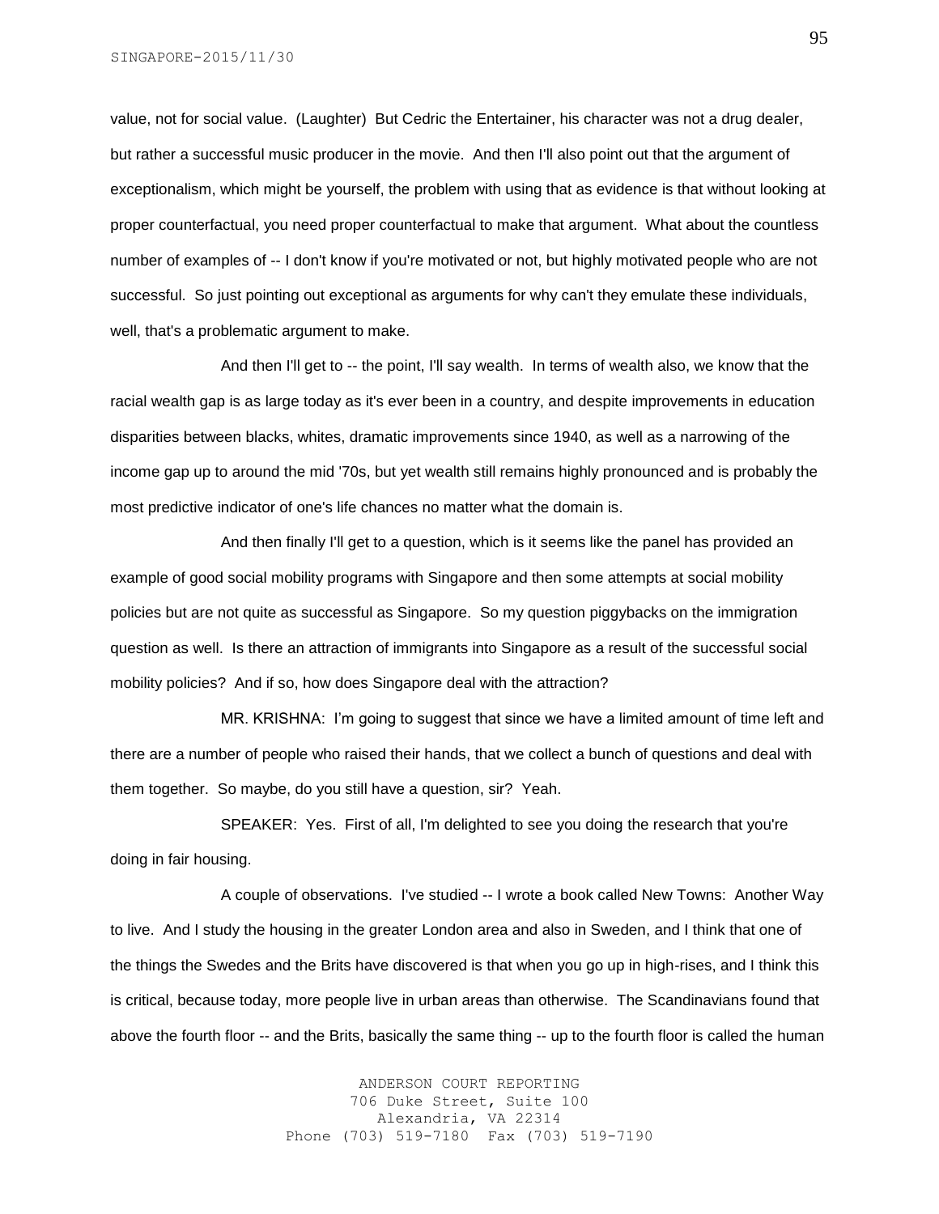value, not for social value. (Laughter) But Cedric the Entertainer, his character was not a drug dealer, but rather a successful music producer in the movie. And then I'll also point out that the argument of exceptionalism, which might be yourself, the problem with using that as evidence is that without looking at proper counterfactual, you need proper counterfactual to make that argument. What about the countless number of examples of -- I don't know if you're motivated or not, but highly motivated people who are not successful. So just pointing out exceptional as arguments for why can't they emulate these individuals, well, that's a problematic argument to make.

And then I'll get to -- the point, I'll say wealth. In terms of wealth also, we know that the racial wealth gap is as large today as it's ever been in a country, and despite improvements in education disparities between blacks, whites, dramatic improvements since 1940, as well as a narrowing of the income gap up to around the mid '70s, but yet wealth still remains highly pronounced and is probably the most predictive indicator of one's life chances no matter what the domain is.

And then finally I'll get to a question, which is it seems like the panel has provided an example of good social mobility programs with Singapore and then some attempts at social mobility policies but are not quite as successful as Singapore. So my question piggybacks on the immigration question as well. Is there an attraction of immigrants into Singapore as a result of the successful social mobility policies? And if so, how does Singapore deal with the attraction?

MR. KRISHNA: I'm going to suggest that since we have a limited amount of time left and there are a number of people who raised their hands, that we collect a bunch of questions and deal with them together. So maybe, do you still have a question, sir? Yeah.

SPEAKER: Yes. First of all, I'm delighted to see you doing the research that you're doing in fair housing.

A couple of observations. I've studied -- I wrote a book called New Towns: Another Way to live. And I study the housing in the greater London area and also in Sweden, and I think that one of the things the Swedes and the Brits have discovered is that when you go up in high-rises, and I think this is critical, because today, more people live in urban areas than otherwise. The Scandinavians found that above the fourth floor -- and the Brits, basically the same thing -- up to the fourth floor is called the human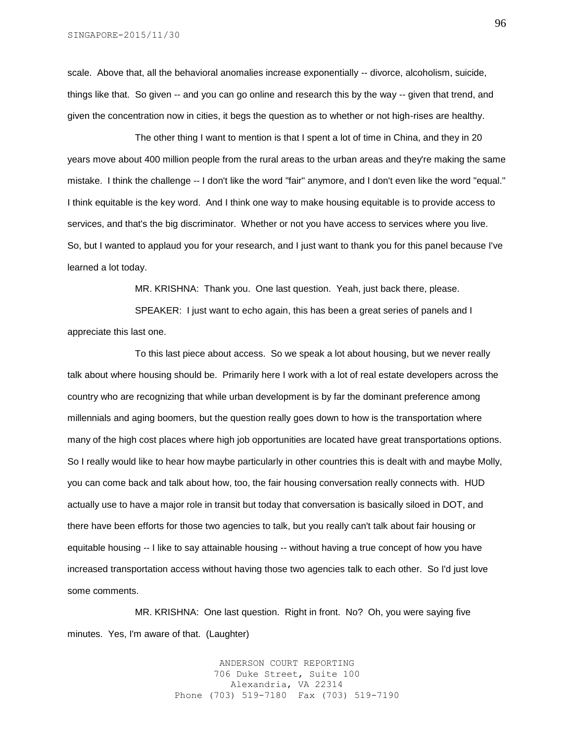scale. Above that, all the behavioral anomalies increase exponentially -- divorce, alcoholism, suicide, things like that. So given -- and you can go online and research this by the way -- given that trend, and given the concentration now in cities, it begs the question as to whether or not high-rises are healthy.

The other thing I want to mention is that I spent a lot of time in China, and they in 20 years move about 400 million people from the rural areas to the urban areas and they're making the same mistake. I think the challenge -- I don't like the word "fair" anymore, and I don't even like the word "equal." I think equitable is the key word. And I think one way to make housing equitable is to provide access to services, and that's the big discriminator. Whether or not you have access to services where you live. So, but I wanted to applaud you for your research, and I just want to thank you for this panel because I've learned a lot today.

MR. KRISHNA: Thank you. One last question. Yeah, just back there, please.

SPEAKER: I just want to echo again, this has been a great series of panels and I appreciate this last one.

To this last piece about access. So we speak a lot about housing, but we never really talk about where housing should be. Primarily here I work with a lot of real estate developers across the country who are recognizing that while urban development is by far the dominant preference among millennials and aging boomers, but the question really goes down to how is the transportation where many of the high cost places where high job opportunities are located have great transportations options. So I really would like to hear how maybe particularly in other countries this is dealt with and maybe Molly, you can come back and talk about how, too, the fair housing conversation really connects with. HUD actually use to have a major role in transit but today that conversation is basically siloed in DOT, and there have been efforts for those two agencies to talk, but you really can't talk about fair housing or equitable housing -- I like to say attainable housing -- without having a true concept of how you have increased transportation access without having those two agencies talk to each other. So I'd just love some comments.

MR. KRISHNA: One last question. Right in front. No? Oh, you were saying five minutes. Yes, I'm aware of that. (Laughter)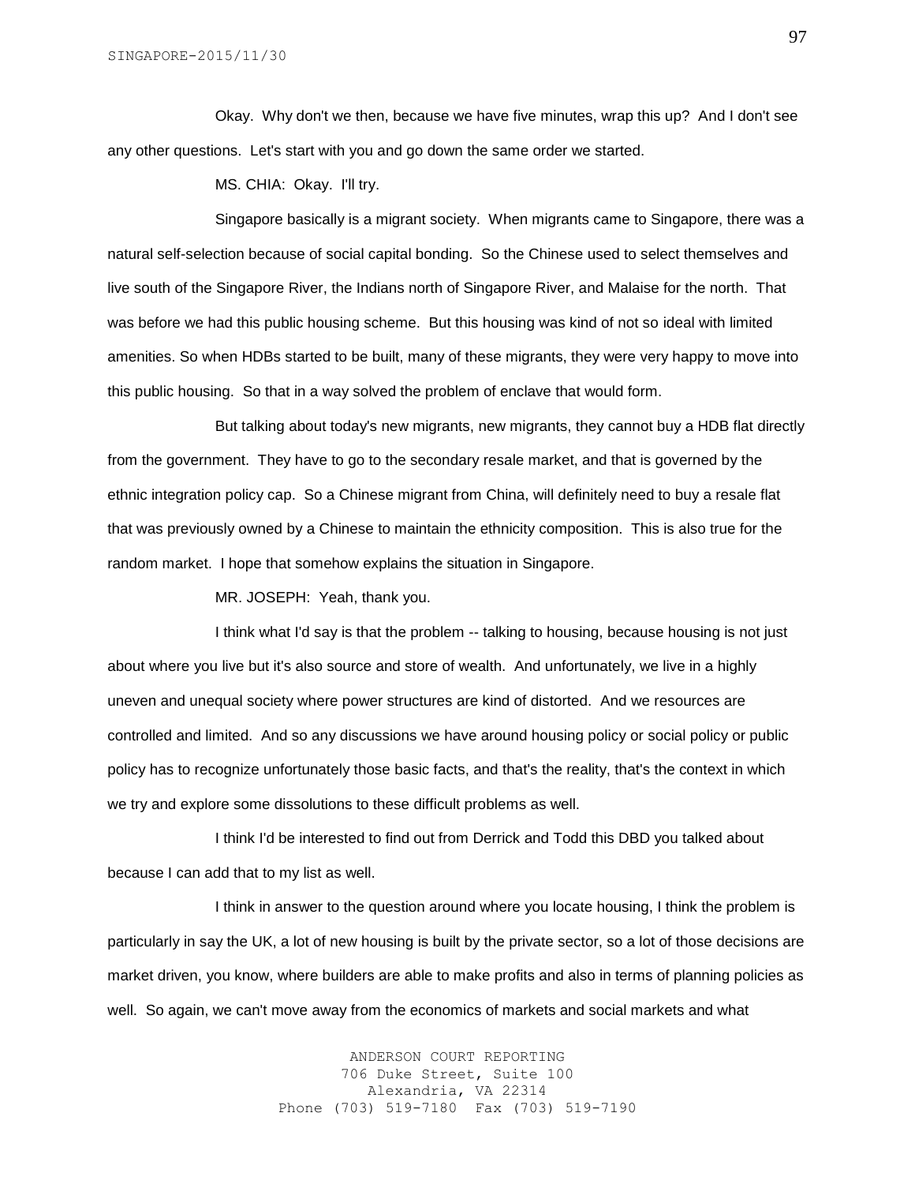Okay. Why don't we then, because we have five minutes, wrap this up? And I don't see any other questions. Let's start with you and go down the same order we started.

MS. CHIA: Okay. I'll try.

Singapore basically is a migrant society. When migrants came to Singapore, there was a natural self-selection because of social capital bonding. So the Chinese used to select themselves and live south of the Singapore River, the Indians north of Singapore River, and Malaise for the north. That was before we had this public housing scheme. But this housing was kind of not so ideal with limited amenities. So when HDBs started to be built, many of these migrants, they were very happy to move into this public housing. So that in a way solved the problem of enclave that would form.

But talking about today's new migrants, new migrants, they cannot buy a HDB flat directly from the government. They have to go to the secondary resale market, and that is governed by the ethnic integration policy cap. So a Chinese migrant from China, will definitely need to buy a resale flat that was previously owned by a Chinese to maintain the ethnicity composition. This is also true for the random market. I hope that somehow explains the situation in Singapore.

MR. JOSEPH: Yeah, thank you.

I think what I'd say is that the problem -- talking to housing, because housing is not just about where you live but it's also source and store of wealth. And unfortunately, we live in a highly uneven and unequal society where power structures are kind of distorted. And we resources are controlled and limited. And so any discussions we have around housing policy or social policy or public policy has to recognize unfortunately those basic facts, and that's the reality, that's the context in which we try and explore some dissolutions to these difficult problems as well.

I think I'd be interested to find out from Derrick and Todd this DBD you talked about because I can add that to my list as well.

I think in answer to the question around where you locate housing, I think the problem is particularly in say the UK, a lot of new housing is built by the private sector, so a lot of those decisions are market driven, you know, where builders are able to make profits and also in terms of planning policies as well. So again, we can't move away from the economics of markets and social markets and what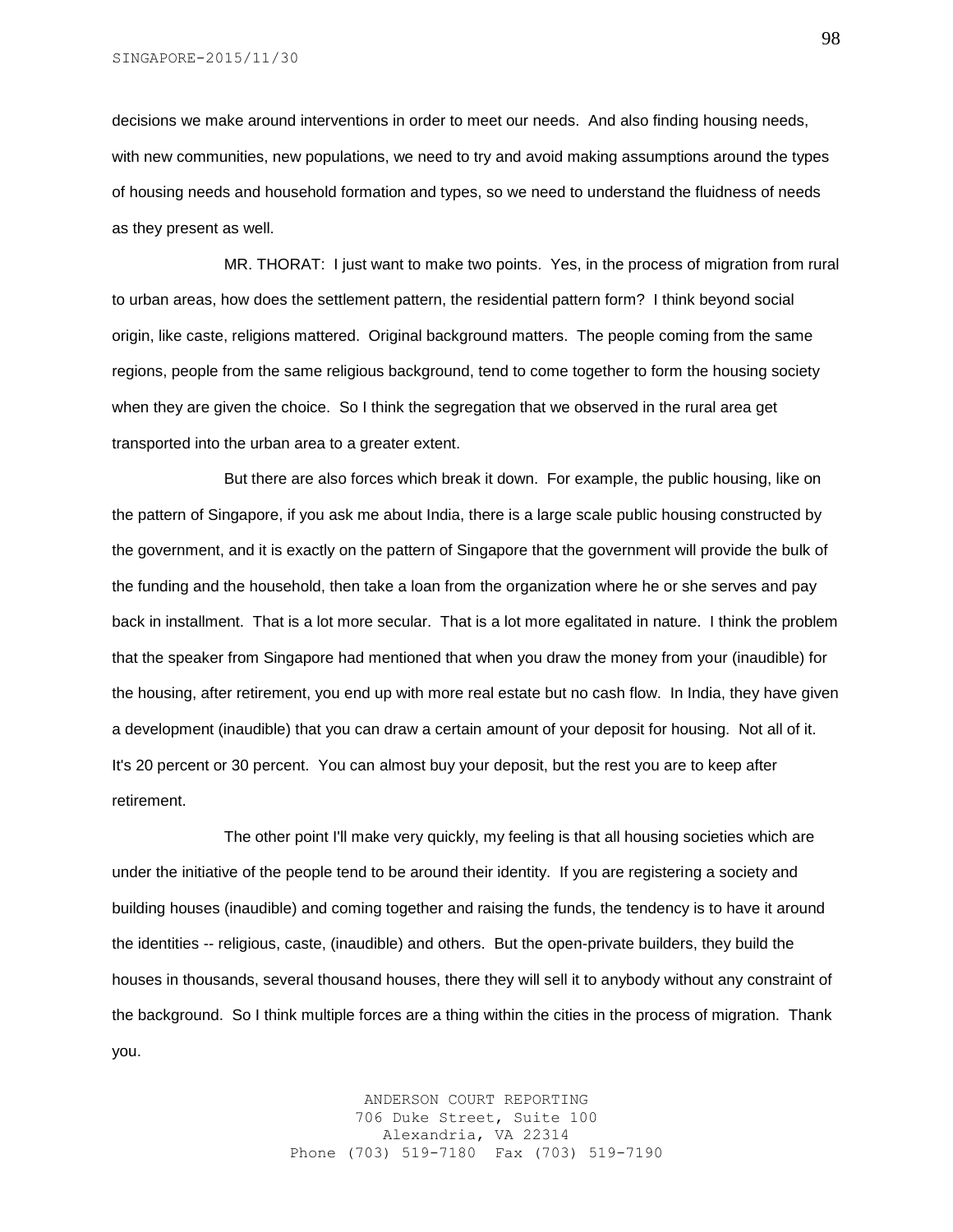decisions we make around interventions in order to meet our needs. And also finding housing needs, with new communities, new populations, we need to try and avoid making assumptions around the types of housing needs and household formation and types, so we need to understand the fluidness of needs as they present as well.

MR. THORAT: I just want to make two points. Yes, in the process of migration from rural to urban areas, how does the settlement pattern, the residential pattern form? I think beyond social origin, like caste, religions mattered. Original background matters. The people coming from the same regions, people from the same religious background, tend to come together to form the housing society when they are given the choice. So I think the segregation that we observed in the rural area get transported into the urban area to a greater extent.

But there are also forces which break it down. For example, the public housing, like on the pattern of Singapore, if you ask me about India, there is a large scale public housing constructed by the government, and it is exactly on the pattern of Singapore that the government will provide the bulk of the funding and the household, then take a loan from the organization where he or she serves and pay back in installment. That is a lot more secular. That is a lot more egalitated in nature. I think the problem that the speaker from Singapore had mentioned that when you draw the money from your (inaudible) for the housing, after retirement, you end up with more real estate but no cash flow. In India, they have given a development (inaudible) that you can draw a certain amount of your deposit for housing. Not all of it. It's 20 percent or 30 percent. You can almost buy your deposit, but the rest you are to keep after retirement.

The other point I'll make very quickly, my feeling is that all housing societies which are under the initiative of the people tend to be around their identity. If you are registering a society and building houses (inaudible) and coming together and raising the funds, the tendency is to have it around the identities -- religious, caste, (inaudible) and others. But the open-private builders, they build the houses in thousands, several thousand houses, there they will sell it to anybody without any constraint of the background. So I think multiple forces are a thing within the cities in the process of migration. Thank you.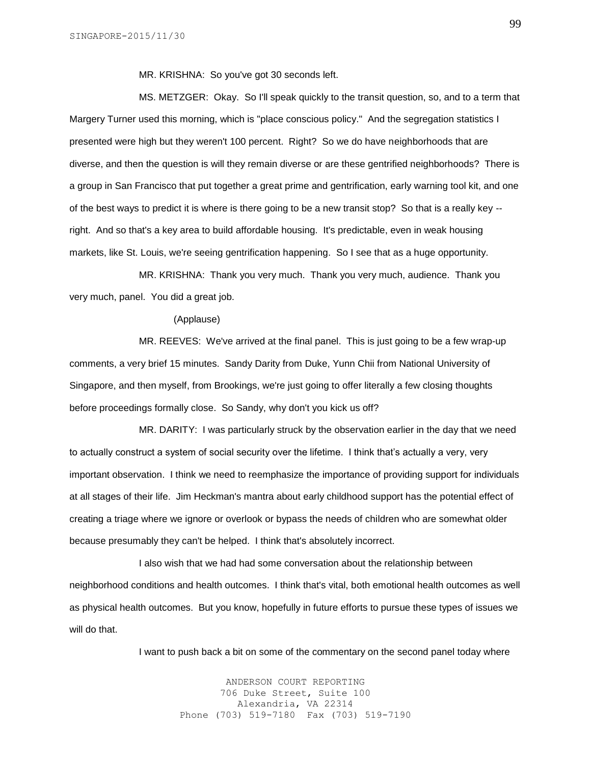MR. KRISHNA: So you've got 30 seconds left.

MS. METZGER: Okay. So I'll speak quickly to the transit question, so, and to a term that Margery Turner used this morning, which is "place conscious policy." And the segregation statistics I presented were high but they weren't 100 percent. Right? So we do have neighborhoods that are diverse, and then the question is will they remain diverse or are these gentrified neighborhoods? There is a group in San Francisco that put together a great prime and gentrification, early warning tool kit, and one of the best ways to predict it is where is there going to be a new transit stop? So that is a really key -- right. And so that's a key area to build affordable housing. It's predictable, even in weak housing markets, like St. Louis, we're seeing gentrification happening. So I see that as a huge opportunity.

MR. KRISHNA: Thank you very much. Thank you very much, audience. Thank you very much, panel. You did a great job.

(Applause)

MR. REEVES: We've arrived at the final panel. This is just going to be a few wrap-up comments, a very brief 15 minutes. Sandy Darity from Duke, Yunn Chii from National University of Singapore, and then myself, from Brookings, we're just going to offer literally a few closing thoughts before proceedings formally close. So Sandy, why don't you kick us off?

MR. DARITY: I was particularly struck by the observation earlier in the day that we need to actually construct a system of social security over the lifetime. I think that's actually a very, very important observation. I think we need to reemphasize the importance of providing support for individuals at all stages of their life. Jim Heckman's mantra about early childhood support has the potential effect of creating a triage where we ignore or overlook or bypass the needs of children who are somewhat older because presumably they can't be helped. I think that's absolutely incorrect.

I also wish that we had had some conversation about the relationship between neighborhood conditions and health outcomes. I think that's vital, both emotional health outcomes as well as physical health outcomes. But you know, hopefully in future efforts to pursue these types of issues we will do that.

I want to push back a bit on some of the commentary on the second panel today where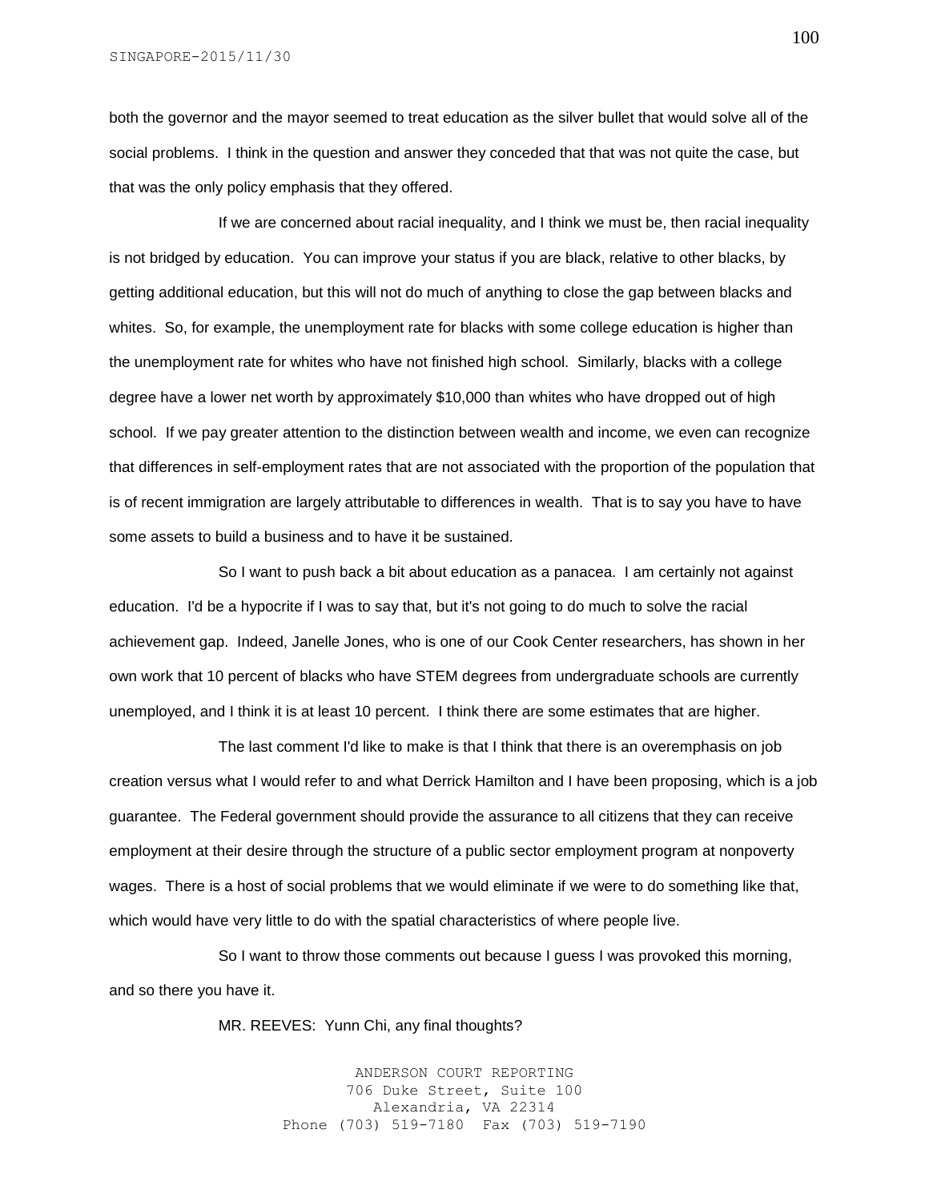both the governor and the mayor seemed to treat education as the silver bullet that would solve all of the social problems. I think in the question and answer they conceded that that was not quite the case, but that was the only policy emphasis that they offered.

If we are concerned about racial inequality, and I think we must be, then racial inequality is not bridged by education. You can improve your status if you are black, relative to other blacks, by getting additional education, but this will not do much of anything to close the gap between blacks and whites. So, for example, the unemployment rate for blacks with some college education is higher than the unemployment rate for whites who have not finished high school. Similarly, blacks with a college degree have a lower net worth by approximately $10,000 than whites who have dropped out of high school. If we pay greater attention to the distinction between wealth and income, we even can recognize that differences in self-employment rates that are not associated with the proportion of the population that is of recent immigration are largely attributable to differences in wealth. That is to say you have to have some assets to build a business and to have it be sustained.

So I want to push back a bit about education as a panacea. I am certainly not against education. I'd be a hypocrite if I was to say that, but it's not going to do much to solve the racial achievement gap. Indeed, Janelle Jones, who is one of our Cook Center researchers, has shown in her own work that 10 percent of blacks who have STEM degrees from undergraduate schools are currently unemployed, and I think it is at least 10 percent. I think there are some estimates that are higher.

The last comment I'd like to make is that I think that there is an overemphasis on job creation versus what I would refer to and what Derrick Hamilton and I have been proposing, which is a job guarantee. The Federal government should provide the assurance to all citizens that they can receive employment at their desire through the structure of a public sector employment program at nonpoverty wages. There is a host of social problems that we would eliminate if we were to do something like that, which would have very little to do with the spatial characteristics of where people live.

So I want to throw those comments out because I guess I was provoked this morning, and so there you have it.

MR. REEVES: Yunn Chi, any final thoughts?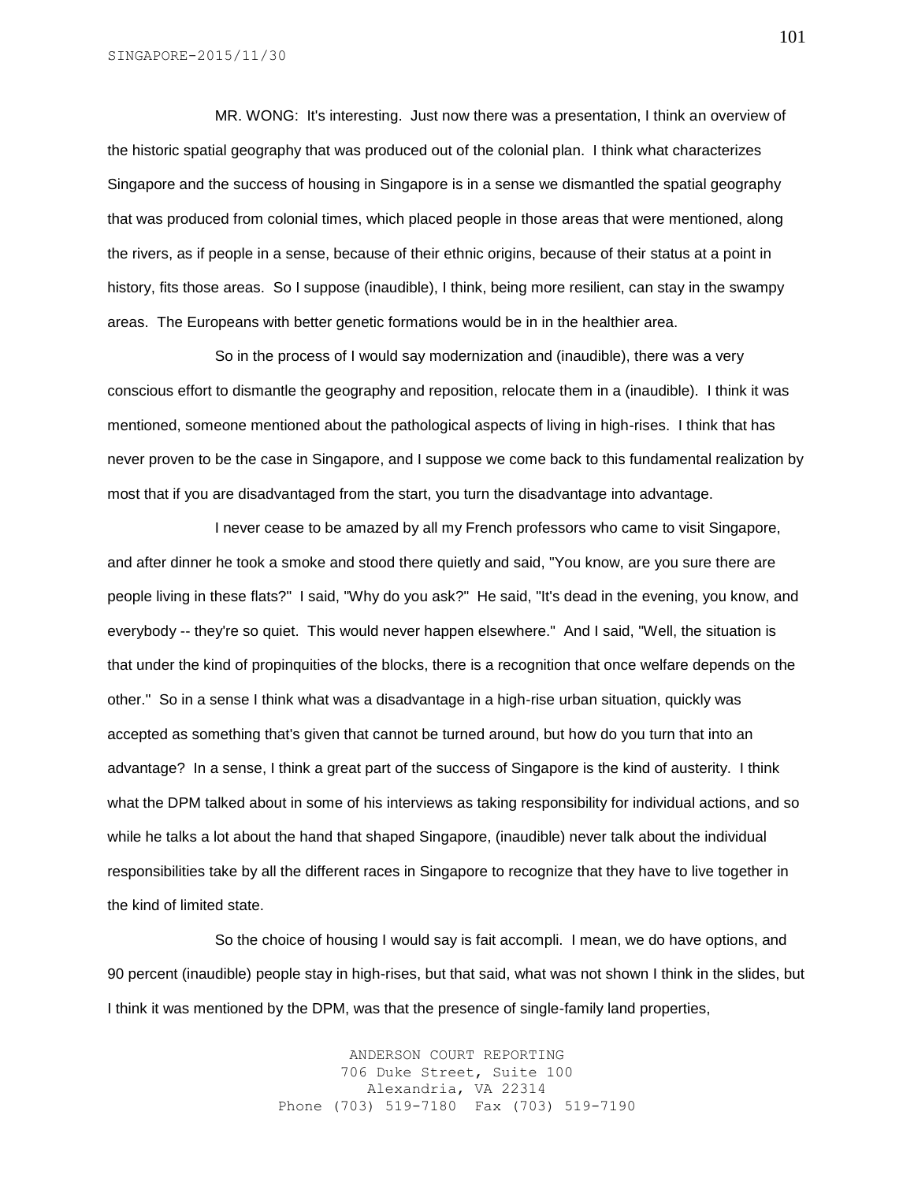MR. WONG: It's interesting. Just now there was a presentation, I think an overview of the historic spatial geography that was produced out of the colonial plan. I think what characterizes Singapore and the success of housing in Singapore is in a sense we dismantled the spatial geography that was produced from colonial times, which placed people in those areas that were mentioned, along the rivers, as if people in a sense, because of their ethnic origins, because of their status at a point in history, fits those areas. So I suppose (inaudible), I think, being more resilient, can stay in the swampy areas. The Europeans with better genetic formations would be in in the healthier area.

So in the process of I would say modernization and (inaudible), there was a very conscious effort to dismantle the geography and reposition, relocate them in a (inaudible). I think it was mentioned, someone mentioned about the pathological aspects of living in high-rises. I think that has never proven to be the case in Singapore, and I suppose we come back to this fundamental realization by most that if you are disadvantaged from the start, you turn the disadvantage into advantage.

I never cease to be amazed by all my French professors who came to visit Singapore, and after dinner he took a smoke and stood there quietly and said, "You know, are you sure there are people living in these flats?" I said, "Why do you ask?" He said, "It's dead in the evening, you know, and everybody -- they're so quiet. This would never happen elsewhere." And I said, "Well, the situation is that under the kind of propinquities of the blocks, there is a recognition that once welfare depends on the other." So in a sense I think what was a disadvantage in a high-rise urban situation, quickly was accepted as something that's given that cannot be turned around, but how do you turn that into an advantage? In a sense, I think a great part of the success of Singapore is the kind of austerity. I think what the DPM talked about in some of his interviews as taking responsibility for individual actions, and so while he talks a lot about the hand that shaped Singapore, (inaudible) never talk about the individual responsibilities take by all the different races in Singapore to recognize that they have to live together in the kind of limited state.

So the choice of housing I would say is fait accompli. I mean, we do have options, and 90 percent (inaudible) people stay in high-rises, but that said, what was not shown I think in the slides, but I think it was mentioned by the DPM, was that the presence of single-family land properties,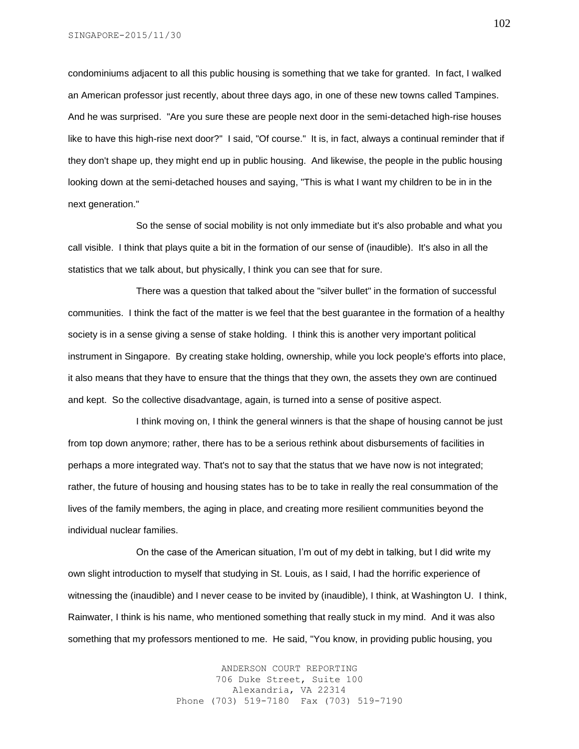condominiums adjacent to all this public housing is something that we take for granted. In fact, I walked an American professor just recently, about three days ago, in one of these new towns called Tampines. And he was surprised. "Are you sure these are people next door in the semi-detached high-rise houses like to have this high-rise next door?" I said, "Of course." It is, in fact, always a continual reminder that if they don't shape up, they might end up in public housing. And likewise, the people in the public housing looking down at the semi-detached houses and saying, "This is what I want my children to be in in the next generation."

So the sense of social mobility is not only immediate but it's also probable and what you call visible. I think that plays quite a bit in the formation of our sense of (inaudible). It's also in all the statistics that we talk about, but physically, I think you can see that for sure.

There was a question that talked about the "silver bullet" in the formation of successful communities. I think the fact of the matter is we feel that the best guarantee in the formation of a healthy society is in a sense giving a sense of stake holding. I think this is another very important political instrument in Singapore. By creating stake holding, ownership, while you lock people's efforts into place, it also means that they have to ensure that the things that they own, the assets they own are continued and kept. So the collective disadvantage, again, is turned into a sense of positive aspect.

I think moving on, I think the general winners is that the shape of housing cannot be just from top down anymore; rather, there has to be a serious rethink about disbursements of facilities in perhaps a more integrated way. That's not to say that the status that we have now is not integrated; rather, the future of housing and housing states has to be to take in really the real consummation of the lives of the family members, the aging in place, and creating more resilient communities beyond the individual nuclear families.

On the case of the American situation, I'm out of my debt in talking, but I did write my own slight introduction to myself that studying in St. Louis, as I said, I had the horrific experience of witnessing the (inaudible) and I never cease to be invited by (inaudible), I think, at Washington U. I think, Rainwater, I think is his name, who mentioned something that really stuck in my mind. And it was also something that my professors mentioned to me. He said, "You know, in providing public housing, you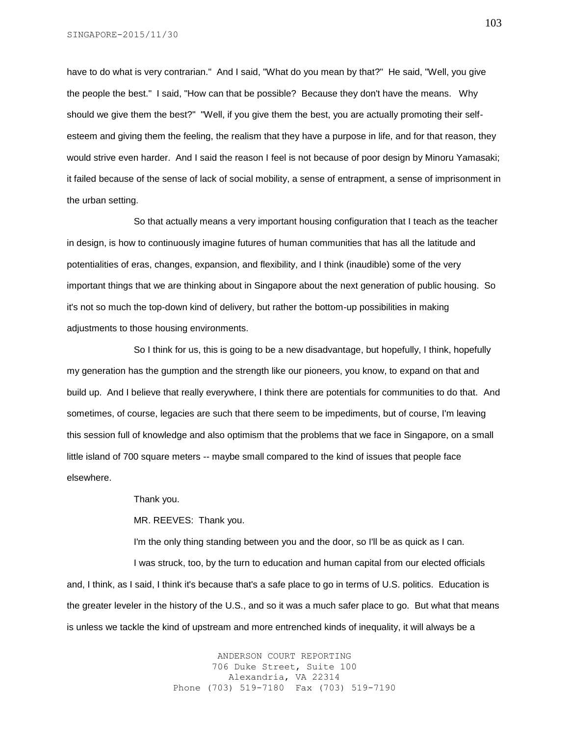have to do what is very contrarian." And I said, "What do you mean by that?" He said, "Well, you give the people the best." I said, "How can that be possible? Because they don't have the means. Why should we give them the best?" "Well, if you give them the best, you are actually promoting their self-esteem and giving them the feeling, the realism that they have a purpose in life, and for that reason, they would strive even harder. And I said the reason I feel is not because of poor design by Minoru Yamasaki; it failed because of the sense of lack of social mobility, a sense of entrapment, a sense of imprisonment in the urban setting.

So that actually means a very important housing configuration that I teach as the teacher in design, is how to continuously imagine futures of human communities that has all the latitude and potentialities of eras, changes, expansion, and flexibility, and I think (inaudible) some of the very important things that we are thinking about in Singapore about the next generation of public housing. So it's not so much the top-down kind of delivery, but rather the bottom-up possibilities in making adjustments to those housing environments.

So I think for us, this is going to be a new disadvantage, but hopefully, I think, hopefully my generation has the gumption and the strength like our pioneers, you know, to expand on that and build up. And I believe that really everywhere, I think there are potentials for communities to do that. And sometimes, of course, legacies are such that there seem to be impediments, but of course, I'm leaving this session full of knowledge and also optimism that the problems that we face in Singapore, on a small little island of 700 square meters -- maybe small compared to the kind of issues that people face elsewhere.

Thank you.

MR. REEVES: Thank you.

I'm the only thing standing between you and the door, so I'll be as quick as I can.

I was struck, too, by the turn to education and human capital from our elected officials and, I think, as I said, I think it's because that's a safe place to go in terms of U.S. politics. Education is the greater leveler in the history of the U.S., and so it was a much safer place to go. But what that means is unless we tackle the kind of upstream and more entrenched kinds of inequality, it will always be a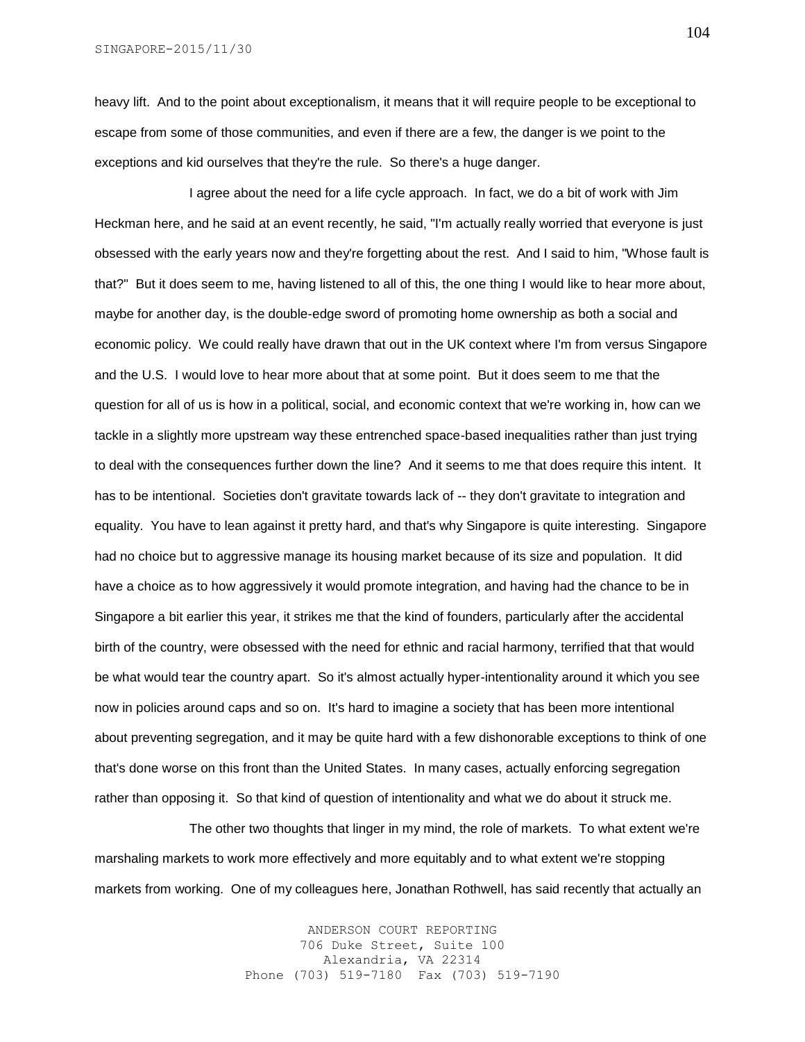heavy lift. And to the point about exceptionalism, it means that it will require people to be exceptional to escape from some of those communities, and even if there are a few, the danger is we point to the exceptions and kid ourselves that they're the rule. So there's a huge danger.

I agree about the need for a life cycle approach. In fact, we do a bit of work with Jim Heckman here, and he said at an event recently, he said, "I'm actually really worried that everyone is just obsessed with the early years now and they're forgetting about the rest. And I said to him, "Whose fault is that?" But it does seem to me, having listened to all of this, the one thing I would like to hear more about, maybe for another day, is the double-edge sword of promoting home ownership as both a social and economic policy. We could really have drawn that out in the UK context where I'm from versus Singapore and the U.S. I would love to hear more about that at some point. But it does seem to me that the question for all of us is how in a political, social, and economic context that we're working in, how can we tackle in a slightly more upstream way these entrenched space-based inequalities rather than just trying to deal with the consequences further down the line? And it seems to me that does require this intent. It has to be intentional. Societies don't gravitate towards lack of -- they don't gravitate to integration and equality. You have to lean against it pretty hard, and that's why Singapore is quite interesting. Singapore had no choice but to aggressive manage its housing market because of its size and population. It did have a choice as to how aggressively it would promote integration, and having had the chance to be in Singapore a bit earlier this year, it strikes me that the kind of founders, particularly after the accidental birth of the country, were obsessed with the need for ethnic and racial harmony, terrified that that would be what would tear the country apart. So it's almost actually hyper-intentionality around it which you see now in policies around caps and so on. It's hard to imagine a society that has been more intentional about preventing segregation, and it may be quite hard with a few dishonorable exceptions to think of one that's done worse on this front than the United States. In many cases, actually enforcing segregation rather than opposing it. So that kind of question of intentionality and what we do about it struck me.

The other two thoughts that linger in my mind, the role of markets. To what extent we're marshaling markets to work more effectively and more equitably and to what extent we're stopping markets from working. One of my colleagues here, Jonathan Rothwell, has said recently that actually an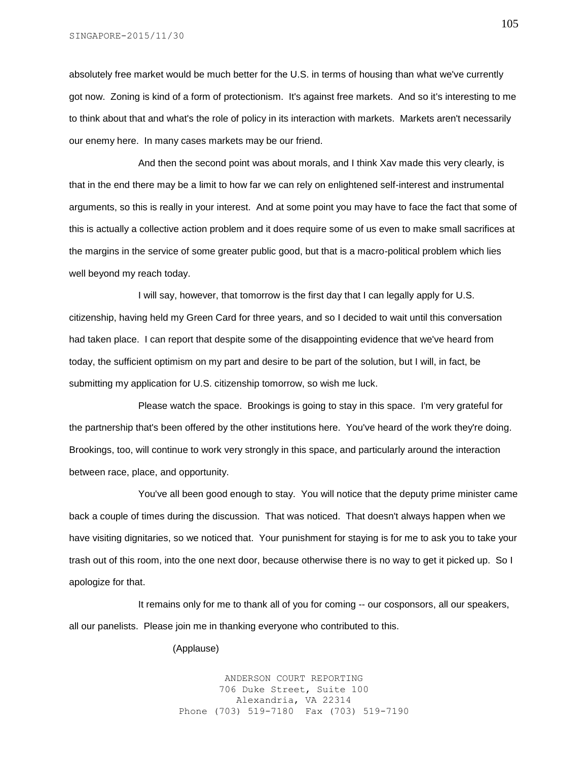absolutely free market would be much better for the U.S. in terms of housing than what we've currently got now. Zoning is kind of a form of protectionism. It's against free markets. And so it's interesting to me to think about that and what's the role of policy in its interaction with markets. Markets aren't necessarily our enemy here. In many cases markets may be our friend.

And then the second point was about morals, and I think Xav made this very clearly, is that in the end there may be a limit to how far we can rely on enlightened self-interest and instrumental arguments, so this is really in your interest. And at some point you may have to face the fact that some of this is actually a collective action problem and it does require some of us even to make small sacrifices at the margins in the service of some greater public good, but that is a macro-political problem which lies well beyond my reach today.

I will say, however, that tomorrow is the first day that I can legally apply for U.S. citizenship, having held my Green Card for three years, and so I decided to wait until this conversation had taken place. I can report that despite some of the disappointing evidence that we've heard from today, the sufficient optimism on my part and desire to be part of the solution, but I will, in fact, be submitting my application for U.S. citizenship tomorrow, so wish me luck.

Please watch the space. Brookings is going to stay in this space. I'm very grateful for the partnership that's been offered by the other institutions here. You've heard of the work they're doing. Brookings, too, will continue to work very strongly in this space, and particularly around the interaction between race, place, and opportunity.

You've all been good enough to stay. You will notice that the deputy prime minister came back a couple of times during the discussion. That was noticed. That doesn't always happen when we have visiting dignitaries, so we noticed that. Your punishment for staying is for me to ask you to take your trash out of this room, into the one next door, because otherwise there is no way to get it picked up. So I apologize for that.

It remains only for me to thank all of you for coming -- our cosponsors, all our speakers, all our panelists. Please join me in thanking everyone who contributed to this.

(Applause)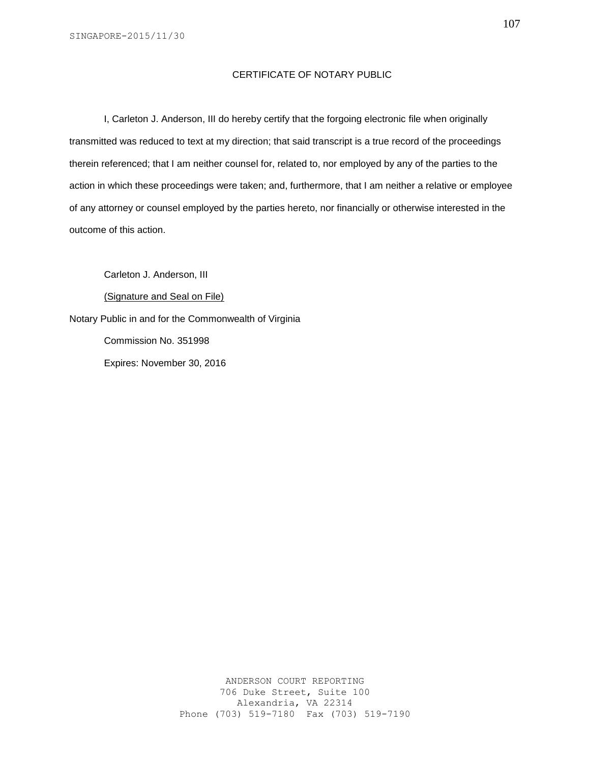## CERTIFICATE OF NOTARY PUBLIC

I, Carleton J. Anderson, III do hereby certify that the forgoing electronic file when originally transmitted was reduced to text at my direction; that said transcript is a true record of the proceedings therein referenced; that I am neither counsel for, related to, nor employed by any of the parties to the action in which these proceedings were taken; and, furthermore, that I am neither a relative or employee of any attorney or counsel employed by the parties hereto, nor financially or otherwise interested in the outcome of this action.

Carleton J. Anderson, III

(Signature and Seal on File)

Notary Public in and for the Commonwealth of Virginia

Commission No. 351998

Expires: November 30, 2016